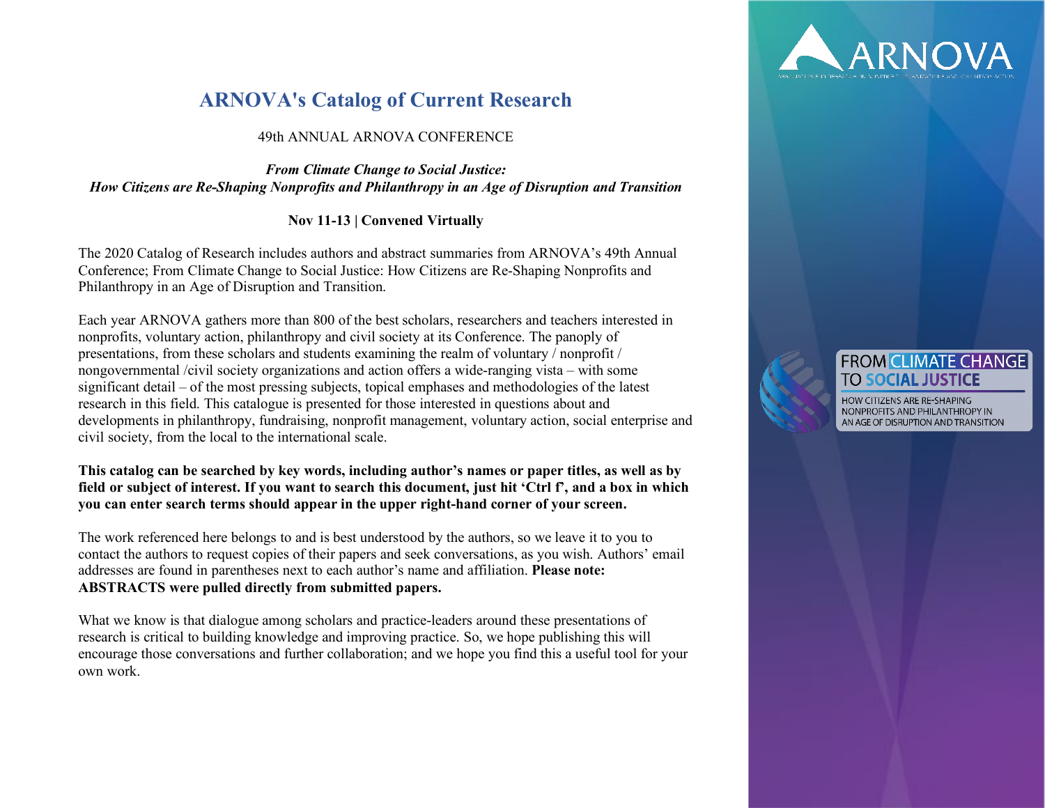# ARNOVA's Catalog of Current Research

49th ANNUAL ARNOVA CONFERENCE

*From Climate Change to Social Justice:*
*How Citizens are Re-Shaping Nonprofits and Philanthropy in an Age of Disruption and Transition*

**Nov 11-13 | Convened Virtually**

The 2020 Catalog of Research includes authors and abstract summaries from ARNOVA's 49th Annual Conference; From Climate Change to Social Justice: How Citizens are Re-Shaping Nonprofits and Philanthropy in an Age of Disruption and Transition.

Each year ARNOVA gathers more than 800 of the best scholars, researchers and teachers interested in nonprofits, voluntary action, philanthropy and civil society at its Conference. The panoply of presentations, from these scholars and students examining the realm of voluntary / nonprofit / nongovernmental /civil society organizations and action offers a wide-ranging vista – with some significant detail – of the most pressing subjects, topical emphases and methodologies of the latest research in this field. This catalogue is presented for those interested in questions about and developments in philanthropy, fundraising, nonprofit management, voluntary action, social enterprise and civil society, from the local to the international scale.

**This catalog can be searched by key words, including author's names or paper titles, as well as by field or subject of interest. If you want to search this document, just hit 'Ctrl f', and a box in which you can enter search terms should appear in the upper right-hand corner of your screen.**

The work referenced here belongs to and is best understood by the authors, so we leave it to you to contact the authors to request copies of their papers and seek conversations, as you wish. Authors' email addresses are found in parentheses next to each author's name and affiliation. **Please note: ABSTRACTS were pulled directly from submitted papers.**

What we know is that dialogue among scholars and practice-leaders around these presentations of research is critical to building knowledge and improving practice. So, we hope publishing this will encourage those conversations and further collaboration; and we hope you find this a useful tool for your own work.

ARNOVA

FROM CLIMATE CHANGE TO SOCIAL JUSTICE

HOW CITIZENS ARE RE-SHAPING NONPROFITS AND PHILANTHROPY IN AN AGE OF DISRUPTION AND TRANSITION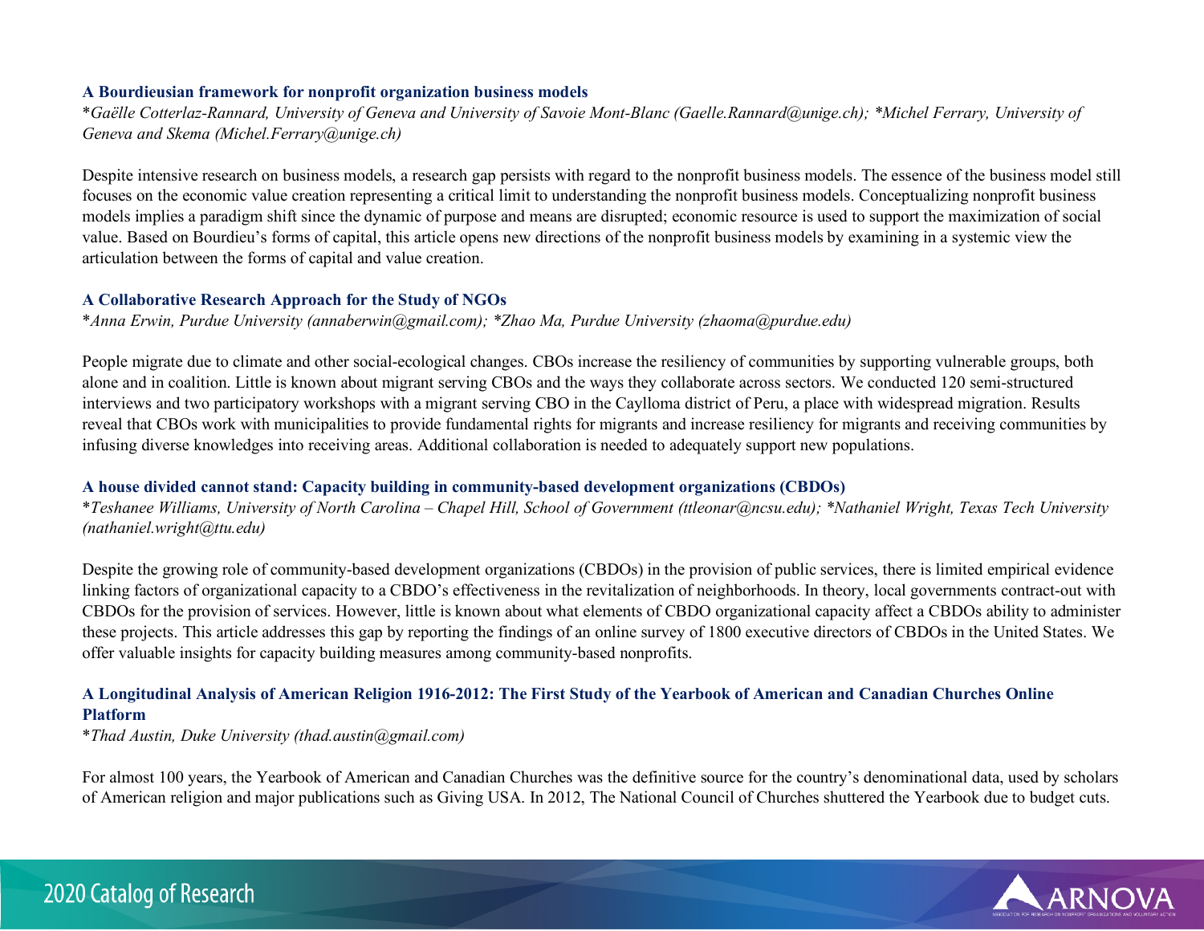### A Bourdieusian framework for nonprofit organization business models

*\*Gaëlle Cotterlaz-Rannard, University of Geneva and University of Savoie Mont-Blanc (Gaelle.Rannard@unige.ch); \*Michel Ferrary, University of Geneva and Skema (Michel.Ferrary@unige.ch)*

Despite intensive research on business models, a research gap persists with regard to the nonprofit business models. The essence of the business model still focuses on the economic value creation representing a critical limit to understanding the nonprofit business models. Conceptualizing nonprofit business models implies a paradigm shift since the dynamic of purpose and means are disrupted; economic resource is used to support the maximization of social value. Based on Bourdieu's forms of capital, this article opens new directions of the nonprofit business models by examining in a systemic view the articulation between the forms of capital and value creation.

### A Collaborative Research Approach for the Study of NGOs

*\*Anna Erwin, Purdue University (annaberwin@gmail.com); \*Zhao Ma, Purdue University (zhaoma@purdue.edu)*

People migrate due to climate and other social-ecological changes. CBOs increase the resiliency of communities by supporting vulnerable groups, both alone and in coalition. Little is known about migrant serving CBOs and the ways they collaborate across sectors. We conducted 120 semi-structured interviews and two participatory workshops with a migrant serving CBO in the Caylloma district of Peru, a place with widespread migration. Results reveal that CBOs work with municipalities to provide fundamental rights for migrants and increase resiliency for migrants and receiving communities by infusing diverse knowledges into receiving areas. Additional collaboration is needed to adequately support new populations.

### A house divided cannot stand: Capacity building in community-based development organizations (CBDOs)

*\*Teshanee Williams, University of North Carolina – Chapel Hill, School of Government (ttleonar@ncsu.edu); \*Nathaniel Wright, Texas Tech University (nathaniel.wright@ttu.edu)*

Despite the growing role of community-based development organizations (CBDOs) in the provision of public services, there is limited empirical evidence linking factors of organizational capacity to a CBDO's effectiveness in the revitalization of neighborhoods. In theory, local governments contract-out with CBDOs for the provision of services. However, little is known about what elements of CBDO organizational capacity affect a CBDOs ability to administer these projects. This article addresses this gap by reporting the findings of an online survey of 1800 executive directors of CBDOs in the United States. We offer valuable insights for capacity building measures among community-based nonprofits.

### A Longitudinal Analysis of American Religion 1916-2012: The First Study of the Yearbook of American and Canadian Churches Online Platform

*\*Thad Austin, Duke University (thad.austin@gmail.com)*

For almost 100 years, the Yearbook of American and Canadian Churches was the definitive source for the country's denominational data, used by scholars of American religion and major publications such as Giving USA. In 2012, The National Council of Churches shuttered the Yearbook due to budget cuts.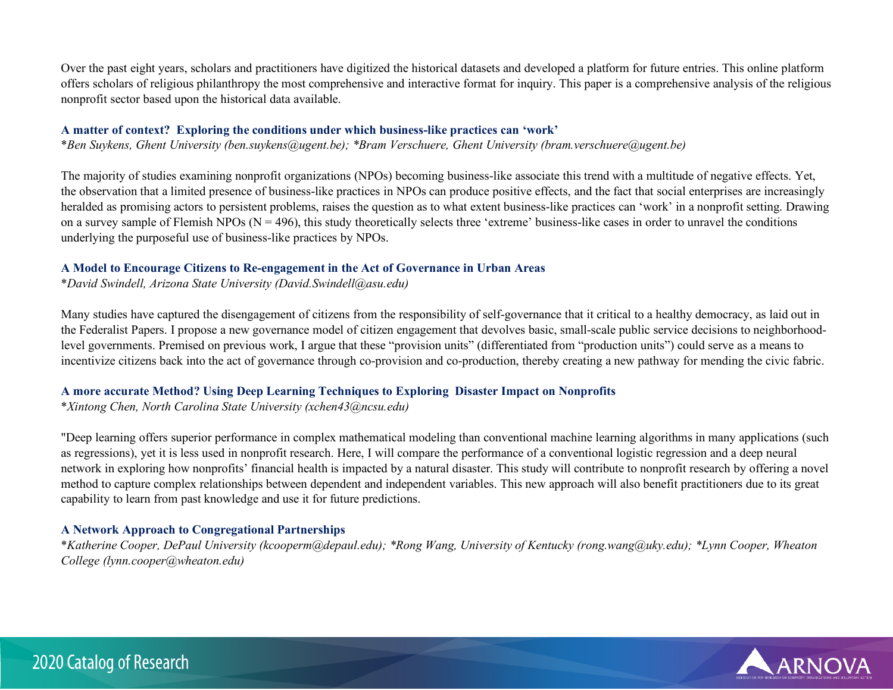Over the past eight years, scholars and practitioners have digitized the historical datasets and developed a platform for future entries. This online platform offers scholars of religious philanthropy the most comprehensive and interactive format for inquiry. This paper is a comprehensive analysis of the religious nonprofit sector based upon the historical data available.

### A matter of context?  Exploring the conditions under which business-like practices can 'work'

*\*Ben Suykens, Ghent University (ben.suykens@ugent.be); \*Bram Verschuere, Ghent University (bram.verschuere@ugent.be)*

The majority of studies examining nonprofit organizations (NPOs) becoming business-like associate this trend with a multitude of negative effects. Yet, the observation that a limited presence of business-like practices in NPOs can produce positive effects, and the fact that social enterprises are increasingly heralded as promising actors to persistent problems, raises the question as to what extent business-like practices can 'work' in a nonprofit setting. Drawing on a survey sample of Flemish NPOs ($N = 496$), this study theoretically selects three 'extreme' business-like cases in order to unravel the conditions underlying the purposeful use of business-like practices by NPOs.

### A Model to Encourage Citizens to Re-engagement in the Act of Governance in Urban Areas

*\*David Swindell, Arizona State University (David.Swindell@asu.edu)*

Many studies have captured the disengagement of citizens from the responsibility of self-governance that it critical to a healthy democracy, as laid out in the Federalist Papers. I propose a new governance model of citizen engagement that devolves basic, small-scale public service decisions to neighborhood-level governments. Premised on previous work, I argue that these "provision units" (differentiated from "production units") could serve as a means to incentivize citizens back into the act of governance through co-provision and co-production, thereby creating a new pathway for mending the civic fabric.

### A more accurate Method? Using Deep Learning Techniques to Exploring  Disaster Impact on Nonprofits

*\*Xintong Chen, North Carolina State University (xchen43@ncsu.edu)*

"Deep learning offers superior performance in complex mathematical modeling than conventional machine learning algorithms in many applications (such as regressions), yet it is less used in nonprofit research. Here, I will compare the performance of a conventional logistic regression and a deep neural network in exploring how nonprofits' financial health is impacted by a natural disaster. This study will contribute to nonprofit research by offering a novel method to capture complex relationships between dependent and independent variables. This new approach will also benefit practitioners due to its great capability to learn from past knowledge and use it for future predictions.

### A Network Approach to Congregational Partnerships

*\*Katherine Cooper, DePaul University (kcooperm@depaul.edu); \*Rong Wang, University of Kentucky (rong.wang@uky.edu); \*Lynn Cooper, Wheaton College (lynn.cooper@wheaton.edu)*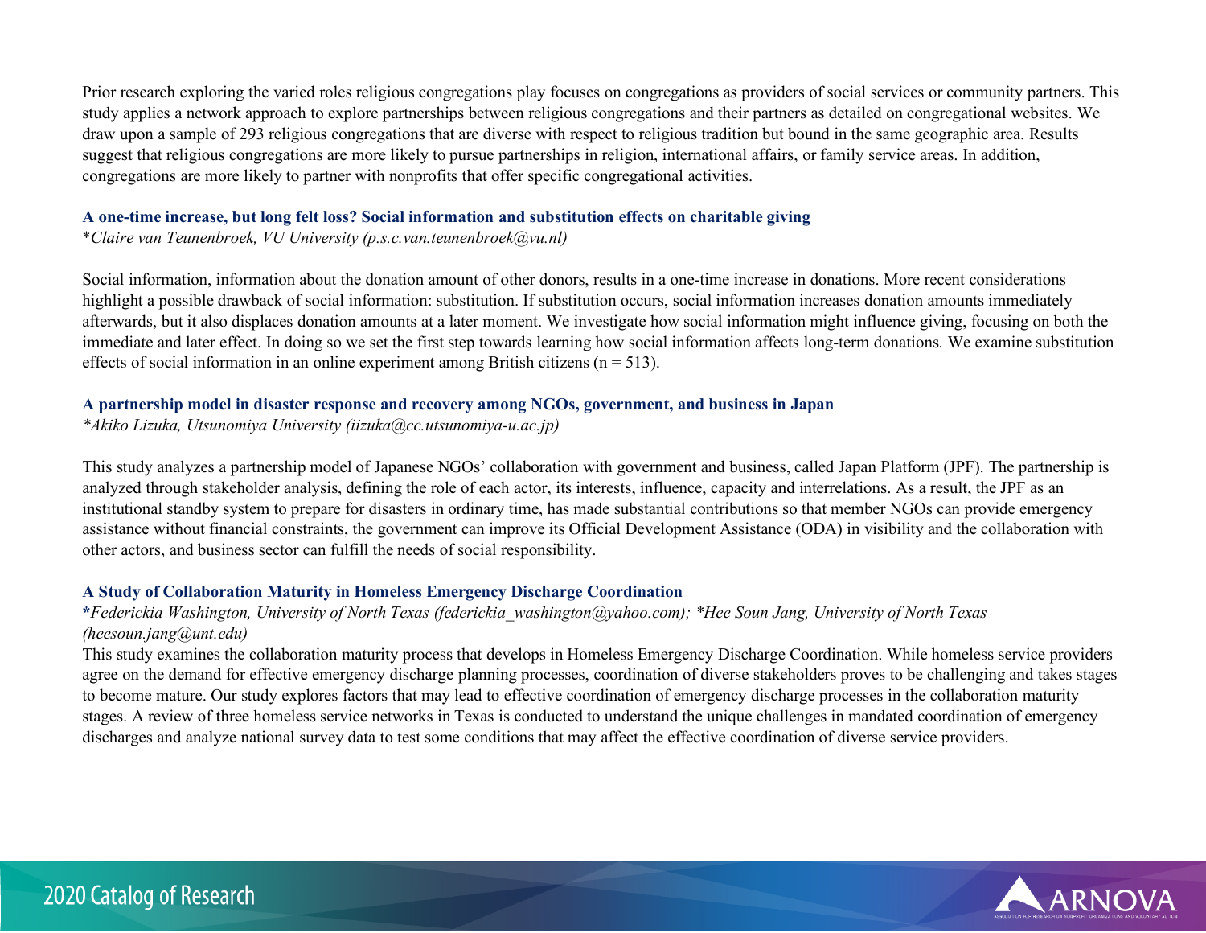Prior research exploring the varied roles religious congregations play focuses on congregations as providers of social services or community partners. This study applies a network approach to explore partnerships between religious congregations and their partners as detailed on congregational websites. We draw upon a sample of 293 religious congregations that are diverse with respect to religious tradition but bound in the same geographic area. Results suggest that religious congregations are more likely to pursue partnerships in religion, international affairs, or family service areas. In addition, congregations are more likely to partner with nonprofits that offer specific congregational activities.

### A one-time increase, but long felt loss? Social information and substitution effects on charitable giving

*\*Claire van Teunenbroek, VU University (p.s.c.van.teunenbroek@vu.nl)*

Social information, information about the donation amount of other donors, results in a one-time increase in donations. More recent considerations highlight a possible drawback of social information: substitution. If substitution occurs, social information increases donation amounts immediately afterwards, but it also displaces donation amounts at a later moment. We investigate how social information might influence giving, focusing on both the immediate and later effect. In doing so we set the first step towards learning how social information affects long-term donations. We examine substitution effects of social information in an online experiment among British citizens (n = 513).

### A partnership model in disaster response and recovery among NGOs, government, and business in Japan

*\*Akiko Lizuka, Utsunomiya University (iizuka@cc.utsunomiya-u.ac.jp)*

This study analyzes a partnership model of Japanese NGOs' collaboration with government and business, called Japan Platform (JPF). The partnership is analyzed through stakeholder analysis, defining the role of each actor, its interests, influence, capacity and interrelations. As a result, the JPF as an institutional standby system to prepare for disasters in ordinary time, has made substantial contributions so that member NGOs can provide emergency assistance without financial constraints, the government can improve its Official Development Assistance (ODA) in visibility and the collaboration with other actors, and business sector can fulfill the needs of social responsibility.

### A Study of Collaboration Maturity in Homeless Emergency Discharge Coordination

*\*Federickia Washington, University of North Texas (federickia_washington@yahoo.com); \*Hee Soun Jang, University of North Texas (heesoun.jang@unt.edu)*

This study examines the collaboration maturity process that develops in Homeless Emergency Discharge Coordination. While homeless service providers agree on the demand for effective emergency discharge planning processes, coordination of diverse stakeholders proves to be challenging and takes stages to become mature. Our study explores factors that may lead to effective coordination of emergency discharge processes in the collaboration maturity stages. A review of three homeless service networks in Texas is conducted to understand the unique challenges in mandated coordination of emergency discharges and analyze national survey data to test some conditions that may affect the effective coordination of diverse service providers.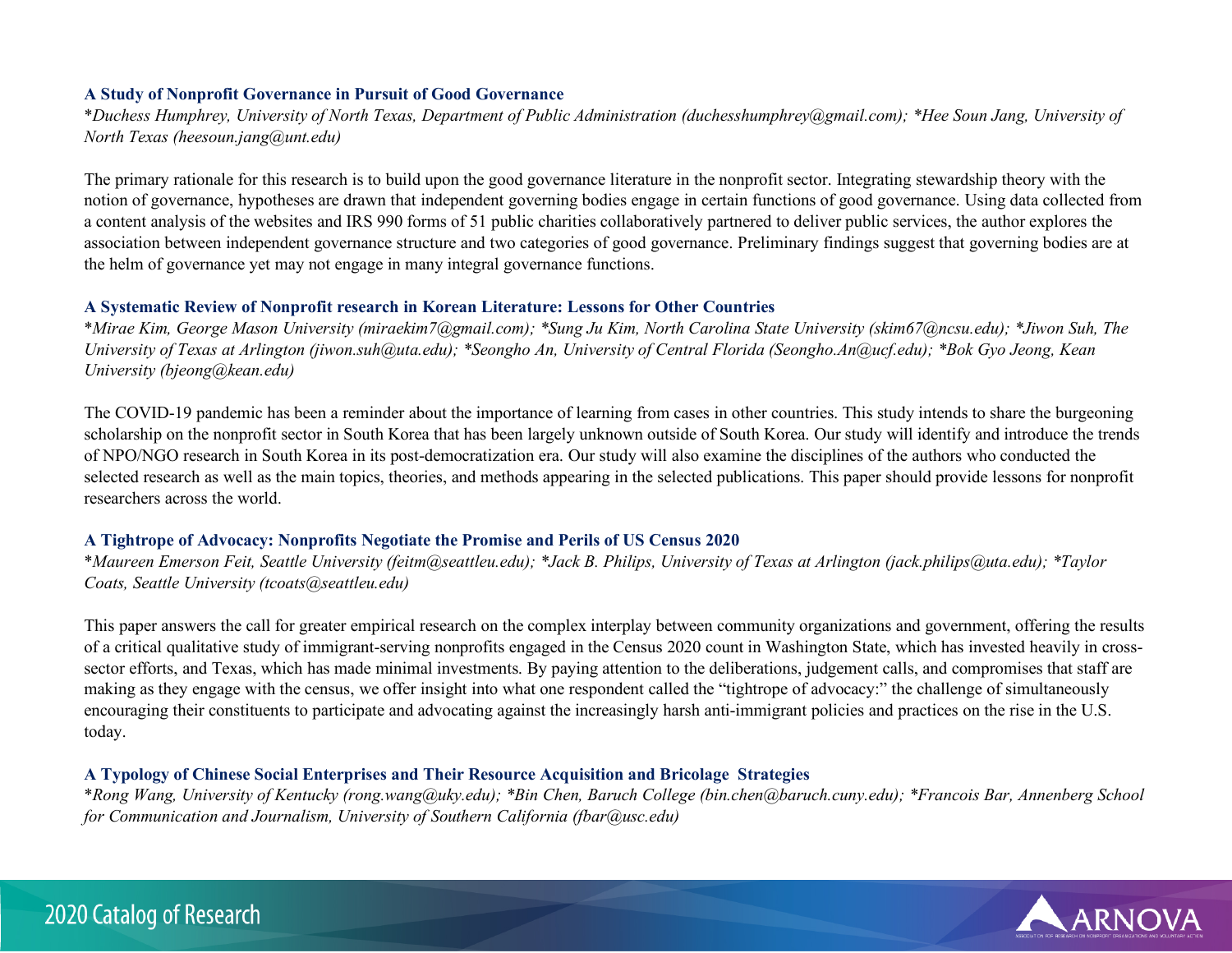### A Study of Nonprofit Governance in Pursuit of Good Governance

*\*Duchess Humphrey, University of North Texas, Department of Public Administration (duchesshumphrey@gmail.com); \*Hee Soun Jang, University of North Texas (heesoun.jang@unt.edu)*

The primary rationale for this research is to build upon the good governance literature in the nonprofit sector. Integrating stewardship theory with the notion of governance, hypotheses are drawn that independent governing bodies engage in certain functions of good governance. Using data collected from a content analysis of the websites and IRS 990 forms of 51 public charities collaboratively partnered to deliver public services, the author explores the association between independent governance structure and two categories of good governance. Preliminary findings suggest that governing bodies are at the helm of governance yet may not engage in many integral governance functions.

### A Systematic Review of Nonprofit research in Korean Literature: Lessons for Other Countries

*\*Mirae Kim, George Mason University (miraekim7@gmail.com); \*Sung Ju Kim, North Carolina State University (skim67@ncsu.edu); \*Jiwon Suh, The University of Texas at Arlington (jiwon.suh@uta.edu); \*Seongho An, University of Central Florida (Seongho.An@ucf.edu); \*Bok Gyo Jeong, Kean University (bjeong@kean.edu)*

The COVID-19 pandemic has been a reminder about the importance of learning from cases in other countries. This study intends to share the burgeoning scholarship on the nonprofit sector in South Korea that has been largely unknown outside of South Korea. Our study will identify and introduce the trends of NPO/NGO research in South Korea in its post-democratization era. Our study will also examine the disciplines of the authors who conducted the selected research as well as the main topics, theories, and methods appearing in the selected publications. This paper should provide lessons for nonprofit researchers across the world.

### A Tightrope of Advocacy: Nonprofits Negotiate the Promise and Perils of US Census 2020

*\*Maureen Emerson Feit, Seattle University (feitm@seattleu.edu); \*Jack B. Philips, University of Texas at Arlington (jack.philips@uta.edu); \*Taylor Coats, Seattle University (tcoats@seattleu.edu)*

This paper answers the call for greater empirical research on the complex interplay between community organizations and government, offering the results of a critical qualitative study of immigrant-serving nonprofits engaged in the Census 2020 count in Washington State, which has invested heavily in cross-sector efforts, and Texas, which has made minimal investments. By paying attention to the deliberations, judgement calls, and compromises that staff are making as they engage with the census, we offer insight into what one respondent called the "tightrope of advocacy:" the challenge of simultaneously encouraging their constituents to participate and advocating against the increasingly harsh anti-immigrant policies and practices on the rise in the U.S. today.

### A Typology of Chinese Social Enterprises and Their Resource Acquisition and Bricolage Strategies

*\*Rong Wang, University of Kentucky (rong.wang@uky.edu); \*Bin Chen, Baruch College (bin.chen@baruch.cuny.edu); \*Francois Bar, Annenberg School for Communication and Journalism, University of Southern California (fbar@usc.edu)*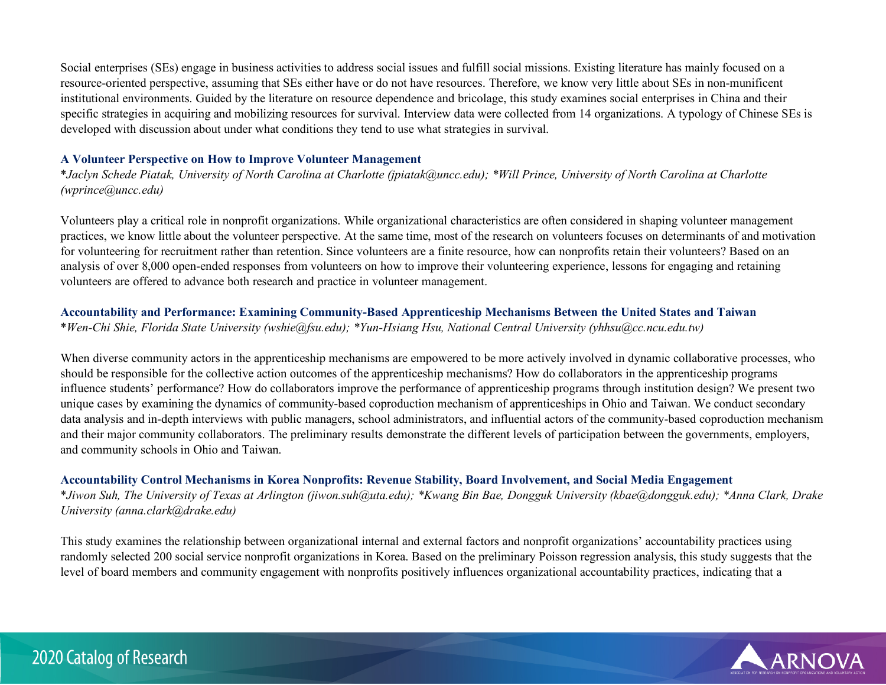Social enterprises (SEs) engage in business activities to address social issues and fulfill social missions. Existing literature has mainly focused on a resource-oriented perspective, assuming that SEs either have or do not have resources. Therefore, we know very little about SEs in non-munificent institutional environments. Guided by the literature on resource dependence and bricolage, this study examines social enterprises in China and their specific strategies in acquiring and mobilizing resources for survival. Interview data were collected from 14 organizations. A typology of Chinese SEs is developed with discussion about under what conditions they tend to use what strategies in survival.

### A Volunteer Perspective on How to Improve Volunteer Management

*\*Jaclyn Schede Piatak, University of North Carolina at Charlotte (jpiatak@uncc.edu); \*Will Prince, University of North Carolina at Charlotte (wprince@uncc.edu)*

Volunteers play a critical role in nonprofit organizations. While organizational characteristics are often considered in shaping volunteer management practices, we know little about the volunteer perspective. At the same time, most of the research on volunteers focuses on determinants of and motivation for volunteering for recruitment rather than retention. Since volunteers are a finite resource, how can nonprofits retain their volunteers? Based on an analysis of over 8,000 open-ended responses from volunteers on how to improve their volunteering experience, lessons for engaging and retaining volunteers are offered to advance both research and practice in volunteer management.

### Accountability and Performance: Examining Community-Based Apprenticeship Mechanisms Between the United States and Taiwan

*\*Wen-Chi Shie, Florida State University (wshie@fsu.edu); \*Yun-Hsiang Hsu, National Central University (yhhsu@cc.ncu.edu.tw)*

When diverse community actors in the apprenticeship mechanisms are empowered to be more actively involved in dynamic collaborative processes, who should be responsible for the collective action outcomes of the apprenticeship mechanisms? How do collaborators in the apprenticeship programs influence students' performance? How do collaborators improve the performance of apprenticeship programs through institution design? We present two unique cases by examining the dynamics of community-based coproduction mechanism of apprenticeships in Ohio and Taiwan. We conduct secondary data analysis and in-depth interviews with public managers, school administrators, and influential actors of the community-based coproduction mechanism and their major community collaborators. The preliminary results demonstrate the different levels of participation between the governments, employers, and community schools in Ohio and Taiwan.

### Accountability Control Mechanisms in Korea Nonprofits: Revenue Stability, Board Involvement, and Social Media Engagement

*\*Jiwon Suh, The University of Texas at Arlington (jiwon.suh@uta.edu); \*Kwang Bin Bae, Dongguk University (kbae@dongguk.edu); \*Anna Clark, Drake University (anna.clark@drake.edu)*

This study examines the relationship between organizational internal and external factors and nonprofit organizations' accountability practices using randomly selected 200 social service nonprofit organizations in Korea. Based on the preliminary Poisson regression analysis, this study suggests that the level of board members and community engagement with nonprofits positively influences organizational accountability practices, indicating that a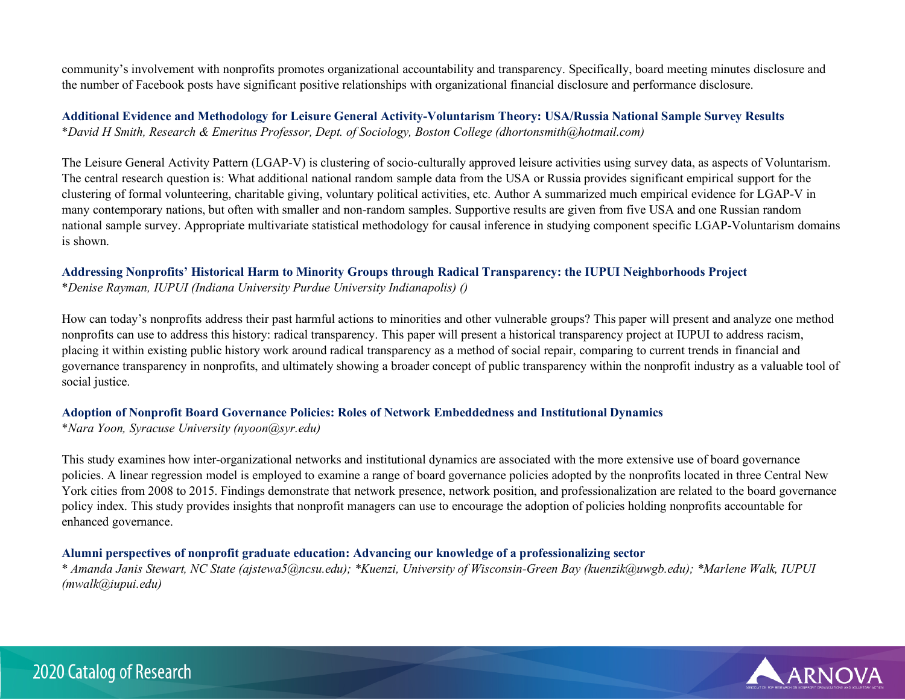community's involvement with nonprofits promotes organizational accountability and transparency. Specifically, board meeting minutes disclosure and the number of Facebook posts have significant positive relationships with organizational financial disclosure and performance disclosure.

### Additional Evidence and Methodology for Leisure General Activity-Voluntarism Theory: USA/Russia National Sample Survey Results

*\*David H Smith, Research & Emeritus Professor, Dept. of Sociology, Boston College (dhortonsmith@hotmail.com)*

The Leisure General Activity Pattern (LGAP-V) is clustering of socio-culturally approved leisure activities using survey data, as aspects of Voluntarism. The central research question is: What additional national random sample data from the USA or Russia provides significant empirical support for the clustering of formal volunteering, charitable giving, voluntary political activities, etc. Author A summarized much empirical evidence for LGAP-V in many contemporary nations, but often with smaller and non-random samples. Supportive results are given from five USA and one Russian random national sample survey. Appropriate multivariate statistical methodology for causal inference in studying component specific LGAP-Voluntarism domains is shown.

### Addressing Nonprofits' Historical Harm to Minority Groups through Radical Transparency: the IUPUI Neighborhoods Project

*\*Denise Rayman, IUPUI (Indiana University Purdue University Indianapolis) ()*

How can today's nonprofits address their past harmful actions to minorities and other vulnerable groups? This paper will present and analyze one method nonprofits can use to address this history: radical transparency. This paper will present a historical transparency project at IUPUI to address racism, placing it within existing public history work around radical transparency as a method of social repair, comparing to current trends in financial and governance transparency in nonprofits, and ultimately showing a broader concept of public transparency within the nonprofit industry as a valuable tool of social justice.

### Adoption of Nonprofit Board Governance Policies: Roles of Network Embeddedness and Institutional Dynamics

*\*Nara Yoon, Syracuse University (nyoon@syr.edu)*

This study examines how inter-organizational networks and institutional dynamics are associated with the more extensive use of board governance policies. A linear regression model is employed to examine a range of board governance policies adopted by the nonprofits located in three Central New York cities from 2008 to 2015. Findings demonstrate that network presence, network position, and professionalization are related to the board governance policy index. This study provides insights that nonprofit managers can use to encourage the adoption of policies holding nonprofits accountable for enhanced governance.

### Alumni perspectives of nonprofit graduate education: Advancing our knowledge of a professionalizing sector

*\* Amanda Janis Stewart, NC State (ajstewa5@ncsu.edu); \*Kuenzi, University of Wisconsin-Green Bay (kuenzik@uwgb.edu); \*Marlene Walk, IUPUI (mwalk@iupui.edu)*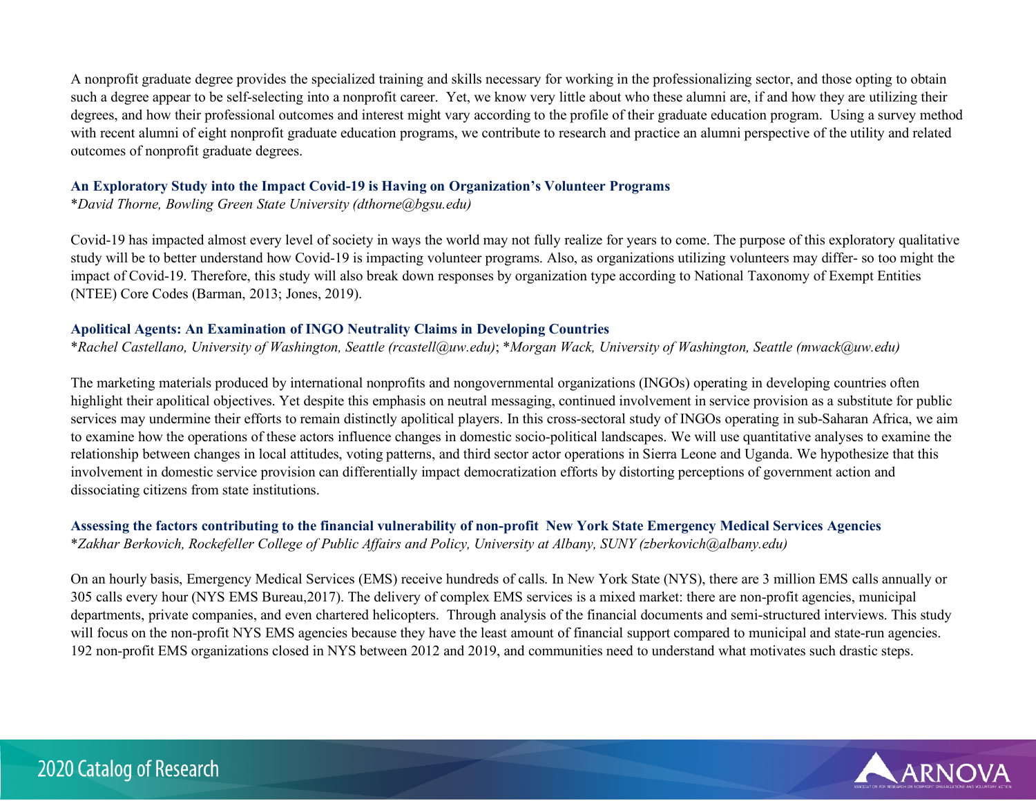A nonprofit graduate degree provides the specialized training and skills necessary for working in the professionalizing sector, and those opting to obtain such a degree appear to be self-selecting into a nonprofit career. Yet, we know very little about who these alumni are, if and how they are utilizing their degrees, and how their professional outcomes and interest might vary according to the profile of their graduate education program. Using a survey method with recent alumni of eight nonprofit graduate education programs, we contribute to research and practice an alumni perspective of the utility and related outcomes of nonprofit graduate degrees.

### An Exploratory Study into the Impact Covid-19 is Having on Organization's Volunteer Programs

*\*David Thorne, Bowling Green State University (dthorne@bgsu.edu)*

Covid-19 has impacted almost every level of society in ways the world may not fully realize for years to come. The purpose of this exploratory qualitative study will be to better understand how Covid-19 is impacting volunteer programs. Also, as organizations utilizing volunteers may differ- so too might the impact of Covid-19. Therefore, this study will also break down responses by organization type according to National Taxonomy of Exempt Entities (NTEE) Core Codes (Barman, 2013; Jones, 2019).

### Apolitical Agents: An Examination of INGO Neutrality Claims in Developing Countries

*\*Rachel Castellano, University of Washington, Seattle (rcastell@uw.edu)*; *\*Morgan Wack, University of Washington, Seattle (mwack@uw.edu)*

The marketing materials produced by international nonprofits and nongovernmental organizations (INGOs) operating in developing countries often highlight their apolitical objectives. Yet despite this emphasis on neutral messaging, continued involvement in service provision as a substitute for public services may undermine their efforts to remain distinctly apolitical players. In this cross-sectoral study of INGOs operating in sub-Saharan Africa, we aim to examine how the operations of these actors influence changes in domestic socio-political landscapes. We will use quantitative analyses to examine the relationship between changes in local attitudes, voting patterns, and third sector actor operations in Sierra Leone and Uganda. We hypothesize that this involvement in domestic service provision can differentially impact democratization efforts by distorting perceptions of government action and dissociating citizens from state institutions.

### Assessing the factors contributing to the financial vulnerability of non-profit New York State Emergency Medical Services Agencies

*\*Zakhar Berkovich, Rockefeller College of Public Affairs and Policy, University at Albany, SUNY (zberkovich@albany.edu)*

On an hourly basis, Emergency Medical Services (EMS) receive hundreds of calls. In New York State (NYS), there are 3 million EMS calls annually or 305 calls every hour (NYS EMS Bureau,2017). The delivery of complex EMS services is a mixed market: there are non-profit agencies, municipal departments, private companies, and even chartered helicopters. Through analysis of the financial documents and semi-structured interviews. This study will focus on the non-profit NYS EMS agencies because they have the least amount of financial support compared to municipal and state-run agencies. 192 non-profit EMS organizations closed in NYS between 2012 and 2019, and communities need to understand what motivates such drastic steps.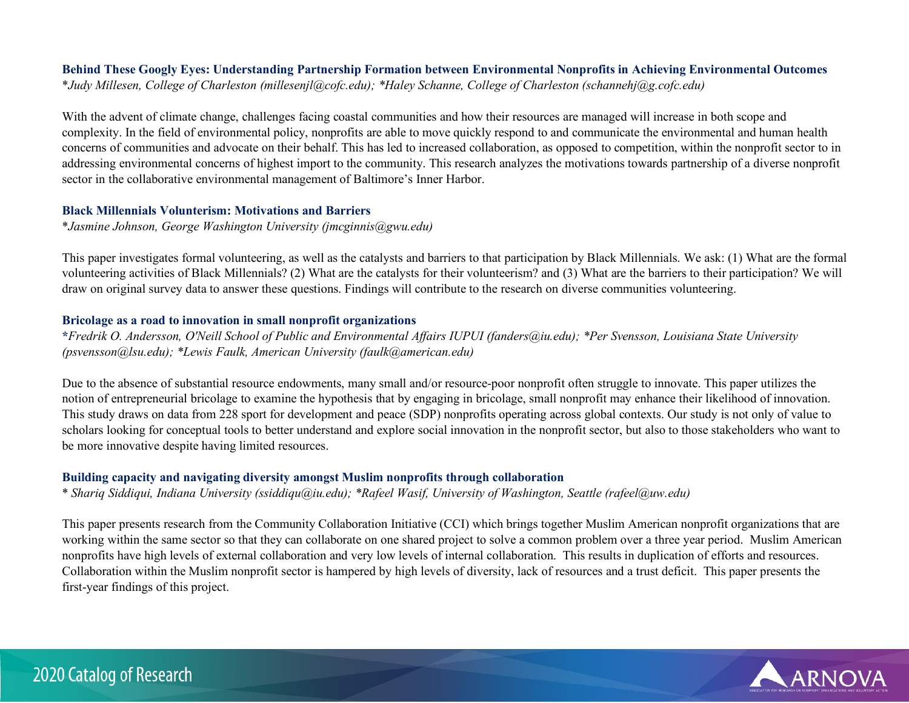### Behind These Googly Eyes: Understanding Partnership Formation between Environmental Nonprofits in Achieving Environmental Outcomes

**\***_Judy Millesen, College of Charleston (millesenjl@cofc.edu); *Haley Schanne, College of Charleston (schannehj@g.cofc.edu)_

With the advent of climate change, challenges facing coastal communities and how their resources are managed will increase in both scope and complexity. In the field of environmental policy, nonprofits are able to move quickly respond to and communicate the environmental and human health concerns of communities and advocate on their behalf. This has led to increased collaboration, as opposed to competition, within the nonprofit sector to in addressing environmental concerns of highest import to the community. This research analyzes the motivations towards partnership of a diverse nonprofit sector in the collaborative environmental management of Baltimore's Inner Harbor.

### Black Millennials Volunterism: Motivations and Barriers

*\*Jasmine Johnson, George Washington University (jmcginnis@gwu.edu)*

This paper investigates formal volunteering, as well as the catalysts and barriers to that participation by Black Millennials. We ask: (1) What are the formal volunteering activities of Black Millennials? (2) What are the catalysts for their volunteerism? and (3) What are the barriers to their participation? We will draw on original survey data to answer these questions. Findings will contribute to the research on diverse communities volunteering.

### Bricolage as a road to innovation in small nonprofit organizations

*\*Fredrik O. Andersson, O'Neill School of Public and Environmental Affairs IUPUI (fanders@iu.edu); *Per Svensson, Louisiana State University (psvensson@lsu.edu); *Lewis Faulk, American University (faulk@american.edu)*

Due to the absence of substantial resource endowments, many small and/or resource-poor nonprofit often struggle to innovate. This paper utilizes the notion of entrepreneurial bricolage to examine the hypothesis that by engaging in bricolage, small nonprofit may enhance their likelihood of innovation. This study draws on data from 228 sport for development and peace (SDP) nonprofits operating across global contexts. Our study is not only of value to scholars looking for conceptual tools to better understand and explore social innovation in the nonprofit sector, but also to those stakeholders who want to be more innovative despite having limited resources.

### Building capacity and navigating diversity amongst Muslim nonprofits through collaboration

*\* Shariq Siddiqui, Indiana University (ssiddiqu@iu.edu); *Rafeel Wasif, University of Washington, Seattle (rafeel@uw.edu)*

This paper presents research from the Community Collaboration Initiative (CCI) which brings together Muslim American nonprofit organizations that are working within the same sector so that they can collaborate on one shared project to solve a common problem over a three year period. Muslim American nonprofits have high levels of external collaboration and very low levels of internal collaboration. This results in duplication of efforts and resources. Collaboration within the Muslim nonprofit sector is hampered by high levels of diversity, lack of resources and a trust deficit. This paper presents the first-year findings of this project.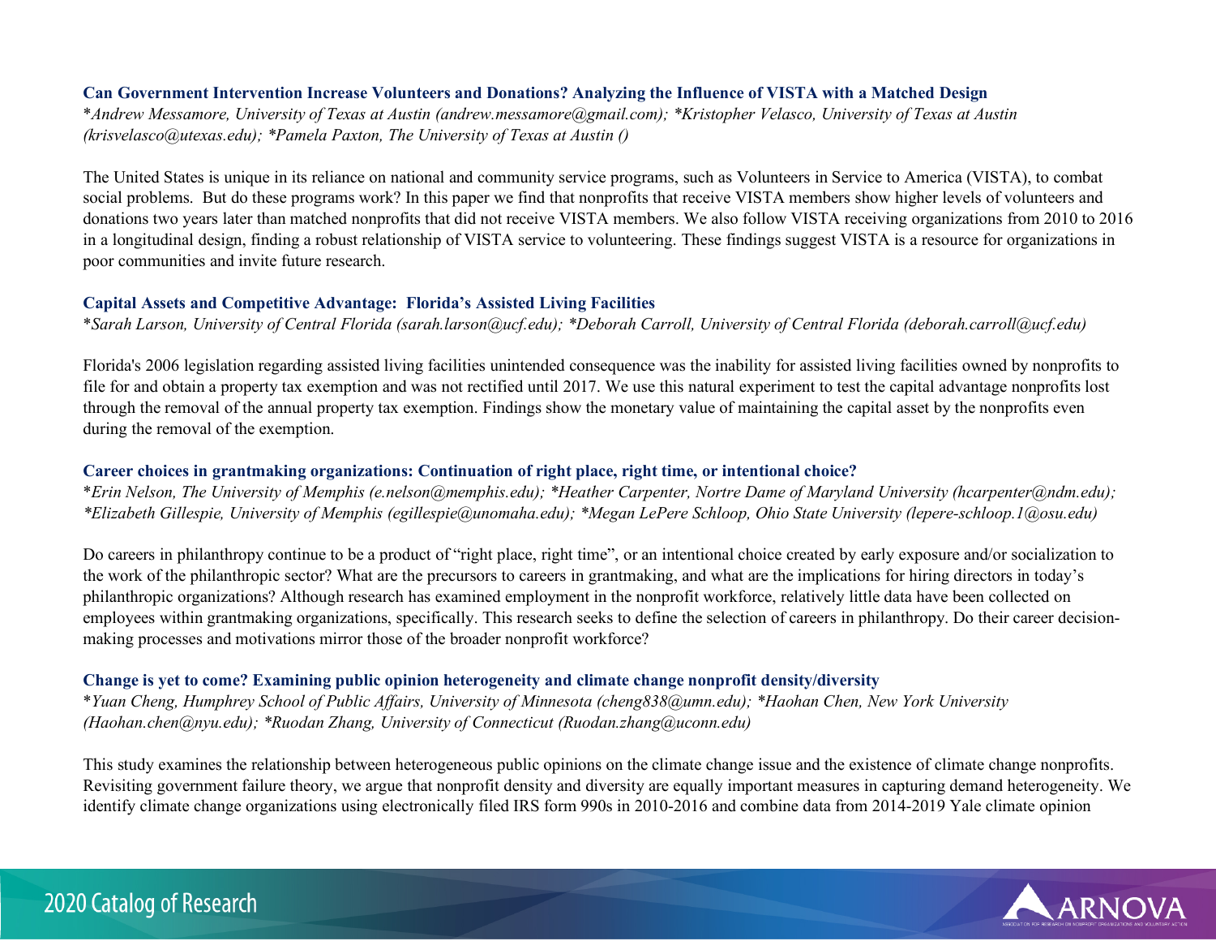### Can Government Intervention Increase Volunteers and Donations? Analyzing the Influence of VISTA with a Matched Design

**Andrew Messamore, University of Texas at Austin (andrew.messamore@gmail.com); *Kristopher Velasco, University of Texas at Austin (krisvelasco@utexas.edu); *Pamela Paxton, The University of Texas at Austin ()*

The United States is unique in its reliance on national and community service programs, such as Volunteers in Service to America (VISTA), to combat social problems. But do these programs work? In this paper we find that nonprofits that receive VISTA members show higher levels of volunteers and donations two years later than matched nonprofits that did not receive VISTA members. We also follow VISTA receiving organizations from 2010 to 2016 in a longitudinal design, finding a robust relationship of VISTA service to volunteering. These findings suggest VISTA is a resource for organizations in poor communities and invite future research.

### Capital Assets and Competitive Advantage: Florida's Assisted Living Facilities

**Sarah Larson, University of Central Florida (sarah.larson@ucf.edu); *Deborah Carroll, University of Central Florida (deborah.carroll@ucf.edu)*

Florida's 2006 legislation regarding assisted living facilities unintended consequence was the inability for assisted living facilities owned by nonprofits to file for and obtain a property tax exemption and was not rectified until 2017. We use this natural experiment to test the capital advantage nonprofits lost through the removal of the annual property tax exemption. Findings show the monetary value of maintaining the capital asset by the nonprofits even during the removal of the exemption.

### Career choices in grantmaking organizations: Continuation of right place, right time, or intentional choice?

**Erin Nelson, The University of Memphis (e.nelson@memphis.edu); *Heather Carpenter, Nortre Dame of Maryland University (hcarpenter@ndm.edu); *Elizabeth Gillespie, University of Memphis (egillespie@unomaha.edu); *Megan LePere Schloop, Ohio State University (lepere-schloop.1@osu.edu)*

Do careers in philanthropy continue to be a product of "right place, right time", or an intentional choice created by early exposure and/or socialization to the work of the philanthropic sector? What are the precursors to careers in grantmaking, and what are the implications for hiring directors in today's philanthropic organizations? Although research has examined employment in the nonprofit workforce, relatively little data have been collected on employees within grantmaking organizations, specifically. This research seeks to define the selection of careers in philanthropy. Do their career decision-making processes and motivations mirror those of the broader nonprofit workforce?

### Change is yet to come? Examining public opinion heterogeneity and climate change nonprofit density/diversity

**Yuan Cheng, Humphrey School of Public Affairs, University of Minnesota (cheng838@umn.edu); *Haohan Chen, New York University (Haohan.chen@nyu.edu); *Ruodan Zhang, University of Connecticut (Ruodan.zhang@uconn.edu)*

This study examines the relationship between heterogeneous public opinions on the climate change issue and the existence of climate change nonprofits. Revisiting government failure theory, we argue that nonprofit density and diversity are equally important measures in capturing demand heterogeneity. We identify climate change organizations using electronically filed IRS form 990s in 2010-2016 and combine data from 2014-2019 Yale climate opinion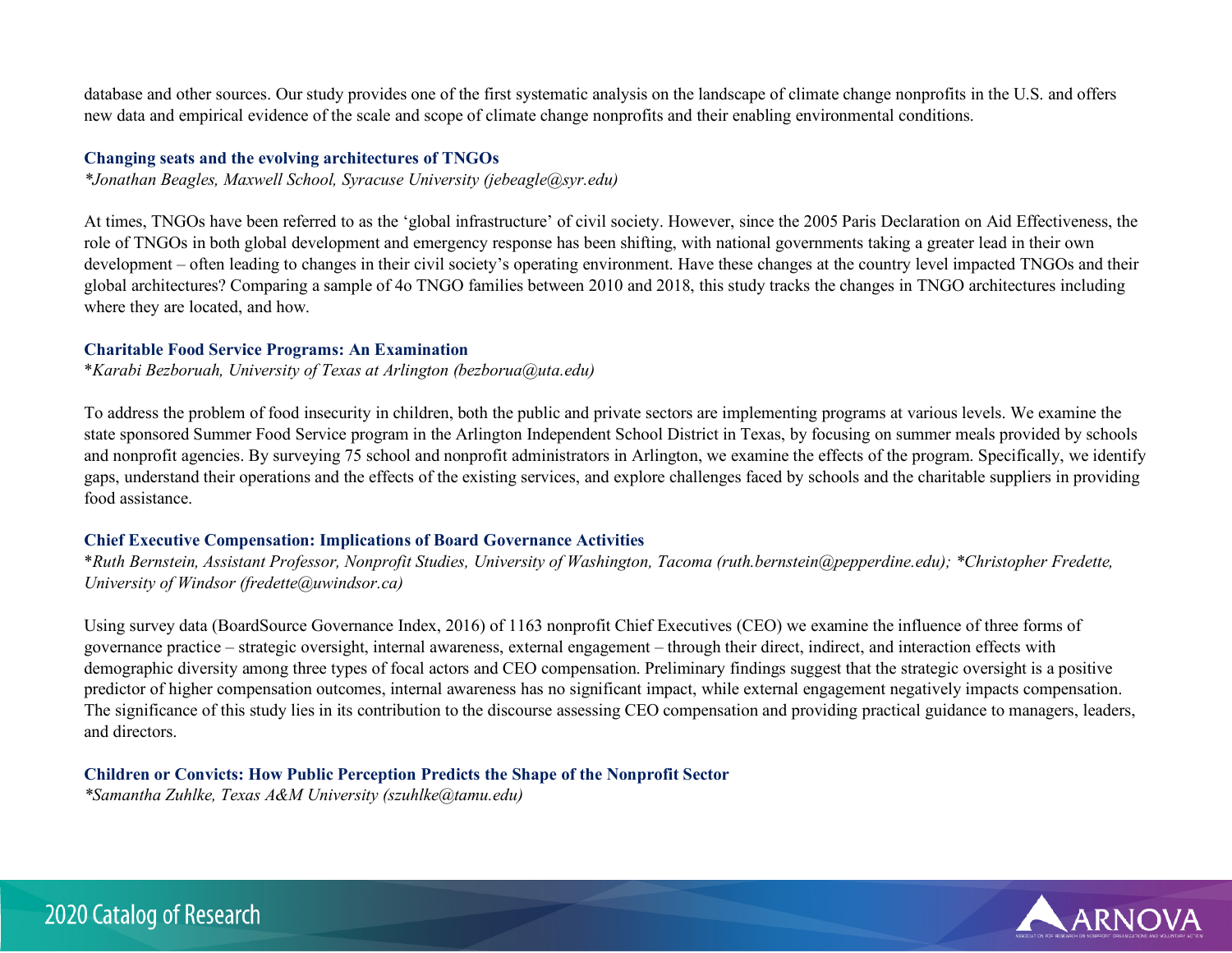database and other sources. Our study provides one of the first systematic analysis on the landscape of climate change nonprofits in the U.S. and offers new data and empirical evidence of the scale and scope of climate change nonprofits and their enabling environmental conditions.

### Changing seats and the evolving architectures of TNGOs

*\*Jonathan Beagles, Maxwell School, Syracuse University (jebeagle@syr.edu)*

At times, TNGOs have been referred to as the 'global infrastructure' of civil society. However, since the 2005 Paris Declaration on Aid Effectiveness, the role of TNGOs in both global development and emergency response has been shifting, with national governments taking a greater lead in their own development – often leading to changes in their civil society's operating environment. Have these changes at the country level impacted TNGOs and their global architectures? Comparing a sample of 4o TNGO families between 2010 and 2018, this study tracks the changes in TNGO architectures including where they are located, and how.

### Charitable Food Service Programs: An Examination

\**Karabi Bezboruah, University of Texas at Arlington (bezborua@uta.edu)*

To address the problem of food insecurity in children, both the public and private sectors are implementing programs at various levels. We examine the state sponsored Summer Food Service program in the Arlington Independent School District in Texas, by focusing on summer meals provided by schools and nonprofit agencies. By surveying 75 school and nonprofit administrators in Arlington, we examine the effects of the program. Specifically, we identify gaps, understand their operations and the effects of the existing services, and explore challenges faced by schools and the charitable suppliers in providing food assistance.

### Chief Executive Compensation: Implications of Board Governance Activities

\**Ruth Bernstein, Assistant Professor, Nonprofit Studies, University of Washington, Tacoma (ruth.bernstein@pepperdine.edu); \*Christopher Fredette, University of Windsor (fredette@uwindsor.ca)*

Using survey data (BoardSource Governance Index, 2016) of 1163 nonprofit Chief Executives (CEO) we examine the influence of three forms of governance practice – strategic oversight, internal awareness, external engagement – through their direct, indirect, and interaction effects with demographic diversity among three types of focal actors and CEO compensation. Preliminary findings suggest that the strategic oversight is a positive predictor of higher compensation outcomes, internal awareness has no significant impact, while external engagement negatively impacts compensation. The significance of this study lies in its contribution to the discourse assessing CEO compensation and providing practical guidance to managers, leaders, and directors.

### Children or Convicts: How Public Perception Predicts the Shape of the Nonprofit Sector

*\*Samantha Zuhlke, Texas A&M University (szuhlke@tamu.edu)*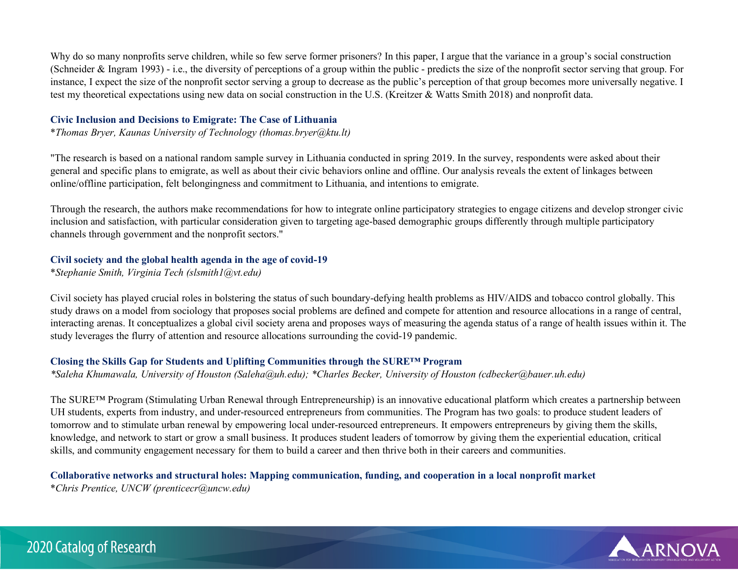Why do so many nonprofits serve children, while so few serve former prisoners? In this paper, I argue that the variance in a group's social construction (Schneider & Ingram 1993) - i.e., the diversity of perceptions of a group within the public - predicts the size of the nonprofit sector serving that group. For instance, I expect the size of the nonprofit sector serving a group to decrease as the public's perception of that group becomes more universally negative. I test my theoretical expectations using new data on social construction in the U.S. (Kreitzer & Watts Smith 2018) and nonprofit data.

### Civic Inclusion and Decisions to Emigrate: The Case of Lithuania

*Thomas Bryer, Kaunas University of Technology (thomas.bryer@ktu.lt)*

"The research is based on a national random sample survey in Lithuania conducted in spring 2019. In the survey, respondents were asked about their general and specific plans to emigrate, as well as about their civic behaviors online and offline. Our analysis reveals the extent of linkages between online/offline participation, felt belongingness and commitment to Lithuania, and intentions to emigrate.

Through the research, the authors make recommendations for how to integrate online participatory strategies to engage citizens and develop stronger civic inclusion and satisfaction, with particular consideration given to targeting age-based demographic groups differently through multiple participatory channels through government and the nonprofit sectors."

### Civil society and the global health agenda in the age of covid-19

*Stephanie Smith, Virginia Tech (slsmith1@vt.edu)*

Civil society has played crucial roles in bolstering the status of such boundary-defying health problems as HIV/AIDS and tobacco control globally. This study draws on a model from sociology that proposes social problems are defined and compete for attention and resource allocations in a range of central, interacting arenas. It conceptualizes a global civil society arena and proposes ways of measuring the agenda status of a range of health issues within it. The study leverages the flurry of attention and resource allocations surrounding the covid-19 pandemic.

### Closing the Skills Gap for Students and Uplifting Communities through the SURE™ Program

*Saleha Khumawala, University of Houston (Saleha@uh.edu); *Charles Becker, University of Houston (cdbecker@bauer.uh.edu)*

The SURE™ Program (Stimulating Urban Renewal through Entrepreneurship) is an innovative educational platform which creates a partnership between UH students, experts from industry, and under-resourced entrepreneurs from communities. The Program has two goals: to produce student leaders of tomorrow and to stimulate urban renewal by empowering local under-resourced entrepreneurs. It empowers entrepreneurs by giving them the skills, knowledge, and network to start or grow a small business. It produces student leaders of tomorrow by giving them the experiential education, critical skills, and community engagement necessary for them to build a career and then thrive both in their careers and communities.

### Collaborative networks and structural holes: Mapping communication, funding, and cooperation in a local nonprofit market

*Chris Prentice, UNCW (prenticecr@uncw.edu)*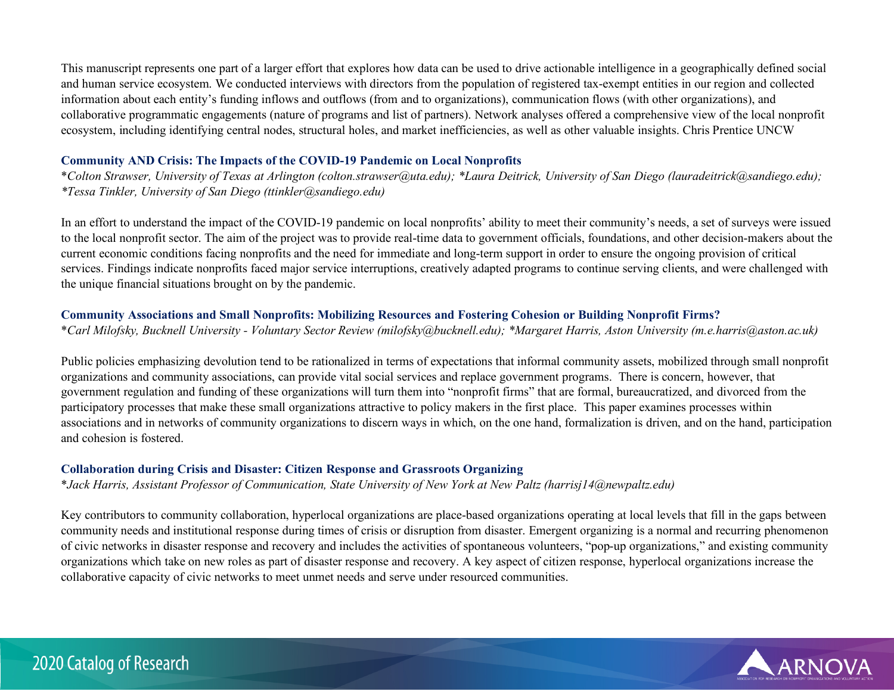This manuscript represents one part of a larger effort that explores how data can be used to drive actionable intelligence in a geographically defined social and human service ecosystem. We conducted interviews with directors from the population of registered tax-exempt entities in our region and collected information about each entity's funding inflows and outflows (from and to organizations), communication flows (with other organizations), and collaborative programmatic engagements (nature of programs and list of partners). Network analyses offered a comprehensive view of the local nonprofit ecosystem, including identifying central nodes, structural holes, and market inefficiencies, as well as other valuable insights. Chris Prentice UNCW

### Community AND Crisis: The Impacts of the COVID-19 Pandemic on Local Nonprofits

*Colton Strawser, University of Texas at Arlington (colton.strawser@uta.edu); *Laura Deitrick, University of San Diego (lauradeitrick@sandiego.edu); *Tessa Tinkler, University of San Diego (ttinkler@sandiego.edu)*

In an effort to understand the impact of the COVID-19 pandemic on local nonprofits' ability to meet their community's needs, a set of surveys were issued to the local nonprofit sector. The aim of the project was to provide real-time data to government officials, foundations, and other decision-makers about the current economic conditions facing nonprofits and the need for immediate and long-term support in order to ensure the ongoing provision of critical services. Findings indicate nonprofits faced major service interruptions, creatively adapted programs to continue serving clients, and were challenged with the unique financial situations brought on by the pandemic.

### Community Associations and Small Nonprofits: Mobilizing Resources and Fostering Cohesion or Building Nonprofit Firms?

*Carl Milofsky, Bucknell University - Voluntary Sector Review (milofsky@bucknell.edu); *Margaret Harris, Aston University (m.e.harris@aston.ac.uk)*

Public policies emphasizing devolution tend to be rationalized in terms of expectations that informal community assets, mobilized through small nonprofit organizations and community associations, can provide vital social services and replace government programs. There is concern, however, that government regulation and funding of these organizations will turn them into "nonprofit firms" that are formal, bureaucratized, and divorced from the participatory processes that make these small organizations attractive to policy makers in the first place. This paper examines processes within associations and in networks of community organizations to discern ways in which, on the one hand, formalization is driven, and on the hand, participation and cohesion is fostered.

### Collaboration during Crisis and Disaster: Citizen Response and Grassroots Organizing

*Jack Harris, Assistant Professor of Communication, State University of New York at New Paltz (harrisj14@newpaltz.edu)*

Key contributors to community collaboration, hyperlocal organizations are place-based organizations operating at local levels that fill in the gaps between community needs and institutional response during times of crisis or disruption from disaster. Emergent organizing is a normal and recurring phenomenon of civic networks in disaster response and recovery and includes the activities of spontaneous volunteers, "pop-up organizations," and existing community organizations which take on new roles as part of disaster response and recovery. A key aspect of citizen response, hyperlocal organizations increase the collaborative capacity of civic networks to meet unmet needs and serve under resourced communities.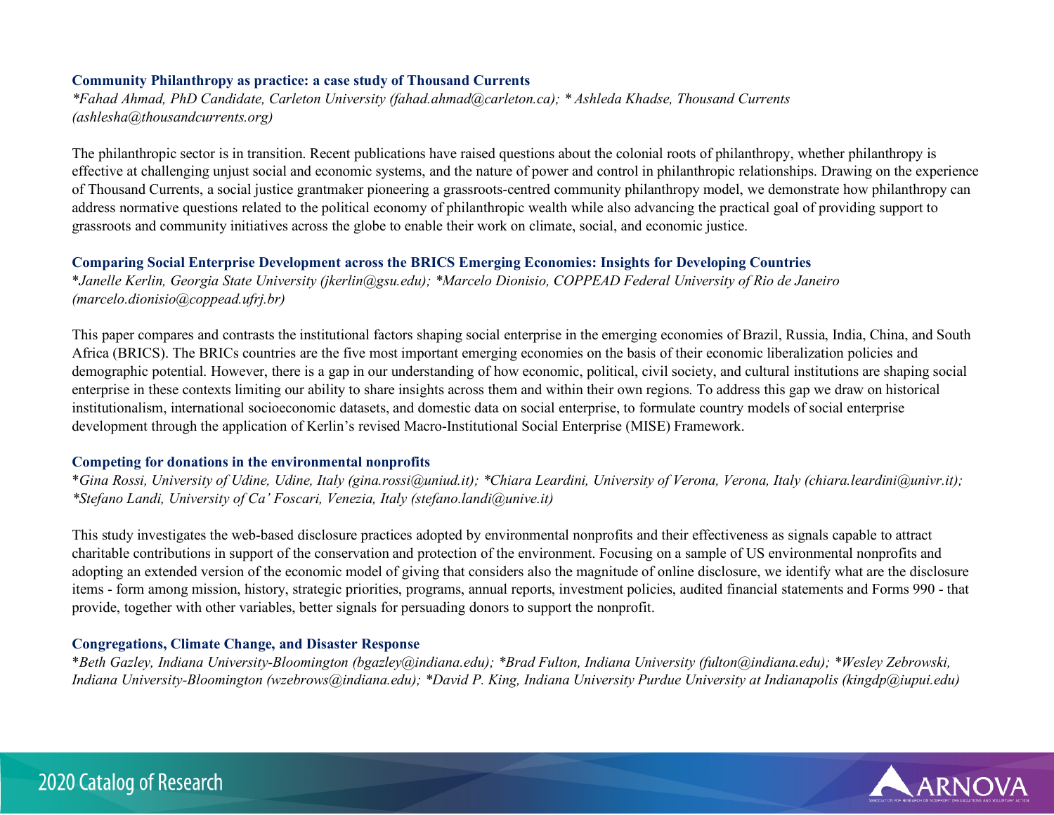### Community Philanthropy as practice: a case study of Thousand Currents

*\*Fahad Ahmad, PhD Candidate, Carleton University (fahad.ahmad@carleton.ca); \* Ashleda Khadse, Thousand Currents (ashlesha@thousandcurrents.org)*

The philanthropic sector is in transition. Recent publications have raised questions about the colonial roots of philanthropy, whether philanthropy is effective at challenging unjust social and economic systems, and the nature of power and control in philanthropic relationships. Drawing on the experience of Thousand Currents, a social justice grantmaker pioneering a grassroots-centred community philanthropy model, we demonstrate how philanthropy can address normative questions related to the political economy of philanthropic wealth while also advancing the practical goal of providing support to grassroots and community initiatives across the globe to enable their work on climate, social, and economic justice.

### Comparing Social Enterprise Development across the BRICS Emerging Economies: Insights for Developing Countries

\**Janelle Kerlin, Georgia State University (jkerlin@gsu.edu); \*Marcelo Dionisio, COPPEAD Federal University of Rio de Janeiro (marcelo.dionisio@coppead.ufrj.br)*

This paper compares and contrasts the institutional factors shaping social enterprise in the emerging economies of Brazil, Russia, India, China, and South Africa (BRICS). The BRICs countries are the five most important emerging economies on the basis of their economic liberalization policies and demographic potential. However, there is a gap in our understanding of how economic, political, civil society, and cultural institutions are shaping social enterprise in these contexts limiting our ability to share insights across them and within their own regions. To address this gap we draw on historical institutionalism, international socioeconomic datasets, and domestic data on social enterprise, to formulate country models of social enterprise development through the application of Kerlin's revised Macro-Institutional Social Enterprise (MISE) Framework.

### Competing for donations in the environmental nonprofits

\**Gina Rossi, University of Udine, Udine, Italy (gina.rossi@uniud.it); \*Chiara Leardini, University of Verona, Verona, Italy (chiara.leardini@univr.it); \*Stefano Landi, University of Ca' Foscari, Venezia, Italy (stefano.landi@unive.it)*

This study investigates the web-based disclosure practices adopted by environmental nonprofits and their effectiveness as signals capable to attract charitable contributions in support of the conservation and protection of the environment. Focusing on a sample of US environmental nonprofits and adopting an extended version of the economic model of giving that considers also the magnitude of online disclosure, we identify what are the disclosure items - form among mission, history, strategic priorities, programs, annual reports, investment policies, audited financial statements and Forms 990 - that provide, together with other variables, better signals for persuading donors to support the nonprofit.

### Congregations, Climate Change, and Disaster Response

\**Beth Gazley, Indiana University-Bloomington (bgazley@indiana.edu); \*Brad Fulton, Indiana University (fulton@indiana.edu); \*Wesley Zebrowski, Indiana University-Bloomington (wzebrows@indiana.edu); \*David P. King, Indiana University Purdue University at Indianapolis (kingdp@iupui.edu)*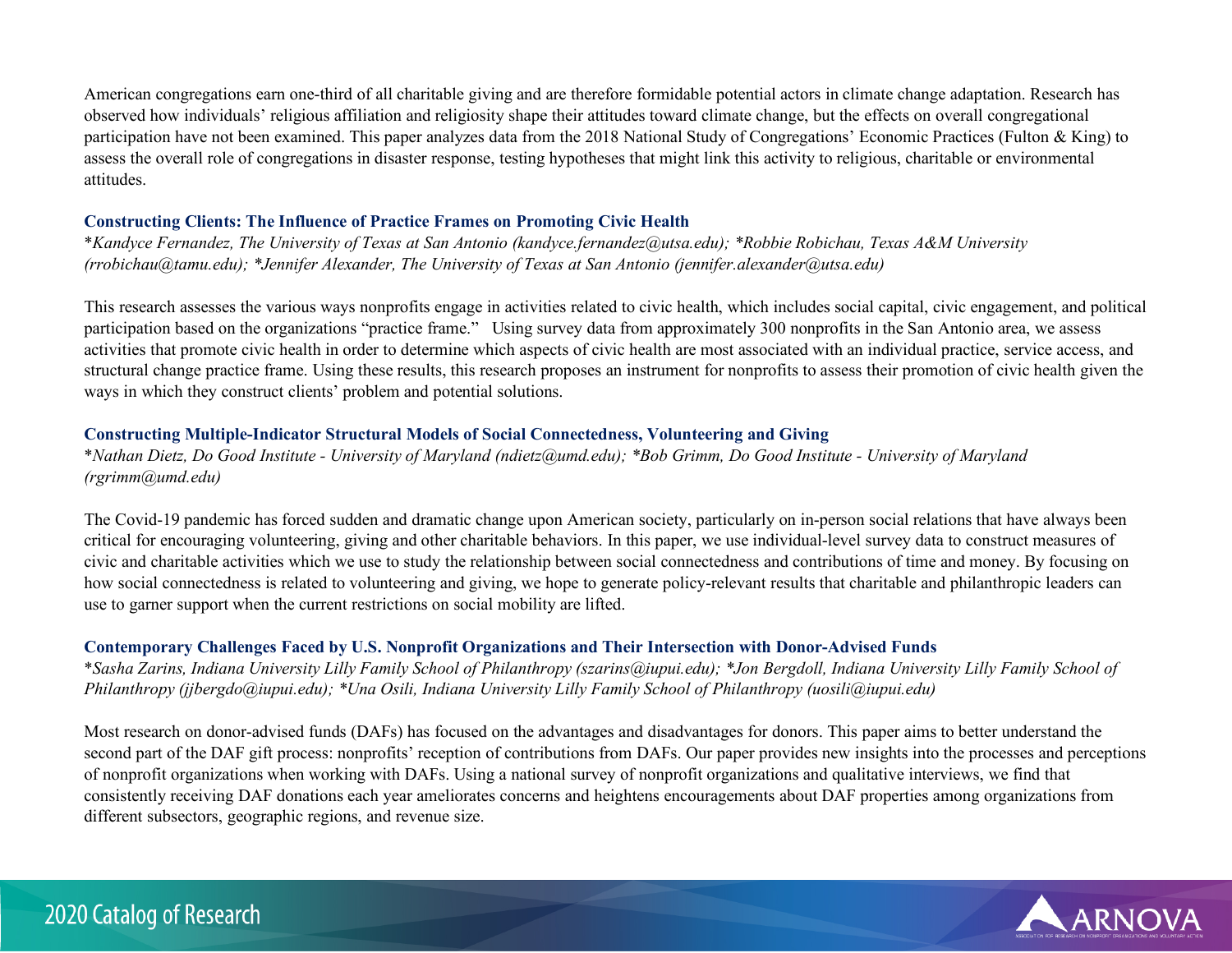American congregations earn one-third of all charitable giving and are therefore formidable potential actors in climate change adaptation. Research has observed how individuals' religious affiliation and religiosity shape their attitudes toward climate change, but the effects on overall congregational participation have not been examined. This paper analyzes data from the 2018 National Study of Congregations' Economic Practices (Fulton & King) to assess the overall role of congregations in disaster response, testing hypotheses that might link this activity to religious, charitable or environmental attitudes.

### Constructing Clients: The Influence of Practice Frames on Promoting Civic Health

*\*Kandyce Fernandez, The University of Texas at San Antonio (kandyce.fernandez@utsa.edu); \*Robbie Robichau, Texas A&M University (rrobichau@tamu.edu); \*Jennifer Alexander, The University of Texas at San Antonio (jennifer.alexander@utsa.edu)*

This research assesses the various ways nonprofits engage in activities related to civic health, which includes social capital, civic engagement, and political participation based on the organizations "practice frame." Using survey data from approximately 300 nonprofits in the San Antonio area, we assess activities that promote civic health in order to determine which aspects of civic health are most associated with an individual practice, service access, and structural change practice frame. Using these results, this research proposes an instrument for nonprofits to assess their promotion of civic health given the ways in which they construct clients' problem and potential solutions.

### Constructing Multiple-Indicator Structural Models of Social Connectedness, Volunteering and Giving

*\*Nathan Dietz, Do Good Institute - University of Maryland (ndietz@umd.edu); \*Bob Grimm, Do Good Institute - University of Maryland (rgrimm@umd.edu)*

The Covid-19 pandemic has forced sudden and dramatic change upon American society, particularly on in-person social relations that have always been critical for encouraging volunteering, giving and other charitable behaviors. In this paper, we use individual-level survey data to construct measures of civic and charitable activities which we use to study the relationship between social connectedness and contributions of time and money. By focusing on how social connectedness is related to volunteering and giving, we hope to generate policy-relevant results that charitable and philanthropic leaders can use to garner support when the current restrictions on social mobility are lifted.

### Contemporary Challenges Faced by U.S. Nonprofit Organizations and Their Intersection with Donor-Advised Funds

*\*Sasha Zarins, Indiana University Lilly Family School of Philanthropy (szarins@iupui.edu); \*Jon Bergdoll, Indiana University Lilly Family School of Philanthropy (jjbergdo@iupui.edu); \*Una Osili, Indiana University Lilly Family School of Philanthropy (uosili@iupui.edu)*

Most research on donor-advised funds (DAFs) has focused on the advantages and disadvantages for donors. This paper aims to better understand the second part of the DAF gift process: nonprofits' reception of contributions from DAFs. Our paper provides new insights into the processes and perceptions of nonprofit organizations when working with DAFs. Using a national survey of nonprofit organizations and qualitative interviews, we find that consistently receiving DAF donations each year ameliorates concerns and heightens encouragements about DAF properties among organizations from different subsectors, geographic regions, and revenue size.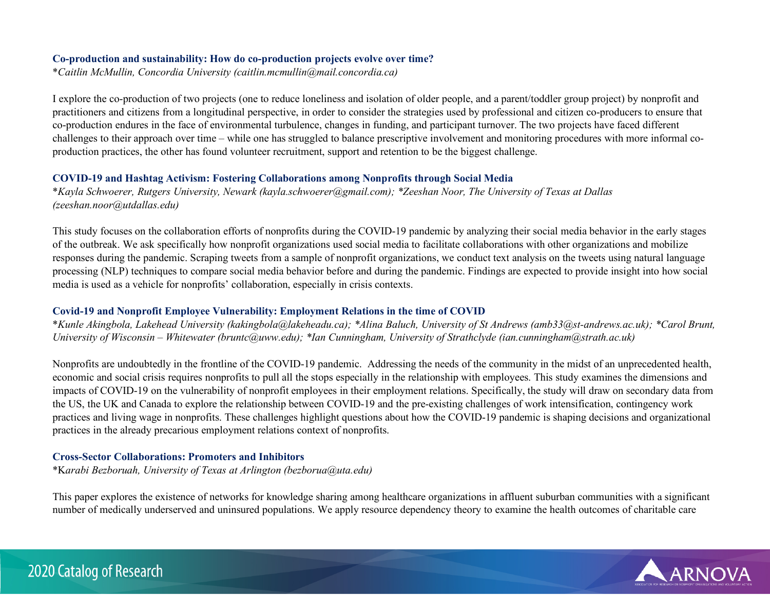### Co-production and sustainability: How do co-production projects evolve over time?

**Caitlin McMullin, Concordia University (caitlin.mcmullin@mail.concordia.ca)*

I explore the co-production of two projects (one to reduce loneliness and isolation of older people, and a parent/toddler group project) by nonprofit and practitioners and citizens from a longitudinal perspective, in order to consider the strategies used by professional and citizen co-producers to ensure that co-production endures in the face of environmental turbulence, changes in funding, and participant turnover. The two projects have faced different challenges to their approach over time – while one has struggled to balance prescriptive involvement and monitoring procedures with more informal co-production practices, the other has found volunteer recruitment, support and retention to be the biggest challenge.

### COVID-19 and Hashtag Activism: Fostering Collaborations among Nonprofits through Social Media

**Kayla Schwoerer, Rutgers University, Newark (kayla.schwoerer@gmail.com); *Zeeshan Noor, The University of Texas at Dallas (zeeshan.noor@utdallas.edu)*

This study focuses on the collaboration efforts of nonprofits during the COVID-19 pandemic by analyzing their social media behavior in the early stages of the outbreak. We ask specifically how nonprofit organizations used social media to facilitate collaborations with other organizations and mobilize responses during the pandemic. Scraping tweets from a sample of nonprofit organizations, we conduct text analysis on the tweets using natural language processing (NLP) techniques to compare social media behavior before and during the pandemic. Findings are expected to provide insight into how social media is used as a vehicle for nonprofits' collaboration, especially in crisis contexts.

### Covid-19 and Nonprofit Employee Vulnerability: Employment Relations in the time of COVID

**Kunle Akingbola, Lakehead University (kakingbola@lakeheadu.ca); *Alina Baluch, University of St Andrews (amb33@st-andrews.ac.uk); *Carol Brunt, University of Wisconsin – Whitewater (bruntc@uww.edu); *Ian Cunningham, University of Strathclyde (ian.cunningham@strath.ac.uk)*

Nonprofits are undoubtedly in the frontline of the COVID-19 pandemic. Addressing the needs of the community in the midst of an unprecedented health, economic and social crisis requires nonprofits to pull all the stops especially in the relationship with employees. This study examines the dimensions and impacts of COVID-19 on the vulnerability of nonprofit employees in their employment relations. Specifically, the study will draw on secondary data from the US, the UK and Canada to explore the relationship between COVID-19 and the pre-existing challenges of work intensification, contingency work practices and living wage in nonprofits. These challenges highlight questions about how the COVID-19 pandemic is shaping decisions and organizational practices in the already precarious employment relations context of nonprofits.

### Cross-Sector Collaborations: Promoters and Inhibitors

**Karabi Bezboruah, University of Texas at Arlington (bezborua@uta.edu)*

This paper explores the existence of networks for knowledge sharing among healthcare organizations in affluent suburban communities with a significant number of medically underserved and uninsured populations. We apply resource dependency theory to examine the health outcomes of charitable care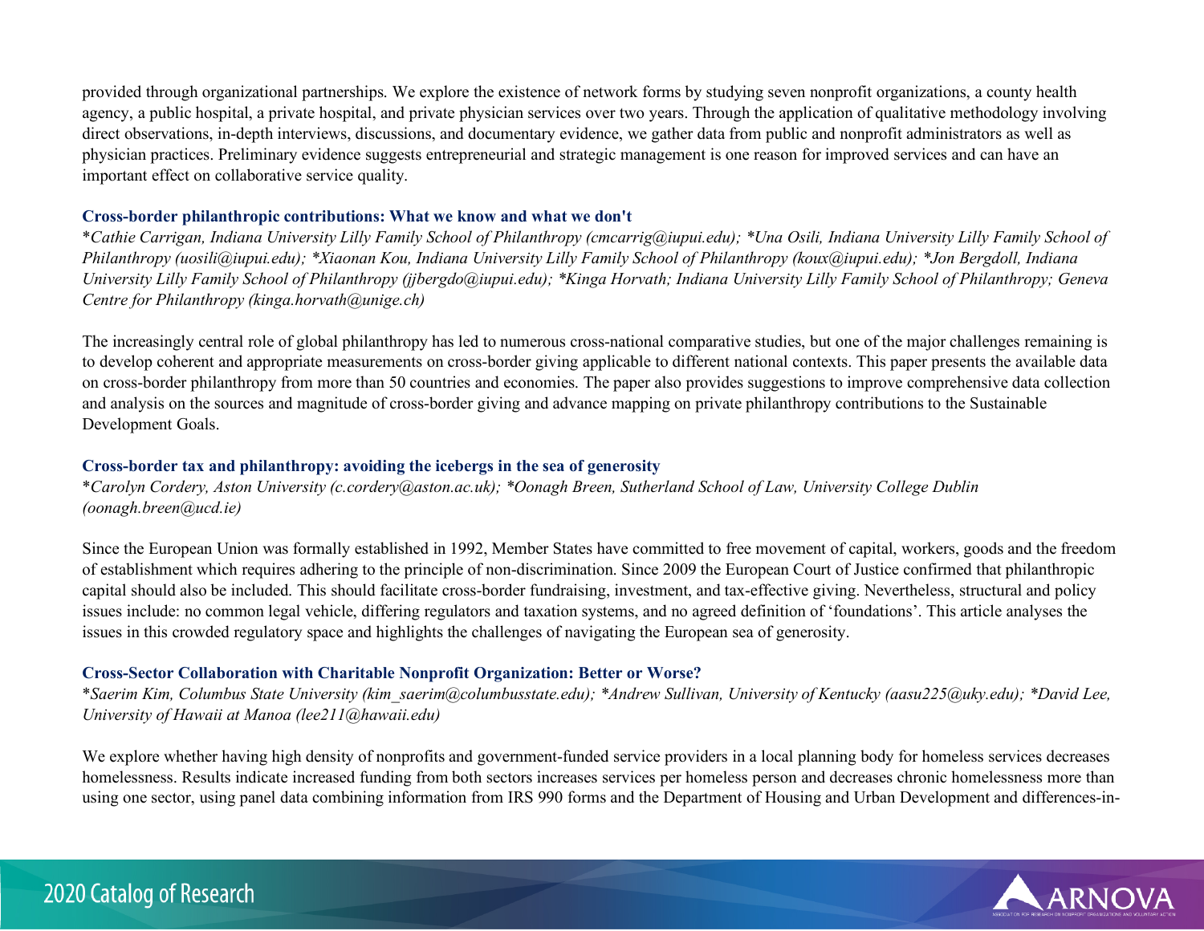provided through organizational partnerships. We explore the existence of network forms by studying seven nonprofit organizations, a county health agency, a public hospital, a private hospital, and private physician services over two years. Through the application of qualitative methodology involving direct observations, in-depth interviews, discussions, and documentary evidence, we gather data from public and nonprofit administrators as well as physician practices. Preliminary evidence suggests entrepreneurial and strategic management is one reason for improved services and can have an important effect on collaborative service quality.

### Cross-border philanthropic contributions: What we know and what we don't

*\*Cathie Carrigan, Indiana University Lilly Family School of Philanthropy (cmcarrig@iupui.edu); \*Una Osili, Indiana University Lilly Family School of Philanthropy (uosili@iupui.edu); \*Xiaonan Kou, Indiana University Lilly Family School of Philanthropy (koux@iupui.edu); \*Jon Bergdoll, Indiana University Lilly Family School of Philanthropy (jjbergdo@iupui.edu); \*Kinga Horvath; Indiana University Lilly Family School of Philanthropy; Geneva Centre for Philanthropy (kinga.horvath@unige.ch)*

The increasingly central role of global philanthropy has led to numerous cross-national comparative studies, but one of the major challenges remaining is to develop coherent and appropriate measurements on cross-border giving applicable to different national contexts. This paper presents the available data on cross-border philanthropy from more than 50 countries and economies. The paper also provides suggestions to improve comprehensive data collection and analysis on the sources and magnitude of cross-border giving and advance mapping on private philanthropy contributions to the Sustainable Development Goals.

### Cross-border tax and philanthropy: avoiding the icebergs in the sea of generosity

*\*Carolyn Cordery, Aston University (c.cordery@aston.ac.uk); \*Oonagh Breen, Sutherland School of Law, University College Dublin (oonagh.breen@ucd.ie)*

Since the European Union was formally established in 1992, Member States have committed to free movement of capital, workers, goods and the freedom of establishment which requires adhering to the principle of non-discrimination. Since 2009 the European Court of Justice confirmed that philanthropic capital should also be included. This should facilitate cross-border fundraising, investment, and tax-effective giving. Nevertheless, structural and policy issues include: no common legal vehicle, differing regulators and taxation systems, and no agreed definition of 'foundations'. This article analyses the issues in this crowded regulatory space and highlights the challenges of navigating the European sea of generosity.

### Cross-Sector Collaboration with Charitable Nonprofit Organization: Better or Worse?

*\*Saerim Kim, Columbus State University (kim_saerim@columbusstate.edu); \*Andrew Sullivan, University of Kentucky (aasu225@uky.edu); \*David Lee, University of Hawaii at Manoa (lee211@hawaii.edu)*

We explore whether having high density of nonprofits and government-funded service providers in a local planning body for homeless services decreases homelessness. Results indicate increased funding from both sectors increases services per homeless person and decreases chronic homelessness more than using one sector, using panel data combining information from IRS 990 forms and the Department of Housing and Urban Development and differences-in-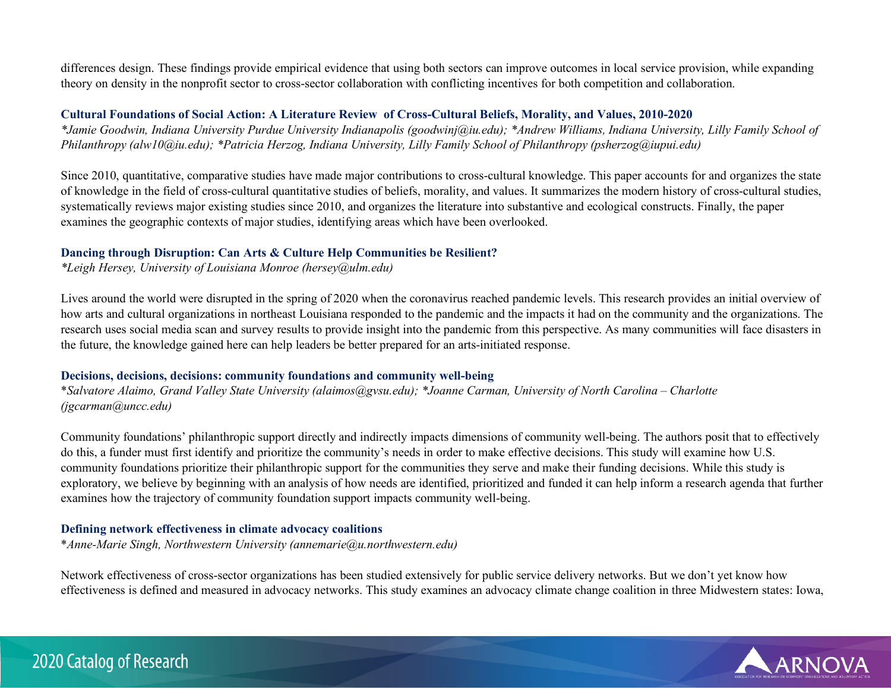differences design. These findings provide empirical evidence that using both sectors can improve outcomes in local service provision, while expanding theory on density in the nonprofit sector to cross-sector collaboration with conflicting incentives for both competition and collaboration.

### Cultural Foundations of Social Action: A Literature Review of Cross-Cultural Beliefs, Morality, and Values, 2010-2020

*\*Jamie Goodwin, Indiana University Purdue University Indianapolis (goodwinj@iu.edu); \*Andrew Williams, Indiana University, Lilly Family School of Philanthropy (alw10@iu.edu); \*Patricia Herzog, Indiana University, Lilly Family School of Philanthropy (psherzog@iupui.edu)*

Since 2010, quantitative, comparative studies have made major contributions to cross-cultural knowledge. This paper accounts for and organizes the state of knowledge in the field of cross-cultural quantitative studies of beliefs, morality, and values. It summarizes the modern history of cross-cultural studies, systematically reviews major existing studies since 2010, and organizes the literature into substantive and ecological constructs. Finally, the paper examines the geographic contexts of major studies, identifying areas which have been overlooked.

### Dancing through Disruption: Can Arts & Culture Help Communities be Resilient?

*\*Leigh Hersey, University of Louisiana Monroe (hersey@ulm.edu)*

Lives around the world were disrupted in the spring of 2020 when the coronavirus reached pandemic levels. This research provides an initial overview of how arts and cultural organizations in northeast Louisiana responded to the pandemic and the impacts it had on the community and the organizations. The research uses social media scan and survey results to provide insight into the pandemic from this perspective. As many communities will face disasters in the future, the knowledge gained here can help leaders be better prepared for an arts-initiated response.

### Decisions, decisions, decisions: community foundations and community well-being

*\*Salvatore Alaimo, Grand Valley State University (alaimos@gvsu.edu); \*Joanne Carman, University of North Carolina – Charlotte (jgcarman@uncc.edu)*

Community foundations' philanthropic support directly and indirectly impacts dimensions of community well-being. The authors posit that to effectively do this, a funder must first identify and prioritize the community's needs in order to make effective decisions. This study will examine how U.S. community foundations prioritize their philanthropic support for the communities they serve and make their funding decisions. While this study is exploratory, we believe by beginning with an analysis of how needs are identified, prioritized and funded it can help inform a research agenda that further examines how the trajectory of community foundation support impacts community well-being.

### Defining network effectiveness in climate advocacy coalitions

*\*Anne-Marie Singh, Northwestern University (annemarie@u.northwestern.edu)*

Network effectiveness of cross-sector organizations has been studied extensively for public service delivery networks. But we don't yet know how effectiveness is defined and measured in advocacy networks. This study examines an advocacy climate change coalition in three Midwestern states: Iowa,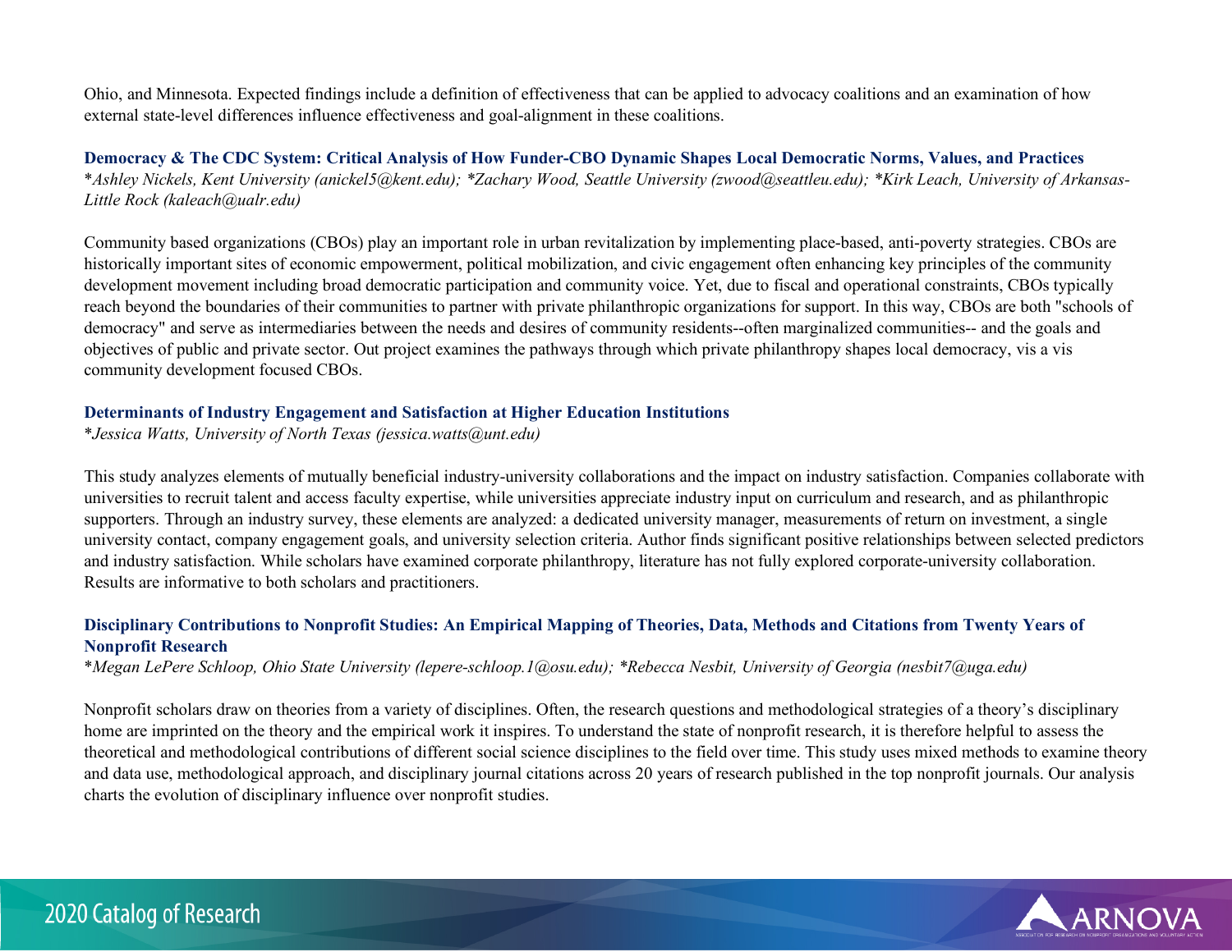Ohio, and Minnesota. Expected findings include a definition of effectiveness that can be applied to advocacy coalitions and an examination of how external state-level differences influence effectiveness and goal-alignment in these coalitions.

### Democracy & The CDC System: Critical Analysis of How Funder-CBO Dynamic Shapes Local Democratic Norms, Values, and Practices

*\*Ashley Nickels, Kent University (anickel5@kent.edu); \*Zachary Wood, Seattle University (zwood@seattleu.edu); \*Kirk Leach, University of Arkansas-Little Rock (kaleach@ualr.edu)*

Community based organizations (CBOs) play an important role in urban revitalization by implementing place-based, anti-poverty strategies. CBOs are historically important sites of economic empowerment, political mobilization, and civic engagement often enhancing key principles of the community development movement including broad democratic participation and community voice. Yet, due to fiscal and operational constraints, CBOs typically reach beyond the boundaries of their communities to partner with private philanthropic organizations for support. In this way, CBOs are both "schools of democracy" and serve as intermediaries between the needs and desires of community residents--often marginalized communities-- and the goals and objectives of public and private sector. Out project examines the pathways through which private philanthropy shapes local democracy, vis a vis community development focused CBOs.

### Determinants of Industry Engagement and Satisfaction at Higher Education Institutions

*\*Jessica Watts, University of North Texas (jessica.watts@unt.edu)*

This study analyzes elements of mutually beneficial industry-university collaborations and the impact on industry satisfaction. Companies collaborate with universities to recruit talent and access faculty expertise, while universities appreciate industry input on curriculum and research, and as philanthropic supporters. Through an industry survey, these elements are analyzed: a dedicated university manager, measurements of return on investment, a single university contact, company engagement goals, and university selection criteria. Author finds significant positive relationships between selected predictors and industry satisfaction. While scholars have examined corporate philanthropy, literature has not fully explored corporate-university collaboration. Results are informative to both scholars and practitioners.

### Disciplinary Contributions to Nonprofit Studies: An Empirical Mapping of Theories, Data, Methods and Citations from Twenty Years of Nonprofit Research

*\*Megan LePere Schloop, Ohio State University (lepere-schloop.1@osu.edu); \*Rebecca Nesbit, University of Georgia (nesbit7@uga.edu)*

Nonprofit scholars draw on theories from a variety of disciplines. Often, the research questions and methodological strategies of a theory's disciplinary home are imprinted on the theory and the empirical work it inspires. To understand the state of nonprofit research, it is therefore helpful to assess the theoretical and methodological contributions of different social science disciplines to the field over time. This study uses mixed methods to examine theory and data use, methodological approach, and disciplinary journal citations across 20 years of research published in the top nonprofit journals. Our analysis charts the evolution of disciplinary influence over nonprofit studies.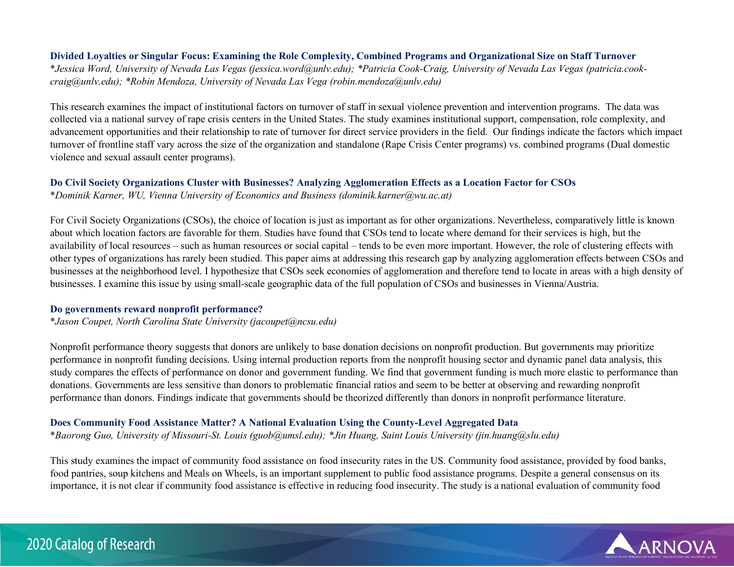### Divided Loyalties or Singular Focus: Examining the Role Complexity, Combined Programs and Organizational Size on Staff Turnover

**Jessica Word, University of Nevada Las Vegas (jessica.word@unlv.edu); *Patricia Cook-Craig, University of Nevada Las Vegas (patricia.cook-craig@unlv.edu); *Robin Mendoza, University of Nevada Las Vega (robin.mendoza@unlv.edu)*

This research examines the impact of institutional factors on turnover of staff in sexual violence prevention and intervention programs. The data was collected via a national survey of rape crisis centers in the United States. The study examines institutional support, compensation, role complexity, and advancement opportunities and their relationship to rate of turnover for direct service providers in the field. Our findings indicate the factors which impact turnover of frontline staff vary across the size of the organization and standalone (Rape Crisis Center programs) vs. combined programs (Dual domestic violence and sexual assault center programs).

### Do Civil Society Organizations Cluster with Businesses? Analyzing Agglomeration Effects as a Location Factor for CSOs

**Dominik Karner, WU, Vienna University of Economics and Business (dominik.karner@wu.ac.at)*

For Civil Society Organizations (CSOs), the choice of location is just as important as for other organizations. Nevertheless, comparatively little is known about which location factors are favorable for them. Studies have found that CSOs tend to locate where demand for their services is high, but the availability of local resources – such as human resources or social capital – tends to be even more important. However, the role of clustering effects with other types of organizations has rarely been studied. This paper aims at addressing this research gap by analyzing agglomeration effects between CSOs and businesses at the neighborhood level. I hypothesize that CSOs seek economies of agglomeration and therefore tend to locate in areas with a high density of businesses. I examine this issue by using small-scale geographic data of the full population of CSOs and businesses in Vienna/Austria.

### Do governments reward nonprofit performance?

**Jason Coupet, North Carolina State University (jacoupet@ncsu.edu)*

Nonprofit performance theory suggests that donors are unlikely to base donation decisions on nonprofit production. But governments may prioritize performance in nonprofit funding decisions. Using internal production reports from the nonprofit housing sector and dynamic panel data analysis, this study compares the effects of performance on donor and government funding. We find that government funding is much more elastic to performance than donations. Governments are less sensitive than donors to problematic financial ratios and seem to be better at observing and rewarding nonprofit performance than donors. Findings indicate that governments should be theorized differently than donors in nonprofit performance literature.

### Does Community Food Assistance Matter? A National Evaluation Using the County-Level Aggregated Data

**Baorong Guo, University of Missouri-St. Louis (guob@umsl.edu); *Jin Huang, Saint Louis University (jin.huang@slu.edu)*

This study examines the impact of community food assistance on food insecurity rates in the US. Community food assistance, provided by food banks, food pantries, soup kitchens and Meals on Wheels, is an important supplement to public food assistance programs. Despite a general consensus on its importance, it is not clear if community food assistance is effective in reducing food insecurity. The study is a national evaluation of community food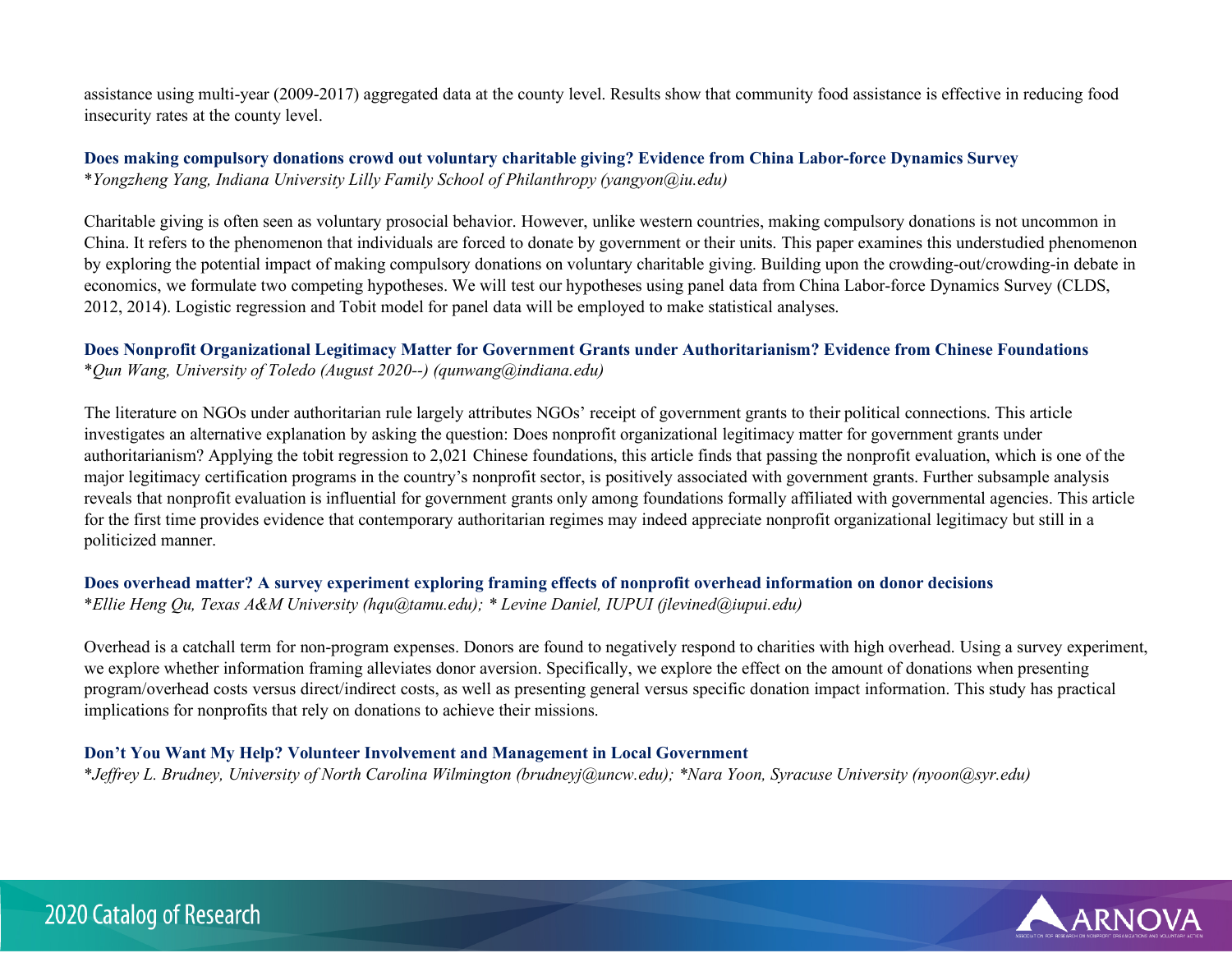assistance using multi-year (2009-2017) aggregated data at the county level. Results show that community food assistance is effective in reducing food insecurity rates at the county level.

### Does making compulsory donations crowd out voluntary charitable giving? Evidence from China Labor-force Dynamics Survey

*Yongzheng Yang, Indiana University Lilly Family School of Philanthropy (yangyon@iu.edu)*

Charitable giving is often seen as voluntary prosocial behavior. However, unlike western countries, making compulsory donations is not uncommon in China. It refers to the phenomenon that individuals are forced to donate by government or their units. This paper examines this understudied phenomenon by exploring the potential impact of making compulsory donations on voluntary charitable giving. Building upon the crowding-out/crowding-in debate in economics, we formulate two competing hypotheses. We will test our hypotheses using panel data from China Labor-force Dynamics Survey (CLDS, 2012, 2014). Logistic regression and Tobit model for panel data will be employed to make statistical analyses.

### Does Nonprofit Organizational Legitimacy Matter for Government Grants under Authoritarianism? Evidence from Chinese Foundations

*Qun Wang, University of Toledo (August 2020--) (qunwang@indiana.edu)*

The literature on NGOs under authoritarian rule largely attributes NGOs' receipt of government grants to their political connections. This article investigates an alternative explanation by asking the question: Does nonprofit organizational legitimacy matter for government grants under authoritarianism? Applying the tobit regression to 2,021 Chinese foundations, this article finds that passing the nonprofit evaluation, which is one of the major legitimacy certification programs in the country's nonprofit sector, is positively associated with government grants. Further subsample analysis reveals that nonprofit evaluation is influential for government grants only among foundations formally affiliated with governmental agencies. This article for the first time provides evidence that contemporary authoritarian regimes may indeed appreciate nonprofit organizational legitimacy but still in a politicized manner.

### Does overhead matter? A survey experiment exploring framing effects of nonprofit overhead information on donor decisions

*Ellie Heng Qu, Texas A&M University (hqu@tamu.edu); * Levine Daniel, IUPUI (jlevined@iupui.edu)*

Overhead is a catchall term for non-program expenses. Donors are found to negatively respond to charities with high overhead. Using a survey experiment, we explore whether information framing alleviates donor aversion. Specifically, we explore the effect on the amount of donations when presenting program/overhead costs versus direct/indirect costs, as well as presenting general versus specific donation impact information. This study has practical implications for nonprofits that rely on donations to achieve their missions.

### Don't You Want My Help? Volunteer Involvement and Management in Local Government

*Jeffrey L. Brudney, University of North Carolina Wilmington (brudneyj@uncw.edu); *Nara Yoon, Syracuse University (nyoon@syr.edu)*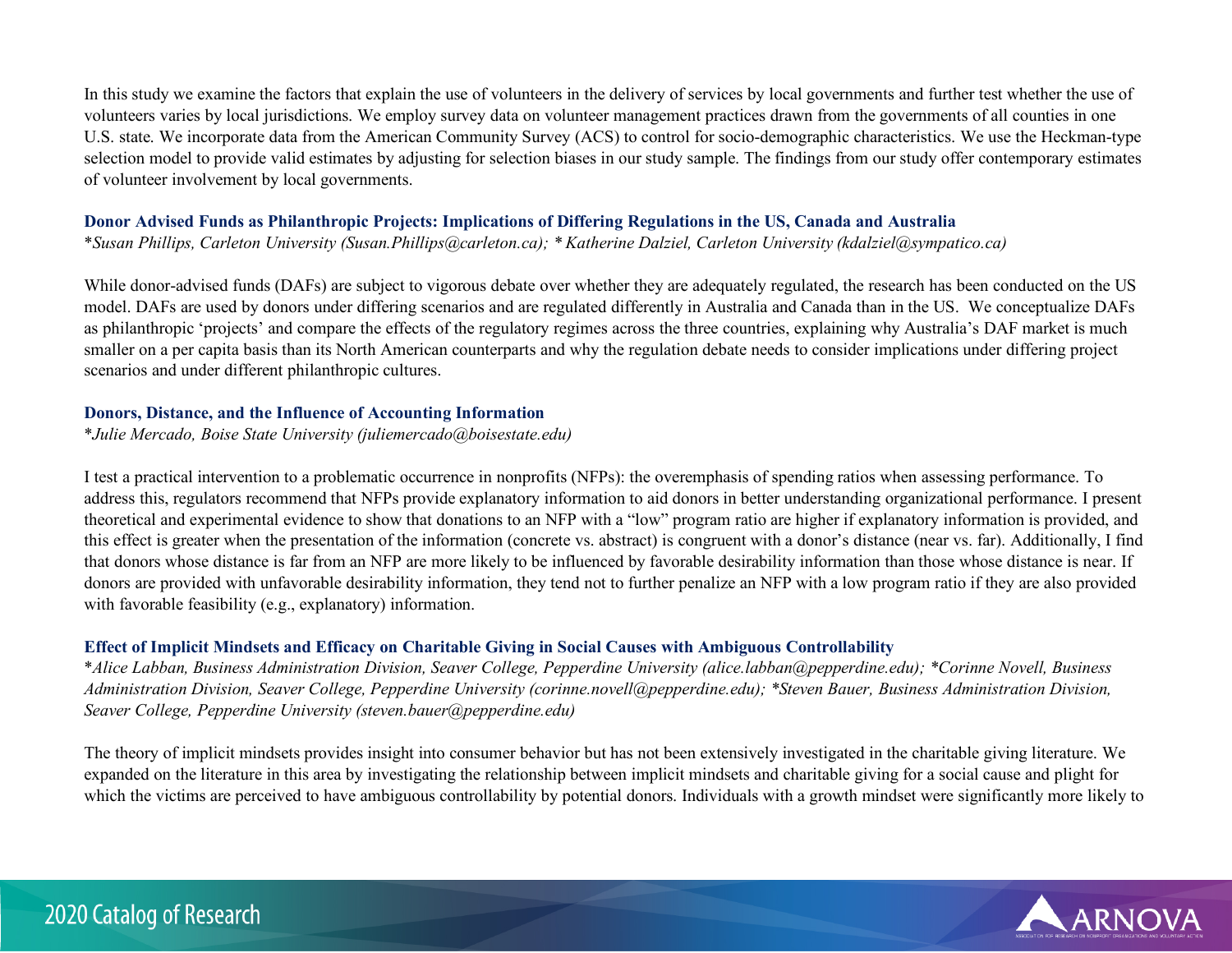In this study we examine the factors that explain the use of volunteers in the delivery of services by local governments and further test whether the use of volunteers varies by local jurisdictions. We employ survey data on volunteer management practices drawn from the governments of all counties in one U.S. state. We incorporate data from the American Community Survey (ACS) to control for socio-demographic characteristics. We use the Heckman-type selection model to provide valid estimates by adjusting for selection biases in our study sample. The findings from our study offer contemporary estimates of volunteer involvement by local governments.

### Donor Advised Funds as Philanthropic Projects: Implications of Differing Regulations in the US, Canada and Australia

**Susan Phillips, Carleton University (Susan.Phillips@carleton.ca); * Katherine Dalziel, Carleton University (kdalziel@sympatico.ca)*

While donor-advised funds (DAFs) are subject to vigorous debate over whether they are adequately regulated, the research has been conducted on the US model. DAFs are used by donors under differing scenarios and are regulated differently in Australia and Canada than in the US. We conceptualize DAFs as philanthropic 'projects' and compare the effects of the regulatory regimes across the three countries, explaining why Australia's DAF market is much smaller on a per capita basis than its North American counterparts and why the regulation debate needs to consider implications under differing project scenarios and under different philanthropic cultures.

### Donors, Distance, and the Influence of Accounting Information

**Julie Mercado, Boise State University (juliemercado@boisestate.edu)*

I test a practical intervention to a problematic occurrence in nonprofits (NFPs): the overemphasis of spending ratios when assessing performance. To address this, regulators recommend that NFPs provide explanatory information to aid donors in better understanding organizational performance. I present theoretical and experimental evidence to show that donations to an NFP with a "low" program ratio are higher if explanatory information is provided, and this effect is greater when the presentation of the information (concrete vs. abstract) is congruent with a donor's distance (near vs. far). Additionally, I find that donors whose distance is far from an NFP are more likely to be influenced by favorable desirability information than those whose distance is near. If donors are provided with unfavorable desirability information, they tend not to further penalize an NFP with a low program ratio if they are also provided with favorable feasibility (e.g., explanatory) information.

### Effect of Implicit Mindsets and Efficacy on Charitable Giving in Social Causes with Ambiguous Controllability

**Alice Labban, Business Administration Division, Seaver College, Pepperdine University (alice.labban@pepperdine.edu); *Corinne Novell, Business Administration Division, Seaver College, Pepperdine University (corinne.novell@pepperdine.edu); *Steven Bauer, Business Administration Division, Seaver College, Pepperdine University (steven.bauer@pepperdine.edu)*

The theory of implicit mindsets provides insight into consumer behavior but has not been extensively investigated in the charitable giving literature. We expanded on the literature in this area by investigating the relationship between implicit mindsets and charitable giving for a social cause and plight for which the victims are perceived to have ambiguous controllability by potential donors. Individuals with a growth mindset were significantly more likely to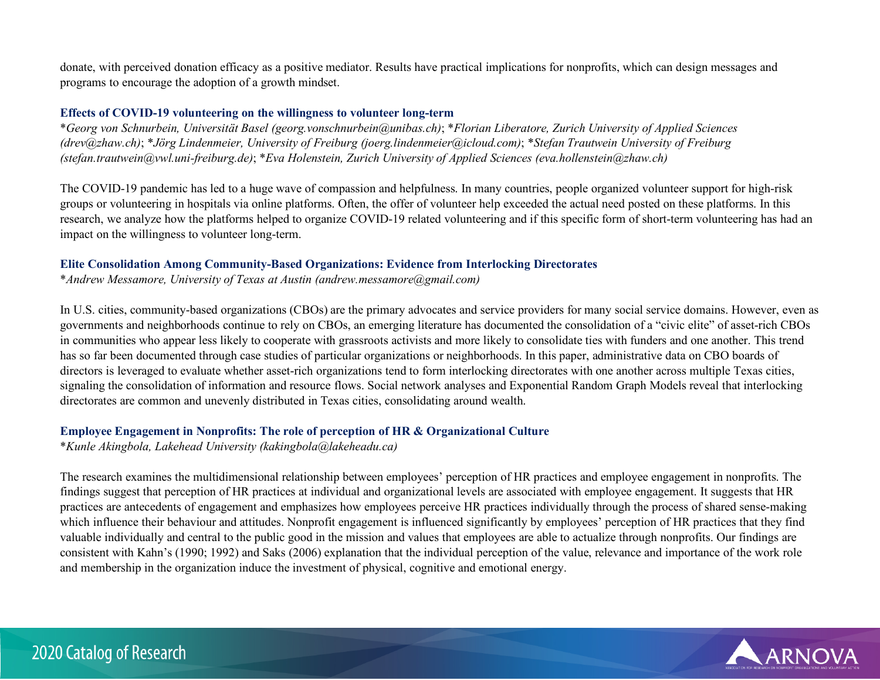donate, with perceived donation efficacy as a positive mediator. Results have practical implications for nonprofits, which can design messages and programs to encourage the adoption of a growth mindset.

### Effects of COVID-19 volunteering on the willingness to volunteer long-term

*\*Georg von Schnurbein, Universität Basel (georg.vonschnurbein@unibas.ch)*; *\*Florian Liberatore, Zurich University of Applied Sciences (drev@zhaw.ch)*; *\*Jörg Lindenmeier, University of Freiburg (joerg.lindenmeier@icloud.com)*; *\*Stefan Trautwein University of Freiburg (stefan.trautwein@vwl.uni-freiburg.de)*; *\*Eva Holenstein, Zurich University of Applied Sciences (eva.hollenstein@zhaw.ch)*

The COVID-19 pandemic has led to a huge wave of compassion and helpfulness. In many countries, people organized volunteer support for high-risk groups or volunteering in hospitals via online platforms. Often, the offer of volunteer help exceeded the actual need posted on these platforms. In this research, we analyze how the platforms helped to organize COVID-19 related volunteering and if this specific form of short-term volunteering has had an impact on the willingness to volunteer long-term.

### Elite Consolidation Among Community-Based Organizations: Evidence from Interlocking Directorates

*\*Andrew Messamore, University of Texas at Austin (andrew.messamore@gmail.com)*

In U.S. cities, community-based organizations (CBOs) are the primary advocates and service providers for many social service domains. However, even as governments and neighborhoods continue to rely on CBOs, an emerging literature has documented the consolidation of a "civic elite" of asset-rich CBOs in communities who appear less likely to cooperate with grassroots activists and more likely to consolidate ties with funders and one another. This trend has so far been documented through case studies of particular organizations or neighborhoods. In this paper, administrative data on CBO boards of directors is leveraged to evaluate whether asset-rich organizations tend to form interlocking directorates with one another across multiple Texas cities, signaling the consolidation of information and resource flows. Social network analyses and Exponential Random Graph Models reveal that interlocking directorates are common and unevenly distributed in Texas cities, consolidating around wealth.

### Employee Engagement in Nonprofits: The role of perception of HR & Organizational Culture

*\*Kunle Akingbola, Lakehead University (kakingbola@lakeheadu.ca)*

The research examines the multidimensional relationship between employees' perception of HR practices and employee engagement in nonprofits. The findings suggest that perception of HR practices at individual and organizational levels are associated with employee engagement. It suggests that HR practices are antecedents of engagement and emphasizes how employees perceive HR practices individually through the process of shared sense-making which influence their behaviour and attitudes. Nonprofit engagement is influenced significantly by employees' perception of HR practices that they find valuable individually and central to the public good in the mission and values that employees are able to actualize through nonprofits. Our findings are consistent with Kahn's (1990; 1992) and Saks (2006) explanation that the individual perception of the value, relevance and importance of the work role and membership in the organization induce the investment of physical, cognitive and emotional energy.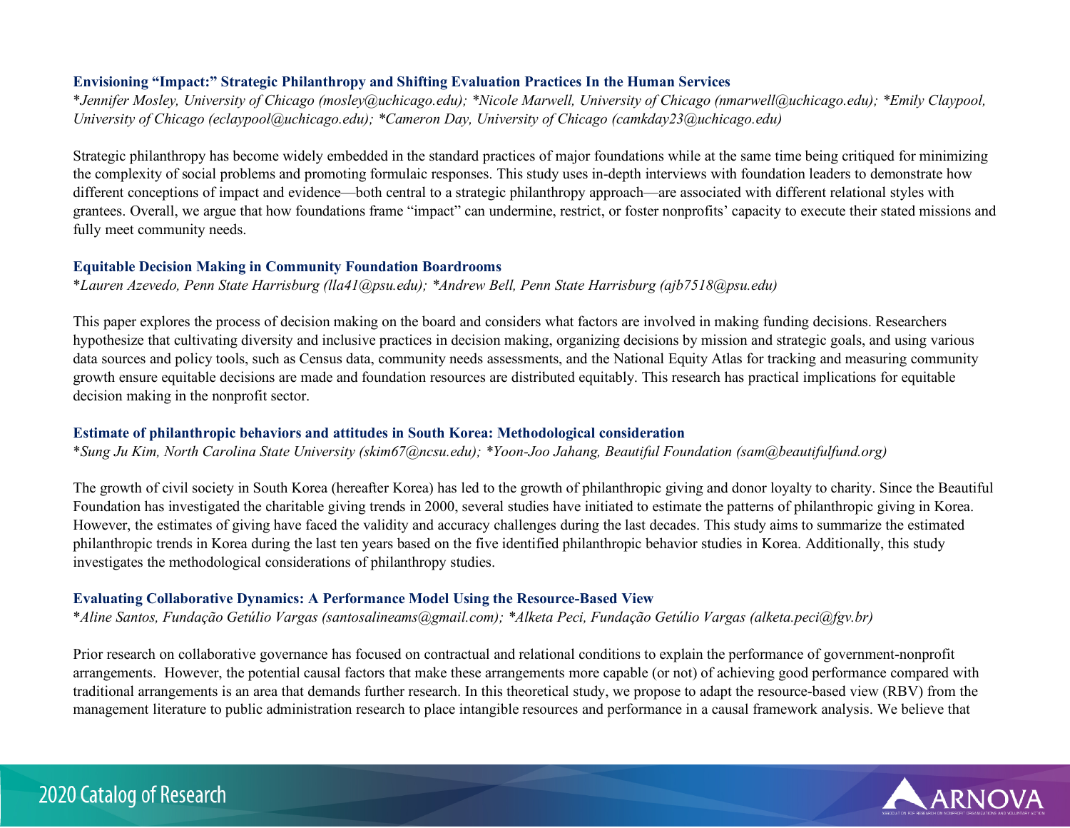### Envisioning "Impact:" Strategic Philanthropy and Shifting Evaluation Practices In the Human Services

*\*Jennifer Mosley, University of Chicago (mosley@uchicago.edu); \*Nicole Marwell, University of Chicago (nmarwell@uchicago.edu); \*Emily Claypool, University of Chicago (eclaypool@uchicago.edu); \*Cameron Day, University of Chicago (camkday23@uchicago.edu)*

Strategic philanthropy has become widely embedded in the standard practices of major foundations while at the same time being critiqued for minimizing the complexity of social problems and promoting formulaic responses. This study uses in-depth interviews with foundation leaders to demonstrate how different conceptions of impact and evidence—both central to a strategic philanthropy approach—are associated with different relational styles with grantees. Overall, we argue that how foundations frame "impact" can undermine, restrict, or foster nonprofits' capacity to execute their stated missions and fully meet community needs.

### Equitable Decision Making in Community Foundation Boardrooms

*\*Lauren Azevedo, Penn State Harrisburg (lla41@psu.edu); \*Andrew Bell, Penn State Harrisburg (ajb7518@psu.edu)*

This paper explores the process of decision making on the board and considers what factors are involved in making funding decisions. Researchers hypothesize that cultivating diversity and inclusive practices in decision making, organizing decisions by mission and strategic goals, and using various data sources and policy tools, such as Census data, community needs assessments, and the National Equity Atlas for tracking and measuring community growth ensure equitable decisions are made and foundation resources are distributed equitably. This research has practical implications for equitable decision making in the nonprofit sector.

### Estimate of philanthropic behaviors and attitudes in South Korea: Methodological consideration

*\*Sung Ju Kim, North Carolina State University (skim67@ncsu.edu); \*Yoon-Joo Jahang, Beautiful Foundation (sam@beautifulfund.org)*

The growth of civil society in South Korea (hereafter Korea) has led to the growth of philanthropic giving and donor loyalty to charity. Since the Beautiful Foundation has investigated the charitable giving trends in 2000, several studies have initiated to estimate the patterns of philanthropic giving in Korea. However, the estimates of giving have faced the validity and accuracy challenges during the last decades. This study aims to summarize the estimated philanthropic trends in Korea during the last ten years based on the five identified philanthropic behavior studies in Korea. Additionally, this study investigates the methodological considerations of philanthropy studies.

### Evaluating Collaborative Dynamics: A Performance Model Using the Resource-Based View

*\*Aline Santos, Fundação Getúlio Vargas (santosalineams@gmail.com); \*Alketa Peci, Fundação Getúlio Vargas (alketa.peci@fgv.br)*

Prior research on collaborative governance has focused on contractual and relational conditions to explain the performance of government-nonprofit arrangements. However, the potential causal factors that make these arrangements more capable (or not) of achieving good performance compared with traditional arrangements is an area that demands further research. In this theoretical study, we propose to adapt the resource-based view (RBV) from the management literature to public administration research to place intangible resources and performance in a causal framework analysis. We believe that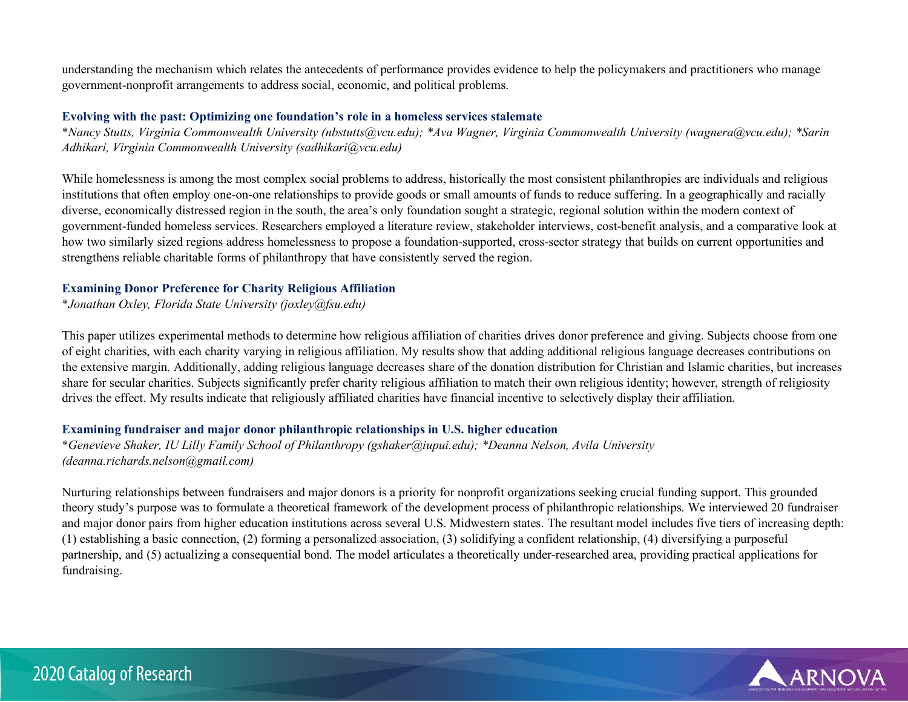understanding the mechanism which relates the antecedents of performance provides evidence to help the policymakers and practitioners who manage government-nonprofit arrangements to address social, economic, and political problems.

### Evolving with the past: Optimizing one foundation's role in a homeless services stalemate

*\*Nancy Stutts, Virginia Commonwealth University (nbstutts@vcu.edu); \*Ava Wagner, Virginia Commonwealth University (wagnera@vcu.edu); \*Sarin Adhikari, Virginia Commonwealth University (sadhikari@vcu.edu)*

While homelessness is among the most complex social problems to address, historically the most consistent philanthropies are individuals and religious institutions that often employ one-on-one relationships to provide goods or small amounts of funds to reduce suffering. In a geographically and racially diverse, economically distressed region in the south, the area's only foundation sought a strategic, regional solution within the modern context of government-funded homeless services. Researchers employed a literature review, stakeholder interviews, cost-benefit analysis, and a comparative look at how two similarly sized regions address homelessness to propose a foundation-supported, cross-sector strategy that builds on current opportunities and strengthens reliable charitable forms of philanthropy that have consistently served the region.

### Examining Donor Preference for Charity Religious Affiliation

*\*Jonathan Oxley, Florida State University (joxley@fsu.edu)*

This paper utilizes experimental methods to determine how religious affiliation of charities drives donor preference and giving. Subjects choose from one of eight charities, with each charity varying in religious affiliation. My results show that adding additional religious language decreases contributions on the extensive margin. Additionally, adding religious language decreases share of the donation distribution for Christian and Islamic charities, but increases share for secular charities. Subjects significantly prefer charity religious affiliation to match their own religious identity; however, strength of religiosity drives the effect. My results indicate that religiously affiliated charities have financial incentive to selectively display their affiliation.

### Examining fundraiser and major donor philanthropic relationships in U.S. higher education

*\*Genevieve Shaker, IU Lilly Family School of Philanthropy (gshaker@iupui.edu); \*Deanna Nelson, Avila University (deanna.richards.nelson@gmail.com)*

Nurturing relationships between fundraisers and major donors is a priority for nonprofit organizations seeking crucial funding support. This grounded theory study's purpose was to formulate a theoretical framework of the development process of philanthropic relationships. We interviewed 20 fundraiser and major donor pairs from higher education institutions across several U.S. Midwestern states. The resultant model includes five tiers of increasing depth: (1) establishing a basic connection, (2) forming a personalized association, (3) solidifying a confident relationship, (4) diversifying a purposeful partnership, and (5) actualizing a consequential bond. The model articulates a theoretically under-researched area, providing practical applications for fundraising.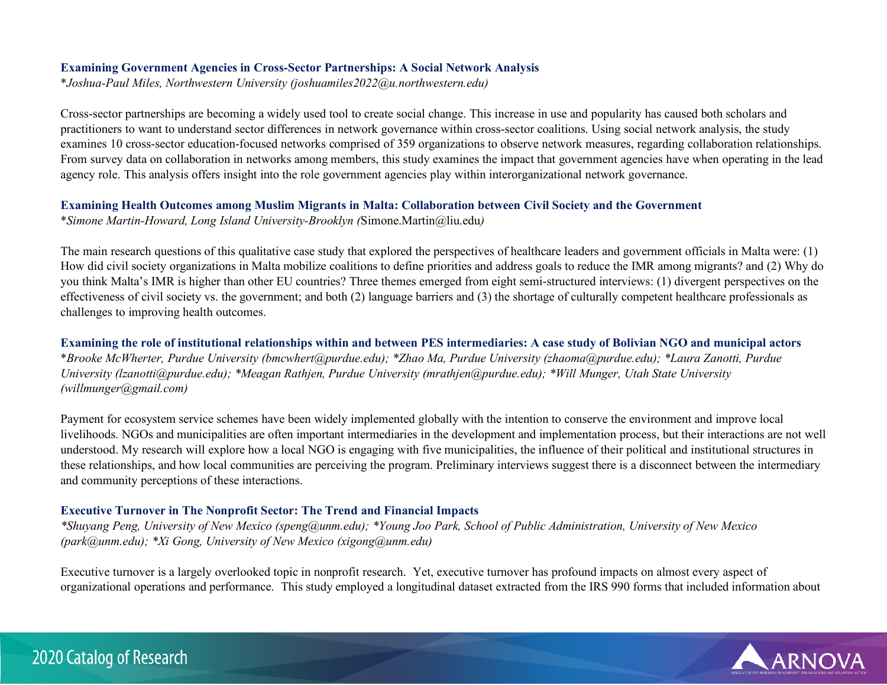### Examining Government Agencies in Cross-Sector Partnerships: A Social Network Analysis

*Joshua-Paul Miles, Northwestern University (joshuamiles2022@u.northwestern.edu)*

Cross-sector partnerships are becoming a widely used tool to create social change. This increase in use and popularity has caused both scholars and practitioners to want to understand sector differences in network governance within cross-sector coalitions. Using social network analysis, the study examines 10 cross-sector education-focused networks comprised of 359 organizations to observe network measures, regarding collaboration relationships. From survey data on collaboration in networks among members, this study examines the impact that government agencies have when operating in the lead agency role. This analysis offers insight into the role government agencies play within interorganizational network governance.

### Examining Health Outcomes among Muslim Migrants in Malta: Collaboration between Civil Society and the Government

*Simone Martin-Howard, Long Island University-Brooklyn (Simone.Martin@liu.edu)*

The main research questions of this qualitative case study that explored the perspectives of healthcare leaders and government officials in Malta were: (1) How did civil society organizations in Malta mobilize coalitions to define priorities and address goals to reduce the IMR among migrants? and (2) Why do you think Malta's IMR is higher than other EU countries? Three themes emerged from eight semi-structured interviews: (1) divergent perspectives on the effectiveness of civil society vs. the government; and both (2) language barriers and (3) the shortage of culturally competent healthcare professionals as challenges to improving health outcomes.

### Examining the role of institutional relationships within and between PES intermediaries: A case study of Bolivian NGO and municipal actors

*Brooke McWherter, Purdue University (bmcwhert@purdue.edu); *Zhao Ma, Purdue University (zhaoma@purdue.edu); *Laura Zanotti, Purdue University (lzanotti@purdue.edu); *Meagan Rathjen, Purdue University (mrathjen@purdue.edu); *Will Munger, Utah State University (willmunger@gmail.com)*

Payment for ecosystem service schemes have been widely implemented globally with the intention to conserve the environment and improve local livelihoods. NGOs and municipalities are often important intermediaries in the development and implementation process, but their interactions are not well understood. My research will explore how a local NGO is engaging with five municipalities, the influence of their political and institutional structures in these relationships, and how local communities are perceiving the program. Preliminary interviews suggest there is a disconnect between the intermediary and community perceptions of these interactions.

### Executive Turnover in The Nonprofit Sector: The Trend and Financial Impacts

*Shuyang Peng, University of New Mexico (speng@unm.edu); *Young Joo Park, School of Public Administration, University of New Mexico (park@unm.edu); *Xi Gong, University of New Mexico (xigong@unm.edu)*

Executive turnover is a largely overlooked topic in nonprofit research. Yet, executive turnover has profound impacts on almost every aspect of organizational operations and performance. This study employed a longitudinal dataset extracted from the IRS 990 forms that included information about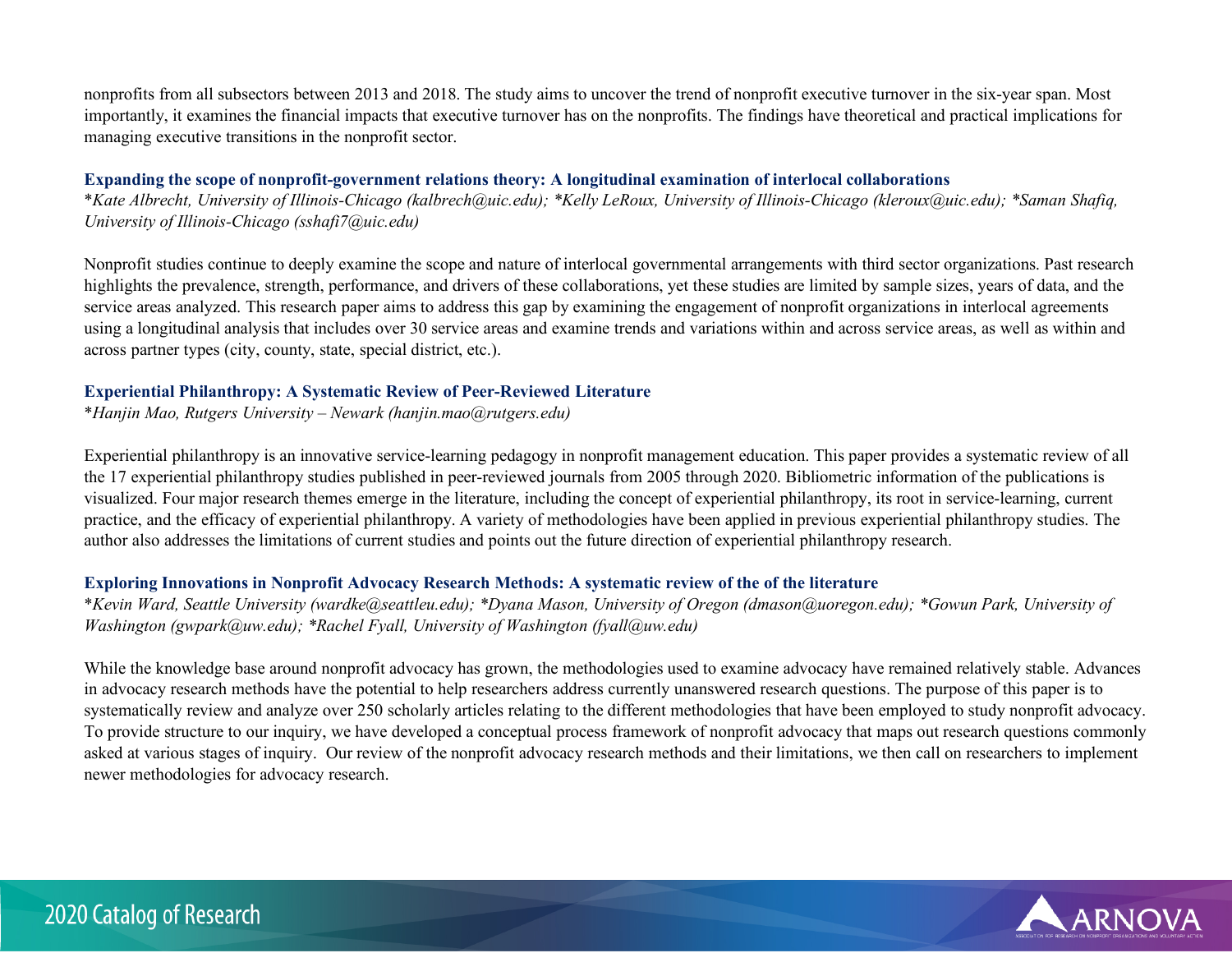nonprofits from all subsectors between 2013 and 2018. The study aims to uncover the trend of nonprofit executive turnover in the six-year span. Most importantly, it examines the financial impacts that executive turnover has on the nonprofits. The findings have theoretical and practical implications for managing executive transitions in the nonprofit sector.

### Expanding the scope of nonprofit-government relations theory: A longitudinal examination of interlocal collaborations

*\*Kate Albrecht, University of Illinois-Chicago (kalbrech@uic.edu); \*Kelly LeRoux, University of Illinois-Chicago (kleroux@uic.edu); \*Saman Shafiq, University of Illinois-Chicago (sshafi7@uic.edu)*

Nonprofit studies continue to deeply examine the scope and nature of interlocal governmental arrangements with third sector organizations. Past research highlights the prevalence, strength, performance, and drivers of these collaborations, yet these studies are limited by sample sizes, years of data, and the service areas analyzed. This research paper aims to address this gap by examining the engagement of nonprofit organizations in interlocal agreements using a longitudinal analysis that includes over 30 service areas and examine trends and variations within and across service areas, as well as within and across partner types (city, county, state, special district, etc.).

### Experiential Philanthropy: A Systematic Review of Peer-Reviewed Literature

*\*Hanjin Mao, Rutgers University – Newark (hanjin.mao@rutgers.edu)*

Experiential philanthropy is an innovative service-learning pedagogy in nonprofit management education. This paper provides a systematic review of all the 17 experiential philanthropy studies published in peer-reviewed journals from 2005 through 2020. Bibliometric information of the publications is visualized. Four major research themes emerge in the literature, including the concept of experiential philanthropy, its root in service-learning, current practice, and the efficacy of experiential philanthropy. A variety of methodologies have been applied in previous experiential philanthropy studies. The author also addresses the limitations of current studies and points out the future direction of experiential philanthropy research.

### Exploring Innovations in Nonprofit Advocacy Research Methods: A systematic review of the of the literature

*\*Kevin Ward, Seattle University (wardke@seattleu.edu); \*Dyana Mason, University of Oregon (dmason@uoregon.edu); \*Gowun Park, University of Washington (gwpark@uw.edu); \*Rachel Fyall, University of Washington (fyall@uw.edu)*

While the knowledge base around nonprofit advocacy has grown, the methodologies used to examine advocacy have remained relatively stable. Advances in advocacy research methods have the potential to help researchers address currently unanswered research questions. The purpose of this paper is to systematically review and analyze over 250 scholarly articles relating to the different methodologies that have been employed to study nonprofit advocacy. To provide structure to our inquiry, we have developed a conceptual process framework of nonprofit advocacy that maps out research questions commonly asked at various stages of inquiry. Our review of the nonprofit advocacy research methods and their limitations, we then call on researchers to implement newer methodologies for advocacy research.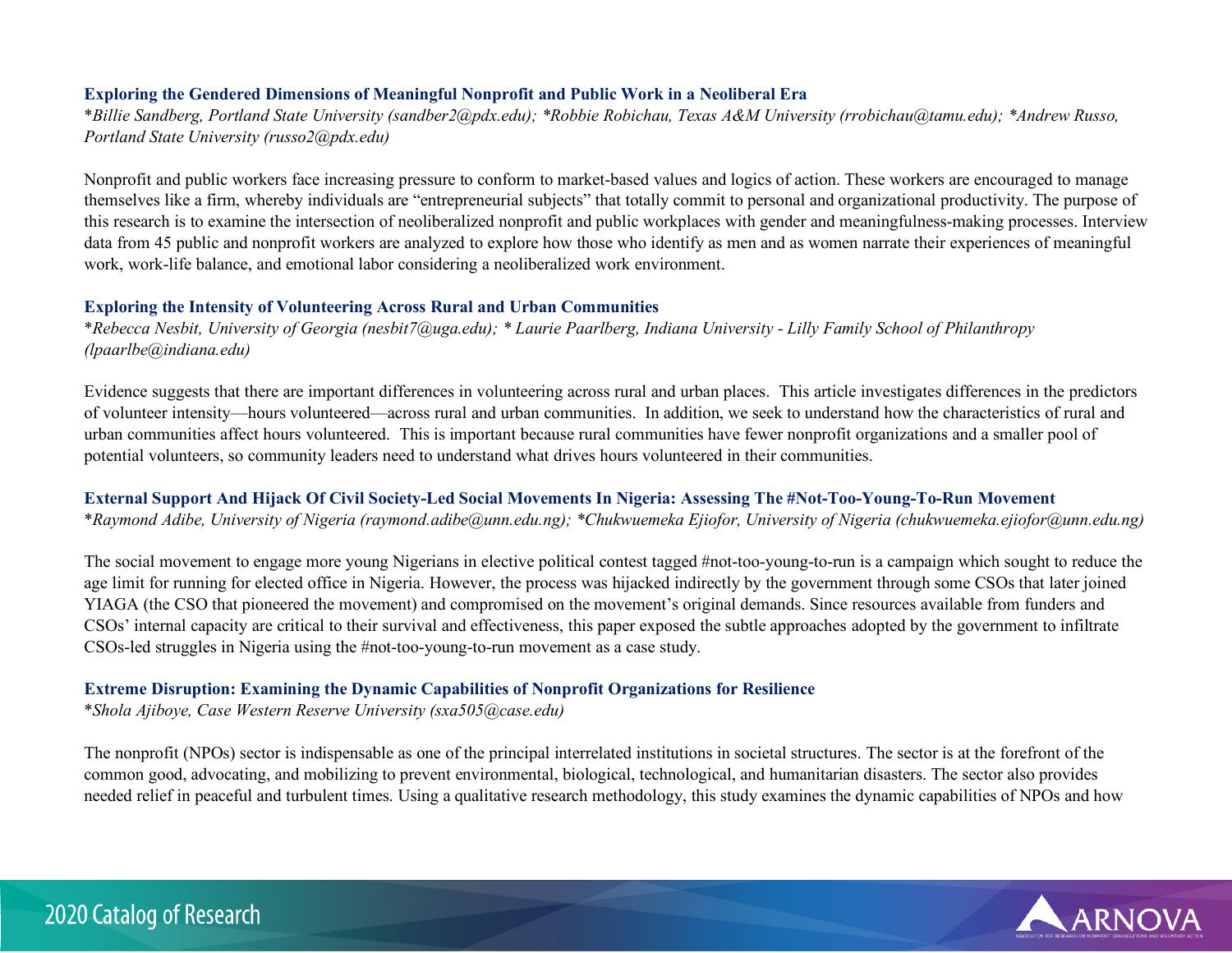### Exploring the Gendered Dimensions of Meaningful Nonprofit and Public Work in a Neoliberal Era

**Billie Sandberg, Portland State University (sandber2@pdx.edu); *Robbie Robichau, Texas A&M University (rrobichau@tamu.edu); *Andrew Russo, Portland State University (russo2@pdx.edu)*

Nonprofit and public workers face increasing pressure to conform to market-based values and logics of action. These workers are encouraged to manage themselves like a firm, whereby individuals are "entrepreneurial subjects" that totally commit to personal and organizational productivity. The purpose of this research is to examine the intersection of neoliberalized nonprofit and public workplaces with gender and meaningfulness-making processes. Interview data from 45 public and nonprofit workers are analyzed to explore how those who identify as men and as women narrate their experiences of meaningful work, work-life balance, and emotional labor considering a neoliberalized work environment.

### Exploring the Intensity of Volunteering Across Rural and Urban Communities

**Rebecca Nesbit, University of Georgia (nesbit7@uga.edu); * Laurie Paarlberg, Indiana University - Lilly Family School of Philanthropy (lpaarlbe@indiana.edu)*

Evidence suggests that there are important differences in volunteering across rural and urban places. This article investigates differences in the predictors of volunteer intensity—hours volunteered—across rural and urban communities. In addition, we seek to understand how the characteristics of rural and urban communities affect hours volunteered. This is important because rural communities have fewer nonprofit organizations and a smaller pool of potential volunteers, so community leaders need to understand what drives hours volunteered in their communities.

### External Support And Hijack Of Civil Society-Led Social Movements In Nigeria: Assessing The #Not-Too-Young-To-Run Movement

**Raymond Adibe, University of Nigeria (raymond.adibe@unn.edu.ng); *Chukwuemeka Ejiofor, University of Nigeria (chukwuemeka.ejiofor@unn.edu.ng)*

The social movement to engage more young Nigerians in elective political contest tagged #not-too-young-to-run is a campaign which sought to reduce the age limit for running for elected office in Nigeria. However, the process was hijacked indirectly by the government through some CSOs that later joined YIAGA (the CSO that pioneered the movement) and compromised on the movement's original demands. Since resources available from funders and CSOs' internal capacity are critical to their survival and effectiveness, this paper exposed the subtle approaches adopted by the government to infiltrate CSOs-led struggles in Nigeria using the #not-too-young-to-run movement as a case study.

### Extreme Disruption: Examining the Dynamic Capabilities of Nonprofit Organizations for Resilience

**Shola Ajiboye, Case Western Reserve University (sxa505@case.edu)*

The nonprofit (NPOs) sector is indispensable as one of the principal interrelated institutions in societal structures. The sector is at the forefront of the common good, advocating, and mobilizing to prevent environmental, biological, technological, and humanitarian disasters. The sector also provides needed relief in peaceful and turbulent times. Using a qualitative research methodology, this study examines the dynamic capabilities of NPOs and how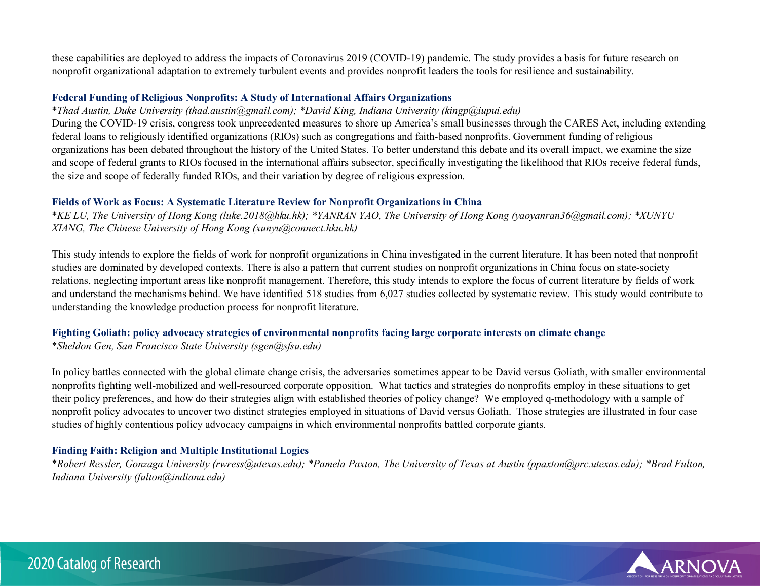these capabilities are deployed to address the impacts of Coronavirus 2019 (COVID-19) pandemic. The study provides a basis for future research on nonprofit organizational adaptation to extremely turbulent events and provides nonprofit leaders the tools for resilience and sustainability.

### Federal Funding of Religious Nonprofits: A Study of International Affairs Organizations

*\*Thad Austin, Duke University (thad.austin@gmail.com); \*David King, Indiana University (kingp@iupui.edu)*

During the COVID-19 crisis, congress took unprecedented measures to shore up America's small businesses through the CARES Act, including extending federal loans to religiously identified organizations (RIOs) such as congregations and faith-based nonprofits. Government funding of religious organizations has been debated throughout the history of the United States. To better understand this debate and its overall impact, we examine the size and scope of federal grants to RIOs focused in the international affairs subsector, specifically investigating the likelihood that RIOs receive federal funds, the size and scope of federally funded RIOs, and their variation by degree of religious expression.

### Fields of Work as Focus: A Systematic Literature Review for Nonprofit Organizations in China

*\*KE LU, The University of Hong Kong (luke.2018@hku.hk); \*YANRAN YAO, The University of Hong Kong (yaoyanran36@gmail.com); \*XUNYU XIANG, The Chinese University of Hong Kong (xunyu@connect.hku.hk)*

This study intends to explore the fields of work for nonprofit organizations in China investigated in the current literature. It has been noted that nonprofit studies are dominated by developed contexts. There is also a pattern that current studies on nonprofit organizations in China focus on state-society relations, neglecting important areas like nonprofit management. Therefore, this study intends to explore the focus of current literature by fields of work and understand the mechanisms behind. We have identified 518 studies from 6,027 studies collected by systematic review. This study would contribute to understanding the knowledge production process for nonprofit literature.

### Fighting Goliath: policy advocacy strategies of environmental nonprofits facing large corporate interests on climate change

*\*Sheldon Gen, San Francisco State University (sgen@sfsu.edu)*

In policy battles connected with the global climate change crisis, the adversaries sometimes appear to be David versus Goliath, with smaller environmental nonprofits fighting well-mobilized and well-resourced corporate opposition. What tactics and strategies do nonprofits employ in these situations to get their policy preferences, and how do their strategies align with established theories of policy change? We employed q-methodology with a sample of nonprofit policy advocates to uncover two distinct strategies employed in situations of David versus Goliath. Those strategies are illustrated in four case studies of highly contentious policy advocacy campaigns in which environmental nonprofits battled corporate giants.

### Finding Faith: Religion and Multiple Institutional Logics

*\*Robert Ressler, Gonzaga University (rwress@utexas.edu); \*Pamela Paxton, The University of Texas at Austin (ppaxton@prc.utexas.edu); \*Brad Fulton, Indiana University (fulton@indiana.edu)*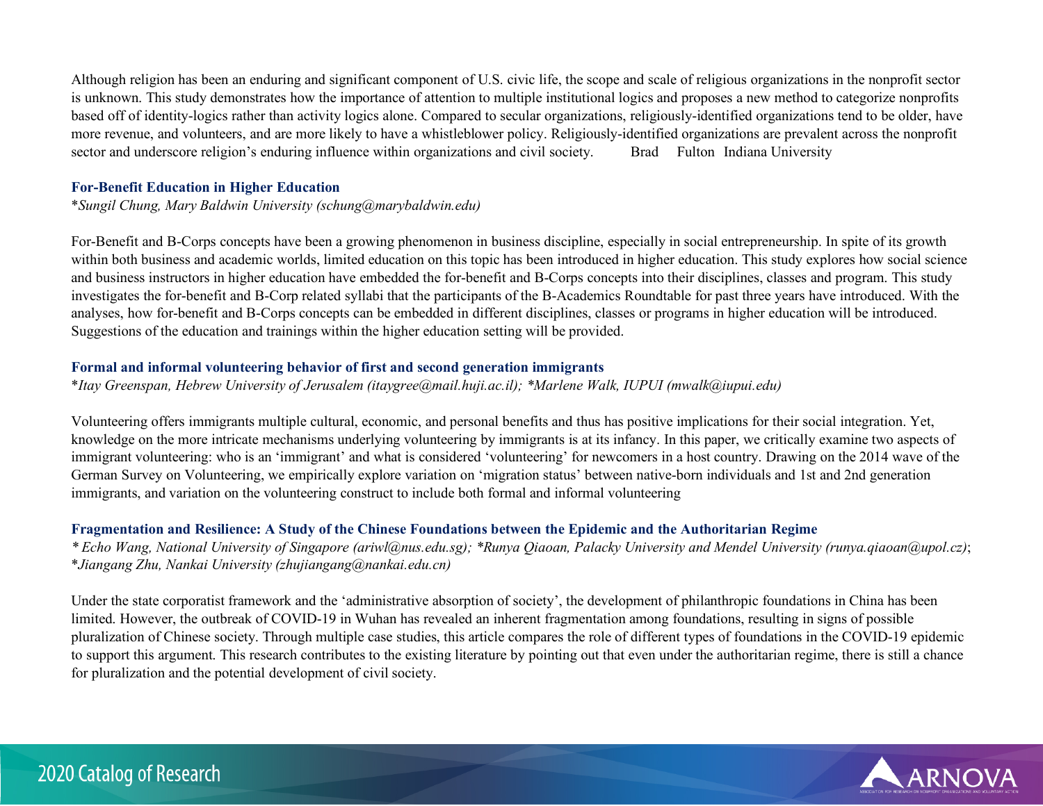Although religion has been an enduring and significant component of U.S. civic life, the scope and scale of religious organizations in the nonprofit sector is unknown. This study demonstrates how the importance of attention to multiple institutional logics and proposes a new method to categorize nonprofits based off of identity-logics rather than activity logics alone. Compared to secular organizations, religiously-identified organizations tend to be older, have more revenue, and volunteers, and are more likely to have a whistleblower policy. Religiously-identified organizations are prevalent across the nonprofit sector and underscore religion's enduring influence within organizations and civil society. Brad Fulton Indiana University

### For-Benefit Education in Higher Education

*\*Sungil Chung, Mary Baldwin University (schung@marybaldwin.edu)*

For-Benefit and B-Corps concepts have been a growing phenomenon in business discipline, especially in social entrepreneurship. In spite of its growth within both business and academic worlds, limited education on this topic has been introduced in higher education. This study explores how social science and business instructors in higher education have embedded the for-benefit and B-Corps concepts into their disciplines, classes and program. This study investigates the for-benefit and B-Corp related syllabi that the participants of the B-Academics Roundtable for past three years have introduced. With the analyses, how for-benefit and B-Corps concepts can be embedded in different disciplines, classes or programs in higher education will be introduced. Suggestions of the education and trainings within the higher education setting will be provided.

### Formal and informal volunteering behavior of first and second generation immigrants

*\*Itay Greenspan, Hebrew University of Jerusalem (itaygree@mail.huji.ac.il); \*Marlene Walk, IUPUI (mwalk@iupui.edu)*

Volunteering offers immigrants multiple cultural, economic, and personal benefits and thus has positive implications for their social integration. Yet, knowledge on the more intricate mechanisms underlying volunteering by immigrants is at its infancy. In this paper, we critically examine two aspects of immigrant volunteering: who is an 'immigrant' and what is considered 'volunteering' for newcomers in a host country. Drawing on the 2014 wave of the German Survey on Volunteering, we empirically explore variation on 'migration status' between native-born individuals and 1st and 2nd generation immigrants, and variation on the volunteering construct to include both formal and informal volunteering

### Fragmentation and Resilience: A Study of the Chinese Foundations between the Epidemic and the Authoritarian Regime

*\* Echo Wang, National University of Singapore (ariwl@nus.edu.sg); \*Runya Qiaoan, Palacky University and Mendel University (runya.qiaoan@upol.cz); \*Jiangang Zhu, Nankai University (zhujiangang@nankai.edu.cn)*

Under the state corporatist framework and the 'administrative absorption of society', the development of philanthropic foundations in China has been limited. However, the outbreak of COVID-19 in Wuhan has revealed an inherent fragmentation among foundations, resulting in signs of possible pluralization of Chinese society. Through multiple case studies, this article compares the role of different types of foundations in the COVID-19 epidemic to support this argument. This research contributes to the existing literature by pointing out that even under the authoritarian regime, there is still a chance for pluralization and the potential development of civil society.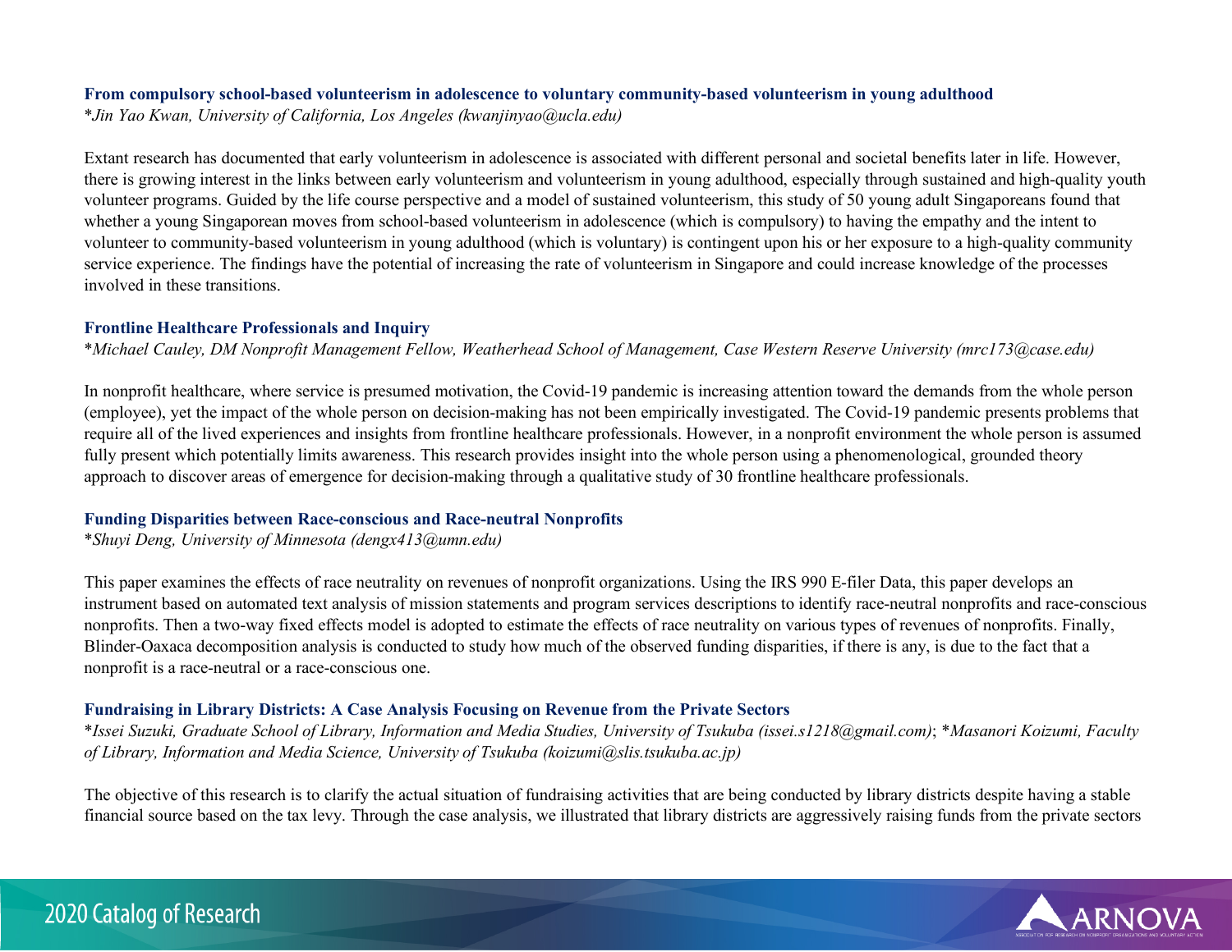### From compulsory school-based volunteerism in adolescence to voluntary community-based volunteerism in young adulthood

*\*Jin Yao Kwan, University of California, Los Angeles (kwanjinyao@ucla.edu)*

Extant research has documented that early volunteerism in adolescence is associated with different personal and societal benefits later in life. However, there is growing interest in the links between early volunteerism and volunteerism in young adulthood, especially through sustained and high-quality youth volunteer programs. Guided by the life course perspective and a model of sustained volunteerism, this study of 50 young adult Singaporeans found that whether a young Singaporean moves from school-based volunteerism in adolescence (which is compulsory) to having the empathy and the intent to volunteer to community-based volunteerism in young adulthood (which is voluntary) is contingent upon his or her exposure to a high-quality community service experience. The findings have the potential of increasing the rate of volunteerism in Singapore and could increase knowledge of the processes involved in these transitions.

### Frontline Healthcare Professionals and Inquiry

*\*Michael Cauley, DM Nonprofit Management Fellow, Weatherhead School of Management, Case Western Reserve University (mrc173@case.edu)*

In nonprofit healthcare, where service is presumed motivation, the Covid-19 pandemic is increasing attention toward the demands from the whole person (employee), yet the impact of the whole person on decision-making has not been empirically investigated. The Covid-19 pandemic presents problems that require all of the lived experiences and insights from frontline healthcare professionals. However, in a nonprofit environment the whole person is assumed fully present which potentially limits awareness. This research provides insight into the whole person using a phenomenological, grounded theory approach to discover areas of emergence for decision-making through a qualitative study of 30 frontline healthcare professionals.

### Funding Disparities between Race-conscious and Race-neutral Nonprofits

*\*Shuyi Deng, University of Minnesota (dengx413@umn.edu)*

This paper examines the effects of race neutrality on revenues of nonprofit organizations. Using the IRS 990 E-filer Data, this paper develops an instrument based on automated text analysis of mission statements and program services descriptions to identify race-neutral nonprofits and race-conscious nonprofits. Then a two-way fixed effects model is adopted to estimate the effects of race neutrality on various types of revenues of nonprofits. Finally, Blinder-Oaxaca decomposition analysis is conducted to study how much of the observed funding disparities, if there is any, is due to the fact that a nonprofit is a race-neutral or a race-conscious one.

### Fundraising in Library Districts: A Case Analysis Focusing on Revenue from the Private Sectors

*\*Issei Suzuki, Graduate School of Library, Information and Media Studies, University of Tsukuba (issei.s1218@gmail.com); \*Masanori Koizumi, Faculty of Library, Information and Media Science, University of Tsukuba (koizumi@slis.tsukuba.ac.jp)*

The objective of this research is to clarify the actual situation of fundraising activities that are being conducted by library districts despite having a stable financial source based on the tax levy. Through the case analysis, we illustrated that library districts are aggressively raising funds from the private sectors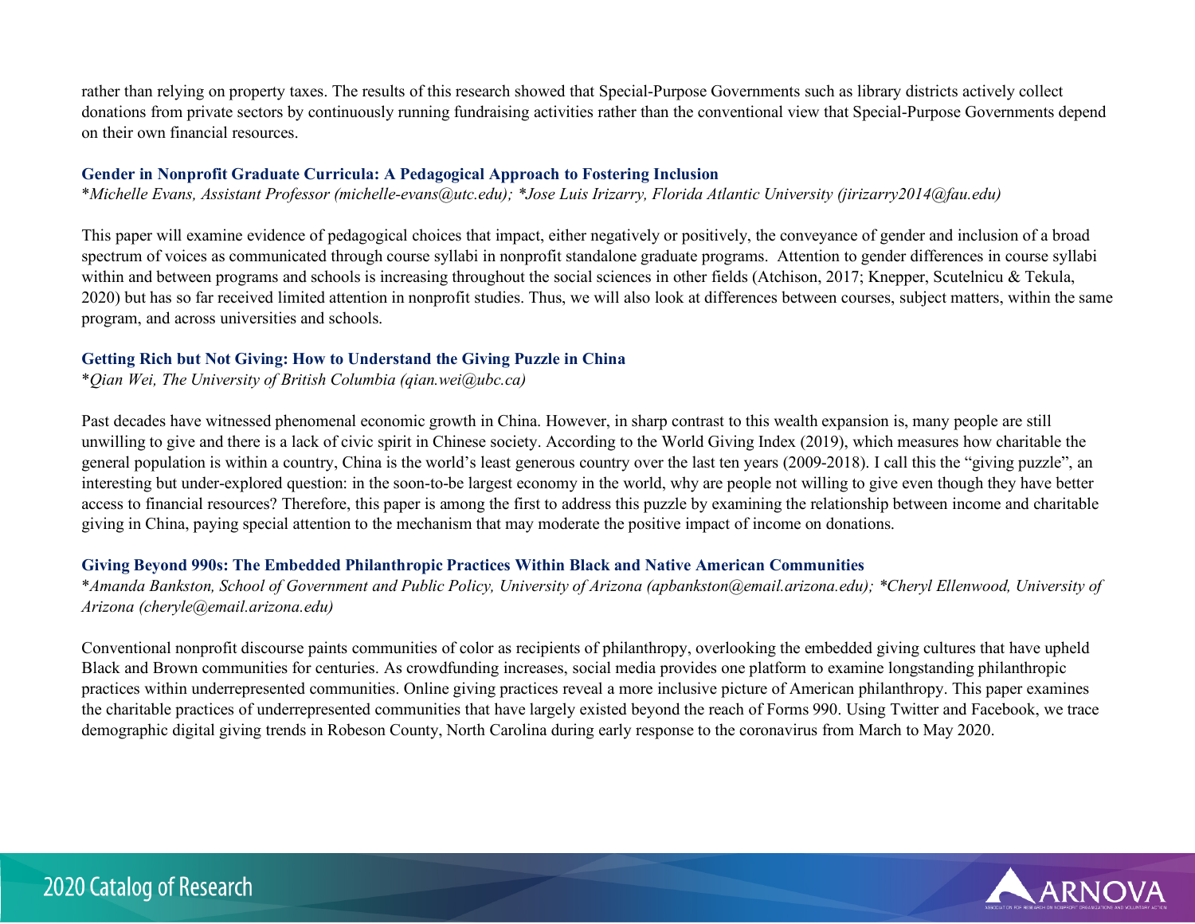rather than relying on property taxes. The results of this research showed that Special-Purpose Governments such as library districts actively collect donations from private sectors by continuously running fundraising activities rather than the conventional view that Special-Purpose Governments depend on their own financial resources.

### Gender in Nonprofit Graduate Curricula: A Pedagogical Approach to Fostering Inclusion

*\*Michelle Evans, Assistant Professor (michelle-evans@utc.edu); \*Jose Luis Irizarry, Florida Atlantic University (jirizarry2014@fau.edu)*

This paper will examine evidence of pedagogical choices that impact, either negatively or positively, the conveyance of gender and inclusion of a broad spectrum of voices as communicated through course syllabi in nonprofit standalone graduate programs. Attention to gender differences in course syllabi within and between programs and schools is increasing throughout the social sciences in other fields (Atchison, 2017; Knepper, Scutelnicu & Tekula, 2020) but has so far received limited attention in nonprofit studies. Thus, we will also look at differences between courses, subject matters, within the same program, and across universities and schools.

### Getting Rich but Not Giving: How to Understand the Giving Puzzle in China

*\*Qian Wei, The University of British Columbia (qian.wei@ubc.ca)*

Past decades have witnessed phenomenal economic growth in China. However, in sharp contrast to this wealth expansion is, many people are still unwilling to give and there is a lack of civic spirit in Chinese society. According to the World Giving Index (2019), which measures how charitable the general population is within a country, China is the world's least generous country over the last ten years (2009-2018). I call this the "giving puzzle", an interesting but under-explored question: in the soon-to-be largest economy in the world, why are people not willing to give even though they have better access to financial resources? Therefore, this paper is among the first to address this puzzle by examining the relationship between income and charitable giving in China, paying special attention to the mechanism that may moderate the positive impact of income on donations.

### Giving Beyond 990s: The Embedded Philanthropic Practices Within Black and Native American Communities

*\*Amanda Bankston, School of Government and Public Policy, University of Arizona (apbankston@email.arizona.edu); \*Cheryl Ellenwood, University of Arizona (cheryle@email.arizona.edu)*

Conventional nonprofit discourse paints communities of color as recipients of philanthropy, overlooking the embedded giving cultures that have upheld Black and Brown communities for centuries. As crowdfunding increases, social media provides one platform to examine longstanding philanthropic practices within underrepresented communities. Online giving practices reveal a more inclusive picture of American philanthropy. This paper examines the charitable practices of underrepresented communities that have largely existed beyond the reach of Forms 990. Using Twitter and Facebook, we trace demographic digital giving trends in Robeson County, North Carolina during early response to the coronavirus from March to May 2020.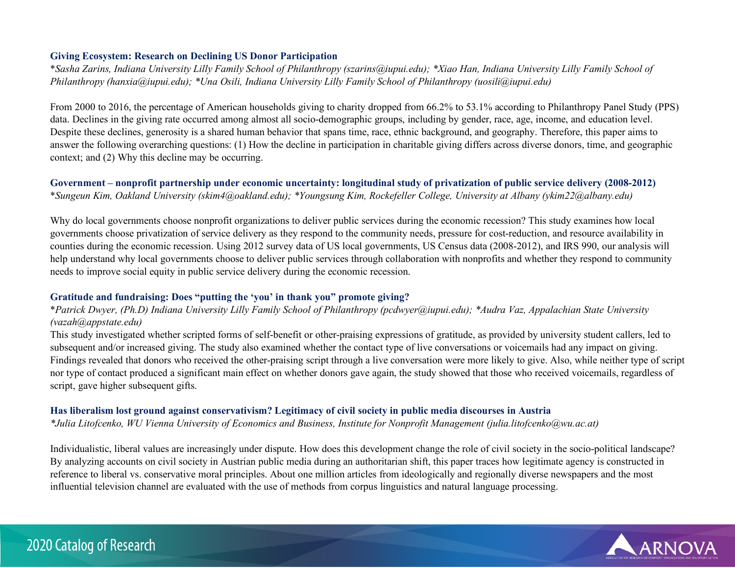### Giving Ecosystem: Research on Declining US Donor Participation

*\*Sasha Zarins, Indiana University Lilly Family School of Philanthropy (szarins@iupui.edu); \*Xiao Han, Indiana University Lilly Family School of Philanthropy (hanxia@iupui.edu); \*Una Osili, Indiana University Lilly Family School of Philanthropy (uosili@iupui.edu)*

From 2000 to 2016, the percentage of American households giving to charity dropped from 66.2% to 53.1% according to Philanthropy Panel Study (PPS) data. Declines in the giving rate occurred among almost all socio-demographic groups, including by gender, race, age, income, and education level. Despite these declines, generosity is a shared human behavior that spans time, race, ethnic background, and geography. Therefore, this paper aims to answer the following overarching questions: (1) How the decline in participation in charitable giving differs across diverse donors, time, and geographic context; and (2) Why this decline may be occurring.

### Government – nonprofit partnership under economic uncertainty: longitudinal study of privatization of public service delivery (2008-2012)

*\*Sungeun Kim, Oakland University (skim4@oakland.edu); \*Youngsung Kim, Rockefeller College, University at Albany (ykim22@albany.edu)*

Why do local governments choose nonprofit organizations to deliver public services during the economic recession? This study examines how local governments choose privatization of service delivery as they respond to the community needs, pressure for cost-reduction, and resource availability in counties during the economic recession. Using 2012 survey data of US local governments, US Census data (2008-2012), and IRS 990, our analysis will help understand why local governments choose to deliver public services through collaboration with nonprofits and whether they respond to community needs to improve social equity in public service delivery during the economic recession.

### Gratitude and fundraising: Does "putting the 'you' in thank you" promote giving?

*\*Patrick Dwyer, (Ph.D) Indiana University Lilly Family School of Philanthropy (pcdwyer@iupui.edu); \*Audra Vaz, Appalachian State University (vazah@appstate.edu)*

This study investigated whether scripted forms of self-benefit or other-praising expressions of gratitude, as provided by university student callers, led to subsequent and/or increased giving. The study also examined whether the contact type of live conversations or voicemails had any impact on giving. Findings revealed that donors who received the other-praising script through a live conversation were more likely to give. Also, while neither type of script nor type of contact produced a significant main effect on whether donors gave again, the study showed that those who received voicemails, regardless of script, gave higher subsequent gifts.

### Has liberalism lost ground against conservativism? Legitimacy of civil society in public media discourses in Austria

*\*Julia Litofcenko, WU Vienna University of Economics and Business, Institute for Nonprofit Management (julia.litofcenko@wu.ac.at)*

Individualistic, liberal values are increasingly under dispute. How does this development change the role of civil society in the socio-political landscape? By analyzing accounts on civil society in Austrian public media during an authoritarian shift, this paper traces how legitimate agency is constructed in reference to liberal vs. conservative moral principles. About one million articles from ideologically and regionally diverse newspapers and the most influential television channel are evaluated with the use of methods from corpus linguistics and natural language processing.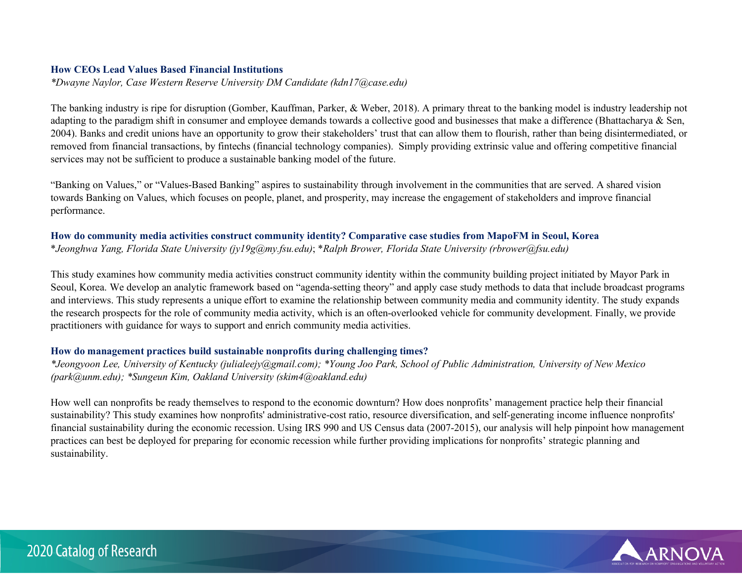### How CEOs Lead Values Based Financial Institutions

*\*Dwayne Naylor, Case Western Reserve University DM Candidate (kdn17@case.edu)*

The banking industry is ripe for disruption (Gomber, Kauffman, Parker, & Weber, 2018). A primary threat to the banking model is industry leadership not adapting to the paradigm shift in consumer and employee demands towards a collective good and businesses that make a difference (Bhattacharya & Sen, 2004). Banks and credit unions have an opportunity to grow their stakeholders' trust that can allow them to flourish, rather than being disintermediated, or removed from financial transactions, by fintechs (financial technology companies). Simply providing extrinsic value and offering competitive financial services may not be sufficient to produce a sustainable banking model of the future.

"Banking on Values," or "Values-Based Banking" aspires to sustainability through involvement in the communities that are served. A shared vision towards Banking on Values, which focuses on people, planet, and prosperity, may increase the engagement of stakeholders and improve financial performance.

### How do community media activities construct community identity? Comparative case studies from MapoFM in Seoul, Korea

*\*Jeonghwa Yang, Florida State University (jy19g@my.fsu.edu); \*Ralph Brower, Florida State University (rbrower@fsu.edu)*

This study examines how community media activities construct community identity within the community building project initiated by Mayor Park in Seoul, Korea. We develop an analytic framework based on "agenda-setting theory" and apply case study methods to data that include broadcast programs and interviews. This study represents a unique effort to examine the relationship between community media and community identity. The study expands the research prospects for the role of community media activity, which is an often-overlooked vehicle for community development. Finally, we provide practitioners with guidance for ways to support and enrich community media activities.

### How do management practices build sustainable nonprofits during challenging times?

*\*Jeongyoon Lee, University of Kentucky (julialeejy@gmail.com); \*Young Joo Park, School of Public Administration, University of New Mexico (park@unm.edu); \*Sungeun Kim, Oakland University (skim4@oakland.edu)*

How well can nonprofits be ready themselves to respond to the economic downturn? How does nonprofits' management practice help their financial sustainability? This study examines how nonprofits' administrative-cost ratio, resource diversification, and self-generating income influence nonprofits' financial sustainability during the economic recession. Using IRS 990 and US Census data (2007-2015), our analysis will help pinpoint how management practices can best be deployed for preparing for economic recession while further providing implications for nonprofits' strategic planning and sustainability.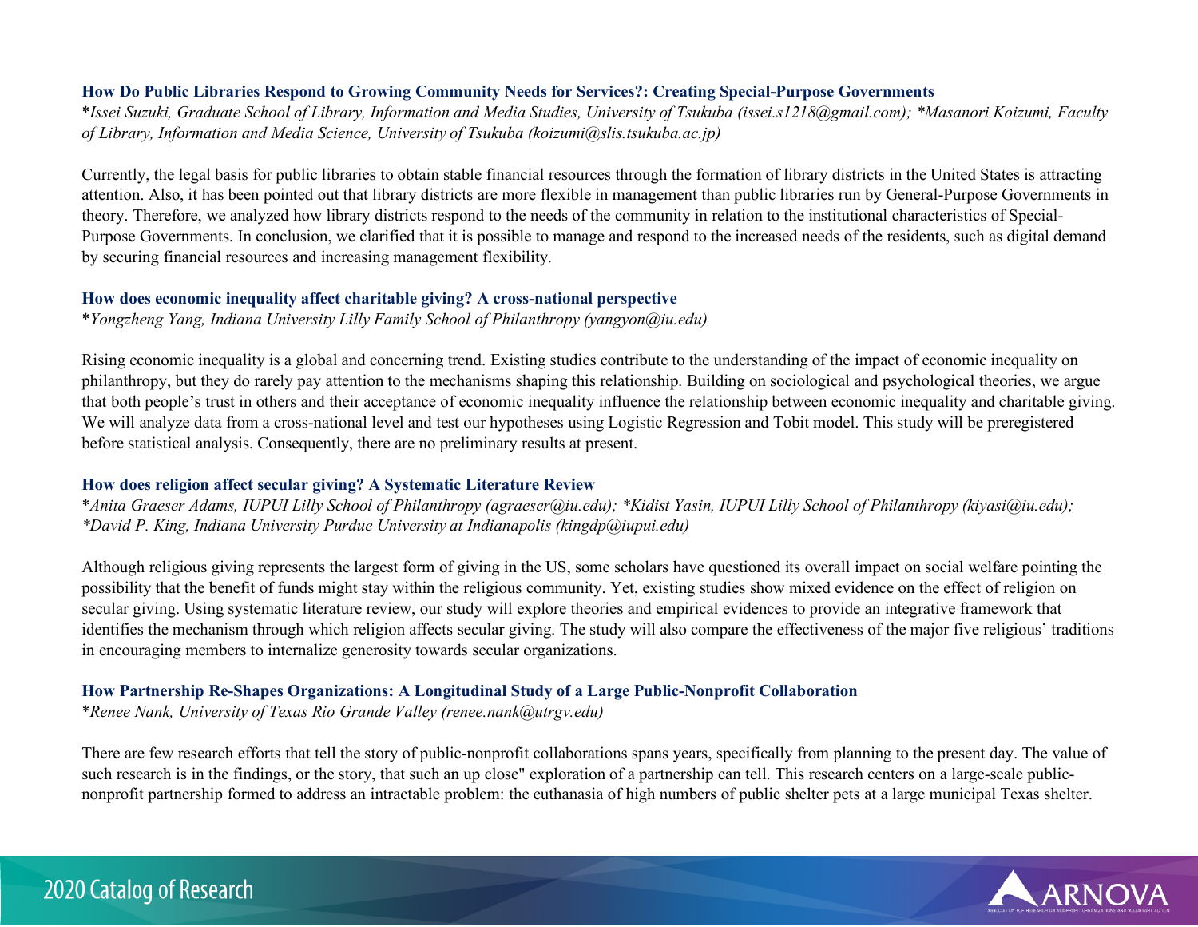### How Do Public Libraries Respond to Growing Community Needs for Services?: Creating Special-Purpose Governments

*\*Issei Suzuki, Graduate School of Library, Information and Media Studies, University of Tsukuba (issei.s1218@gmail.com); \*Masanori Koizumi, Faculty of Library, Information and Media Science, University of Tsukuba (koizumi@slis.tsukuba.ac.jp)*

Currently, the legal basis for public libraries to obtain stable financial resources through the formation of library districts in the United States is attracting attention. Also, it has been pointed out that library districts are more flexible in management than public libraries run by General-Purpose Governments in theory. Therefore, we analyzed how library districts respond to the needs of the community in relation to the institutional characteristics of Special-Purpose Governments. In conclusion, we clarified that it is possible to manage and respond to the increased needs of the residents, such as digital demand by securing financial resources and increasing management flexibility.

### How does economic inequality affect charitable giving? A cross-national perspective

*\*Yongzheng Yang, Indiana University Lilly Family School of Philanthropy (yangyon@iu.edu)*

Rising economic inequality is a global and concerning trend. Existing studies contribute to the understanding of the impact of economic inequality on philanthropy, but they do rarely pay attention to the mechanisms shaping this relationship. Building on sociological and psychological theories, we argue that both people's trust in others and their acceptance of economic inequality influence the relationship between economic inequality and charitable giving. We will analyze data from a cross-national level and test our hypotheses using Logistic Regression and Tobit model. This study will be preregistered before statistical analysis. Consequently, there are no preliminary results at present.

### How does religion affect secular giving? A Systematic Literature Review

*\*Anita Graeser Adams, IUPUI Lilly School of Philanthropy (agraeser@iu.edu); \*Kidist Yasin, IUPUI Lilly School of Philanthropy (kiyasi@iu.edu); \*David P. King, Indiana University Purdue University at Indianapolis (kingdp@iupui.edu)*

Although religious giving represents the largest form of giving in the US, some scholars have questioned its overall impact on social welfare pointing the possibility that the benefit of funds might stay within the religious community. Yet, existing studies show mixed evidence on the effect of religion on secular giving. Using systematic literature review, our study will explore theories and empirical evidences to provide an integrative framework that identifies the mechanism through which religion affects secular giving. The study will also compare the effectiveness of the major five religious' traditions in encouraging members to internalize generosity towards secular organizations.

### How Partnership Re-Shapes Organizations: A Longitudinal Study of a Large Public-Nonprofit Collaboration

*\*Renee Nank, University of Texas Rio Grande Valley (renee.nank@utrgv.edu)*

There are few research efforts that tell the story of public-nonprofit collaborations spans years, specifically from planning to the present day. The value of such research is in the findings, or the story, that such an up close" exploration of a partnership can tell. This research centers on a large-scale public-nonprofit partnership formed to address an intractable problem: the euthanasia of high numbers of public shelter pets at a large municipal Texas shelter.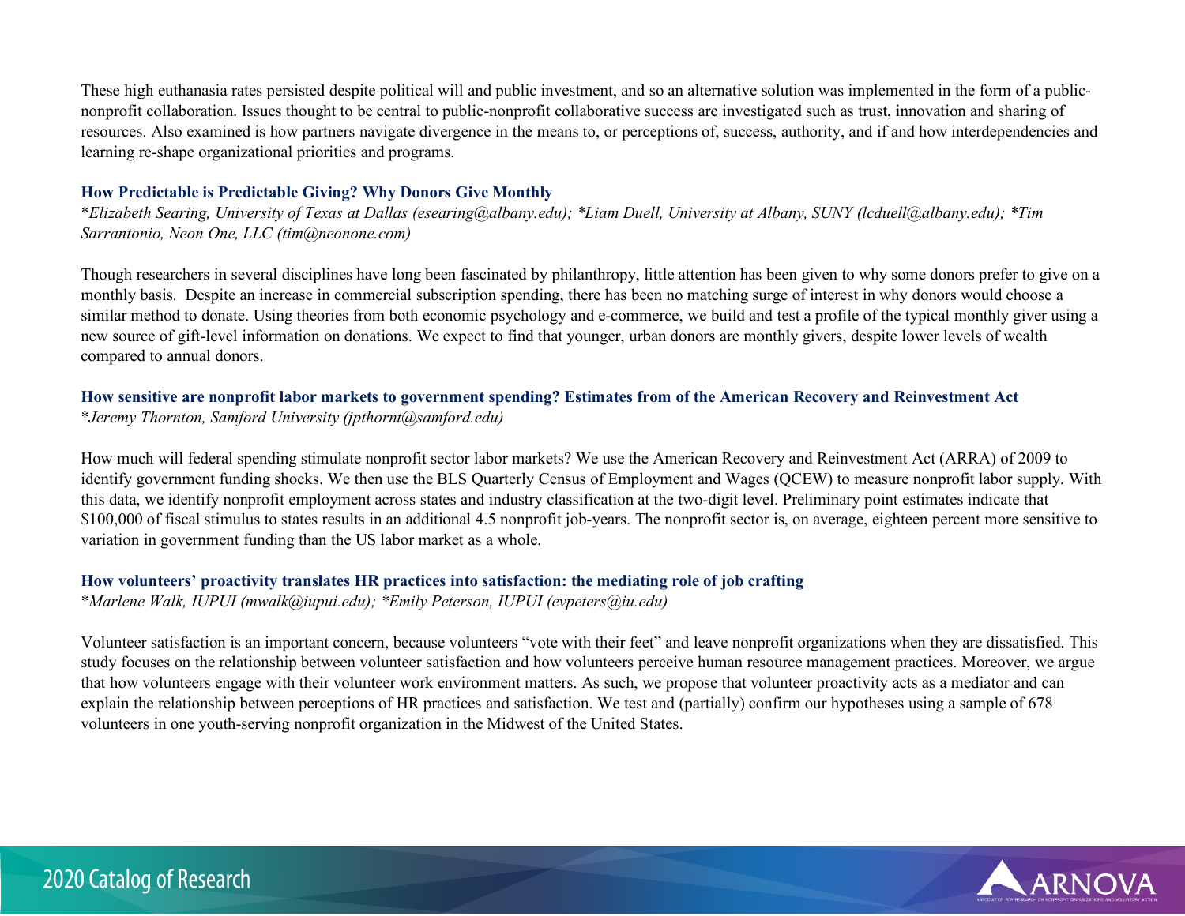These high euthanasia rates persisted despite political will and public investment, and so an alternative solution was implemented in the form of a public-nonprofit collaboration. Issues thought to be central to public-nonprofit collaborative success are investigated such as trust, innovation and sharing of resources. Also examined is how partners navigate divergence in the means to, or perceptions of, success, authority, and if and how interdependencies and learning re-shape organizational priorities and programs.

### How Predictable is Predictable Giving? Why Donors Give Monthly

*\*Elizabeth Searing, University of Texas at Dallas (esearing@albany.edu); \*Liam Duell, University at Albany, SUNY (lcduell@albany.edu); \*Tim Sarrantonio, Neon One, LLC (tim@neonone.com)*

Though researchers in several disciplines have long been fascinated by philanthropy, little attention has been given to why some donors prefer to give on a monthly basis. Despite an increase in commercial subscription spending, there has been no matching surge of interest in why donors would choose a similar method to donate. Using theories from both economic psychology and e-commerce, we build and test a profile of the typical monthly giver using a new source of gift-level information on donations. We expect to find that younger, urban donors are monthly givers, despite lower levels of wealth compared to annual donors.

### How sensitive are nonprofit labor markets to government spending? Estimates from of the American Recovery and Reinvestment Act

*\*Jeremy Thornton, Samford University (jpthornt@samford.edu)*

How much will federal spending stimulate nonprofit sector labor markets? We use the American Recovery and Reinvestment Act (ARRA) of 2009 to identify government funding shocks. We then use the BLS Quarterly Census of Employment and Wages (QCEW) to measure nonprofit labor supply. With this data, we identify nonprofit employment across states and industry classification at the two-digit level. Preliminary point estimates indicate that $100,000 of fiscal stimulus to states results in an additional 4.5 nonprofit job-years. The nonprofit sector is, on average, eighteen percent more sensitive to variation in government funding than the US labor market as a whole.

### How volunteers' proactivity translates HR practices into satisfaction: the mediating role of job crafting

*\*Marlene Walk, IUPUI (mwalk@iupui.edu); \*Emily Peterson, IUPUI (evpeters@iu.edu)*

Volunteer satisfaction is an important concern, because volunteers "vote with their feet" and leave nonprofit organizations when they are dissatisfied. This study focuses on the relationship between volunteer satisfaction and how volunteers perceive human resource management practices. Moreover, we argue that how volunteers engage with their volunteer work environment matters. As such, we propose that volunteer proactivity acts as a mediator and can explain the relationship between perceptions of HR practices and satisfaction. We test and (partially) confirm our hypotheses using a sample of 678 volunteers in one youth-serving nonprofit organization in the Midwest of the United States.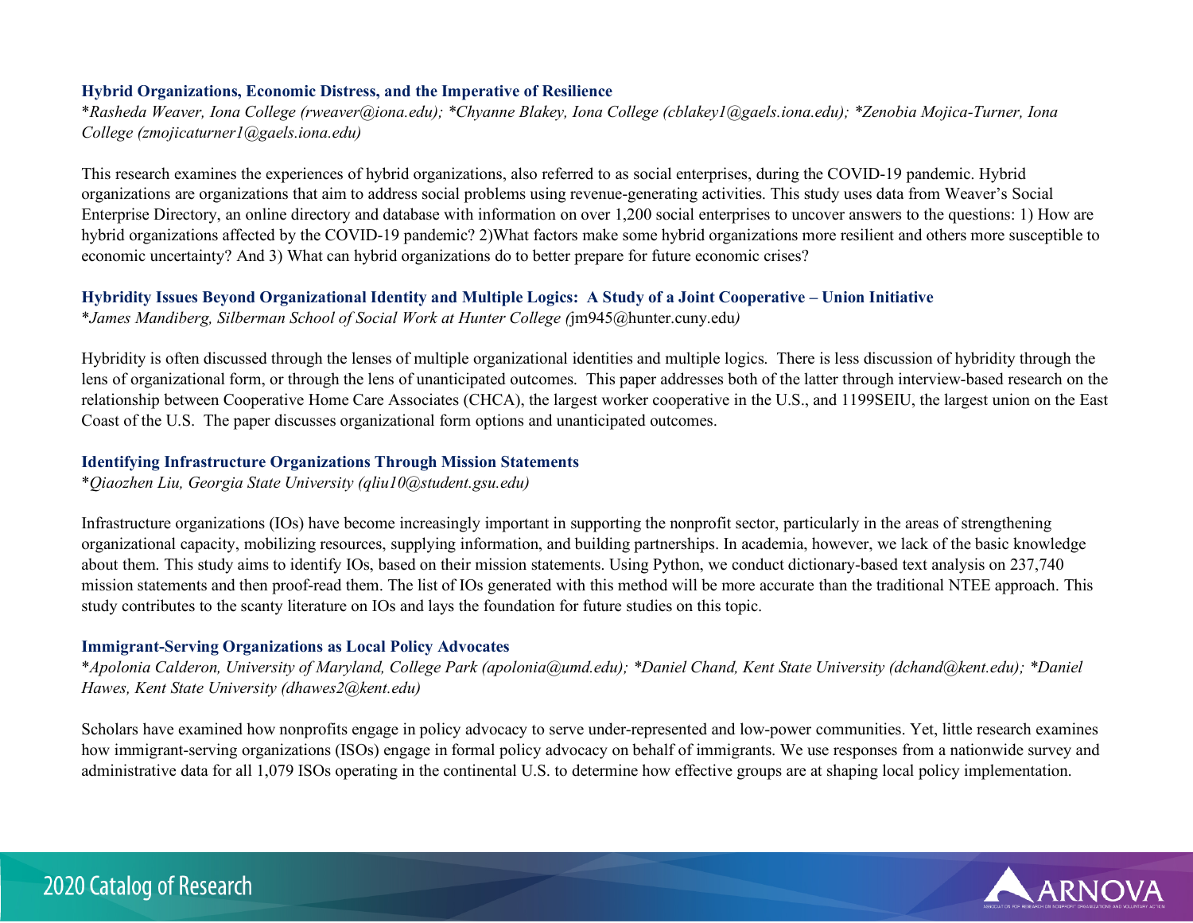### Hybrid Organizations, Economic Distress, and the Imperative of Resilience

*Rasheda Weaver, Iona College (rweaver@iona.edu); *Chyanne Blakey, Iona College (cblakey1@gaels.iona.edu); *Zenobia Mojica-Turner, Iona College (zmojicaturner1@gaels.iona.edu)*

This research examines the experiences of hybrid organizations, also referred to as social enterprises, during the COVID-19 pandemic. Hybrid organizations are organizations that aim to address social problems using revenue-generating activities. This study uses data from Weaver's Social Enterprise Directory, an online directory and database with information on over 1,200 social enterprises to uncover answers to the questions: 1) How are hybrid organizations affected by the COVID-19 pandemic? 2)What factors make some hybrid organizations more resilient and others more susceptible to economic uncertainty? And 3) What can hybrid organizations do to better prepare for future economic crises?

### Hybridity Issues Beyond Organizational Identity and Multiple Logics: A Study of a Joint Cooperative – Union Initiative

*James Mandiberg, Silberman School of Social Work at Hunter College (jm945@hunter.cuny.edu)*

Hybridity is often discussed through the lenses of multiple organizational identities and multiple logics. There is less discussion of hybridity through the lens of organizational form, or through the lens of unanticipated outcomes. This paper addresses both of the latter through interview-based research on the relationship between Cooperative Home Care Associates (CHCA), the largest worker cooperative in the U.S., and 1199SEIU, the largest union on the East Coast of the U.S. The paper discusses organizational form options and unanticipated outcomes.

### Identifying Infrastructure Organizations Through Mission Statements

*Qiaozhen Liu, Georgia State University (qliu10@student.gsu.edu)*

Infrastructure organizations (IOs) have become increasingly important in supporting the nonprofit sector, particularly in the areas of strengthening organizational capacity, mobilizing resources, supplying information, and building partnerships. In academia, however, we lack of the basic knowledge about them. This study aims to identify IOs, based on their mission statements. Using Python, we conduct dictionary-based text analysis on 237,740 mission statements and then proof-read them. The list of IOs generated with this method will be more accurate than the traditional NTEE approach. This study contributes to the scanty literature on IOs and lays the foundation for future studies on this topic.

### Immigrant-Serving Organizations as Local Policy Advocates

*Apolonia Calderon, University of Maryland, College Park (apolonia@umd.edu); *Daniel Chand, Kent State University (dchand@kent.edu); *Daniel Hawes, Kent State University (dhawes2@kent.edu)*

Scholars have examined how nonprofits engage in policy advocacy to serve under-represented and low-power communities. Yet, little research examines how immigrant-serving organizations (ISOs) engage in formal policy advocacy on behalf of immigrants. We use responses from a nationwide survey and administrative data for all 1,079 ISOs operating in the continental U.S. to determine how effective groups are at shaping local policy implementation.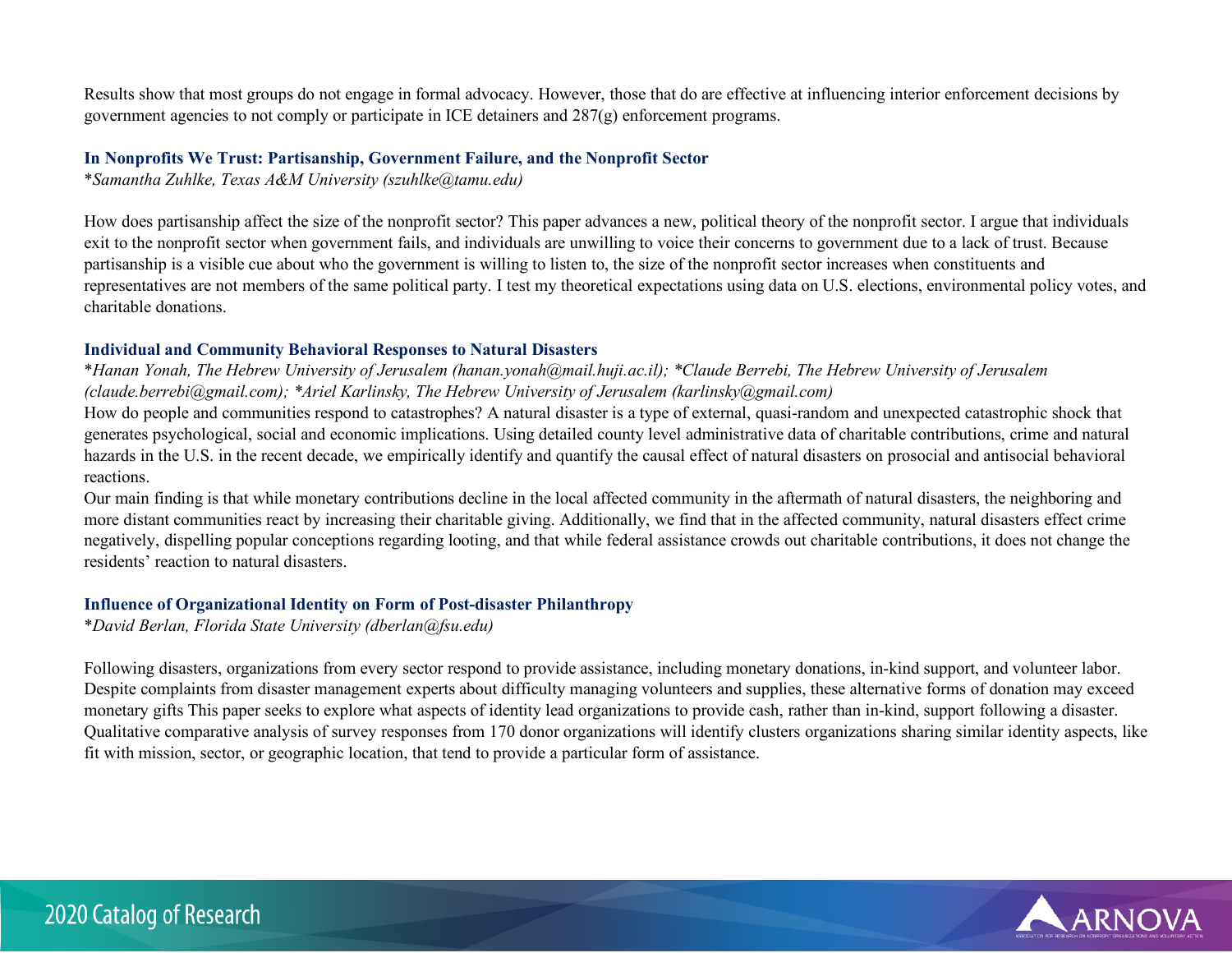Results show that most groups do not engage in formal advocacy. However, those that do are effective at influencing interior enforcement decisions by government agencies to not comply or participate in ICE detainers and 287(g) enforcement programs.

### In Nonprofits We Trust: Partisanship, Government Failure, and the Nonprofit Sector

**Samantha Zuhlke, Texas A&M University (szuhlke@tamu.edu)*

How does partisanship affect the size of the nonprofit sector? This paper advances a new, political theory of the nonprofit sector. I argue that individuals exit to the nonprofit sector when government fails, and individuals are unwilling to voice their concerns to government due to a lack of trust. Because partisanship is a visible cue about who the government is willing to listen to, the size of the nonprofit sector increases when constituents and representatives are not members of the same political party. I test my theoretical expectations using data on U.S. elections, environmental policy votes, and charitable donations.

### Individual and Community Behavioral Responses to Natural Disasters

**Hanan Yonah, The Hebrew University of Jerusalem (hanan.yonah@mail.huji.ac.il); *Claude Berrebi, The Hebrew University of Jerusalem (claude.berrebi@gmail.com); *Ariel Karlinsky, The Hebrew University of Jerusalem (karlinsky@gmail.com)*

How do people and communities respond to catastrophes? A natural disaster is a type of external, quasi-random and unexpected catastrophic shock that generates psychological, social and economic implications. Using detailed county level administrative data of charitable contributions, crime and natural hazards in the U.S. in the recent decade, we empirically identify and quantify the causal effect of natural disasters on prosocial and antisocial behavioral reactions.

Our main finding is that while monetary contributions decline in the local affected community in the aftermath of natural disasters, the neighboring and more distant communities react by increasing their charitable giving. Additionally, we find that in the affected community, natural disasters effect crime negatively, dispelling popular conceptions regarding looting, and that while federal assistance crowds out charitable contributions, it does not change the residents' reaction to natural disasters.

### Influence of Organizational Identity on Form of Post-disaster Philanthropy

**David Berlan, Florida State University (dberlan@fsu.edu)*

Following disasters, organizations from every sector respond to provide assistance, including monetary donations, in-kind support, and volunteer labor. Despite complaints from disaster management experts about difficulty managing volunteers and supplies, these alternative forms of donation may exceed monetary gifts This paper seeks to explore what aspects of identity lead organizations to provide cash, rather than in-kind, support following a disaster. Qualitative comparative analysis of survey responses from 170 donor organizations will identify clusters organizations sharing similar identity aspects, like fit with mission, sector, or geographic location, that tend to provide a particular form of assistance.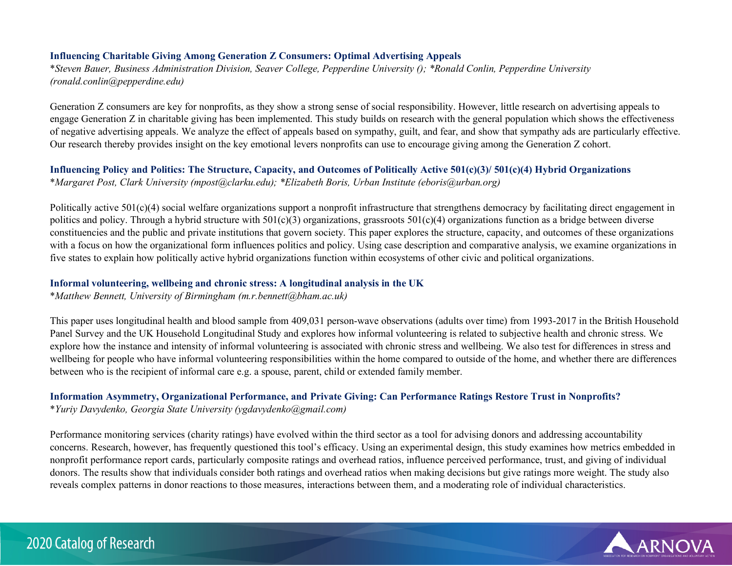### Influencing Charitable Giving Among Generation Z Consumers: Optimal Advertising Appeals

*Steven Bauer, Business Administration Division, Seaver College, Pepperdine University (); *Ronald Conlin, Pepperdine University (ronald.conlin@pepperdine.edu)*

Generation Z consumers are key for nonprofits, as they show a strong sense of social responsibility. However, little research on advertising appeals to engage Generation Z in charitable giving has been implemented. This study builds on research with the general population which shows the effectiveness of negative advertising appeals. We analyze the effect of appeals based on sympathy, guilt, and fear, and show that sympathy ads are particularly effective. Our research thereby provides insight on the key emotional levers nonprofits can use to encourage giving among the Generation Z cohort.

### Influencing Policy and Politics: The Structure, Capacity, and Outcomes of Politically Active 501(c)(3)/ 501(c)(4) Hybrid Organizations

*Margaret Post, Clark University (mpost@clarku.edu); *Elizabeth Boris, Urban Institute (eboris@urban.org)*

Politically active 501(c)(4) social welfare organizations support a nonprofit infrastructure that strengthens democracy by facilitating direct engagement in politics and policy. Through a hybrid structure with 501(c)(3) organizations, grassroots 501(c)(4) organizations function as a bridge between diverse constituencies and the public and private institutions that govern society. This paper explores the structure, capacity, and outcomes of these organizations with a focus on how the organizational form influences politics and policy. Using case description and comparative analysis, we examine organizations in five states to explain how politically active hybrid organizations function within ecosystems of other civic and political organizations.

### Informal volunteering, wellbeing and chronic stress: A longitudinal analysis in the UK

*Matthew Bennett, University of Birmingham (m.r.bennett@bham.ac.uk)*

This paper uses longitudinal health and blood sample from 409,031 person-wave observations (adults over time) from 1993-2017 in the British Household Panel Survey and the UK Household Longitudinal Study and explores how informal volunteering is related to subjective health and chronic stress. We explore how the instance and intensity of informal volunteering is associated with chronic stress and wellbeing. We also test for differences in stress and wellbeing for people who have informal volunteering responsibilities within the home compared to outside of the home, and whether there are differences between who is the recipient of informal care e.g. a spouse, parent, child or extended family member.

### Information Asymmetry, Organizational Performance, and Private Giving: Can Performance Ratings Restore Trust in Nonprofits?

*Yuriy Davydenko, Georgia State University (ygdavydenko@gmail.com)*

Performance monitoring services (charity ratings) have evolved within the third sector as a tool for advising donors and addressing accountability concerns. Research, however, has frequently questioned this tool's efficacy. Using an experimental design, this study examines how metrics embedded in nonprofit performance report cards, particularly composite ratings and overhead ratios, influence perceived performance, trust, and giving of individual donors. The results show that individuals consider both ratings and overhead ratios when making decisions but give ratings more weight. The study also reveals complex patterns in donor reactions to those measures, interactions between them, and a moderating role of individual characteristics.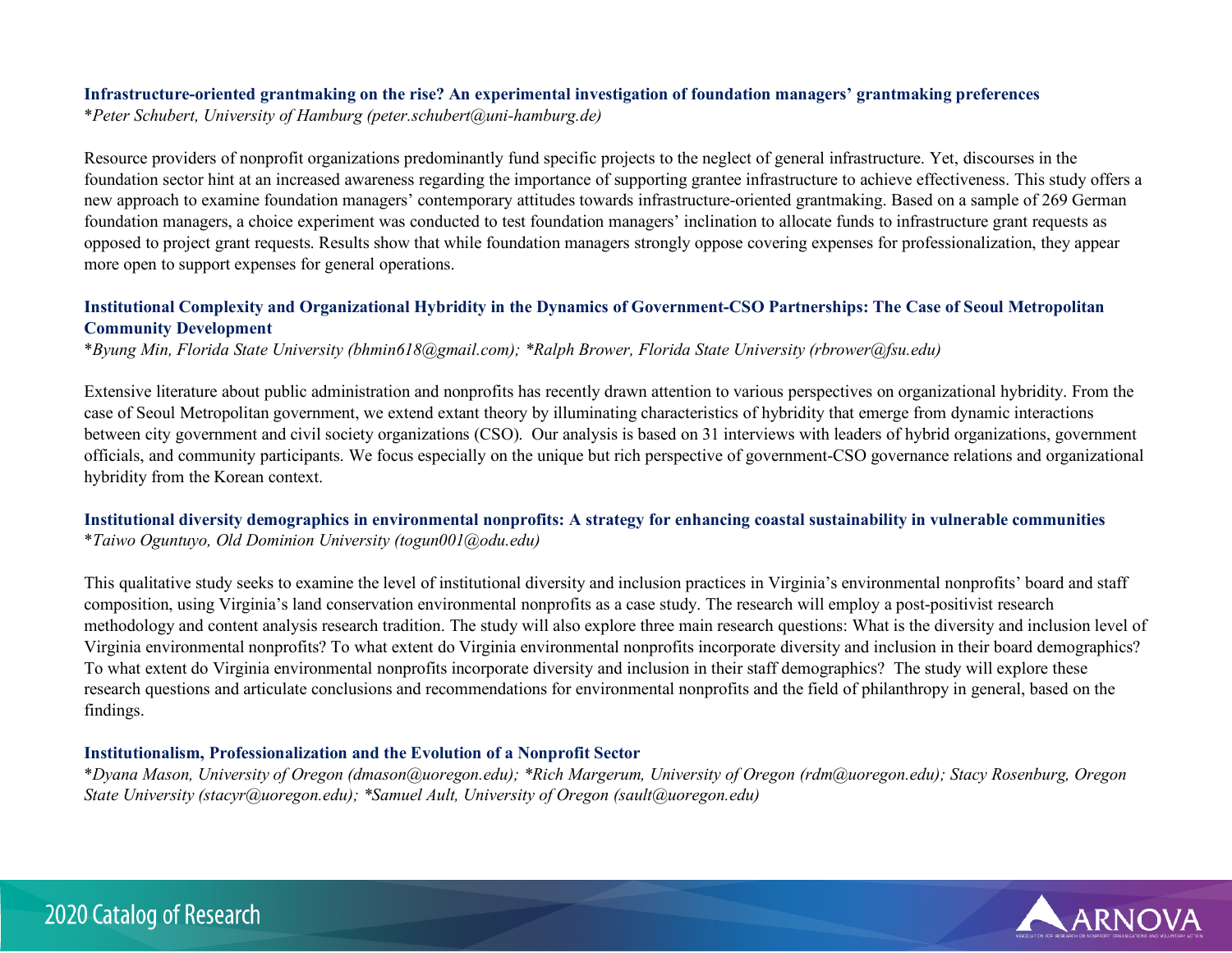**Infrastructure-oriented grantmaking on the rise? An experimental investigation of foundation managers' grantmaking preferences**
*\*Peter Schubert, University of Hamburg (peter.schubert@uni-hamburg.de)*

Resource providers of nonprofit organizations predominantly fund specific projects to the neglect of general infrastructure. Yet, discourses in the foundation sector hint at an increased awareness regarding the importance of supporting grantee infrastructure to achieve effectiveness. This study offers a new approach to examine foundation managers' contemporary attitudes towards infrastructure-oriented grantmaking. Based on a sample of 269 German foundation managers, a choice experiment was conducted to test foundation managers' inclination to allocate funds to infrastructure grant requests as opposed to project grant requests. Results show that while foundation managers strongly oppose covering expenses for professionalization, they appear more open to support expenses for general operations.

**Institutional Complexity and Organizational Hybridity in the Dynamics of Government-CSO Partnerships: The Case of Seoul Metropolitan Community Development**
*\*Byung Min, Florida State University (bhmin618@gmail.com); \*Ralph Brower, Florida State University (rbrower@fsu.edu)*

Extensive literature about public administration and nonprofits has recently drawn attention to various perspectives on organizational hybridity. From the case of Seoul Metropolitan government, we extend extant theory by illuminating characteristics of hybridity that emerge from dynamic interactions between city government and civil society organizations (CSO). Our analysis is based on 31 interviews with leaders of hybrid organizations, government officials, and community participants. We focus especially on the unique but rich perspective of government-CSO governance relations and organizational hybridity from the Korean context.

**Institutional diversity demographics in environmental nonprofits: A strategy for enhancing coastal sustainability in vulnerable communities**
*\*Taiwo Oguntuyo, Old Dominion University (togun001@odu.edu)*

This qualitative study seeks to examine the level of institutional diversity and inclusion practices in Virginia's environmental nonprofits' board and staff composition, using Virginia's land conservation environmental nonprofits as a case study. The research will employ a post-positivist research methodology and content analysis research tradition. The study will also explore three main research questions: What is the diversity and inclusion level of Virginia environmental nonprofits? To what extent do Virginia environmental nonprofits incorporate diversity and inclusion in their board demographics? To what extent do Virginia environmental nonprofits incorporate diversity and inclusion in their staff demographics? The study will explore these research questions and articulate conclusions and recommendations for environmental nonprofits and the field of philanthropy in general, based on the findings.

**Institutionalism, Professionalization and the Evolution of a Nonprofit Sector**
*\*Dyana Mason, University of Oregon (dmason@uoregon.edu); \*Rich Margerum, University of Oregon (rdm@uoregon.edu); Stacy Rosenburg, Oregon State University (stacyr@uoregon.edu); \*Samuel Ault, University of Oregon (sault@uoregon.edu)*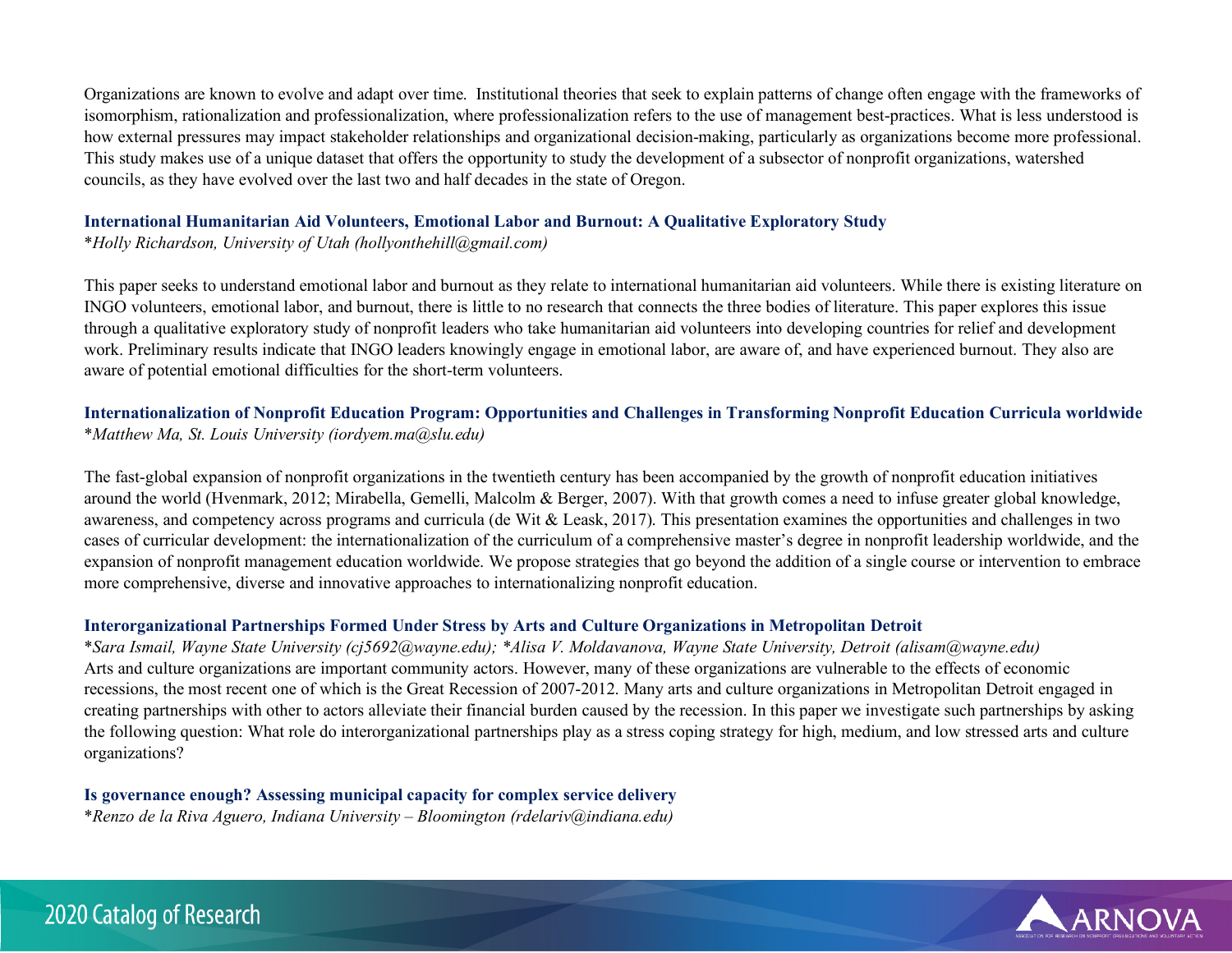Organizations are known to evolve and adapt over time. Institutional theories that seek to explain patterns of change often engage with the frameworks of isomorphism, rationalization and professionalization, where professionalization refers to the use of management best-practices. What is less understood is how external pressures may impact stakeholder relationships and organizational decision-making, particularly as organizations become more professional. This study makes use of a unique dataset that offers the opportunity to study the development of a subsector of nonprofit organizations, watershed councils, as they have evolved over the last two and half decades in the state of Oregon.

### International Humanitarian Aid Volunteers, Emotional Labor and Burnout: A Qualitative Exploratory Study

*\*Holly Richardson, University of Utah (hollyonthehill@gmail.com)*

This paper seeks to understand emotional labor and burnout as they relate to international humanitarian aid volunteers. While there is existing literature on INGO volunteers, emotional labor, and burnout, there is little to no research that connects the three bodies of literature. This paper explores this issue through a qualitative exploratory study of nonprofit leaders who take humanitarian aid volunteers into developing countries for relief and development work. Preliminary results indicate that INGO leaders knowingly engage in emotional labor, are aware of, and have experienced burnout. They also are aware of potential emotional difficulties for the short-term volunteers.

### Internationalization of Nonprofit Education Program: Opportunities and Challenges in Transforming Nonprofit Education Curricula worldwide

*\*Matthew Ma, St. Louis University (iordyem.ma@slu.edu)*

The fast-global expansion of nonprofit organizations in the twentieth century has been accompanied by the growth of nonprofit education initiatives around the world (Hvenmark, 2012; Mirabella, Gemelli, Malcolm & Berger, 2007). With that growth comes a need to infuse greater global knowledge, awareness, and competency across programs and curricula (de Wit & Leask, 2017). This presentation examines the opportunities and challenges in two cases of curricular development: the internationalization of the curriculum of a comprehensive master's degree in nonprofit leadership worldwide, and the expansion of nonprofit management education worldwide. We propose strategies that go beyond the addition of a single course or intervention to embrace more comprehensive, diverse and innovative approaches to internationalizing nonprofit education.

### Interorganizational Partnerships Formed Under Stress by Arts and Culture Organizations in Metropolitan Detroit

*\*Sara Ismail, Wayne State University (cj5692@wayne.edu); \*Alisa V. Moldavanova, Wayne State University, Detroit (alisam@wayne.edu)*

Arts and culture organizations are important community actors. However, many of these organizations are vulnerable to the effects of economic recessions, the most recent one of which is the Great Recession of 2007-2012. Many arts and culture organizations in Metropolitan Detroit engaged in creating partnerships with other to actors alleviate their financial burden caused by the recession. In this paper we investigate such partnerships by asking the following question: What role do interorganizational partnerships play as a stress coping strategy for high, medium, and low stressed arts and culture organizations?

### Is governance enough? Assessing municipal capacity for complex service delivery

*\*Renzo de la Riva Aguero, Indiana University – Bloomington (rdelariv@indiana.edu)*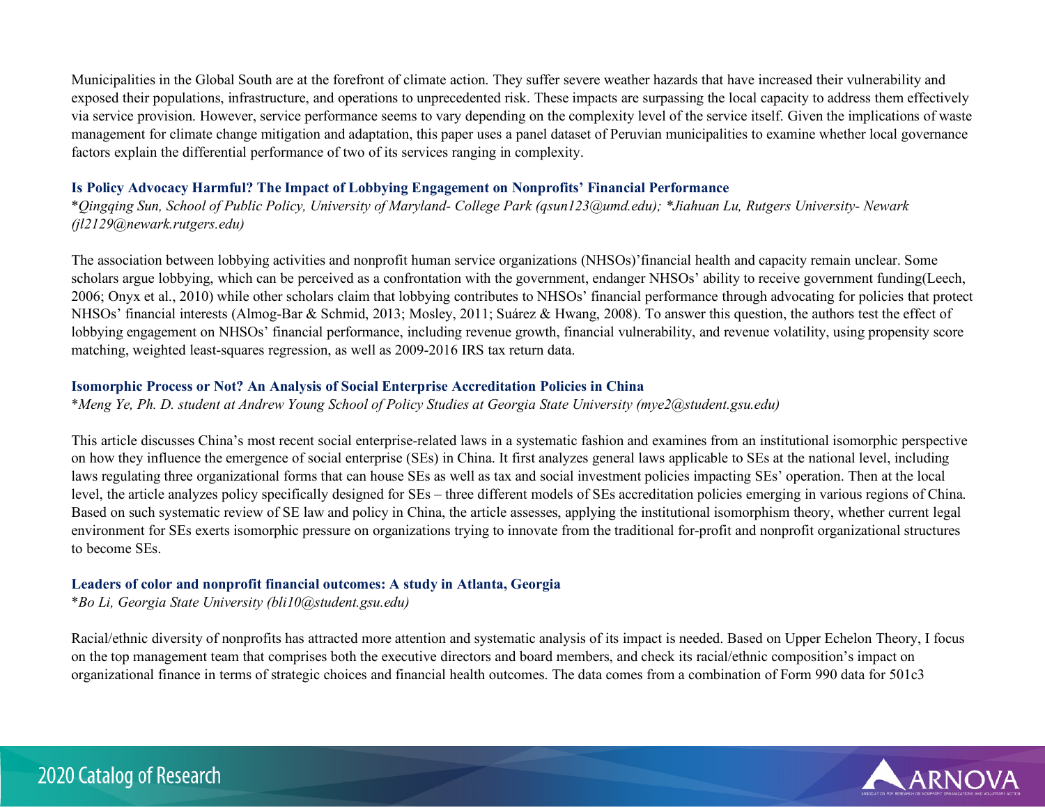Municipalities in the Global South are at the forefront of climate action. They suffer severe weather hazards that have increased their vulnerability and exposed their populations, infrastructure, and operations to unprecedented risk. These impacts are surpassing the local capacity to address them effectively via service provision. However, service performance seems to vary depending on the complexity level of the service itself. Given the implications of waste management for climate change mitigation and adaptation, this paper uses a panel dataset of Peruvian municipalities to examine whether local governance factors explain the differential performance of two of its services ranging in complexity.

### Is Policy Advocacy Harmful? The Impact of Lobbying Engagement on Nonprofits' Financial Performance

*\*Qingqing Sun, School of Public Policy, University of Maryland- College Park (qsun123@umd.edu); \*Jiahuan Lu, Rutgers University- Newark (jl2129@newark.rutgers.edu)*

The association between lobbying activities and nonprofit human service organizations (NHSOs)'financial health and capacity remain unclear. Some scholars argue lobbying, which can be perceived as a confrontation with the government, endanger NHSOs' ability to receive government funding(Leech, 2006; Onyx et al., 2010) while other scholars claim that lobbying contributes to NHSOs' financial performance through advocating for policies that protect NHSOs' financial interests (Almog-Bar & Schmid, 2013; Mosley, 2011; Suárez & Hwang, 2008). To answer this question, the authors test the effect of lobbying engagement on NHSOs' financial performance, including revenue growth, financial vulnerability, and revenue volatility, using propensity score matching, weighted least-squares regression, as well as 2009-2016 IRS tax return data.

### Isomorphic Process or Not? An Analysis of Social Enterprise Accreditation Policies in China

*\*Meng Ye, Ph. D. student at Andrew Young School of Policy Studies at Georgia State University (mye2@student.gsu.edu)*

This article discusses China's most recent social enterprise-related laws in a systematic fashion and examines from an institutional isomorphic perspective on how they influence the emergence of social enterprise (SEs) in China. It first analyzes general laws applicable to SEs at the national level, including laws regulating three organizational forms that can house SEs as well as tax and social investment policies impacting SEs' operation. Then at the local level, the article analyzes policy specifically designed for SEs – three different models of SEs accreditation policies emerging in various regions of China. Based on such systematic review of SE law and policy in China, the article assesses, applying the institutional isomorphism theory, whether current legal environment for SEs exerts isomorphic pressure on organizations trying to innovate from the traditional for-profit and nonprofit organizational structures to become SEs.

### Leaders of color and nonprofit financial outcomes: A study in Atlanta, Georgia

*\*Bo Li, Georgia State University (bli10@student.gsu.edu)*

Racial/ethnic diversity of nonprofits has attracted more attention and systematic analysis of its impact is needed. Based on Upper Echelon Theory, I focus on the top management team that comprises both the executive directors and board members, and check its racial/ethnic composition's impact on organizational finance in terms of strategic choices and financial health outcomes. The data comes from a combination of Form 990 data for 501c3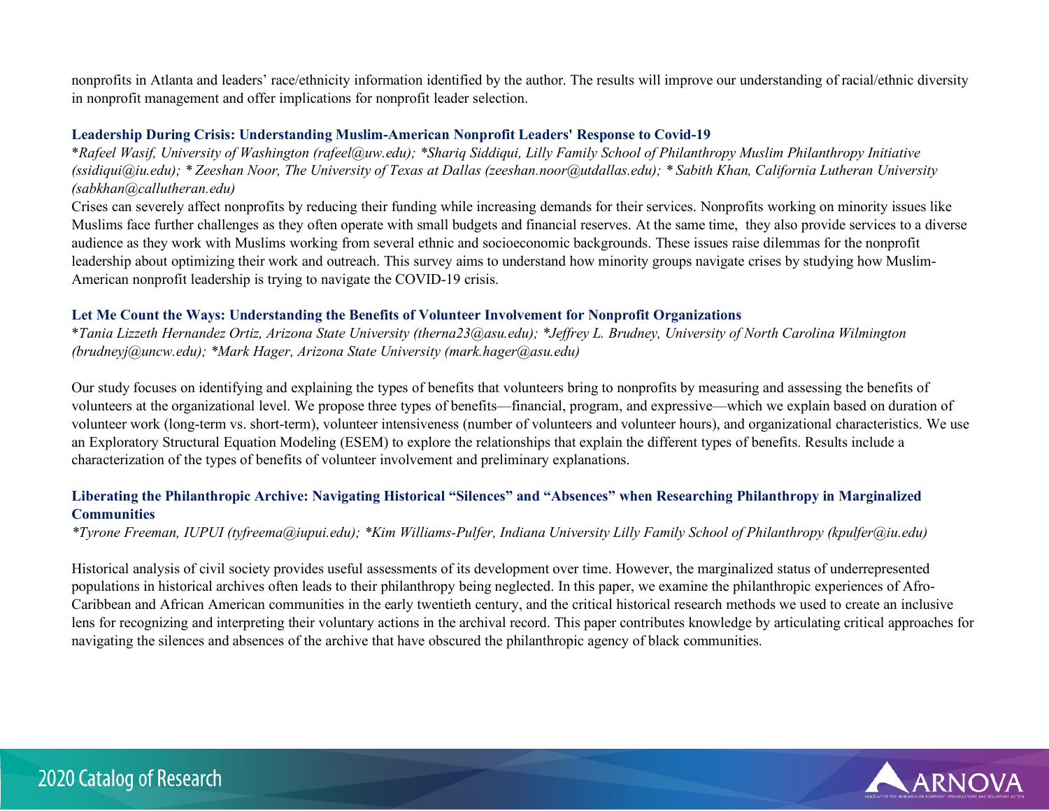nonprofits in Atlanta and leaders' race/ethnicity information identified by the author. The results will improve our understanding of racial/ethnic diversity in nonprofit management and offer implications for nonprofit leader selection.

### Leadership During Crisis: Understanding Muslim-American Nonprofit Leaders' Response to Covid-19

*\*Rafeel Wasif, University of Washington (rafeel@uw.edu); \*Shariq Siddiqui, Lilly Family School of Philanthropy Muslim Philanthropy Initiative (ssidiqui@iu.edu); \* Zeeshan Noor, The University of Texas at Dallas (zeeshan.noor@utdallas.edu); \* Sabith Khan, California Lutheran University (sabkhan@callutheran.edu)*

Crises can severely affect nonprofits by reducing their funding while increasing demands for their services. Nonprofits working on minority issues like Muslims face further challenges as they often operate with small budgets and financial reserves. At the same time, they also provide services to a diverse audience as they work with Muslims working from several ethnic and socioeconomic backgrounds. These issues raise dilemmas for the nonprofit leadership about optimizing their work and outreach. This survey aims to understand how minority groups navigate crises by studying how Muslim-American nonprofit leadership is trying to navigate the COVID-19 crisis.

### Let Me Count the Ways: Understanding the Benefits of Volunteer Involvement for Nonprofit Organizations

*\*Tania Lizzeth Hernandez Ortiz, Arizona State University (therna23@asu.edu); \*Jeffrey L. Brudney, University of North Carolina Wilmington (brudneyj@uncw.edu); \*Mark Hager, Arizona State University (mark.hager@asu.edu)*

Our study focuses on identifying and explaining the types of benefits that volunteers bring to nonprofits by measuring and assessing the benefits of volunteers at the organizational level. We propose three types of benefits—financial, program, and expressive—which we explain based on duration of volunteer work (long-term vs. short-term), volunteer intensiveness (number of volunteers and volunteer hours), and organizational characteristics. We use an Exploratory Structural Equation Modeling (ESEM) to explore the relationships that explain the different types of benefits. Results include a characterization of the types of benefits of volunteer involvement and preliminary explanations.

### Liberating the Philanthropic Archive: Navigating Historical "Silences" and "Absences" when Researching Philanthropy in Marginalized Communities

*\*Tyrone Freeman, IUPUI (tyfreema@iupui.edu); \*Kim Williams-Pulfer, Indiana University Lilly Family School of Philanthropy (kpulfer@iu.edu)*

Historical analysis of civil society provides useful assessments of its development over time. However, the marginalized status of underrepresented populations in historical archives often leads to their philanthropy being neglected. In this paper, we examine the philanthropic experiences of Afro-Caribbean and African American communities in the early twentieth century, and the critical historical research methods we used to create an inclusive lens for recognizing and interpreting their voluntary actions in the archival record. This paper contributes knowledge by articulating critical approaches for navigating the silences and absences of the archive that have obscured the philanthropic agency of black communities.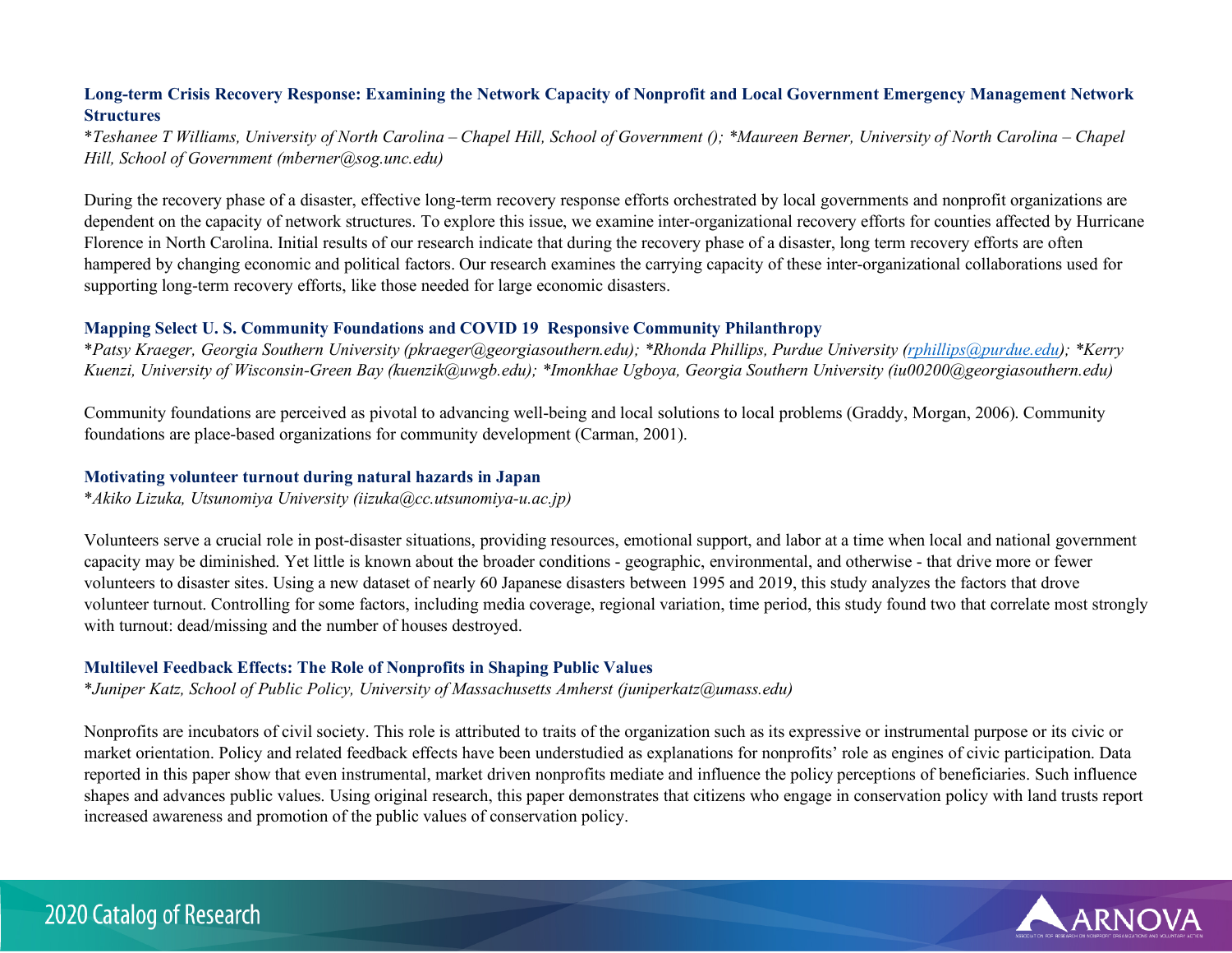### Long-term Crisis Recovery Response: Examining the Network Capacity of Nonprofit and Local Government Emergency Management Network Structures

**Teshanee T Williams, University of North Carolina – Chapel Hill, School of Government (); *Maureen Berner, University of North Carolina – Chapel Hill, School of Government (mberner@sog.unc.edu)*

During the recovery phase of a disaster, effective long-term recovery response efforts orchestrated by local governments and nonprofit organizations are dependent on the capacity of network structures. To explore this issue, we examine inter-organizational recovery efforts for counties affected by Hurricane Florence in North Carolina. Initial results of our research indicate that during the recovery phase of a disaster, long term recovery efforts are often hampered by changing economic and political factors. Our research examines the carrying capacity of these inter-organizational collaborations used for supporting long-term recovery efforts, like those needed for large economic disasters.

### Mapping Select U. S. Community Foundations and COVID 19 Responsive Community Philanthropy

**Patsy Kraeger, Georgia Southern University (pkraeger@georgiasouthern.edu); *Rhonda Phillips, Purdue University (rphillips@purdue.edu); *Kerry Kuenzi, University of Wisconsin-Green Bay (kuenzik@uwgb.edu); *Imonkhae Ugboya, Georgia Southern University (iu00200@georgiasouthern.edu)*

Community foundations are perceived as pivotal to advancing well-being and local solutions to local problems (Graddy, Morgan, 2006). Community foundations are place-based organizations for community development (Carman, 2001).

### Motivating volunteer turnout during natural hazards in Japan

**Akiko Lizuka, Utsunomiya University (iizuka@cc.utsunomiya-u.ac.jp)*

Volunteers serve a crucial role in post-disaster situations, providing resources, emotional support, and labor at a time when local and national government capacity may be diminished. Yet little is known about the broader conditions - geographic, environmental, and otherwise - that drive more or fewer volunteers to disaster sites. Using a new dataset of nearly 60 Japanese disasters between 1995 and 2019, this study analyzes the factors that drove volunteer turnout. Controlling for some factors, including media coverage, regional variation, time period, this study found two that correlate most strongly with turnout: dead/missing and the number of houses destroyed.

### Multilevel Feedback Effects: The Role of Nonprofits in Shaping Public Values

**Juniper Katz, School of Public Policy, University of Massachusetts Amherst (juniperkatz@umass.edu)*

Nonprofits are incubators of civil society. This role is attributed to traits of the organization such as its expressive or instrumental purpose or its civic or market orientation. Policy and related feedback effects have been understudied as explanations for nonprofits' role as engines of civic participation. Data reported in this paper show that even instrumental, market driven nonprofits mediate and influence the policy perceptions of beneficiaries. Such influence shapes and advances public values. Using original research, this paper demonstrates that citizens who engage in conservation policy with land trusts report increased awareness and promotion of the public values of conservation policy.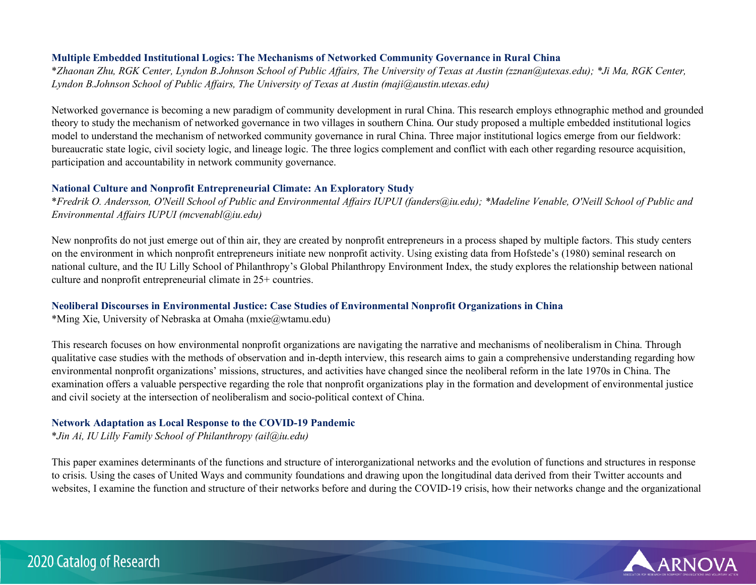### Multiple Embedded Institutional Logics: The Mechanisms of Networked Community Governance in Rural China

*\*Zhaonan Zhu, RGK Center, Lyndon B.Johnson School of Public Affairs, The University of Texas at Austin (zznan@utexas.edu); \*Ji Ma, RGK Center, Lyndon B.Johnson School of Public Affairs, The University of Texas at Austin (maji@austin.utexas.edu)*

Networked governance is becoming a new paradigm of community development in rural China. This research employs ethnographic method and grounded theory to study the mechanism of networked governance in two villages in southern China. Our study proposed a multiple embedded institutional logics model to understand the mechanism of networked community governance in rural China. Three major institutional logics emerge from our fieldwork: bureaucratic state logic, civil society logic, and lineage logic. The three logics complement and conflict with each other regarding resource acquisition, participation and accountability in network community governance.

### National Culture and Nonprofit Entrepreneurial Climate: An Exploratory Study

*\*Fredrik O. Andersson, O'Neill School of Public and Environmental Affairs IUPUI (fanders@iu.edu); \*Madeline Venable, O'Neill School of Public and Environmental Affairs IUPUI (mcvenabl@iu.edu)*

New nonprofits do not just emerge out of thin air, they are created by nonprofit entrepreneurs in a process shaped by multiple factors. This study centers on the environment in which nonprofit entrepreneurs initiate new nonprofit activity. Using existing data from Hofstede's (1980) seminal research on national culture, and the IU Lilly School of Philanthropy's Global Philanthropy Environment Index, the study explores the relationship between national culture and nonprofit entrepreneurial climate in 25+ countries.

### Neoliberal Discourses in Environmental Justice: Case Studies of Environmental Nonprofit Organizations in China

\*Ming Xie, University of Nebraska at Omaha (mxie@wtamu.edu)

This research focuses on how environmental nonprofit organizations are navigating the narrative and mechanisms of neoliberalism in China. Through qualitative case studies with the methods of observation and in-depth interview, this research aims to gain a comprehensive understanding regarding how environmental nonprofit organizations' missions, structures, and activities have changed since the neoliberal reform in the late 1970s in China. The examination offers a valuable perspective regarding the role that nonprofit organizations play in the formation and development of environmental justice and civil society at the intersection of neoliberalism and socio-political context of China.

### Network Adaptation as Local Response to the COVID-19 Pandemic

*\*Jin Ai, IU Lilly Family School of Philanthropy (ail@iu.edu)*

This paper examines determinants of the functions and structure of interorganizational networks and the evolution of functions and structures in response to crisis. Using the cases of United Ways and community foundations and drawing upon the longitudinal data derived from their Twitter accounts and websites, I examine the function and structure of their networks before and during the COVID-19 crisis, how their networks change and the organizational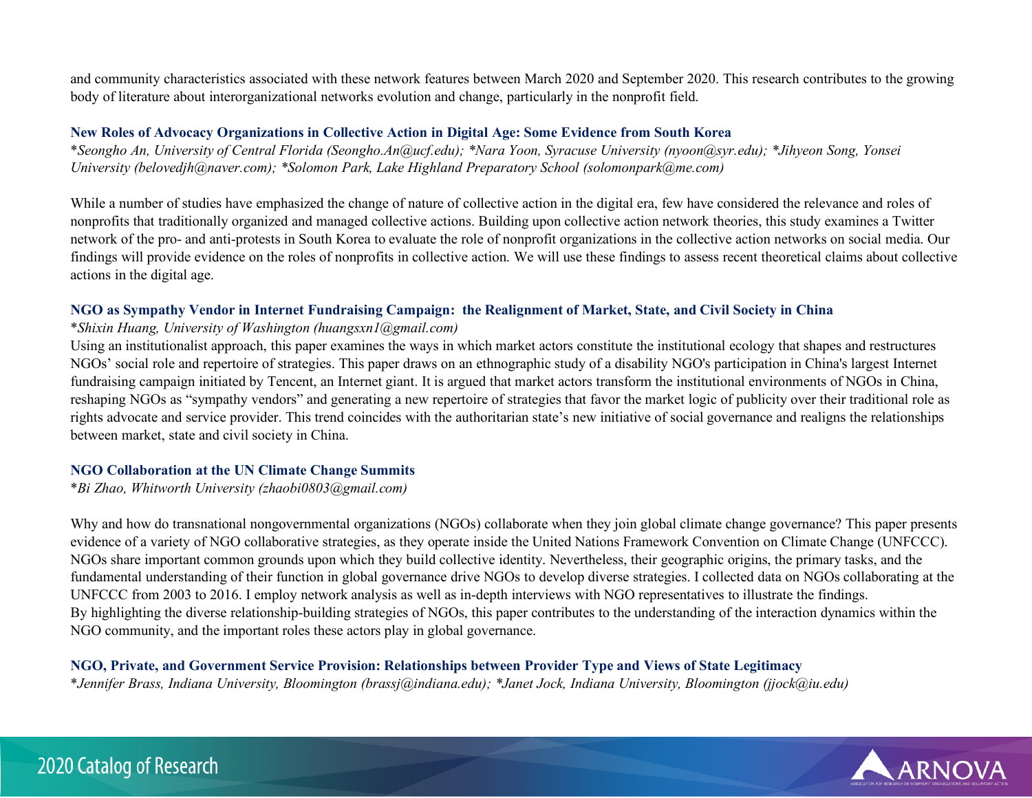and community characteristics associated with these network features between March 2020 and September 2020. This research contributes to the growing body of literature about interorganizational networks evolution and change, particularly in the nonprofit field.

### New Roles of Advocacy Organizations in Collective Action in Digital Age: Some Evidence from South Korea

*Seongho An, University of Central Florida (Seongho.An@ucf.edu); *Nara Yoon, Syracuse University (nyoon@syr.edu); *Jihyeon Song, Yonsei University (belovedjh@naver.com); *Solomon Park, Lake Highland Preparatory School (solomonpark@me.com)

While a number of studies have emphasized the change of nature of collective action in the digital era, few have considered the relevance and roles of nonprofits that traditionally organized and managed collective actions. Building upon collective action network theories, this study examines a Twitter network of the pro- and anti-protests in South Korea to evaluate the role of nonprofit organizations in the collective action networks on social media. Our findings will provide evidence on the roles of nonprofits in collective action. We will use these findings to assess recent theoretical claims about collective actions in the digital age.

### NGO as Sympathy Vendor in Internet Fundraising Campaign: the Realignment of Market, State, and Civil Society in China

*Shixin Huang, University of Washington (huangsxn1@gmail.com)

Using an institutionalist approach, this paper examines the ways in which market actors constitute the institutional ecology that shapes and restructures NGOs' social role and repertoire of strategies. This paper draws on an ethnographic study of a disability NGO's participation in China's largest Internet fundraising campaign initiated by Tencent, an Internet giant. It is argued that market actors transform the institutional environments of NGOs in China, reshaping NGOs as "sympathy vendors" and generating a new repertoire of strategies that favor the market logic of publicity over their traditional role as rights advocate and service provider. This trend coincides with the authoritarian state's new initiative of social governance and realigns the relationships between market, state and civil society in China.

### NGO Collaboration at the UN Climate Change Summits

*Bi Zhao, Whitworth University (zhaobi0803@gmail.com)

Why and how do transnational nongovernmental organizations (NGOs) collaborate when they join global climate change governance? This paper presents evidence of a variety of NGO collaborative strategies, as they operate inside the United Nations Framework Convention on Climate Change (UNFCCC). NGOs share important common grounds upon which they build collective identity. Nevertheless, their geographic origins, the primary tasks, and the fundamental understanding of their function in global governance drive NGOs to develop diverse strategies. I collected data on NGOs collaborating at the UNFCCC from 2003 to 2016. I employ network analysis as well as in-depth interviews with NGO representatives to illustrate the findings.
By highlighting the diverse relationship-building strategies of NGOs, this paper contributes to the understanding of the interaction dynamics within the NGO community, and the important roles these actors play in global governance.

### NGO, Private, and Government Service Provision: Relationships between Provider Type and Views of State Legitimacy

*Jennifer Brass, Indiana University, Bloomington (brassj@indiana.edu); *Janet Jock, Indiana University, Bloomington (jjock@iu.edu)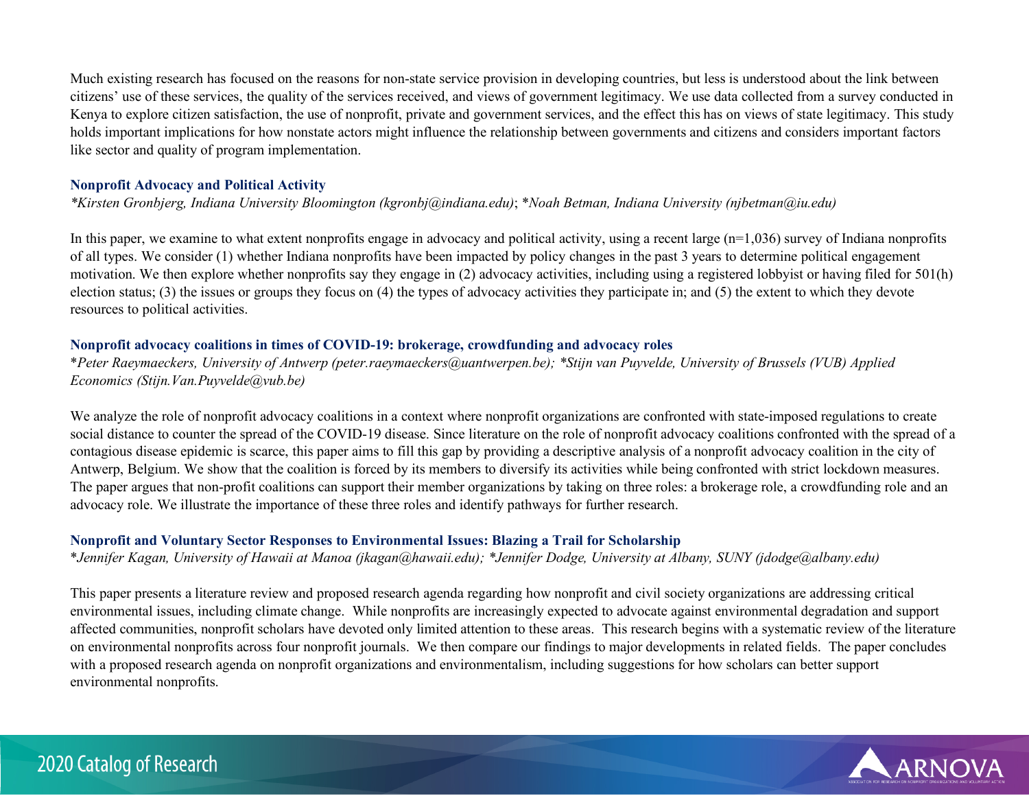Much existing research has focused on the reasons for non-state service provision in developing countries, but less is understood about the link between citizens' use of these services, the quality of the services received, and views of government legitimacy. We use data collected from a survey conducted in Kenya to explore citizen satisfaction, the use of nonprofit, private and government services, and the effect this has on views of state legitimacy. This study holds important implications for how nonstate actors might influence the relationship between governments and citizens and considers important factors like sector and quality of program implementation.

### Nonprofit Advocacy and Political Activity

*\*Kirsten Gronbjerg, Indiana University Bloomington (kgronbj@indiana.edu)*; *\*Noah Betman, Indiana University (njbetman@iu.edu)*

In this paper, we examine to what extent nonprofits engage in advocacy and political activity, using a recent large (n=1,036) survey of Indiana nonprofits of all types. We consider (1) whether Indiana nonprofits have been impacted by policy changes in the past 3 years to determine political engagement motivation. We then explore whether nonprofits say they engage in (2) advocacy activities, including using a registered lobbyist or having filed for 501(h) election status; (3) the issues or groups they focus on (4) the types of advocacy activities they participate in; and (5) the extent to which they devote resources to political activities.

### Nonprofit advocacy coalitions in times of COVID-19: brokerage, crowdfunding and advocacy roles

*\*Peter Raeymaeckers, University of Antwerp (peter.raeymaeckers@uantwerpen.be); \*Stijn van Puyvelde, University of Brussels (VUB) Applied Economics (Stijn.Van.Puyvelde@vub.be)*

We analyze the role of nonprofit advocacy coalitions in a context where nonprofit organizations are confronted with state-imposed regulations to create social distance to counter the spread of the COVID-19 disease. Since literature on the role of nonprofit advocacy coalitions confronted with the spread of a contagious disease epidemic is scarce, this paper aims to fill this gap by providing a descriptive analysis of a nonprofit advocacy coalition in the city of Antwerp, Belgium. We show that the coalition is forced by its members to diversify its activities while being confronted with strict lockdown measures. The paper argues that non-profit coalitions can support their member organizations by taking on three roles: a brokerage role, a crowdfunding role and an advocacy role. We illustrate the importance of these three roles and identify pathways for further research.

### Nonprofit and Voluntary Sector Responses to Environmental Issues: Blazing a Trail for Scholarship

*\*Jennifer Kagan, University of Hawaii at Manoa (jkagan@hawaii.edu); \*Jennifer Dodge, University at Albany, SUNY (jdodge@albany.edu)*

This paper presents a literature review and proposed research agenda regarding how nonprofit and civil society organizations are addressing critical environmental issues, including climate change. While nonprofits are increasingly expected to advocate against environmental degradation and support affected communities, nonprofit scholars have devoted only limited attention to these areas. This research begins with a systematic review of the literature on environmental nonprofits across four nonprofit journals. We then compare our findings to major developments in related fields. The paper concludes with a proposed research agenda on nonprofit organizations and environmentalism, including suggestions for how scholars can better support environmental nonprofits.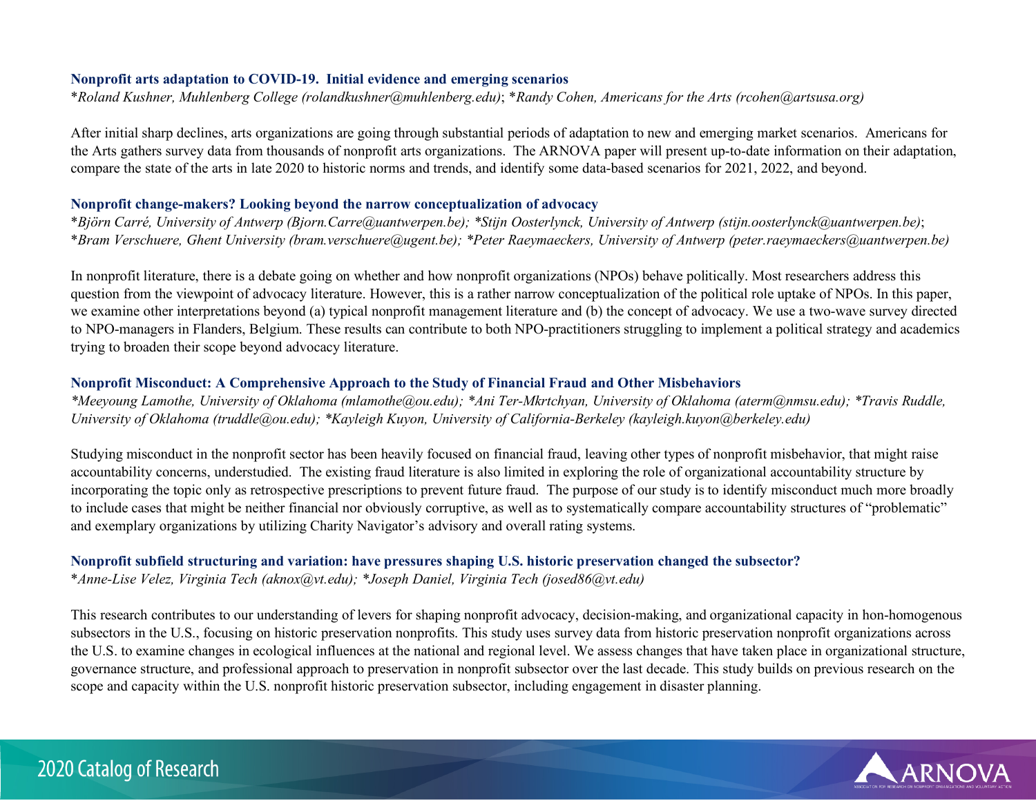### Nonprofit arts adaptation to COVID-19. Initial evidence and emerging scenarios

*Roland Kushner, Muhlenberg College (rolandkushner@muhlenberg.edu); *Randy Cohen, Americans for the Arts (rcohen@artsusa.org)*

After initial sharp declines, arts organizations are going through substantial periods of adaptation to new and emerging market scenarios. Americans for the Arts gathers survey data from thousands of nonprofit arts organizations. The ARNOVA paper will present up-to-date information on their adaptation, compare the state of the arts in late 2020 to historic norms and trends, and identify some data-based scenarios for 2021, 2022, and beyond.

### Nonprofit change-makers? Looking beyond the narrow conceptualization of advocacy

*Björn Carré, University of Antwerp (Bjorn.Carre@uantwerpen.be); *Stijn Oosterlynck, University of Antwerp (stijn.oosterlynck@uantwerpen.be); *Bram Verschuere, Ghent University (bram.verschuere@ugent.be); *Peter Raeymaeckers, University of Antwerp (peter.raeymaeckers@uantwerpen.be)*

In nonprofit literature, there is a debate going on whether and how nonprofit organizations (NPOs) behave politically. Most researchers address this question from the viewpoint of advocacy literature. However, this is a rather narrow conceptualization of the political role uptake of NPOs. In this paper, we examine other interpretations beyond (a) typical nonprofit management literature and (b) the concept of advocacy. We use a two-wave survey directed to NPO-managers in Flanders, Belgium. These results can contribute to both NPO-practitioners struggling to implement a political strategy and academics trying to broaden their scope beyond advocacy literature.

### Nonprofit Misconduct: A Comprehensive Approach to the Study of Financial Fraud and Other Misbehaviors

*Meeyoung Lamothe, University of Oklahoma (mlamothe@ou.edu); *Ani Ter-Mkrtchyan, University of Oklahoma (aterm@nmsu.edu); *Travis Ruddle, University of Oklahoma (truddle@ou.edu); *Kayleigh Kuyon, University of California-Berkeley (kayleigh.kuyon@berkeley.edu)*

Studying misconduct in the nonprofit sector has been heavily focused on financial fraud, leaving other types of nonprofit misbehavior, that might raise accountability concerns, understudied. The existing fraud literature is also limited in exploring the role of organizational accountability structure by incorporating the topic only as retrospective prescriptions to prevent future fraud. The purpose of our study is to identify misconduct much more broadly to include cases that might be neither financial nor obviously corruptive, as well as to systematically compare accountability structures of "problematic" and exemplary organizations by utilizing Charity Navigator's advisory and overall rating systems.

### Nonprofit subfield structuring and variation: have pressures shaping U.S. historic preservation changed the subsector?

*Anne-Lise Velez, Virginia Tech (aknox@vt.edu); *Joseph Daniel, Virginia Tech (josed86@vt.edu)*

This research contributes to our understanding of levers for shaping nonprofit advocacy, decision-making, and organizational capacity in hon-homogenous subsectors in the U.S., focusing on historic preservation nonprofits. This study uses survey data from historic preservation nonprofit organizations across the U.S. to examine changes in ecological influences at the national and regional level. We assess changes that have taken place in organizational structure, governance structure, and professional approach to preservation in nonprofit subsector over the last decade. This study builds on previous research on the scope and capacity within the U.S. nonprofit historic preservation subsector, including engagement in disaster planning.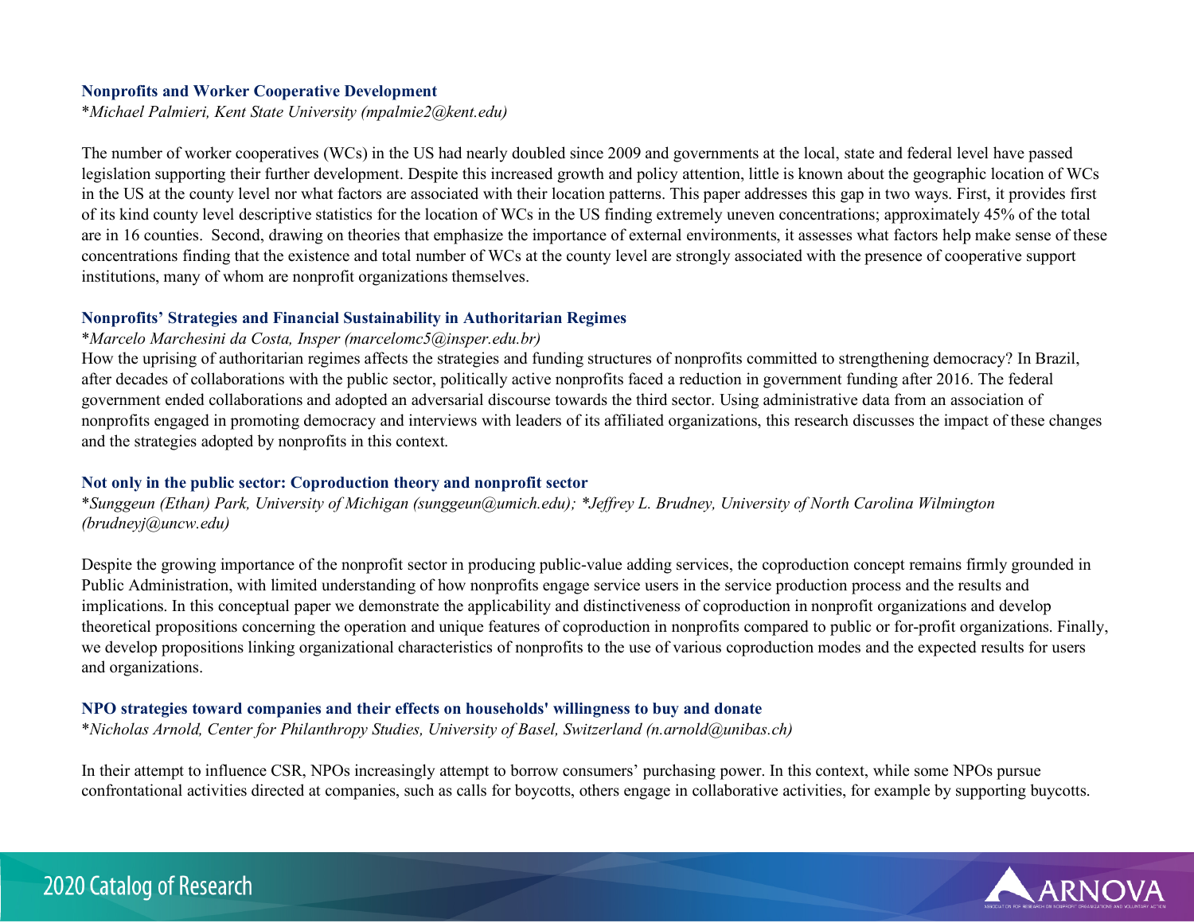### Nonprofits and Worker Cooperative Development

\**Michael Palmieri, Kent State University (mpalmie2@kent.edu)*

The number of worker cooperatives (WCs) in the US had nearly doubled since 2009 and governments at the local, state and federal level have passed legislation supporting their further development. Despite this increased growth and policy attention, little is known about the geographic location of WCs in the US at the county level nor what factors are associated with their location patterns. This paper addresses this gap in two ways. First, it provides first of its kind county level descriptive statistics for the location of WCs in the US finding extremely uneven concentrations; approximately 45% of the total are in 16 counties. Second, drawing on theories that emphasize the importance of external environments, it assesses what factors help make sense of these concentrations finding that the existence and total number of WCs at the county level are strongly associated with the presence of cooperative support institutions, many of whom are nonprofit organizations themselves.

### Nonprofits' Strategies and Financial Sustainability in Authoritarian Regimes

\**Marcelo Marchesini da Costa, Insper (marcelomc5@insper.edu.br)*

How the uprising of authoritarian regimes affects the strategies and funding structures of nonprofits committed to strengthening democracy? In Brazil, after decades of collaborations with the public sector, politically active nonprofits faced a reduction in government funding after 2016. The federal government ended collaborations and adopted an adversarial discourse towards the third sector. Using administrative data from an association of nonprofits engaged in promoting democracy and interviews with leaders of its affiliated organizations, this research discusses the impact of these changes and the strategies adopted by nonprofits in this context.

### Not only in the public sector: Coproduction theory and nonprofit sector

\**Sunggeun (Ethan) Park, University of Michigan (sunggeun@umich.edu); \*Jeffrey L. Brudney, University of North Carolina Wilmington (brudneyj@uncw.edu)*

Despite the growing importance of the nonprofit sector in producing public-value adding services, the coproduction concept remains firmly grounded in Public Administration, with limited understanding of how nonprofits engage service users in the service production process and the results and implications. In this conceptual paper we demonstrate the applicability and distinctiveness of coproduction in nonprofit organizations and develop theoretical propositions concerning the operation and unique features of coproduction in nonprofits compared to public or for-profit organizations. Finally, we develop propositions linking organizational characteristics of nonprofits to the use of various coproduction modes and the expected results for users and organizations.

### NPO strategies toward companies and their effects on households' willingness to buy and donate

\**Nicholas Arnold, Center for Philanthropy Studies, University of Basel, Switzerland (n.arnold@unibas.ch)*

In their attempt to influence CSR, NPOs increasingly attempt to borrow consumers' purchasing power. In this context, while some NPOs pursue confrontational activities directed at companies, such as calls for boycotts, others engage in collaborative activities, for example by supporting buycotts.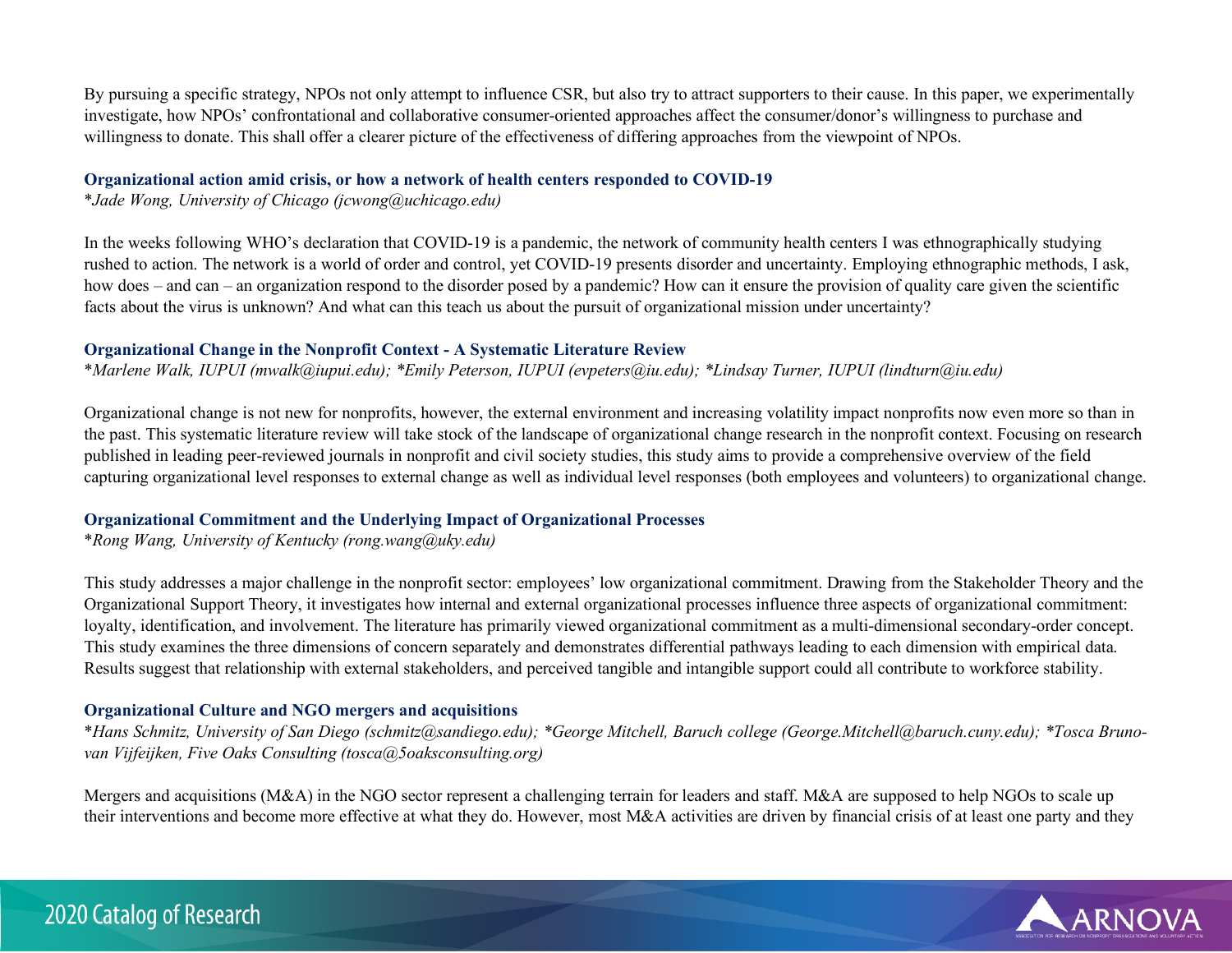By pursuing a specific strategy, NPOs not only attempt to influence CSR, but also try to attract supporters to their cause. In this paper, we experimentally investigate, how NPOs' confrontational and collaborative consumer-oriented approaches affect the consumer/donor's willingness to purchase and willingness to donate. This shall offer a clearer picture of the effectiveness of differing approaches from the viewpoint of NPOs.

### Organizational action amid crisis, or how a network of health centers responded to COVID-19

*\*Jade Wong, University of Chicago (jcwong@uchicago.edu)*

In the weeks following WHO's declaration that COVID-19 is a pandemic, the network of community health centers I was ethnographically studying rushed to action. The network is a world of order and control, yet COVID-19 presents disorder and uncertainty. Employing ethnographic methods, I ask, how does – and can – an organization respond to the disorder posed by a pandemic? How can it ensure the provision of quality care given the scientific facts about the virus is unknown? And what can this teach us about the pursuit of organizational mission under uncertainty?

### Organizational Change in the Nonprofit Context - A Systematic Literature Review

*\*Marlene Walk, IUPUI (mwalk@iupui.edu); \*Emily Peterson, IUPUI (evpeters@iu.edu); \*Lindsay Turner, IUPUI (lindturn@iu.edu)*

Organizational change is not new for nonprofits, however, the external environment and increasing volatility impact nonprofits now even more so than in the past. This systematic literature review will take stock of the landscape of organizational change research in the nonprofit context. Focusing on research published in leading peer-reviewed journals in nonprofit and civil society studies, this study aims to provide a comprehensive overview of the field capturing organizational level responses to external change as well as individual level responses (both employees and volunteers) to organizational change.

### Organizational Commitment and the Underlying Impact of Organizational Processes

*\*Rong Wang, University of Kentucky (rong.wang@uky.edu)*

This study addresses a major challenge in the nonprofit sector: employees' low organizational commitment. Drawing from the Stakeholder Theory and the Organizational Support Theory, it investigates how internal and external organizational processes influence three aspects of organizational commitment: loyalty, identification, and involvement. The literature has primarily viewed organizational commitment as a multi-dimensional secondary-order concept. This study examines the three dimensions of concern separately and demonstrates differential pathways leading to each dimension with empirical data. Results suggest that relationship with external stakeholders, and perceived tangible and intangible support could all contribute to workforce stability.

### Organizational Culture and NGO mergers and acquisitions

*\*Hans Schmitz, University of San Diego (schmitz@sandiego.edu); \*George Mitchell, Baruch college (George.Mitchell@baruch.cuny.edu); \*Tosca Bruno-van Vijfeijken, Five Oaks Consulting (tosca@5oaksconsulting.org)*

Mergers and acquisitions (M&A) in the NGO sector represent a challenging terrain for leaders and staff. M&A are supposed to help NGOs to scale up their interventions and become more effective at what they do. However, most M&A activities are driven by financial crisis of at least one party and they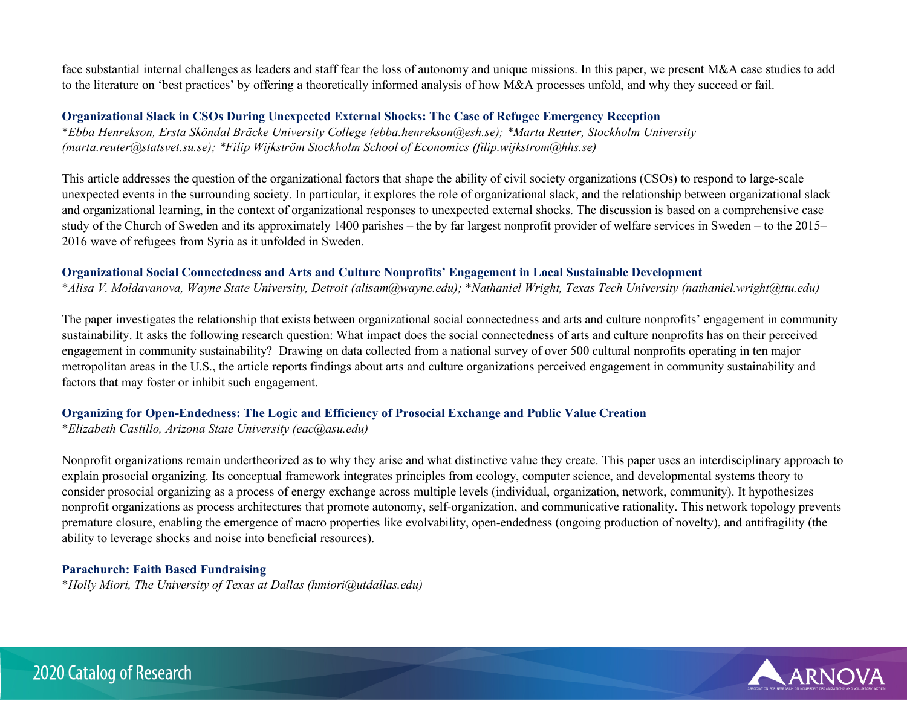face substantial internal challenges as leaders and staff fear the loss of autonomy and unique missions. In this paper, we present M&A case studies to add to the literature on 'best practices' by offering a theoretically informed analysis of how M&A processes unfold, and why they succeed or fail.

### Organizational Slack in CSOs During Unexpected External Shocks: The Case of Refugee Emergency Reception

*\*Ebba Henrekson, Ersta Sköndal Bräcke University College (ebba.henrekson@esh.se); \*Marta Reuter, Stockholm University (marta.reuter@statsvet.su.se); \*Filip Wijkström Stockholm School of Economics (filip.wijkstrom@hhs.se)*

This article addresses the question of the organizational factors that shape the ability of civil society organizations (CSOs) to respond to large-scale unexpected events in the surrounding society. In particular, it explores the role of organizational slack, and the relationship between organizational slack and organizational learning, in the context of organizational responses to unexpected external shocks. The discussion is based on a comprehensive case study of the Church of Sweden and its approximately 1400 parishes – the by far largest nonprofit provider of welfare services in Sweden – to the 2015–2016 wave of refugees from Syria as it unfolded in Sweden.

### Organizational Social Connectedness and Arts and Culture Nonprofits' Engagement in Local Sustainable Development

*\*Alisa V. Moldavanova, Wayne State University, Detroit (alisam@wayne.edu); \*Nathaniel Wright, Texas Tech University (nathaniel.wright@ttu.edu)*

The paper investigates the relationship that exists between organizational social connectedness and arts and culture nonprofits' engagement in community sustainability. It asks the following research question: What impact does the social connectedness of arts and culture nonprofits has on their perceived engagement in community sustainability? Drawing on data collected from a national survey of over 500 cultural nonprofits operating in ten major metropolitan areas in the U.S., the article reports findings about arts and culture organizations perceived engagement in community sustainability and factors that may foster or inhibit such engagement.

### Organizing for Open-Endedness: The Logic and Efficiency of Prosocial Exchange and Public Value Creation

*\*Elizabeth Castillo, Arizona State University (eac@asu.edu)*

Nonprofit organizations remain undertheorized as to why they arise and what distinctive value they create. This paper uses an interdisciplinary approach to explain prosocial organizing. Its conceptual framework integrates principles from ecology, computer science, and developmental systems theory to consider prosocial organizing as a process of energy exchange across multiple levels (individual, organization, network, community). It hypothesizes nonprofit organizations as process architectures that promote autonomy, self-organization, and communicative rationality. This network topology prevents premature closure, enabling the emergence of macro properties like evolvability, open-endedness (ongoing production of novelty), and antifragility (the ability to leverage shocks and noise into beneficial resources).

### Parachurch: Faith Based Fundraising

*\*Holly Miori, The University of Texas at Dallas (hmiori@utdallas.edu)*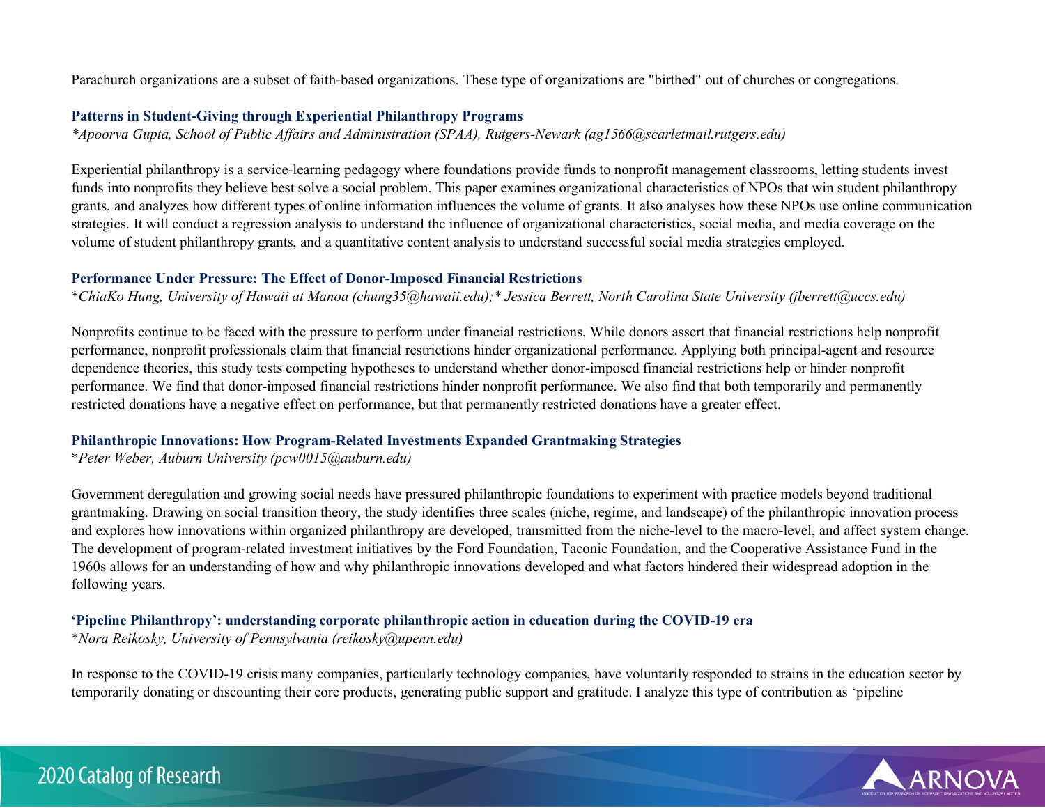Parachurch organizations are a subset of faith-based organizations. These type of organizations are "birthed" out of churches or congregations.

### Patterns in Student-Giving through Experiential Philanthropy Programs

*\*Apoorva Gupta, School of Public Affairs and Administration (SPAA), Rutgers-Newark (ag1566@scarletmail.rutgers.edu)*

Experiential philanthropy is a service-learning pedagogy where foundations provide funds to nonprofit management classrooms, letting students invest funds into nonprofits they believe best solve a social problem. This paper examines organizational characteristics of NPOs that win student philanthropy grants, and analyzes how different types of online information influences the volume of grants. It also analyses how these NPOs use online communication strategies. It will conduct a regression analysis to understand the influence of organizational characteristics, social media, and media coverage on the volume of student philanthropy grants, and a quantitative content analysis to understand successful social media strategies employed.

### Performance Under Pressure: The Effect of Donor-Imposed Financial Restrictions

\**ChiaKo Hung, University of Hawaii at Manoa (chung35@hawaii.edu);\* Jessica Berrett, North Carolina State University (jberrett@uccs.edu)*

Nonprofits continue to be faced with the pressure to perform under financial restrictions. While donors assert that financial restrictions help nonprofit performance, nonprofit professionals claim that financial restrictions hinder organizational performance. Applying both principal-agent and resource dependence theories, this study tests competing hypotheses to understand whether donor-imposed financial restrictions help or hinder nonprofit performance. We find that donor-imposed financial restrictions hinder nonprofit performance. We also find that both temporarily and permanently restricted donations have a negative effect on performance, but that permanently restricted donations have a greater effect.

### Philanthropic Innovations: How Program-Related Investments Expanded Grantmaking Strategies

\**Peter Weber, Auburn University (pcw0015@auburn.edu)*

Government deregulation and growing social needs have pressured philanthropic foundations to experiment with practice models beyond traditional grantmaking. Drawing on social transition theory, the study identifies three scales (niche, regime, and landscape) of the philanthropic innovation process and explores how innovations within organized philanthropy are developed, transmitted from the niche-level to the macro-level, and affect system change. The development of program-related investment initiatives by the Ford Foundation, Taconic Foundation, and the Cooperative Assistance Fund in the 1960s allows for an understanding of how and why philanthropic innovations developed and what factors hindered their widespread adoption in the following years.

### 'Pipeline Philanthropy': understanding corporate philanthropic action in education during the COVID-19 era

\**Nora Reikosky, University of Pennsylvania (reikosky@upenn.edu)*

In response to the COVID-19 crisis many companies, particularly technology companies, have voluntarily responded to strains in the education sector by temporarily donating or discounting their core products, generating public support and gratitude. I analyze this type of contribution as 'pipeline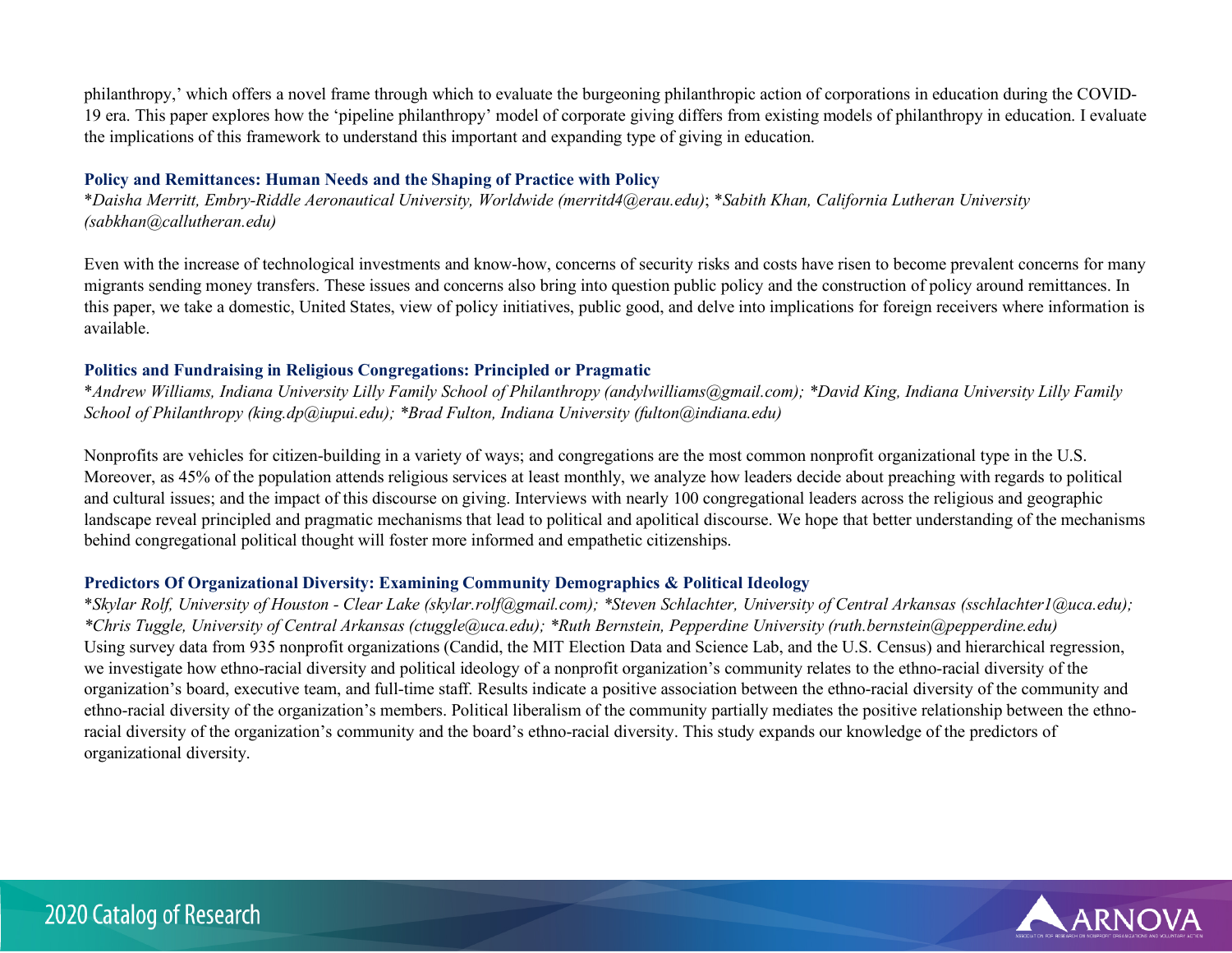philanthropy,' which offers a novel frame through which to evaluate the burgeoning philanthropic action of corporations in education during the COVID-19 era. This paper explores how the 'pipeline philanthropy' model of corporate giving differs from existing models of philanthropy in education. I evaluate the implications of this framework to understand this important and expanding type of giving in education.

### Policy and Remittances: Human Needs and the Shaping of Practice with Policy

**Daisha Merritt, Embry-Riddle Aeronautical University, Worldwide (merritd4@erau.edu)*; **Sabith Khan, California Lutheran University (sabkhan@callutheran.edu)*

Even with the increase of technological investments and know-how, concerns of security risks and costs have risen to become prevalent concerns for many migrants sending money transfers. These issues and concerns also bring into question public policy and the construction of policy around remittances. In this paper, we take a domestic, United States, view of policy initiatives, public good, and delve into implications for foreign receivers where information is available.

### Politics and Fundraising in Religious Congregations: Principled or Pragmatic

**Andrew Williams, Indiana University Lilly Family School of Philanthropy (andylwilliams@gmail.com); *David King, Indiana University Lilly Family School of Philanthropy (king.dp@iupui.edu); *Brad Fulton, Indiana University (fulton@indiana.edu)*

Nonprofits are vehicles for citizen-building in a variety of ways; and congregations are the most common nonprofit organizational type in the U.S. Moreover, as 45% of the population attends religious services at least monthly, we analyze how leaders decide about preaching with regards to political and cultural issues; and the impact of this discourse on giving. Interviews with nearly 100 congregational leaders across the religious and geographic landscape reveal principled and pragmatic mechanisms that lead to political and apolitical discourse. We hope that better understanding of the mechanisms behind congregational political thought will foster more informed and empathetic citizenships.

### Predictors Of Organizational Diversity: Examining Community Demographics & Political Ideology

**Skylar Rolf, University of Houston - Clear Lake (skylar.rolf@gmail.com); *Steven Schlachter, University of Central Arkansas (sschlachter1@uca.edu); *Chris Tuggle, University of Central Arkansas (ctuggle@uca.edu); *Ruth Bernstein, Pepperdine University (ruth.bernstein@pepperdine.edu)*

Using survey data from 935 nonprofit organizations (Candid, the MIT Election Data and Science Lab, and the U.S. Census) and hierarchical regression, we investigate how ethno-racial diversity and political ideology of a nonprofit organization's community relates to the ethno-racial diversity of the organization's board, executive team, and full-time staff. Results indicate a positive association between the ethno-racial diversity of the community and ethno-racial diversity of the organization's members. Political liberalism of the community partially mediates the positive relationship between the ethno-racial diversity of the organization's community and the board's ethno-racial diversity. This study expands our knowledge of the predictors of organizational diversity.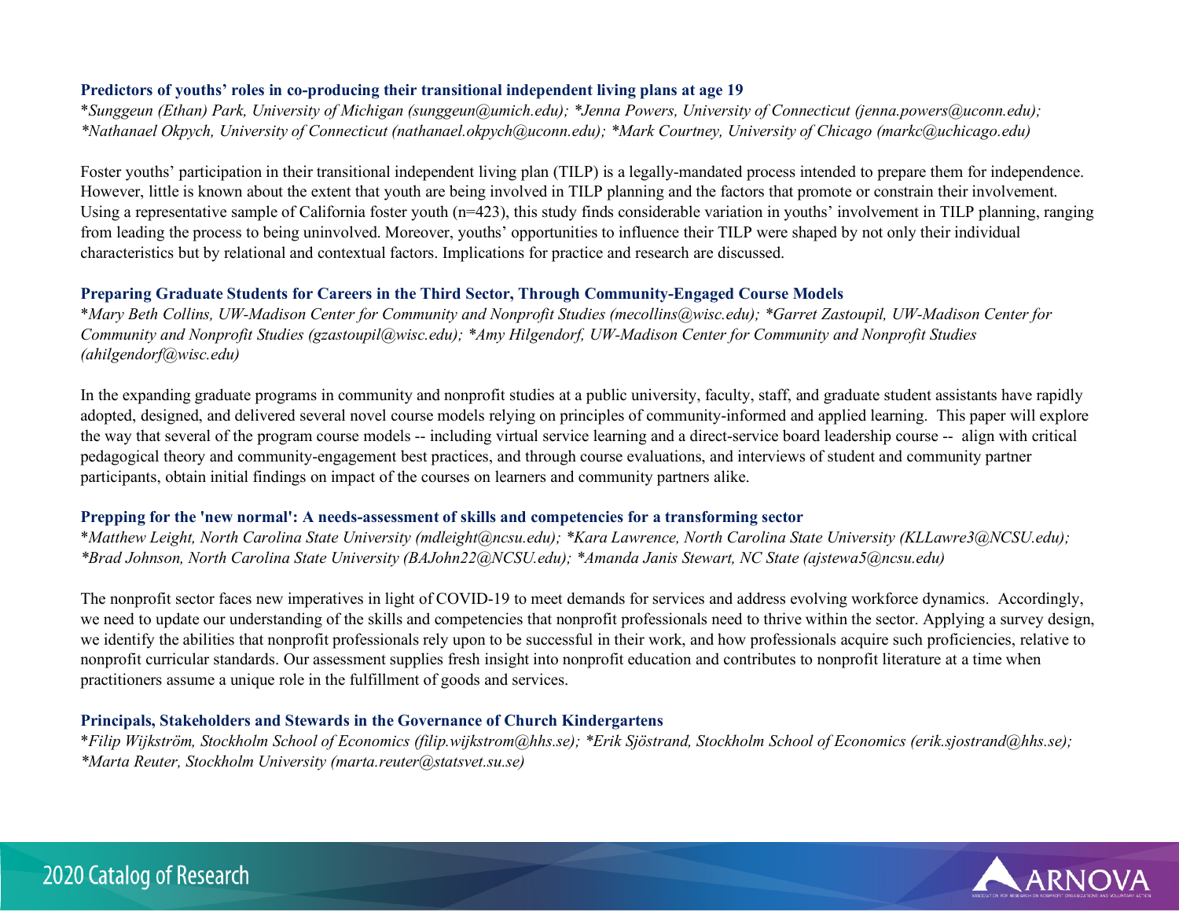### Predictors of youths' roles in co-producing their transitional independent living plans at age 19

**Sunggeun (Ethan) Park, University of Michigan (sunggeun@umich.edu); *Jenna Powers, University of Connecticut (jenna.powers@uconn.edu); *Nathanael Okpych, University of Connecticut (nathanael.okpych@uconn.edu); *Mark Courtney, University of Chicago (markc@uchicago.edu)*

Foster youths' participation in their transitional independent living plan (TILP) is a legally-mandated process intended to prepare them for independence. However, little is known about the extent that youth are being involved in TILP planning and the factors that promote or constrain their involvement. Using a representative sample of California foster youth (n=423), this study finds considerable variation in youths' involvement in TILP planning, ranging from leading the process to being uninvolved. Moreover, youths' opportunities to influence their TILP were shaped by not only their individual characteristics but by relational and contextual factors. Implications for practice and research are discussed.

### Preparing Graduate Students for Careers in the Third Sector, Through Community-Engaged Course Models

**Mary Beth Collins, UW-Madison Center for Community and Nonprofit Studies (mecollins@wisc.edu); *Garret Zastoupil, UW-Madison Center for Community and Nonprofit Studies (gzastoupil@wisc.edu); *Amy Hilgendorf, UW-Madison Center for Community and Nonprofit Studies (ahilgendorf@wisc.edu)*

In the expanding graduate programs in community and nonprofit studies at a public university, faculty, staff, and graduate student assistants have rapidly adopted, designed, and delivered several novel course models relying on principles of community-informed and applied learning. This paper will explore the way that several of the program course models -- including virtual service learning and a direct-service board leadership course -- align with critical pedagogical theory and community-engagement best practices, and through course evaluations, and interviews of student and community partner participants, obtain initial findings on impact of the courses on learners and community partners alike.

### Prepping for the 'new normal': A needs-assessment of skills and competencies for a transforming sector

**Matthew Leight, North Carolina State University (mdleight@ncsu.edu); *Kara Lawrence, North Carolina State University (KLLawre3@NCSU.edu); *Brad Johnson, North Carolina State University (BAJohn22@NCSU.edu); *Amanda Janis Stewart, NC State (ajstewa5@ncsu.edu)*

The nonprofit sector faces new imperatives in light of COVID-19 to meet demands for services and address evolving workforce dynamics. Accordingly, we need to update our understanding of the skills and competencies that nonprofit professionals need to thrive within the sector. Applying a survey design, we identify the abilities that nonprofit professionals rely upon to be successful in their work, and how professionals acquire such proficiencies, relative to nonprofit curricular standards. Our assessment supplies fresh insight into nonprofit education and contributes to nonprofit literature at a time when practitioners assume a unique role in the fulfillment of goods and services.

### Principals, Stakeholders and Stewards in the Governance of Church Kindergartens

**Filip Wijkström, Stockholm School of Economics (filip.wijkstrom@hhs.se); *Erik Sjöstrand, Stockholm School of Economics (erik.sjostrand@hhs.se); *Marta Reuter, Stockholm University (marta.reuter@statsvet.su.se)*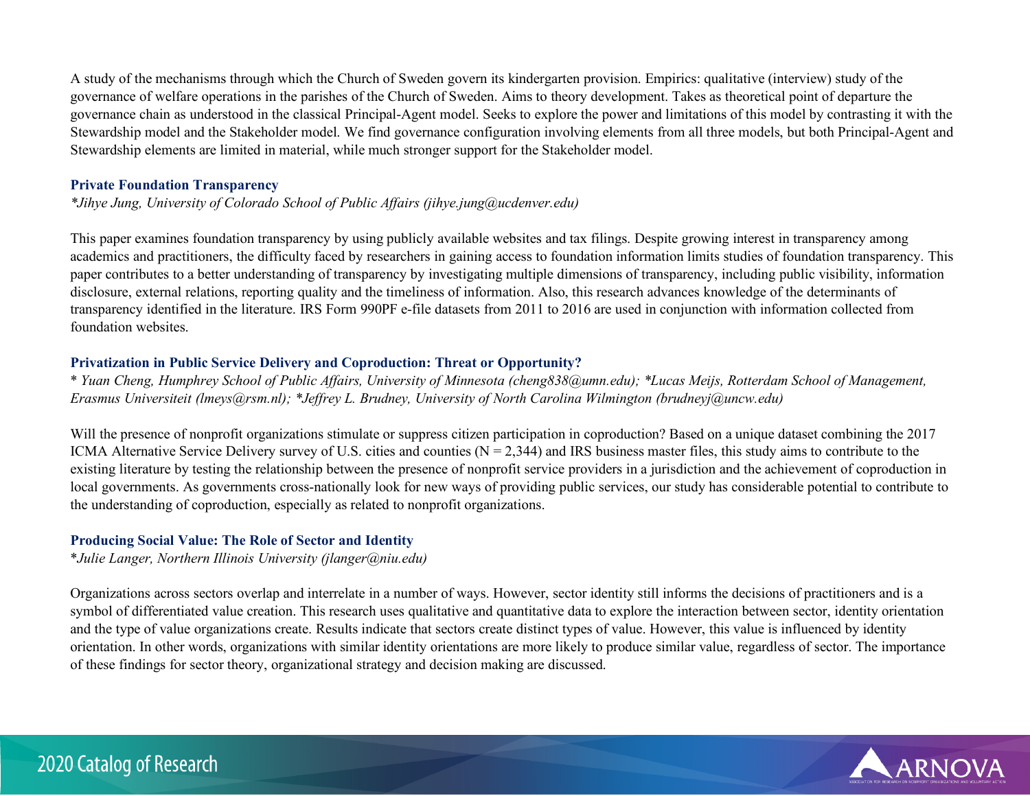A study of the mechanisms through which the Church of Sweden govern its kindergarten provision. Empirics: qualitative (interview) study of the governance of welfare operations in the parishes of the Church of Sweden. Aims to theory development. Takes as theoretical point of departure the governance chain as understood in the classical Principal-Agent model. Seeks to explore the power and limitations of this model by contrasting it with the Stewardship model and the Stakeholder model. We find governance configuration involving elements from all three models, but both Principal-Agent and Stewardship elements are limited in material, while much stronger support for the Stakeholder model.

### Private Foundation Transparency

*\*Jihye Jung, University of Colorado School of Public Affairs (jihye.jung@ucdenver.edu)*

This paper examines foundation transparency by using publicly available websites and tax filings. Despite growing interest in transparency among academics and practitioners, the difficulty faced by researchers in gaining access to foundation information limits studies of foundation transparency. This paper contributes to a better understanding of transparency by investigating multiple dimensions of transparency, including public visibility, information disclosure, external relations, reporting quality and the timeliness of information. Also, this research advances knowledge of the determinants of transparency identified in the literature. IRS Form 990PF e-file datasets from 2011 to 2016 are used in conjunction with information collected from foundation websites.

### Privatization in Public Service Delivery and Coproduction: Threat or Opportunity?

*\* Yuan Cheng, Humphrey School of Public Affairs, University of Minnesota (cheng838@umn.edu); \*Lucas Meijs, Rotterdam School of Management, Erasmus Universiteit (lmeys@rsm.nl); \*Jeffrey L. Brudney, University of North Carolina Wilmington (brudneyj@uncw.edu)*

Will the presence of nonprofit organizations stimulate or suppress citizen participation in coproduction? Based on a unique dataset combining the 2017 ICMA Alternative Service Delivery survey of U.S. cities and counties (N = 2,344) and IRS business master files, this study aims to contribute to the existing literature by testing the relationship between the presence of nonprofit service providers in a jurisdiction and the achievement of coproduction in local governments. As governments cross-nationally look for new ways of providing public services, our study has considerable potential to contribute to the understanding of coproduction, especially as related to nonprofit organizations.

### Producing Social Value: The Role of Sector and Identity

*\*Julie Langer, Northern Illinois University (jlanger@niu.edu)*

Organizations across sectors overlap and interrelate in a number of ways. However, sector identity still informs the decisions of practitioners and is a symbol of differentiated value creation. This research uses qualitative and quantitative data to explore the interaction between sector, identity orientation and the type of value organizations create. Results indicate that sectors create distinct types of value. However, this value is influenced by identity orientation. In other words, organizations with similar identity orientations are more likely to produce similar value, regardless of sector. The importance of these findings for sector theory, organizational strategy and decision making are discussed.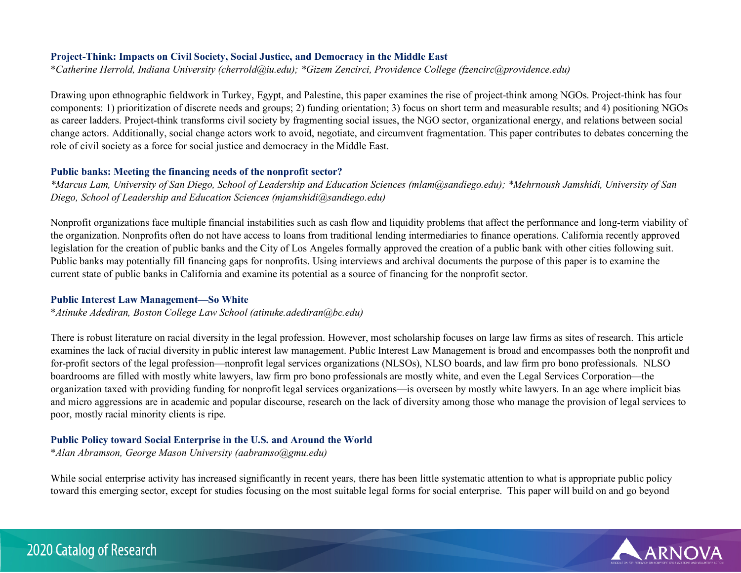### Project-Think: Impacts on Civil Society, Social Justice, and Democracy in the Middle East

*\*Catherine Herrold, Indiana University (cherrold@iu.edu); \*Gizem Zencirci, Providence College (fzencirc@providence.edu)*

Drawing upon ethnographic fieldwork in Turkey, Egypt, and Palestine, this paper examines the rise of project-think among NGOs. Project-think has four components: 1) prioritization of discrete needs and groups; 2) funding orientation; 3) focus on short term and measurable results; and 4) positioning NGOs as career ladders. Project-think transforms civil society by fragmenting social issues, the NGO sector, organizational energy, and relations between social change actors. Additionally, social change actors work to avoid, negotiate, and circumvent fragmentation. This paper contributes to debates concerning the role of civil society as a force for social justice and democracy in the Middle East.

### Public banks: Meeting the financing needs of the nonprofit sector?

*\*Marcus Lam, University of San Diego, School of Leadership and Education Sciences (mlam@sandiego.edu); \*Mehrnoush Jamshidi, University of San Diego, School of Leadership and Education Sciences (mjamshidi@sandiego.edu)*

Nonprofit organizations face multiple financial instabilities such as cash flow and liquidity problems that affect the performance and long-term viability of the organization. Nonprofits often do not have access to loans from traditional lending intermediaries to finance operations. California recently approved legislation for the creation of public banks and the City of Los Angeles formally approved the creation of a public bank with other cities following suit. Public banks may potentially fill financing gaps for nonprofits. Using interviews and archival documents the purpose of this paper is to examine the current state of public banks in California and examine its potential as a source of financing for the nonprofit sector.

### Public Interest Law Management—So White

*\*Atinuke Adediran, Boston College Law School (atinuke.adediran@bc.edu)*

There is robust literature on racial diversity in the legal profession. However, most scholarship focuses on large law firms as sites of research. This article examines the lack of racial diversity in public interest law management. Public Interest Law Management is broad and encompasses both the nonprofit and for-profit sectors of the legal profession—nonprofit legal services organizations (NLSOs), NLSO boards, and law firm pro bono professionals. NLSO boardrooms are filled with mostly white lawyers, law firm pro bono professionals are mostly white, and even the Legal Services Corporation—the organization taxed with providing funding for nonprofit legal services organizations—is overseen by mostly white lawyers. In an age where implicit bias and micro aggressions are in academic and popular discourse, research on the lack of diversity among those who manage the provision of legal services to poor, mostly racial minority clients is ripe.

### Public Policy toward Social Enterprise in the U.S. and Around the World

*\*Alan Abramson, George Mason University (aabramso@gmu.edu)*

While social enterprise activity has increased significantly in recent years, there has been little systematic attention to what is appropriate public policy toward this emerging sector, except for studies focusing on the most suitable legal forms for social enterprise. This paper will build on and go beyond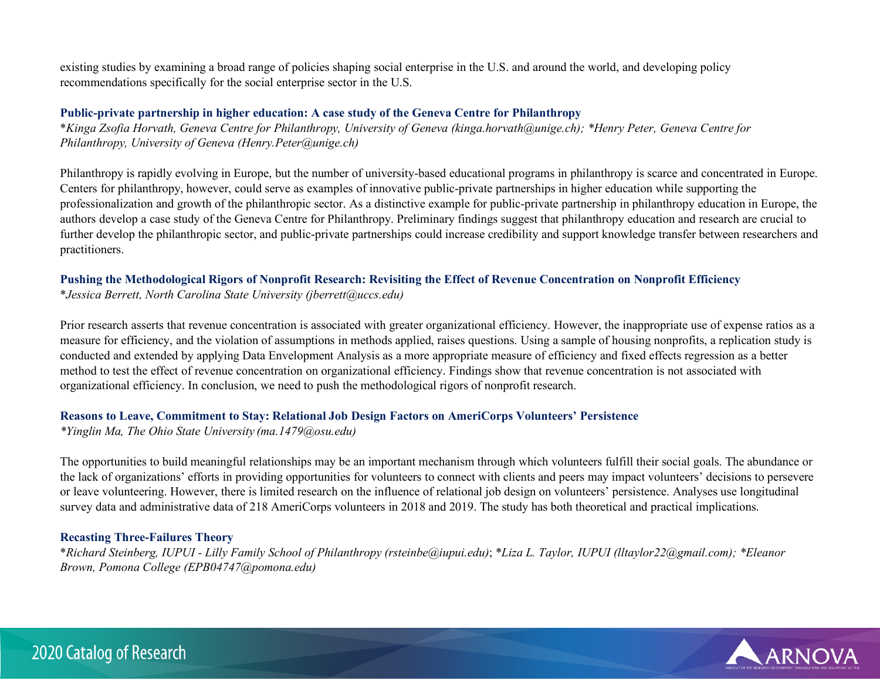existing studies by examining a broad range of policies shaping social enterprise in the U.S. and around the world, and developing policy recommendations specifically for the social enterprise sector in the U.S.

### Public-private partnership in higher education: A case study of the Geneva Centre for Philanthropy

*\*Kinga Zsofia Horvath, Geneva Centre for Philanthropy, University of Geneva (kinga.horvath@unige.ch); \*Henry Peter, Geneva Centre for Philanthropy, University of Geneva (Henry.Peter@unige.ch)*

Philanthropy is rapidly evolving in Europe, but the number of university-based educational programs in philanthropy is scarce and concentrated in Europe. Centers for philanthropy, however, could serve as examples of innovative public-private partnerships in higher education while supporting the professionalization and growth of the philanthropic sector. As a distinctive example for public-private partnership in philanthropy education in Europe, the authors develop a case study of the Geneva Centre for Philanthropy. Preliminary findings suggest that philanthropy education and research are crucial to further develop the philanthropic sector, and public-private partnerships could increase credibility and support knowledge transfer between researchers and practitioners.

### Pushing the Methodological Rigors of Nonprofit Research: Revisiting the Effect of Revenue Concentration on Nonprofit Efficiency

*\*Jessica Berrett, North Carolina State University (jberrett@uccs.edu)*

Prior research asserts that revenue concentration is associated with greater organizational efficiency. However, the inappropriate use of expense ratios as a measure for efficiency, and the violation of assumptions in methods applied, raises questions. Using a sample of housing nonprofits, a replication study is conducted and extended by applying Data Envelopment Analysis as a more appropriate measure of efficiency and fixed effects regression as a better method to test the effect of revenue concentration on organizational efficiency. Findings show that revenue concentration is not associated with organizational efficiency. In conclusion, we need to push the methodological rigors of nonprofit research.

### Reasons to Leave, Commitment to Stay: Relational Job Design Factors on AmeriCorps Volunteers' Persistence

*\*Yinglin Ma, The Ohio State University (ma.1479@osu.edu)*

The opportunities to build meaningful relationships may be an important mechanism through which volunteers fulfill their social goals. The abundance or the lack of organizations' efforts in providing opportunities for volunteers to connect with clients and peers may impact volunteers' decisions to persevere or leave volunteering. However, there is limited research on the influence of relational job design on volunteers' persistence. Analyses use longitudinal survey data and administrative data of 218 AmeriCorps volunteers in 2018 and 2019. The study has both theoretical and practical implications.

### Recasting Three-Failures Theory

*\*Richard Steinberg, IUPUI - Lilly Family School of Philanthropy (rsteinbe@iupui.edu); \*Liza L. Taylor, IUPUI (lltaylor22@gmail.com); \*Eleanor Brown, Pomona College (EPB04747@pomona.edu)*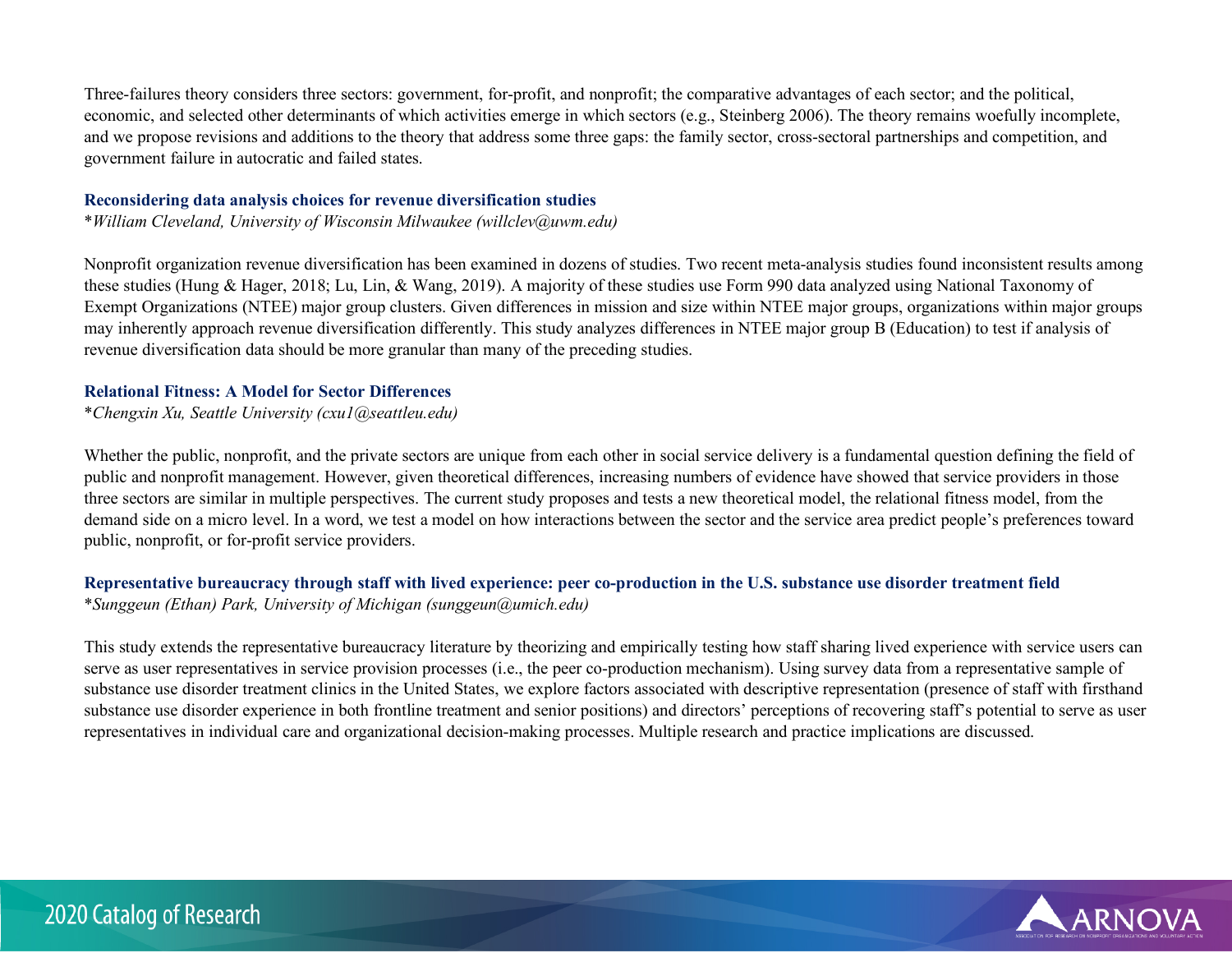Three-failures theory considers three sectors: government, for-profit, and nonprofit; the comparative advantages of each sector; and the political, economic, and selected other determinants of which activities emerge in which sectors (e.g., Steinberg 2006). The theory remains woefully incomplete, and we propose revisions and additions to the theory that address some three gaps: the family sector, cross-sectoral partnerships and competition, and government failure in autocratic and failed states.

### Reconsidering data analysis choices for revenue diversification studies

*\*William Cleveland, University of Wisconsin Milwaukee (willclev@uwm.edu)*

Nonprofit organization revenue diversification has been examined in dozens of studies. Two recent meta-analysis studies found inconsistent results among these studies (Hung & Hager, 2018; Lu, Lin, & Wang, 2019). A majority of these studies use Form 990 data analyzed using National Taxonomy of Exempt Organizations (NTEE) major group clusters. Given differences in mission and size within NTEE major groups, organizations within major groups may inherently approach revenue diversification differently. This study analyzes differences in NTEE major group B (Education) to test if analysis of revenue diversification data should be more granular than many of the preceding studies.

### Relational Fitness: A Model for Sector Differences

*\*Chengxin Xu, Seattle University (cxu1@seattleu.edu)*

Whether the public, nonprofit, and the private sectors are unique from each other in social service delivery is a fundamental question defining the field of public and nonprofit management. However, given theoretical differences, increasing numbers of evidence have showed that service providers in those three sectors are similar in multiple perspectives. The current study proposes and tests a new theoretical model, the relational fitness model, from the demand side on a micro level. In a word, we test a model on how interactions between the sector and the service area predict people's preferences toward public, nonprofit, or for-profit service providers.

### Representative bureaucracy through staff with lived experience: peer co-production in the U.S. substance use disorder treatment field

*\*Sunggeun (Ethan) Park, University of Michigan (sunggeun@umich.edu)*

This study extends the representative bureaucracy literature by theorizing and empirically testing how staff sharing lived experience with service users can serve as user representatives in service provision processes (i.e., the peer co-production mechanism). Using survey data from a representative sample of substance use disorder treatment clinics in the United States, we explore factors associated with descriptive representation (presence of staff with firsthand substance use disorder experience in both frontline treatment and senior positions) and directors' perceptions of recovering staff's potential to serve as user representatives in individual care and organizational decision-making processes. Multiple research and practice implications are discussed.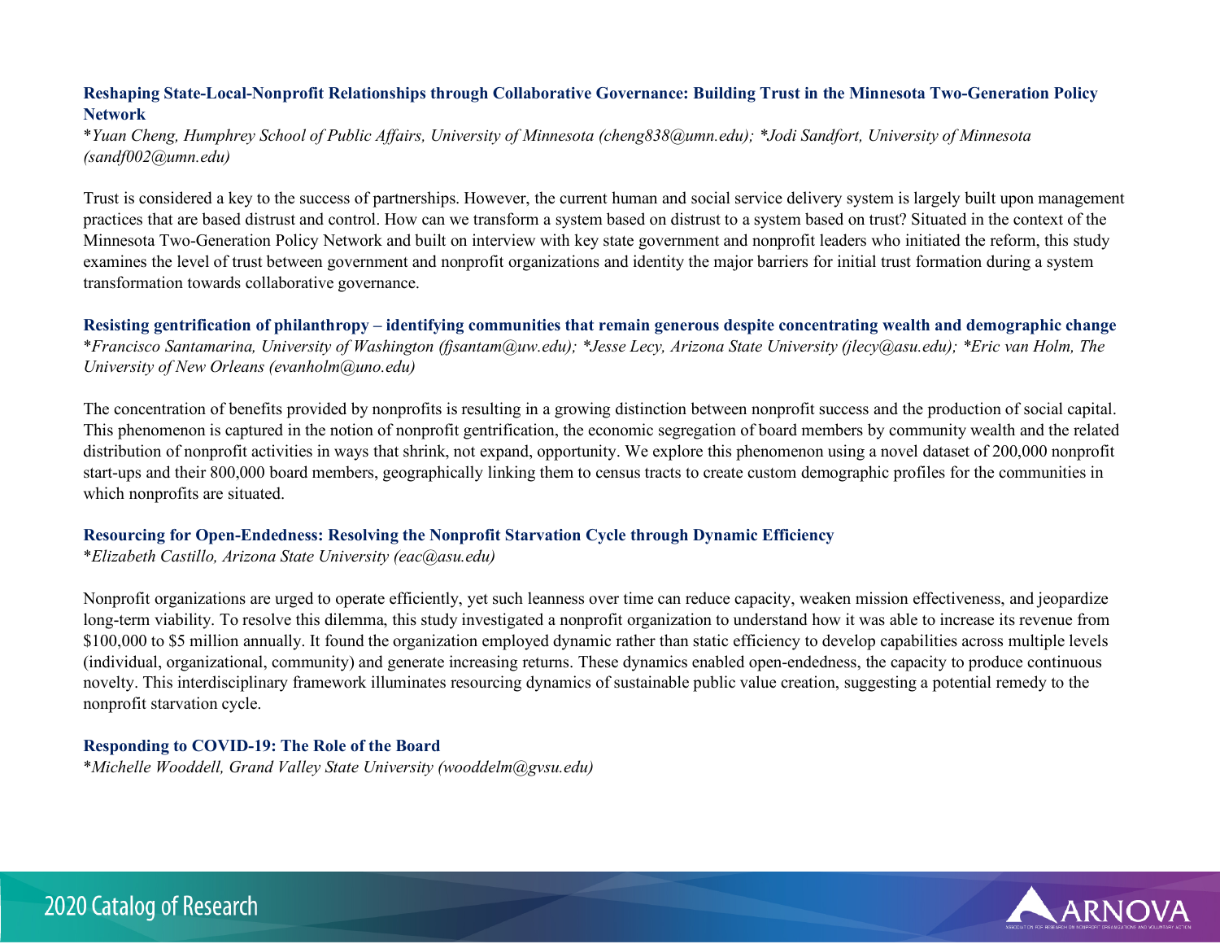### Reshaping State-Local-Nonprofit Relationships through Collaborative Governance: Building Trust in the Minnesota Two-Generation Policy Network

*\*Yuan Cheng, Humphrey School of Public Affairs, University of Minnesota (cheng838@umn.edu); \*Jodi Sandfort, University of Minnesota (sandf002@umn.edu)*

Trust is considered a key to the success of partnerships. However, the current human and social service delivery system is largely built upon management practices that are based distrust and control. How can we transform a system based on distrust to a system based on trust? Situated in the context of the Minnesota Two-Generation Policy Network and built on interview with key state government and nonprofit leaders who initiated the reform, this study examines the level of trust between government and nonprofit organizations and identity the major barriers for initial trust formation during a system transformation towards collaborative governance.

### Resisting gentrification of philanthropy – identifying communities that remain generous despite concentrating wealth and demographic change

*\*Francisco Santamarina, University of Washington (fjsantam@uw.edu); \*Jesse Lecy, Arizona State University (jlecy@asu.edu); \*Eric van Holm, The University of New Orleans (evanholm@uno.edu)*

The concentration of benefits provided by nonprofits is resulting in a growing distinction between nonprofit success and the production of social capital. This phenomenon is captured in the notion of nonprofit gentrification, the economic segregation of board members by community wealth and the related distribution of nonprofit activities in ways that shrink, not expand, opportunity. We explore this phenomenon using a novel dataset of 200,000 nonprofit start-ups and their 800,000 board members, geographically linking them to census tracts to create custom demographic profiles for the communities in which nonprofits are situated.

### Resourcing for Open-Endedness: Resolving the Nonprofit Starvation Cycle through Dynamic Efficiency

*\*Elizabeth Castillo, Arizona State University (eac@asu.edu)*

Nonprofit organizations are urged to operate efficiently, yet such leanness over time can reduce capacity, weaken mission effectiveness, and jeopardize long-term viability. To resolve this dilemma, this study investigated a nonprofit organization to understand how it was able to increase its revenue from $100,000 to $5 million annually. It found the organization employed dynamic rather than static efficiency to develop capabilities across multiple levels (individual, organizational, community) and generate increasing returns. These dynamics enabled open-endedness, the capacity to produce continuous novelty. This interdisciplinary framework illuminates resourcing dynamics of sustainable public value creation, suggesting a potential remedy to the nonprofit starvation cycle.

### Responding to COVID-19: The Role of the Board

*\*Michelle Wooddell, Grand Valley State University (wooddelm@gvsu.edu)*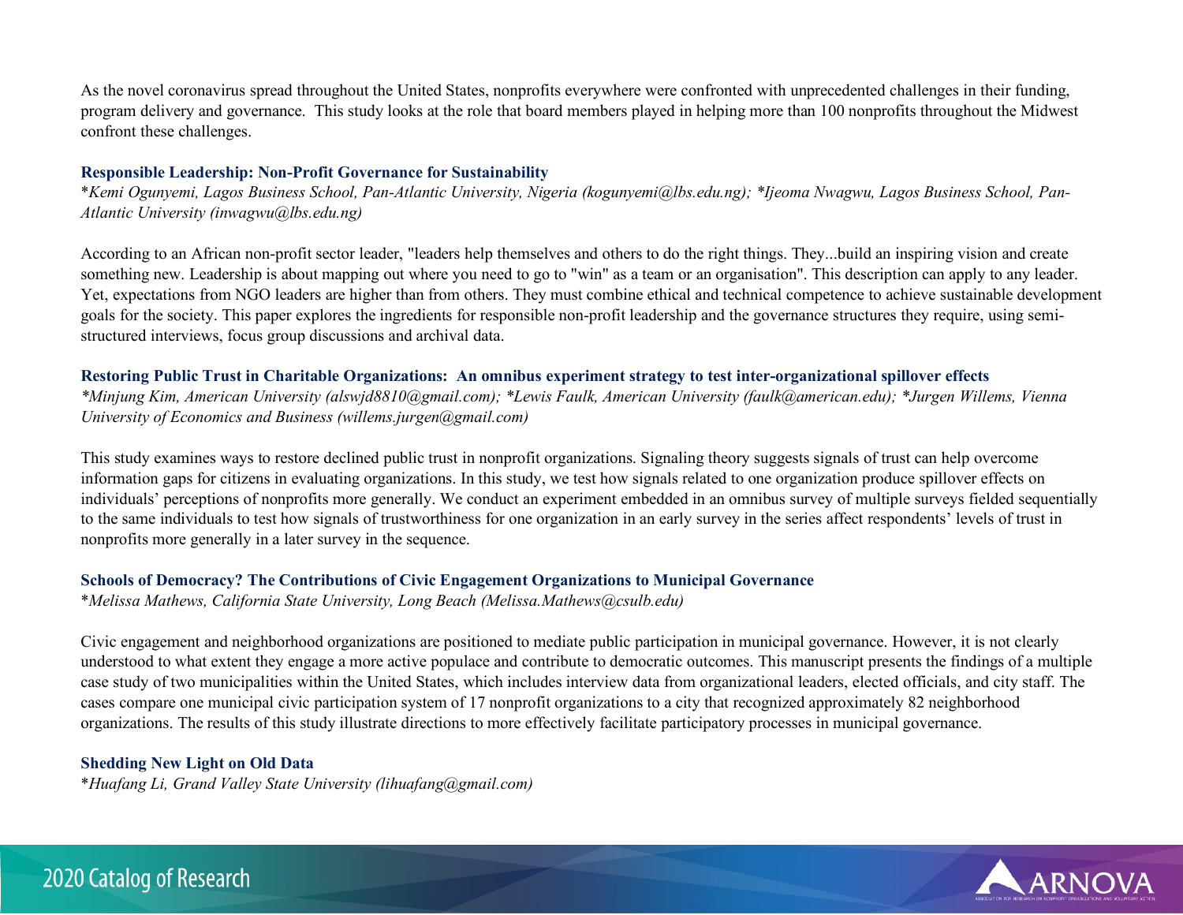As the novel coronavirus spread throughout the United States, nonprofits everywhere were confronted with unprecedented challenges in their funding, program delivery and governance. This study looks at the role that board members played in helping more than 100 nonprofits throughout the Midwest confront these challenges.

### Responsible Leadership: Non-Profit Governance for Sustainability

*\*Kemi Ogunyemi, Lagos Business School, Pan-Atlantic University, Nigeria (kogunyemi@lbs.edu.ng); \*Ijeoma Nwagwu, Lagos Business School, Pan-Atlantic University (inwagwu@lbs.edu.ng)*

According to an African non-profit sector leader, "leaders help themselves and others to do the right things. They...build an inspiring vision and create something new. Leadership is about mapping out where you need to go to "win" as a team or an organisation". This description can apply to any leader. Yet, expectations from NGO leaders are higher than from others. They must combine ethical and technical competence to achieve sustainable development goals for the society. This paper explores the ingredients for responsible non-profit leadership and the governance structures they require, using semi-structured interviews, focus group discussions and archival data.

### Restoring Public Trust in Charitable Organizations: An omnibus experiment strategy to test inter-organizational spillover effects

*\*Minjung Kim, American University (alswjd8810@gmail.com); \*Lewis Faulk, American University (faulk@american.edu); \*Jurgen Willems, Vienna University of Economics and Business (willems.jurgen@gmail.com)*

This study examines ways to restore declined public trust in nonprofit organizations. Signaling theory suggests signals of trust can help overcome information gaps for citizens in evaluating organizations. In this study, we test how signals related to one organization produce spillover effects on individuals' perceptions of nonprofits more generally. We conduct an experiment embedded in an omnibus survey of multiple surveys fielded sequentially to the same individuals to test how signals of trustworthiness for one organization in an early survey in the series affect respondents' levels of trust in nonprofits more generally in a later survey in the sequence.

### Schools of Democracy? The Contributions of Civic Engagement Organizations to Municipal Governance

*\*Melissa Mathews, California State University, Long Beach (Melissa.Mathews@csulb.edu)*

Civic engagement and neighborhood organizations are positioned to mediate public participation in municipal governance. However, it is not clearly understood to what extent they engage a more active populace and contribute to democratic outcomes. This manuscript presents the findings of a multiple case study of two municipalities within the United States, which includes interview data from organizational leaders, elected officials, and city staff. The cases compare one municipal civic participation system of 17 nonprofit organizations to a city that recognized approximately 82 neighborhood organizations. The results of this study illustrate directions to more effectively facilitate participatory processes in municipal governance.

### Shedding New Light on Old Data

*\*Huafang Li, Grand Valley State University (lihuafang@gmail.com)*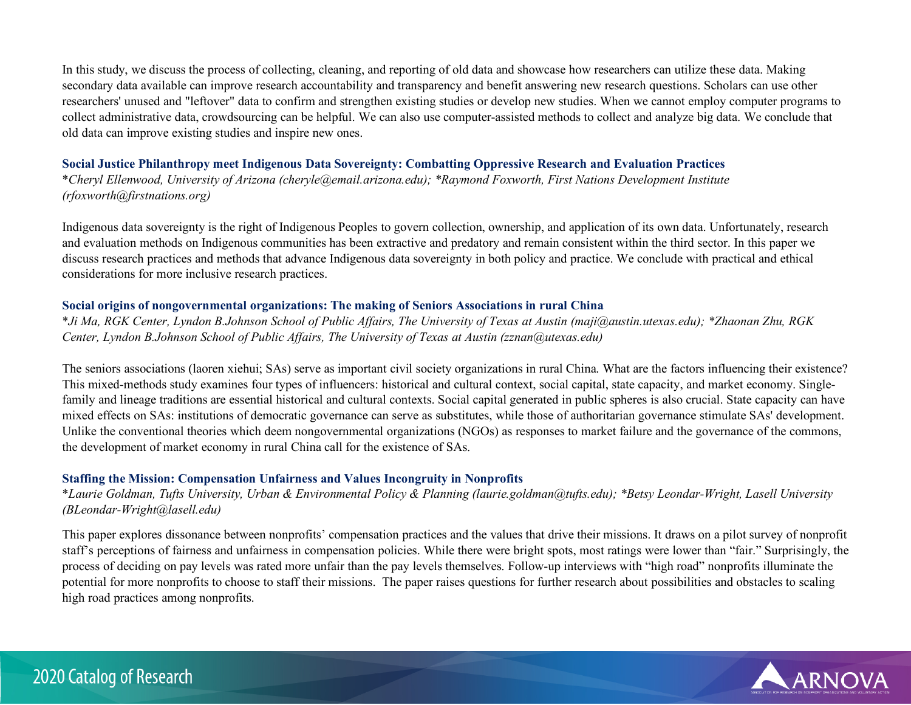In this study, we discuss the process of collecting, cleaning, and reporting of old data and showcase how researchers can utilize these data. Making secondary data available can improve research accountability and transparency and benefit answering new research questions. Scholars can use other researchers' unused and "leftover" data to confirm and strengthen existing studies or develop new studies. When we cannot employ computer programs to collect administrative data, crowdsourcing can be helpful. We can also use computer-assisted methods to collect and analyze big data. We conclude that old data can improve existing studies and inspire new ones.

### Social Justice Philanthropy meet Indigenous Data Sovereignty: Combatting Oppressive Research and Evaluation Practices

*\*Cheryl Ellenwood, University of Arizona (cheryle@email.arizona.edu); \*Raymond Foxworth, First Nations Development Institute (rfoxworth@firstnations.org)*

Indigenous data sovereignty is the right of Indigenous Peoples to govern collection, ownership, and application of its own data. Unfortunately, research and evaluation methods on Indigenous communities has been extractive and predatory and remain consistent within the third sector. In this paper we discuss research practices and methods that advance Indigenous data sovereignty in both policy and practice. We conclude with practical and ethical considerations for more inclusive research practices.

### Social origins of nongovernmental organizations: The making of Seniors Associations in rural China

*\*Ji Ma, RGK Center, Lyndon B.Johnson School of Public Affairs, The University of Texas at Austin (maji@austin.utexas.edu); \*Zhaonan Zhu, RGK Center, Lyndon B.Johnson School of Public Affairs, The University of Texas at Austin (zznan@utexas.edu)*

The seniors associations (laoren xiehui; SAs) serve as important civil society organizations in rural China. What are the factors influencing their existence? This mixed-methods study examines four types of influencers: historical and cultural context, social capital, state capacity, and market economy. Single-family and lineage traditions are essential historical and cultural contexts. Social capital generated in public spheres is also crucial. State capacity can have mixed effects on SAs: institutions of democratic governance can serve as substitutes, while those of authoritarian governance stimulate SAs' development. Unlike the conventional theories which deem nongovernmental organizations (NGOs) as responses to market failure and the governance of the commons, the development of market economy in rural China call for the existence of SAs.

### Staffing the Mission: Compensation Unfairness and Values Incongruity in Nonprofits

*\*Laurie Goldman, Tufts University, Urban & Environmental Policy & Planning (laurie.goldman@tufts.edu); \*Betsy Leondar-Wright, Lasell University (BLeondar-Wright@lasell.edu)*

This paper explores dissonance between nonprofits' compensation practices and the values that drive their missions. It draws on a pilot survey of nonprofit staff's perceptions of fairness and unfairness in compensation policies. While there were bright spots, most ratings were lower than "fair." Surprisingly, the process of deciding on pay levels was rated more unfair than the pay levels themselves. Follow-up interviews with "high road" nonprofits illuminate the potential for more nonprofits to choose to staff their missions. The paper raises questions for further research about possibilities and obstacles to scaling high road practices among nonprofits.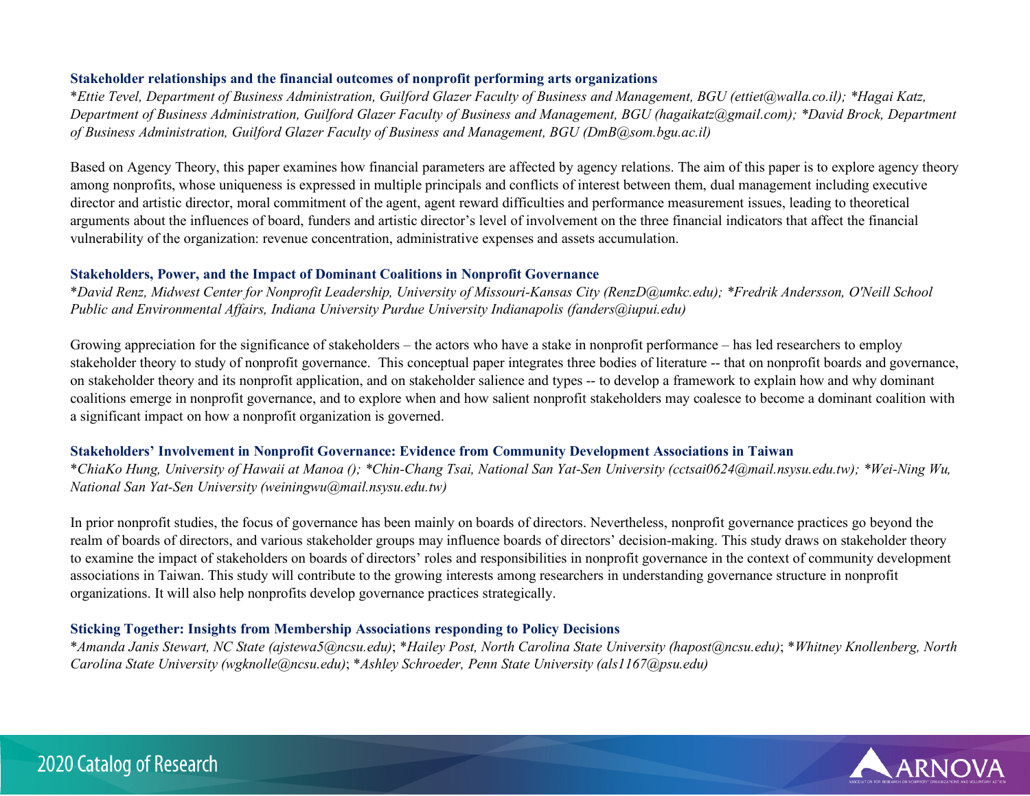### Stakeholder relationships and the financial outcomes of nonprofit performing arts organizations

*\*Ettie Tevel, Department of Business Administration, Guilford Glazer Faculty of Business and Management, BGU (ettiet@walla.co.il); \*Hagai Katz, Department of Business Administration, Guilford Glazer Faculty of Business and Management, BGU (hagaikatz@gmail.com); \*David Brock, Department of Business Administration, Guilford Glazer Faculty of Business and Management, BGU (DmB@som.bgu.ac.il)*

Based on Agency Theory, this paper examines how financial parameters are affected by agency relations. The aim of this paper is to explore agency theory among nonprofits, whose uniqueness is expressed in multiple principals and conflicts of interest between them, dual management including executive director and artistic director, moral commitment of the agent, agent reward difficulties and performance measurement issues, leading to theoretical arguments about the influences of board, funders and artistic director's level of involvement on the three financial indicators that affect the financial vulnerability of the organization: revenue concentration, administrative expenses and assets accumulation.

### Stakeholders, Power, and the Impact of Dominant Coalitions in Nonprofit Governance

*\*David Renz, Midwest Center for Nonprofit Leadership, University of Missouri-Kansas City (RenzD@umkc.edu); \*Fredrik Andersson, O'Neill School Public and Environmental Affairs, Indiana University Purdue University Indianapolis (fanders@iupui.edu)*

Growing appreciation for the significance of stakeholders – the actors who have a stake in nonprofit performance – has led researchers to employ stakeholder theory to study of nonprofit governance. This conceptual paper integrates three bodies of literature -- that on nonprofit boards and governance, on stakeholder theory and its nonprofit application, and on stakeholder salience and types -- to develop a framework to explain how and why dominant coalitions emerge in nonprofit governance, and to explore when and how salient nonprofit stakeholders may coalesce to become a dominant coalition with a significant impact on how a nonprofit organization is governed.

### Stakeholders' Involvement in Nonprofit Governance: Evidence from Community Development Associations in Taiwan

*\*ChiaKo Hung, University of Hawaii at Manoa (); \*Chin-Chang Tsai, National San Yat-Sen University (cctsai0624@mail.nsysu.edu.tw); \*Wei-Ning Wu, National San Yat-Sen University (weiningwu@mail.nsysu.edu.tw)*

In prior nonprofit studies, the focus of governance has been mainly on boards of directors. Nevertheless, nonprofit governance practices go beyond the realm of boards of directors, and various stakeholder groups may influence boards of directors' decision-making. This study draws on stakeholder theory to examine the impact of stakeholders on boards of directors' roles and responsibilities in nonprofit governance in the context of community development associations in Taiwan. This study will contribute to the growing interests among researchers in understanding governance structure in nonprofit organizations. It will also help nonprofits develop governance practices strategically.

### Sticking Together: Insights from Membership Associations responding to Policy Decisions

*\*Amanda Janis Stewart, NC State (ajstewa5@ncsu.edu); \*Hailey Post, North Carolina State University (hapost@ncsu.edu); \*Whitney Knollenberg, North Carolina State University (wgknolle@ncsu.edu); \*Ashley Schroeder, Penn State University (als1167@psu.edu)*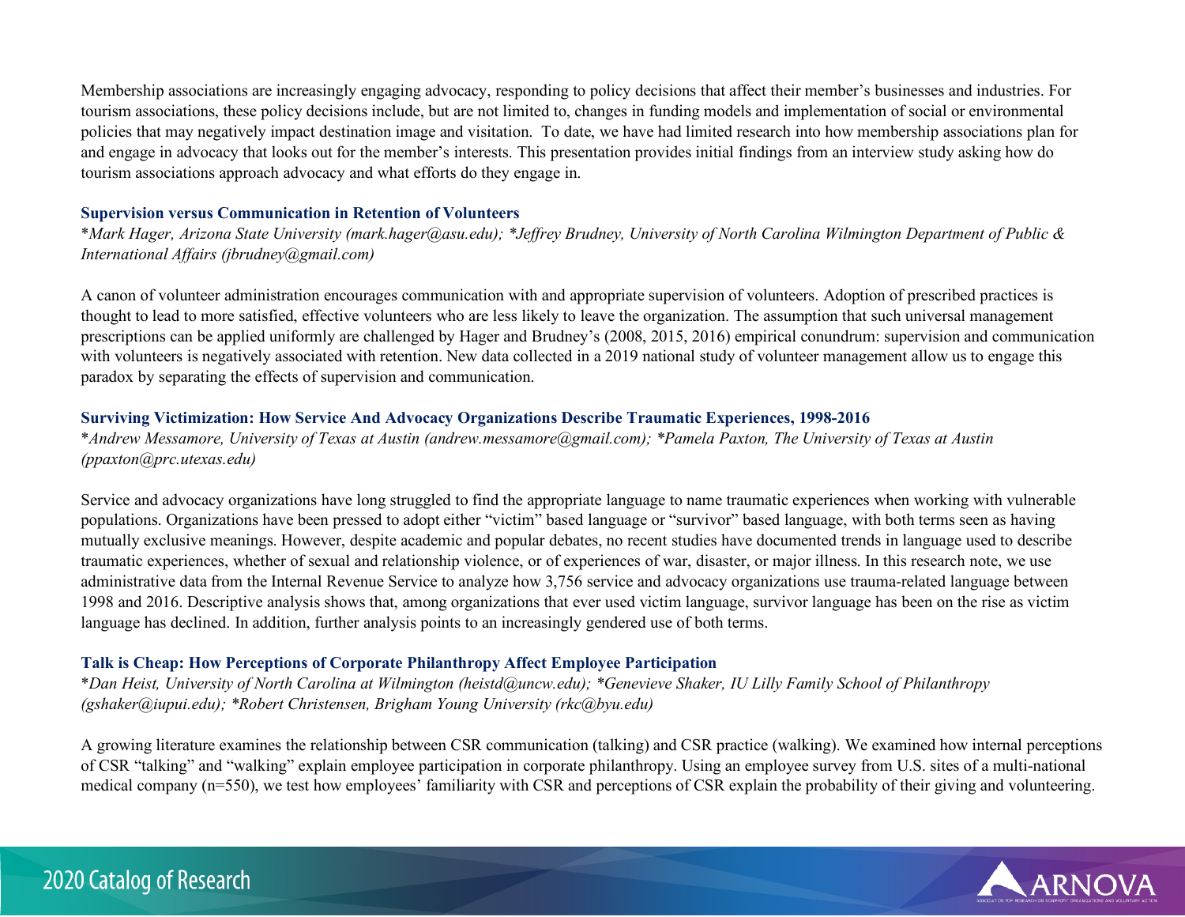Membership associations are increasingly engaging advocacy, responding to policy decisions that affect their member's businesses and industries. For tourism associations, these policy decisions include, but are not limited to, changes in funding models and implementation of social or environmental policies that may negatively impact destination image and visitation. To date, we have had limited research into how membership associations plan for and engage in advocacy that looks out for the member's interests. This presentation provides initial findings from an interview study asking how do tourism associations approach advocacy and what efforts do they engage in.

### Supervision versus Communication in Retention of Volunteers

*Mark Hager, Arizona State University (mark.hager@asu.edu); *Jeffrey Brudney, University of North Carolina Wilmington Department of Public & International Affairs (jbrudney@gmail.com)*

A canon of volunteer administration encourages communication with and appropriate supervision of volunteers. Adoption of prescribed practices is thought to lead to more satisfied, effective volunteers who are less likely to leave the organization. The assumption that such universal management prescriptions can be applied uniformly are challenged by Hager and Brudney's (2008, 2015, 2016) empirical conundrum: supervision and communication with volunteers is negatively associated with retention. New data collected in a 2019 national study of volunteer management allow us to engage this paradox by separating the effects of supervision and communication.

### Surviving Victimization: How Service And Advocacy Organizations Describe Traumatic Experiences, 1998-2016

*Andrew Messamore, University of Texas at Austin (andrew.messamore@gmail.com); *Pamela Paxton, The University of Texas at Austin (ppaxton@prc.utexas.edu)*

Service and advocacy organizations have long struggled to find the appropriate language to name traumatic experiences when working with vulnerable populations. Organizations have been pressed to adopt either "victim" based language or "survivor" based language, with both terms seen as having mutually exclusive meanings. However, despite academic and popular debates, no recent studies have documented trends in language used to describe traumatic experiences, whether of sexual and relationship violence, or of experiences of war, disaster, or major illness. In this research note, we use administrative data from the Internal Revenue Service to analyze how 3,756 service and advocacy organizations use trauma-related language between 1998 and 2016. Descriptive analysis shows that, among organizations that ever used victim language, survivor language has been on the rise as victim language has declined. In addition, further analysis points to an increasingly gendered use of both terms.

### Talk is Cheap: How Perceptions of Corporate Philanthropy Affect Employee Participation

*Dan Heist, University of North Carolina at Wilmington (heistd@uncw.edu); *Genevieve Shaker, IU Lilly Family School of Philanthropy (gshaker@iupui.edu); *Robert Christensen, Brigham Young University (rkc@byu.edu)*

A growing literature examines the relationship between CSR communication (talking) and CSR practice (walking). We examined how internal perceptions of CSR "talking" and "walking" explain employee participation in corporate philanthropy. Using an employee survey from U.S. sites of a multi-national medical company (n=550), we test how employees' familiarity with CSR and perceptions of CSR explain the probability of their giving and volunteering.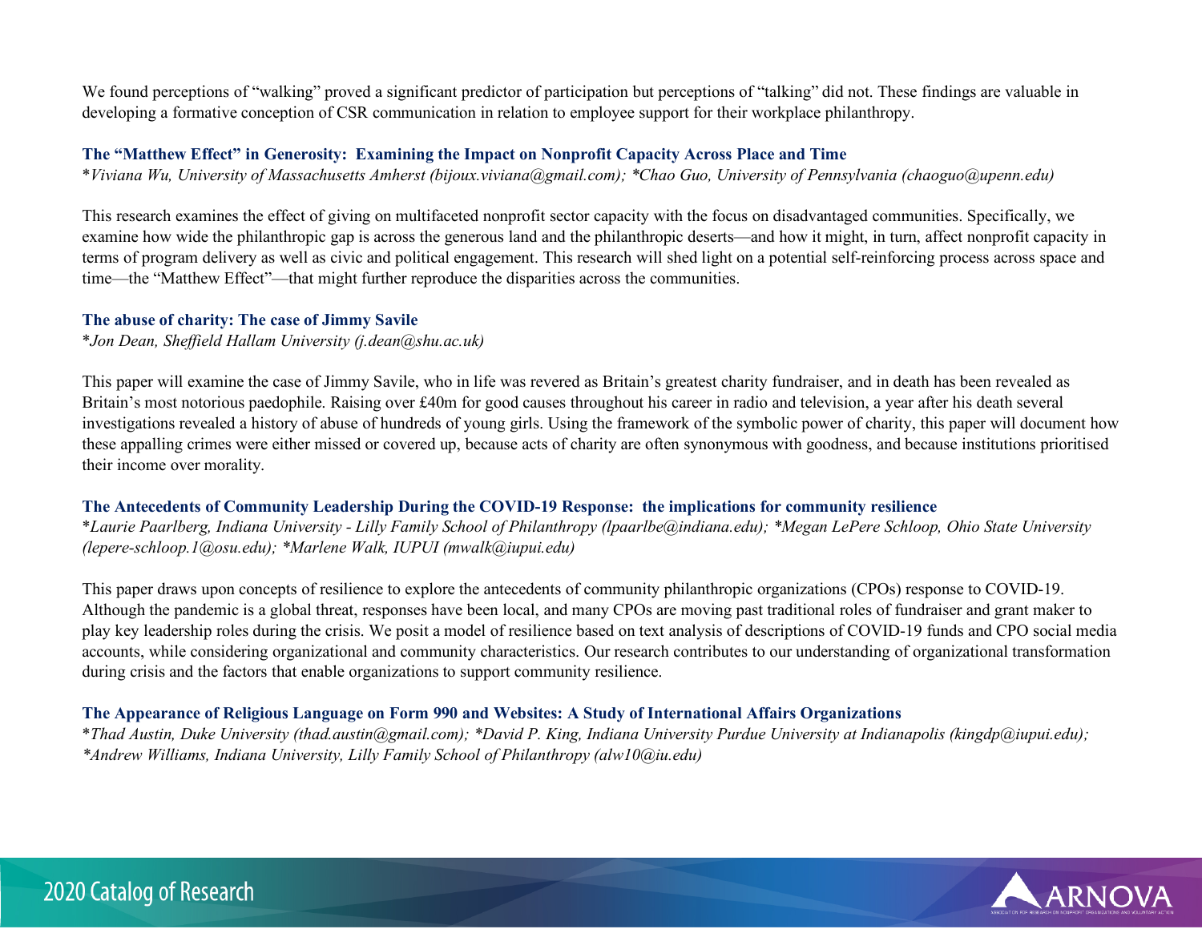We found perceptions of "walking" proved a significant predictor of participation but perceptions of "talking" did not. These findings are valuable in developing a formative conception of CSR communication in relation to employee support for their workplace philanthropy.

### The "Matthew Effect" in Generosity: Examining the Impact on Nonprofit Capacity Across Place and Time

*Viviana Wu, University of Massachusetts Amherst (bijoux.viviana@gmail.com); *Chao Guo, University of Pennsylvania (chaoguo@upenn.edu)*

This research examines the effect of giving on multifaceted nonprofit sector capacity with the focus on disadvantaged communities. Specifically, we examine how wide the philanthropic gap is across the generous land and the philanthropic deserts—and how it might, in turn, affect nonprofit capacity in terms of program delivery as well as civic and political engagement. This research will shed light on a potential self-reinforcing process across space and time—the "Matthew Effect"—that might further reproduce the disparities across the communities.

### The abuse of charity: The case of Jimmy Savile

*Jon Dean, Sheffield Hallam University (j.dean@shu.ac.uk)*

This paper will examine the case of Jimmy Savile, who in life was revered as Britain's greatest charity fundraiser, and in death has been revealed as Britain's most notorious paedophile. Raising over £40m for good causes throughout his career in radio and television, a year after his death several investigations revealed a history of abuse of hundreds of young girls. Using the framework of the symbolic power of charity, this paper will document how these appalling crimes were either missed or covered up, because acts of charity are often synonymous with goodness, and because institutions prioritised their income over morality.

### The Antecedents of Community Leadership During the COVID-19 Response: the implications for community resilience

*Laurie Paarlberg, Indiana University - Lilly Family School of Philanthropy (lpaarlbe@indiana.edu); *Megan LePere Schloop, Ohio State University (lepere-schloop.1@osu.edu); *Marlene Walk, IUPUI (mwalk@iupui.edu)*

This paper draws upon concepts of resilience to explore the antecedents of community philanthropic organizations (CPOs) response to COVID-19. Although the pandemic is a global threat, responses have been local, and many CPOs are moving past traditional roles of fundraiser and grant maker to play key leadership roles during the crisis. We posit a model of resilience based on text analysis of descriptions of COVID-19 funds and CPO social media accounts, while considering organizational and community characteristics. Our research contributes to our understanding of organizational transformation during crisis and the factors that enable organizations to support community resilience.

### The Appearance of Religious Language on Form 990 and Websites: A Study of International Affairs Organizations

*Thad Austin, Duke University (thad.austin@gmail.com); *David P. King, Indiana University Purdue University at Indianapolis (kingdp@iupui.edu); *Andrew Williams, Indiana University, Lilly Family School of Philanthropy (alw10@iu.edu)*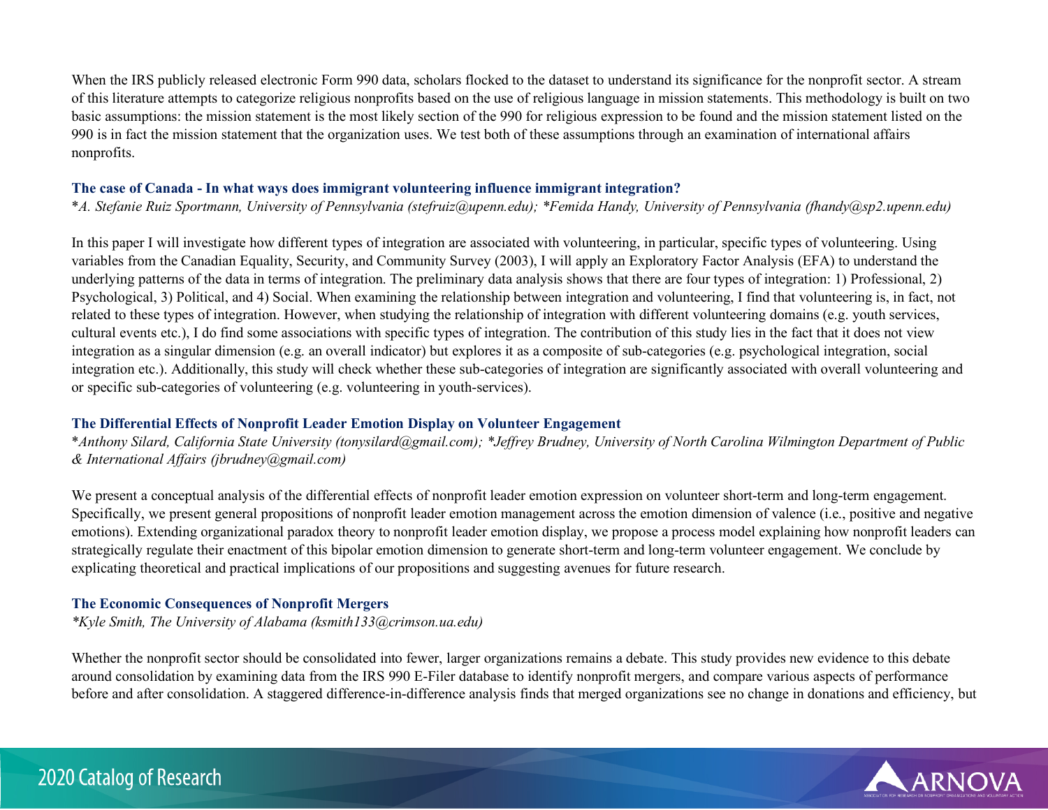When the IRS publicly released electronic Form 990 data, scholars flocked to the dataset to understand its significance for the nonprofit sector. A stream of this literature attempts to categorize religious nonprofits based on the use of religious language in mission statements. This methodology is built on two basic assumptions: the mission statement is the most likely section of the 990 for religious expression to be found and the mission statement listed on the 990 is in fact the mission statement that the organization uses. We test both of these assumptions through an examination of international affairs nonprofits.

### The case of Canada - In what ways does immigrant volunteering influence immigrant integration?

**A. Stefanie Ruiz Sportmann, University of Pennsylvania (stefruiz@upenn.edu); *Femida Handy, University of Pennsylvania (fhandy@sp2.upenn.edu)*

In this paper I will investigate how different types of integration are associated with volunteering, in particular, specific types of volunteering. Using variables from the Canadian Equality, Security, and Community Survey (2003), I will apply an Exploratory Factor Analysis (EFA) to understand the underlying patterns of the data in terms of integration. The preliminary data analysis shows that there are four types of integration: 1) Professional, 2) Psychological, 3) Political, and 4) Social. When examining the relationship between integration and volunteering, I find that volunteering is, in fact, not related to these types of integration. However, when studying the relationship of integration with different volunteering domains (e.g. youth services, cultural events etc.), I do find some associations with specific types of integration. The contribution of this study lies in the fact that it does not view integration as a singular dimension (e.g. an overall indicator) but explores it as a composite of sub-categories (e.g. psychological integration, social integration etc.). Additionally, this study will check whether these sub-categories of integration are significantly associated with overall volunteering and or specific sub-categories of volunteering (e.g. volunteering in youth-services).

### The Differential Effects of Nonprofit Leader Emotion Display on Volunteer Engagement

**Anthony Silard, California State University (tonysilard@gmail.com); *Jeffrey Brudney, University of North Carolina Wilmington Department of Public & International Affairs (jbrudney@gmail.com)*

We present a conceptual analysis of the differential effects of nonprofit leader emotion expression on volunteer short-term and long-term engagement. Specifically, we present general propositions of nonprofit leader emotion management across the emotion dimension of valence (i.e., positive and negative emotions). Extending organizational paradox theory to nonprofit leader emotion display, we propose a process model explaining how nonprofit leaders can strategically regulate their enactment of this bipolar emotion dimension to generate short-term and long-term volunteer engagement. We conclude by explicating theoretical and practical implications of our propositions and suggesting avenues for future research.

### The Economic Consequences of Nonprofit Mergers

**Kyle Smith, The University of Alabama (ksmith133@crimson.ua.edu)*

Whether the nonprofit sector should be consolidated into fewer, larger organizations remains a debate. This study provides new evidence to this debate around consolidation by examining data from the IRS 990 E-Filer database to identify nonprofit mergers, and compare various aspects of performance before and after consolidation. A staggered difference-in-difference analysis finds that merged organizations see no change in donations and efficiency, but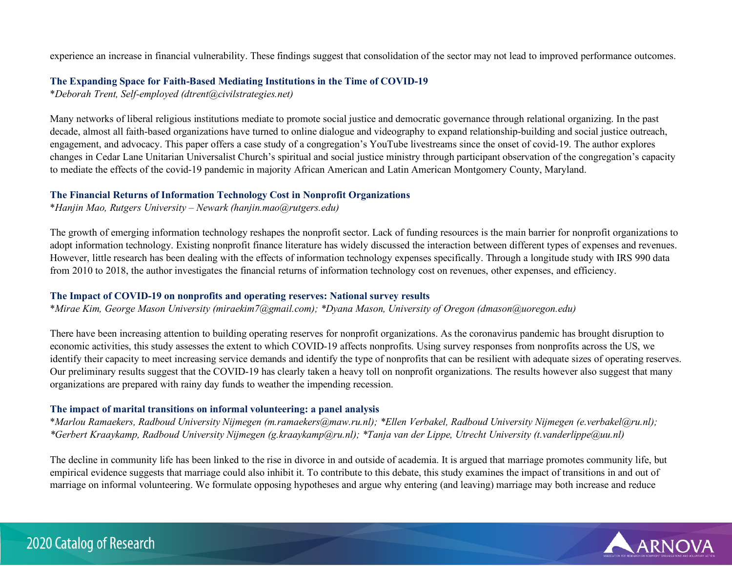experience an increase in financial vulnerability. These findings suggest that consolidation of the sector may not lead to improved performance outcomes.

### The Expanding Space for Faith-Based Mediating Institutions in the Time of COVID-19

*\*Deborah Trent, Self-employed (dtrent@civilstrategies.net)*

Many networks of liberal religious institutions mediate to promote social justice and democratic governance through relational organizing. In the past decade, almost all faith-based organizations have turned to online dialogue and videography to expand relationship-building and social justice outreach, engagement, and advocacy. This paper offers a case study of a congregation's YouTube livestreams since the onset of covid-19. The author explores changes in Cedar Lane Unitarian Universalist Church's spiritual and social justice ministry through participant observation of the congregation's capacity to mediate the effects of the covid-19 pandemic in majority African American and Latin American Montgomery County, Maryland.

### The Financial Returns of Information Technology Cost in Nonprofit Organizations

*\*Hanjin Mao, Rutgers University – Newark (hanjin.mao@rutgers.edu)*

The growth of emerging information technology reshapes the nonprofit sector. Lack of funding resources is the main barrier for nonprofit organizations to adopt information technology. Existing nonprofit finance literature has widely discussed the interaction between different types of expenses and revenues. However, little research has been dealing with the effects of information technology expenses specifically. Through a longitude study with IRS 990 data from 2010 to 2018, the author investigates the financial returns of information technology cost on revenues, other expenses, and efficiency.

### The Impact of COVID-19 on nonprofits and operating reserves: National survey results

*\*Mirae Kim, George Mason University (miraekim7@gmail.com); \*Dyana Mason, University of Oregon (dmason@uoregon.edu)*

There have been increasing attention to building operating reserves for nonprofit organizations. As the coronavirus pandemic has brought disruption to economic activities, this study assesses the extent to which COVID-19 affects nonprofits. Using survey responses from nonprofits across the US, we identify their capacity to meet increasing service demands and identify the type of nonprofits that can be resilient with adequate sizes of operating reserves. Our preliminary results suggest that the COVID-19 has clearly taken a heavy toll on nonprofit organizations. The results however also suggest that many organizations are prepared with rainy day funds to weather the impending recession.

### The impact of marital transitions on informal volunteering: a panel analysis

*\*Marlou Ramaekers, Radboud University Nijmegen (m.ramaekers@maw.ru.nl); \*Ellen Verbakel, Radboud University Nijmegen (e.verbakel@ru.nl); \*Gerbert Kraaykamp, Radboud University Nijmegen (g.kraaykamp@ru.nl); \*Tanja van der Lippe, Utrecht University (t.vanderlippe@uu.nl)*

The decline in community life has been linked to the rise in divorce in and outside of academia. It is argued that marriage promotes community life, but empirical evidence suggests that marriage could also inhibit it. To contribute to this debate, this study examines the impact of transitions in and out of marriage on informal volunteering. We formulate opposing hypotheses and argue why entering (and leaving) marriage may both increase and reduce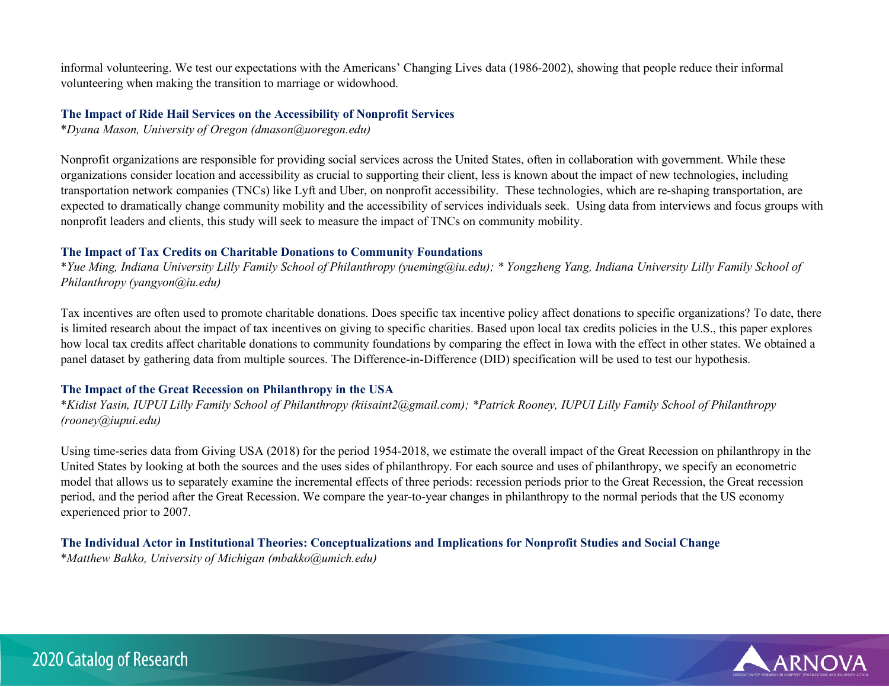informal volunteering. We test our expectations with the Americans' Changing Lives data (1986-2002), showing that people reduce their informal volunteering when making the transition to marriage or widowhood.

### The Impact of Ride Hail Services on the Accessibility of Nonprofit Services

*\*Dyana Mason, University of Oregon (dmason@uoregon.edu)*

Nonprofit organizations are responsible for providing social services across the United States, often in collaboration with government. While these organizations consider location and accessibility as crucial to supporting their client, less is known about the impact of new technologies, including transportation network companies (TNCs) like Lyft and Uber, on nonprofit accessibility. These technologies, which are re-shaping transportation, are expected to dramatically change community mobility and the accessibility of services individuals seek. Using data from interviews and focus groups with nonprofit leaders and clients, this study will seek to measure the impact of TNCs on community mobility.

### The Impact of Tax Credits on Charitable Donations to Community Foundations

*\*Yue Ming, Indiana University Lilly Family School of Philanthropy (yueming@iu.edu); \* Yongzheng Yang, Indiana University Lilly Family School of Philanthropy (yangyon@iu.edu)*

Tax incentives are often used to promote charitable donations. Does specific tax incentive policy affect donations to specific organizations? To date, there is limited research about the impact of tax incentives on giving to specific charities. Based upon local tax credits policies in the U.S., this paper explores how local tax credits affect charitable donations to community foundations by comparing the effect in Iowa with the effect in other states. We obtained a panel dataset by gathering data from multiple sources. The Difference-in-Difference (DID) specification will be used to test our hypothesis.

### The Impact of the Great Recession on Philanthropy in the USA

*\*Kidist Yasin, IUPUI Lilly Family School of Philanthropy (kiisaint2@gmail.com); \*Patrick Rooney, IUPUI Lilly Family School of Philanthropy (rooney@iupui.edu)*

Using time-series data from Giving USA (2018) for the period 1954-2018, we estimate the overall impact of the Great Recession on philanthropy in the United States by looking at both the sources and the uses sides of philanthropy. For each source and uses of philanthropy, we specify an econometric model that allows us to separately examine the incremental effects of three periods: recession periods prior to the Great Recession, the Great recession period, and the period after the Great Recession. We compare the year-to-year changes in philanthropy to the normal periods that the US economy experienced prior to 2007.

### The Individual Actor in Institutional Theories: Conceptualizations and Implications for Nonprofit Studies and Social Change

*\*Matthew Bakko, University of Michigan (mbakko@umich.edu)*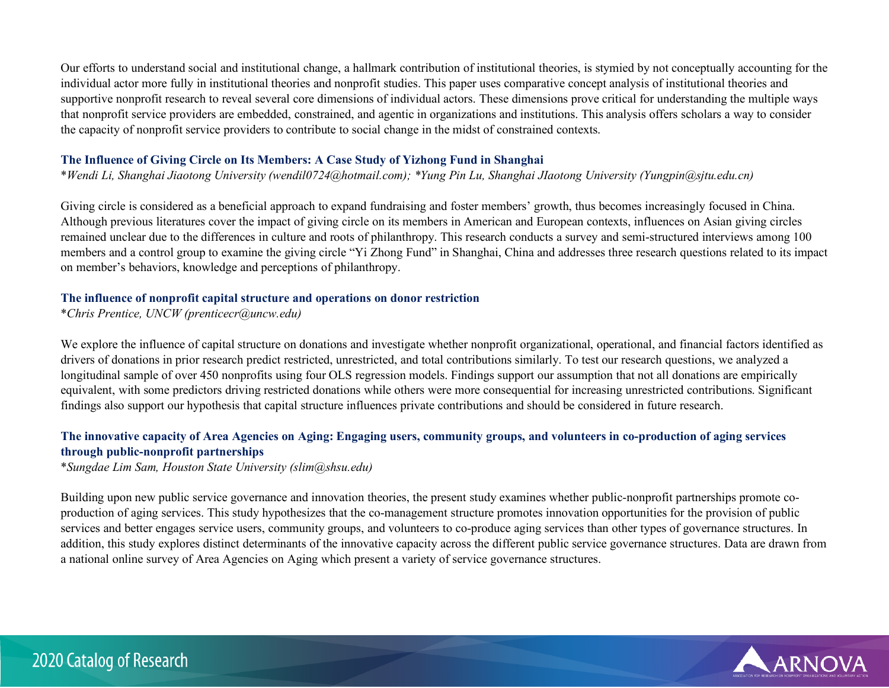Our efforts to understand social and institutional change, a hallmark contribution of institutional theories, is stymied by not conceptually accounting for the individual actor more fully in institutional theories and nonprofit studies. This paper uses comparative concept analysis of institutional theories and supportive nonprofit research to reveal several core dimensions of individual actors. These dimensions prove critical for understanding the multiple ways that nonprofit service providers are embedded, constrained, and agentic in organizations and institutions. This analysis offers scholars a way to consider the capacity of nonprofit service providers to contribute to social change in the midst of constrained contexts.

### The Influence of Giving Circle on Its Members: A Case Study of Yizhong Fund in Shanghai

**Wendi Li, Shanghai Jiaotong University (wendil0724@hotmail.com); *Yung Pin Lu, Shanghai JIaotong University (Yungpin@sjtu.edu.cn)*

Giving circle is considered as a beneficial approach to expand fundraising and foster members' growth, thus becomes increasingly focused in China. Although previous literatures cover the impact of giving circle on its members in American and European contexts, influences on Asian giving circles remained unclear due to the differences in culture and roots of philanthropy. This research conducts a survey and semi-structured interviews among 100 members and a control group to examine the giving circle "Yi Zhong Fund" in Shanghai, China and addresses three research questions related to its impact on member's behaviors, knowledge and perceptions of philanthropy.

### The influence of nonprofit capital structure and operations on donor restriction

**Chris Prentice, UNCW (prenticecr@uncw.edu)*

We explore the influence of capital structure on donations and investigate whether nonprofit organizational, operational, and financial factors identified as drivers of donations in prior research predict restricted, unrestricted, and total contributions similarly. To test our research questions, we analyzed a longitudinal sample of over 450 nonprofits using four OLS regression models. Findings support our assumption that not all donations are empirically equivalent, with some predictors driving restricted donations while others were more consequential for increasing unrestricted contributions. Significant findings also support our hypothesis that capital structure influences private contributions and should be considered in future research.

### The innovative capacity of Area Agencies on Aging: Engaging users, community groups, and volunteers in co-production of aging services through public-nonprofit partnerships

**Sungdae Lim Sam, Houston State University (slim@shsu.edu)*

Building upon new public service governance and innovation theories, the present study examines whether public-nonprofit partnerships promote co-production of aging services. This study hypothesizes that the co-management structure promotes innovation opportunities for the provision of public services and better engages service users, community groups, and volunteers to co-produce aging services than other types of governance structures. In addition, this study explores distinct determinants of the innovative capacity across the different public service governance structures. Data are drawn from a national online survey of Area Agencies on Aging which present a variety of service governance structures.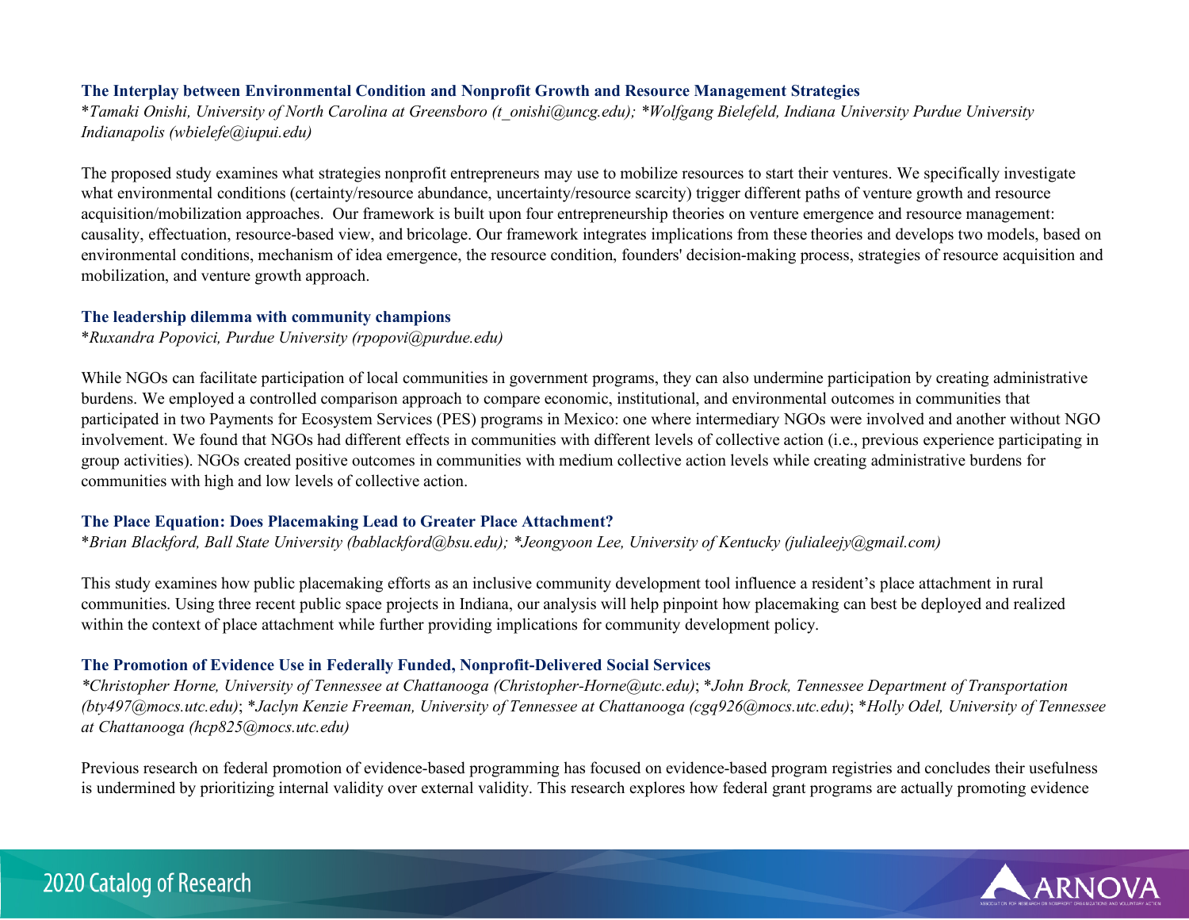### The Interplay between Environmental Condition and Nonprofit Growth and Resource Management Strategies

**Tamaki Onishi, University of North Carolina at Greensboro (t_onishi@uncg.edu); *Wolfgang Bielefeld, Indiana University Purdue University Indianapolis (wbielefe@iupui.edu)*

The proposed study examines what strategies nonprofit entrepreneurs may use to mobilize resources to start their ventures. We specifically investigate what environmental conditions (certainty/resource abundance, uncertainty/resource scarcity) trigger different paths of venture growth and resource acquisition/mobilization approaches. Our framework is built upon four entrepreneurship theories on venture emergence and resource management: causality, effectuation, resource-based view, and bricolage. Our framework integrates implications from these theories and develops two models, based on environmental conditions, mechanism of idea emergence, the resource condition, founders' decision-making process, strategies of resource acquisition and mobilization, and venture growth approach.

### The leadership dilemma with community champions

**Ruxandra Popovici, Purdue University (rpopovi@purdue.edu)*

While NGOs can facilitate participation of local communities in government programs, they can also undermine participation by creating administrative burdens. We employed a controlled comparison approach to compare economic, institutional, and environmental outcomes in communities that participated in two Payments for Ecosystem Services (PES) programs in Mexico: one where intermediary NGOs were involved and another without NGO involvement. We found that NGOs had different effects in communities with different levels of collective action (i.e., previous experience participating in group activities). NGOs created positive outcomes in communities with medium collective action levels while creating administrative burdens for communities with high and low levels of collective action.

### The Place Equation: Does Placemaking Lead to Greater Place Attachment?

**Brian Blackford, Ball State University (bablackford@bsu.edu); *Jeongyoon Lee, University of Kentucky (julialeejy@gmail.com)*

This study examines how public placemaking efforts as an inclusive community development tool influence a resident's place attachment in rural communities. Using three recent public space projects in Indiana, our analysis will help pinpoint how placemaking can best be deployed and realized within the context of place attachment while further providing implications for community development policy.

### The Promotion of Evidence Use in Federally Funded, Nonprofit-Delivered Social Services

**Christopher Horne, University of Tennessee at Chattanooga (Christopher-Horne@utc.edu); *John Brock, Tennessee Department of Transportation (bty497@mocs.utc.edu); *Jaclyn Kenzie Freeman, University of Tennessee at Chattanooga (cgq926@mocs.utc.edu); *Holly Odel, University of Tennessee at Chattanooga (hcp825@mocs.utc.edu)*

Previous research on federal promotion of evidence-based programming has focused on evidence-based program registries and concludes their usefulness is undermined by prioritizing internal validity over external validity. This research explores how federal grant programs are actually promoting evidence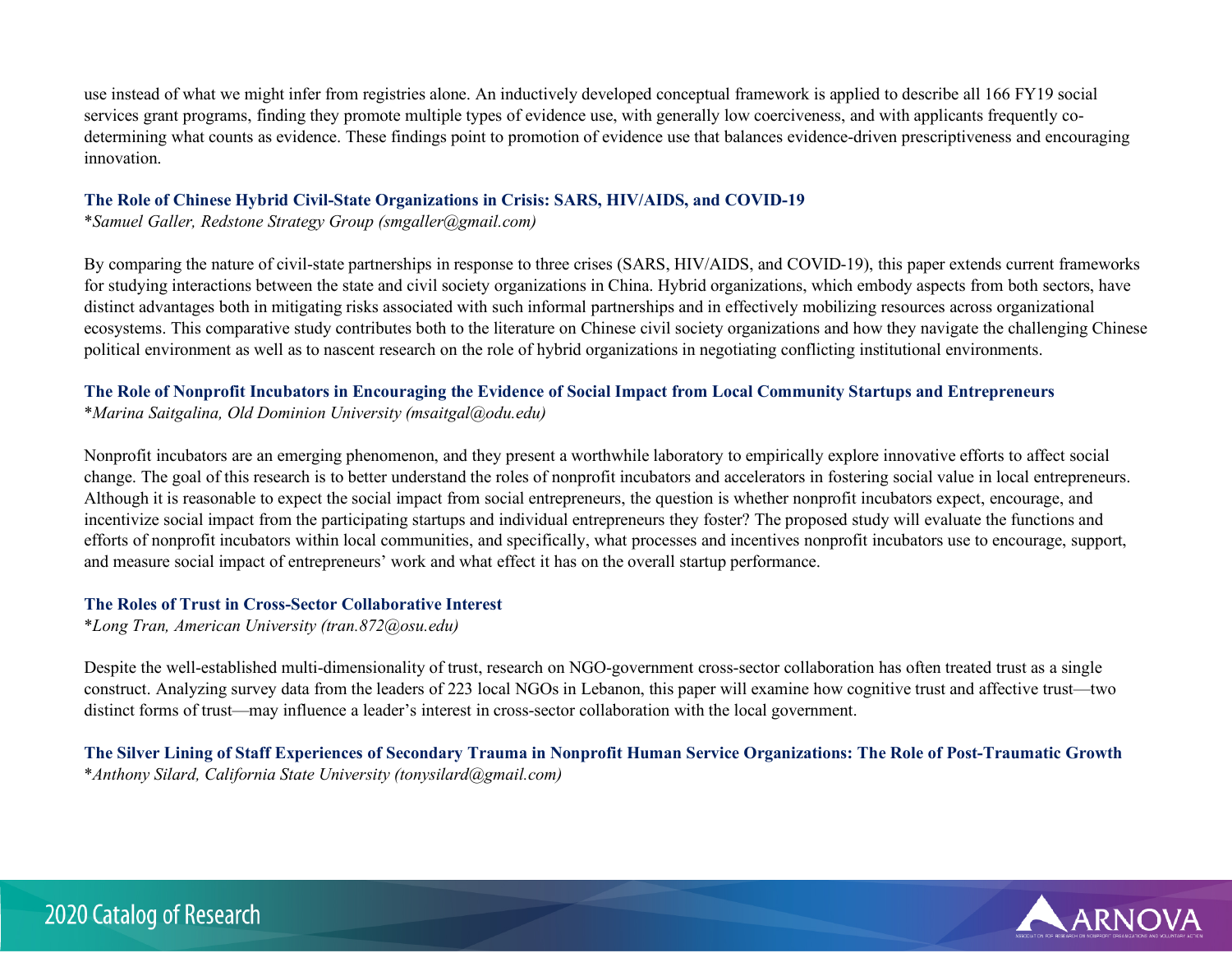use instead of what we might infer from registries alone. An inductively developed conceptual framework is applied to describe all 166 FY19 social services grant programs, finding they promote multiple types of evidence use, with generally low coerciveness, and with applicants frequently co-determining what counts as evidence. These findings point to promotion of evidence use that balances evidence-driven prescriptiveness and encouraging innovation.

### The Role of Chinese Hybrid Civil-State Organizations in Crisis: SARS, HIV/AIDS, and COVID-19

*\*Samuel Galler, Redstone Strategy Group (smgaller@gmail.com)*

By comparing the nature of civil-state partnerships in response to three crises (SARS, HIV/AIDS, and COVID-19), this paper extends current frameworks for studying interactions between the state and civil society organizations in China. Hybrid organizations, which embody aspects from both sectors, have distinct advantages both in mitigating risks associated with such informal partnerships and in effectively mobilizing resources across organizational ecosystems. This comparative study contributes both to the literature on Chinese civil society organizations and how they navigate the challenging Chinese political environment as well as to nascent research on the role of hybrid organizations in negotiating conflicting institutional environments.

### The Role of Nonprofit Incubators in Encouraging the Evidence of Social Impact from Local Community Startups and Entrepreneurs

*\*Marina Saitgalina, Old Dominion University (msaitgal@odu.edu)*

Nonprofit incubators are an emerging phenomenon, and they present a worthwhile laboratory to empirically explore innovative efforts to affect social change. The goal of this research is to better understand the roles of nonprofit incubators and accelerators in fostering social value in local entrepreneurs. Although it is reasonable to expect the social impact from social entrepreneurs, the question is whether nonprofit incubators expect, encourage, and incentivize social impact from the participating startups and individual entrepreneurs they foster? The proposed study will evaluate the functions and efforts of nonprofit incubators within local communities, and specifically, what processes and incentives nonprofit incubators use to encourage, support, and measure social impact of entrepreneurs' work and what effect it has on the overall startup performance.

### The Roles of Trust in Cross-Sector Collaborative Interest

*\*Long Tran, American University (tran.872@osu.edu)*

Despite the well-established multi-dimensionality of trust, research on NGO-government cross-sector collaboration has often treated trust as a single construct. Analyzing survey data from the leaders of 223 local NGOs in Lebanon, this paper will examine how cognitive trust and affective trust—two distinct forms of trust—may influence a leader's interest in cross-sector collaboration with the local government.

### The Silver Lining of Staff Experiences of Secondary Trauma in Nonprofit Human Service Organizations: The Role of Post-Traumatic Growth

*\*Anthony Silard, California State University (tonysilard@gmail.com)*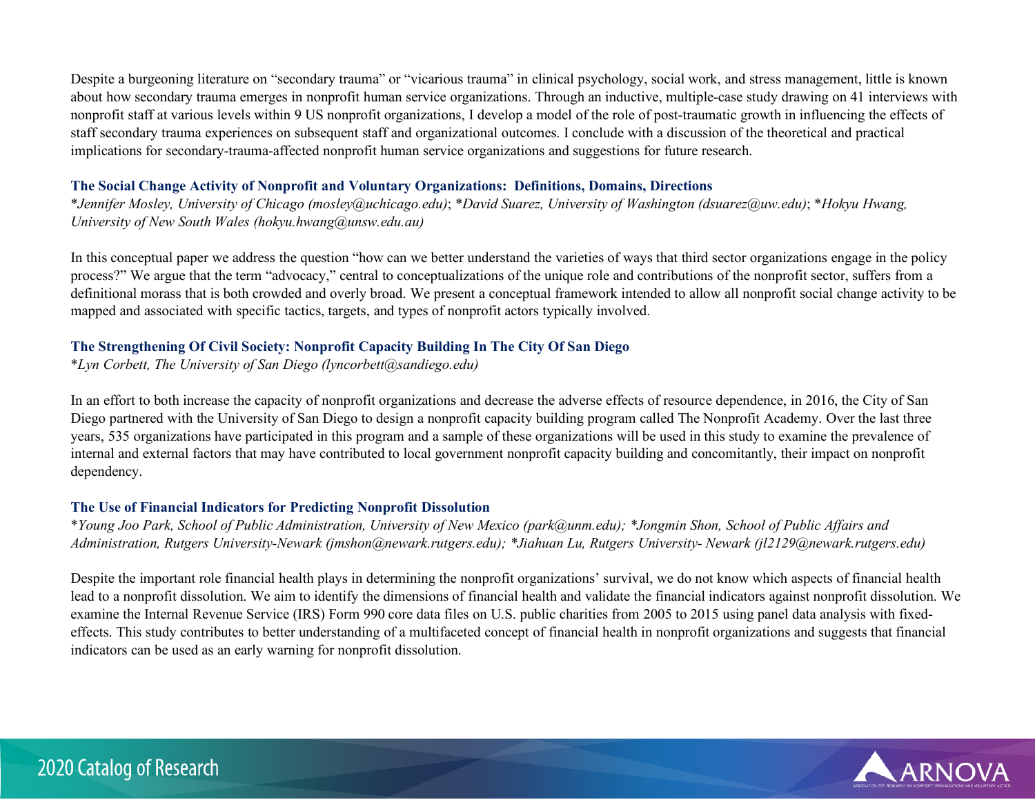Despite a burgeoning literature on "secondary trauma" or "vicarious trauma" in clinical psychology, social work, and stress management, little is known about how secondary trauma emerges in nonprofit human service organizations. Through an inductive, multiple-case study drawing on 41 interviews with nonprofit staff at various levels within 9 US nonprofit organizations, I develop a model of the role of post-traumatic growth in influencing the effects of staff secondary trauma experiences on subsequent staff and organizational outcomes. I conclude with a discussion of the theoretical and practical implications for secondary-trauma-affected nonprofit human service organizations and suggestions for future research.

### The Social Change Activity of Nonprofit and Voluntary Organizations: Definitions, Domains, Directions

**Jennifer Mosley*, University of Chicago (mosley@uchicago.edu); **David Suarez*, University of Washington (dsuarez@uw.edu); **Hokyu Hwang*, University of New South Wales (hokyu.hwang@unsw.edu.au)

In this conceptual paper we address the question "how can we better understand the varieties of ways that third sector organizations engage in the policy process?" We argue that the term "advocacy," central to conceptualizations of the unique role and contributions of the nonprofit sector, suffers from a definitional morass that is both crowded and overly broad. We present a conceptual framework intended to allow all nonprofit social change activity to be mapped and associated with specific tactics, targets, and types of nonprofit actors typically involved.

### The Strengthening Of Civil Society: Nonprofit Capacity Building In The City Of San Diego

**Lyn Corbett*, The University of San Diego (lyncorbett@sandiego.edu)

In an effort to both increase the capacity of nonprofit organizations and decrease the adverse effects of resource dependence, in 2016, the City of San Diego partnered with the University of San Diego to design a nonprofit capacity building program called The Nonprofit Academy. Over the last three years, 535 organizations have participated in this program and a sample of these organizations will be used in this study to examine the prevalence of internal and external factors that may have contributed to local government nonprofit capacity building and concomitantly, their impact on nonprofit dependency.

### The Use of Financial Indicators for Predicting Nonprofit Dissolution

**Young Joo Park*, School of Public Administration, University of New Mexico (park@unm.edu); **Jongmin Shon*, School of Public Affairs and Administration, Rutgers University-Newark (jmshon@newark.rutgers.edu); **Jiahuan Lu*, Rutgers University- Newark (jl2129@newark.rutgers.edu)

Despite the important role financial health plays in determining the nonprofit organizations' survival, we do not know which aspects of financial health lead to a nonprofit dissolution. We aim to identify the dimensions of financial health and validate the financial indicators against nonprofit dissolution. We examine the Internal Revenue Service (IRS) Form 990 core data files on U.S. public charities from 2005 to 2015 using panel data analysis with fixed-effects. This study contributes to better understanding of a multifaceted concept of financial health in nonprofit organizations and suggests that financial indicators can be used as an early warning for nonprofit dissolution.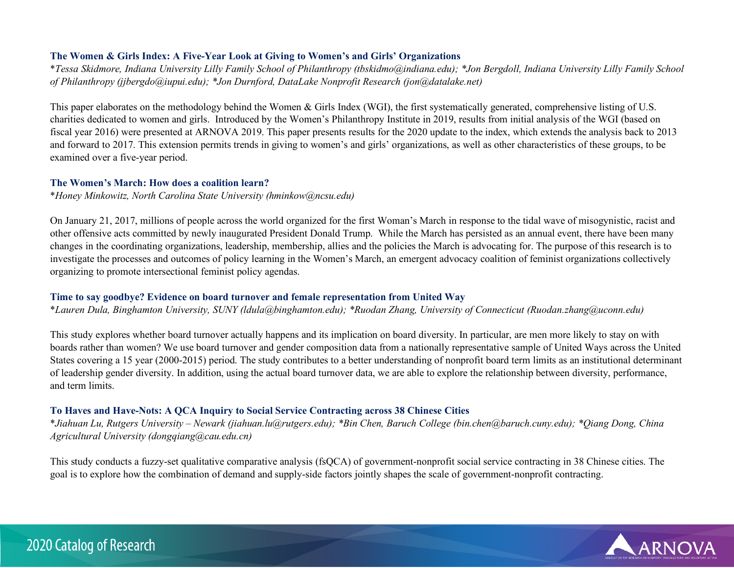### The Women & Girls Index: A Five-Year Look at Giving to Women's and Girls' Organizations

*\*Tessa Skidmore, Indiana University Lilly Family School of Philanthropy (tbskidmo@indiana.edu); \*Jon Bergdoll, Indiana University Lilly Family School of Philanthropy (jjbergdo@iupui.edu); \*Jon Durnford, DataLake Nonprofit Research (jon@datalake.net)*

This paper elaborates on the methodology behind the Women & Girls Index (WGI), the first systematically generated, comprehensive listing of U.S. charities dedicated to women and girls. Introduced by the Women's Philanthropy Institute in 2019, results from initial analysis of the WGI (based on fiscal year 2016) were presented at ARNOVA 2019. This paper presents results for the 2020 update to the index, which extends the analysis back to 2013 and forward to 2017. This extension permits trends in giving to women's and girls' organizations, as well as other characteristics of these groups, to be examined over a five-year period.

### The Women's March: How does a coalition learn?

*\*Honey Minkowitz, North Carolina State University (hminkow@ncsu.edu)*

On January 21, 2017, millions of people across the world organized for the first Woman's March in response to the tidal wave of misogynistic, racist and other offensive acts committed by newly inaugurated President Donald Trump. While the March has persisted as an annual event, there have been many changes in the coordinating organizations, leadership, membership, allies and the policies the March is advocating for. The purpose of this research is to investigate the processes and outcomes of policy learning in the Women's March, an emergent advocacy coalition of feminist organizations collectively organizing to promote intersectional feminist policy agendas.

### Time to say goodbye? Evidence on board turnover and female representation from United Way

*\*Lauren Dula, Binghamton University, SUNY (ldula@binghamton.edu); \*Ruodan Zhang, University of Connecticut (Ruodan.zhang@uconn.edu)*

This study explores whether board turnover actually happens and its implication on board diversity. In particular, are men more likely to stay on with boards rather than women? We use board turnover and gender composition data from a nationally representative sample of United Ways across the United States covering a 15 year (2000-2015) period. The study contributes to a better understanding of nonprofit board term limits as an institutional determinant of leadership gender diversity. In addition, using the actual board turnover data, we are able to explore the relationship between diversity, performance, and term limits.

### To Haves and Have-Nots: A QCA Inquiry to Social Service Contracting across 38 Chinese Cities

*\*Jiahuan Lu, Rutgers University – Newark (jiahuan.lu@rutgers.edu); \*Bin Chen, Baruch College (bin.chen@baruch.cuny.edu); \*Qiang Dong, China Agricultural University (dongqiang@cau.edu.cn)*

This study conducts a fuzzy-set qualitative comparative analysis (fsQCA) of government-nonprofit social service contracting in 38 Chinese cities. The goal is to explore how the combination of demand and supply-side factors jointly shapes the scale of government-nonprofit contracting.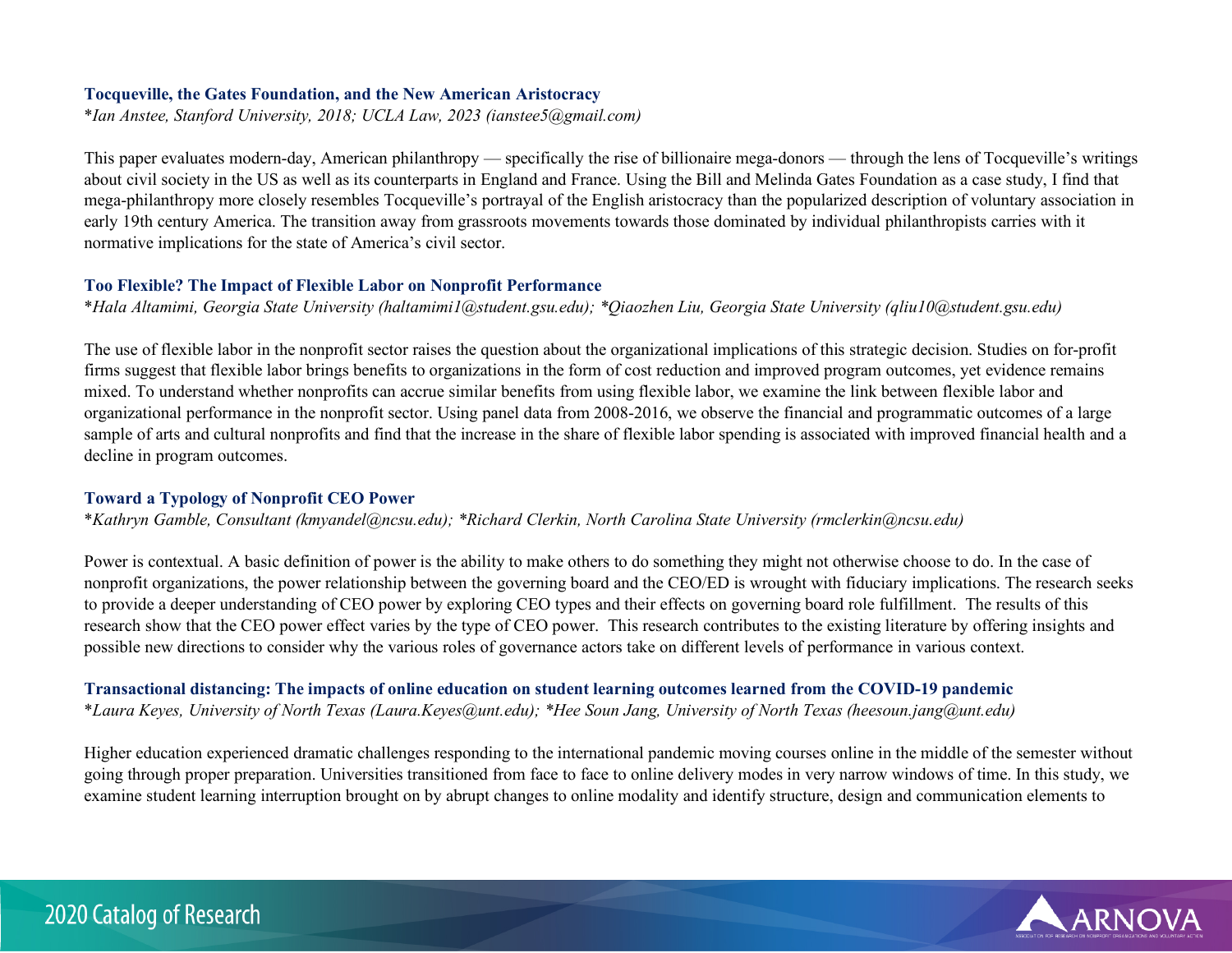### Tocqueville, the Gates Foundation, and the New American Aristocracy

*\*Ian Anstee, Stanford University, 2018; UCLA Law, 2023 (ianstee5@gmail.com)*

This paper evaluates modern-day, American philanthropy — specifically the rise of billionaire mega-donors — through the lens of Tocqueville's writings about civil society in the US as well as its counterparts in England and France. Using the Bill and Melinda Gates Foundation as a case study, I find that mega-philanthropy more closely resembles Tocqueville's portrayal of the English aristocracy than the popularized description of voluntary association in early 19th century America. The transition away from grassroots movements towards those dominated by individual philanthropists carries with it normative implications for the state of America's civil sector.

### Too Flexible? The Impact of Flexible Labor on Nonprofit Performance

*\*Hala Altamimi, Georgia State University (haltamimi1@student.gsu.edu); \*Qiaozhen Liu, Georgia State University (qliu10@student.gsu.edu)*

The use of flexible labor in the nonprofit sector raises the question about the organizational implications of this strategic decision. Studies on for-profit firms suggest that flexible labor brings benefits to organizations in the form of cost reduction and improved program outcomes, yet evidence remains mixed. To understand whether nonprofits can accrue similar benefits from using flexible labor, we examine the link between flexible labor and organizational performance in the nonprofit sector. Using panel data from 2008-2016, we observe the financial and programmatic outcomes of a large sample of arts and cultural nonprofits and find that the increase in the share of flexible labor spending is associated with improved financial health and a decline in program outcomes.

### Toward a Typology of Nonprofit CEO Power

*\*Kathryn Gamble, Consultant (kmyandel@ncsu.edu); \*Richard Clerkin, North Carolina State University (rmclerkin@ncsu.edu)*

Power is contextual. A basic definition of power is the ability to make others to do something they might not otherwise choose to do. In the case of nonprofit organizations, the power relationship between the governing board and the CEO/ED is wrought with fiduciary implications. The research seeks to provide a deeper understanding of CEO power by exploring CEO types and their effects on governing board role fulfillment. The results of this research show that the CEO power effect varies by the type of CEO power. This research contributes to the existing literature by offering insights and possible new directions to consider why the various roles of governance actors take on different levels of performance in various context.

### Transactional distancing: The impacts of online education on student learning outcomes learned from the COVID-19 pandemic

*\*Laura Keyes, University of North Texas (Laura.Keyes@unt.edu); \*Hee Soun Jang, University of North Texas (heesoun.jang@unt.edu)*

Higher education experienced dramatic challenges responding to the international pandemic moving courses online in the middle of the semester without going through proper preparation. Universities transitioned from face to face to online delivery modes in very narrow windows of time. In this study, we examine student learning interruption brought on by abrupt changes to online modality and identify structure, design and communication elements to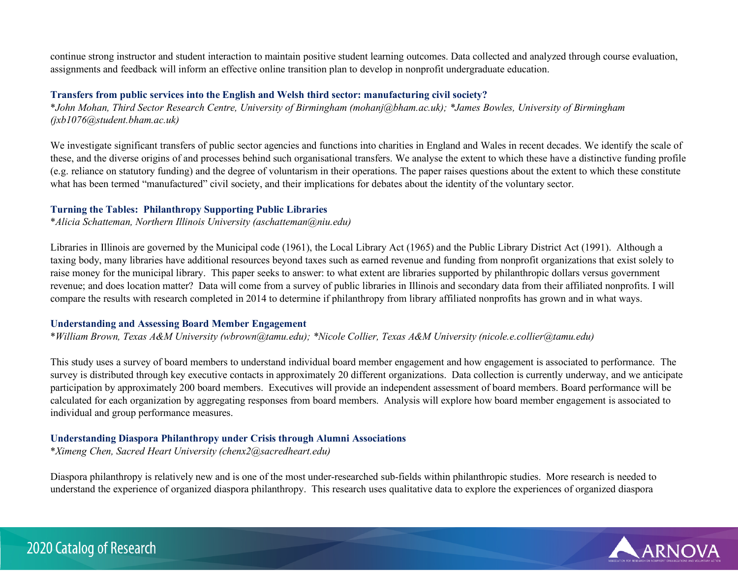continue strong instructor and student interaction to maintain positive student learning outcomes. Data collected and analyzed through course evaluation, assignments and feedback will inform an effective online transition plan to develop in nonprofit undergraduate education.

### Transfers from public services into the English and Welsh third sector: manufacturing civil society?

*\*John Mohan, Third Sector Research Centre, University of Birmingham (mohanj@bham.ac.uk); \*James Bowles, University of Birmingham (jxb1076@student.bham.ac.uk)*

We investigate significant transfers of public sector agencies and functions into charities in England and Wales in recent decades. We identify the scale of these, and the diverse origins of and processes behind such organisational transfers. We analyse the extent to which these have a distinctive funding profile (e.g. reliance on statutory funding) and the degree of voluntarism in their operations. The paper raises questions about the extent to which these constitute what has been termed "manufactured" civil society, and their implications for debates about the identity of the voluntary sector.

### Turning the Tables: Philanthropy Supporting Public Libraries

*\*Alicia Schatteman, Northern Illinois University (aschatteman@niu.edu)*

Libraries in Illinois are governed by the Municipal code (1961), the Local Library Act (1965) and the Public Library District Act (1991). Although a taxing body, many libraries have additional resources beyond taxes such as earned revenue and funding from nonprofit organizations that exist solely to raise money for the municipal library. This paper seeks to answer: to what extent are libraries supported by philanthropic dollars versus government revenue; and does location matter? Data will come from a survey of public libraries in Illinois and secondary data from their affiliated nonprofits. I will compare the results with research completed in 2014 to determine if philanthropy from library affiliated nonprofits has grown and in what ways.

### Understanding and Assessing Board Member Engagement

*\*William Brown, Texas A&M University (wbrown@tamu.edu); \*Nicole Collier, Texas A&M University (nicole.e.collier@tamu.edu)*

This study uses a survey of board members to understand individual board member engagement and how engagement is associated to performance. The survey is distributed through key executive contacts in approximately 20 different organizations. Data collection is currently underway, and we anticipate participation by approximately 200 board members. Executives will provide an independent assessment of board members. Board performance will be calculated for each organization by aggregating responses from board members. Analysis will explore how board member engagement is associated to individual and group performance measures.

### Understanding Diaspora Philanthropy under Crisis through Alumni Associations

*\*Ximeng Chen, Sacred Heart University (chenx2@sacredheart.edu)*

Diaspora philanthropy is relatively new and is one of the most under-researched sub-fields within philanthropic studies. More research is needed to understand the experience of organized diaspora philanthropy. This research uses qualitative data to explore the experiences of organized diaspora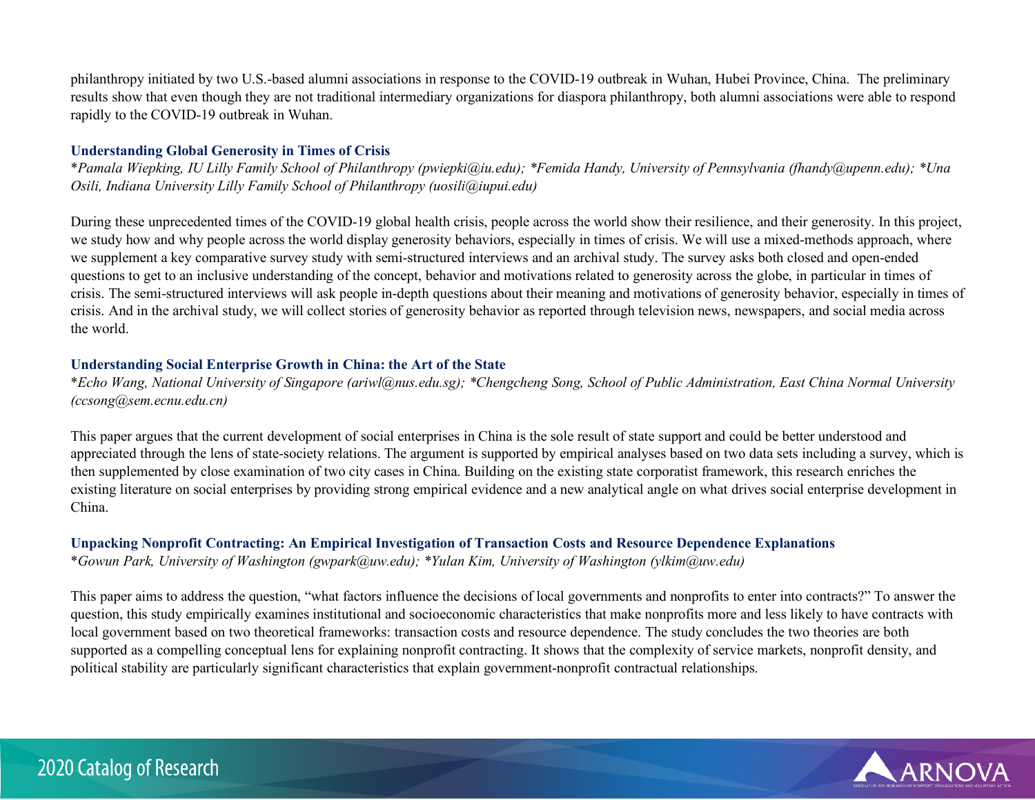philanthropy initiated by two U.S.-based alumni associations in response to the COVID-19 outbreak in Wuhan, Hubei Province, China. The preliminary results show that even though they are not traditional intermediary organizations for diaspora philanthropy, both alumni associations were able to respond rapidly to the COVID-19 outbreak in Wuhan.

### Understanding Global Generosity in Times of Crisis

*Pamala Wiepking, IU Lilly Family School of Philanthropy (pwiepki@iu.edu); *Femida Handy, University of Pennsylvania (fhandy@upenn.edu); *Una Osili, Indiana University Lilly Family School of Philanthropy (uosili@iupui.edu)*

During these unprecedented times of the COVID-19 global health crisis, people across the world show their resilience, and their generosity. In this project, we study how and why people across the world display generosity behaviors, especially in times of crisis. We will use a mixed-methods approach, where we supplement a key comparative survey study with semi-structured interviews and an archival study. The survey asks both closed and open-ended questions to get to an inclusive understanding of the concept, behavior and motivations related to generosity across the globe, in particular in times of crisis. The semi-structured interviews will ask people in-depth questions about their meaning and motivations of generosity behavior, especially in times of crisis. And in the archival study, we will collect stories of generosity behavior as reported through television news, newspapers, and social media across the world.

### Understanding Social Enterprise Growth in China: the Art of the State

*Echo Wang, National University of Singapore (ariwl@nus.edu.sg); *Chengcheng Song, School of Public Administration, East China Normal University (ccsong@sem.ecnu.edu.cn)*

This paper argues that the current development of social enterprises in China is the sole result of state support and could be better understood and appreciated through the lens of state-society relations. The argument is supported by empirical analyses based on two data sets including a survey, which is then supplemented by close examination of two city cases in China. Building on the existing state corporatist framework, this research enriches the existing literature on social enterprises by providing strong empirical evidence and a new analytical angle on what drives social enterprise development in China.

### Unpacking Nonprofit Contracting: An Empirical Investigation of Transaction Costs and Resource Dependence Explanations

*Gowun Park, University of Washington (gwpark@uw.edu); *Yulan Kim, University of Washington (ylkim@uw.edu)*

This paper aims to address the question, "what factors influence the decisions of local governments and nonprofits to enter into contracts?" To answer the question, this study empirically examines institutional and socioeconomic characteristics that make nonprofits more and less likely to have contracts with local government based on two theoretical frameworks: transaction costs and resource dependence. The study concludes the two theories are both supported as a compelling conceptual lens for explaining nonprofit contracting. It shows that the complexity of service markets, nonprofit density, and political stability are particularly significant characteristics that explain government-nonprofit contractual relationships.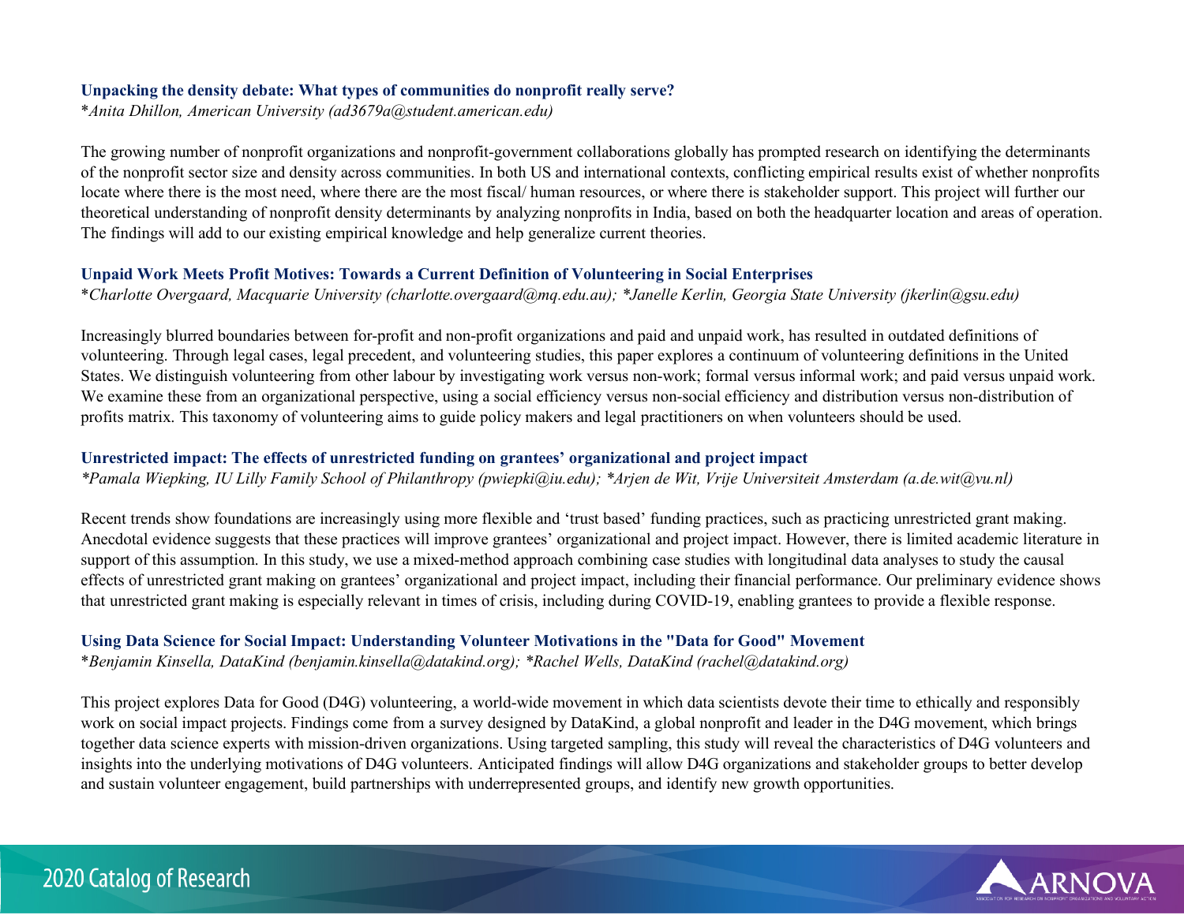### Unpacking the density debate: What types of communities do nonprofit really serve?

*\*Anita Dhillon, American University (ad3679a@student.american.edu)*

The growing number of nonprofit organizations and nonprofit-government collaborations globally has prompted research on identifying the determinants of the nonprofit sector size and density across communities. In both US and international contexts, conflicting empirical results exist of whether nonprofits locate where there is the most need, where there are the most fiscal/ human resources, or where there is stakeholder support. This project will further our theoretical understanding of nonprofit density determinants by analyzing nonprofits in India, based on both the headquarter location and areas of operation. The findings will add to our existing empirical knowledge and help generalize current theories.

### Unpaid Work Meets Profit Motives: Towards a Current Definition of Volunteering in Social Enterprises

*\*Charlotte Overgaard, Macquarie University (charlotte.overgaard@mq.edu.au); \*Janelle Kerlin, Georgia State University (jkerlin@gsu.edu)*

Increasingly blurred boundaries between for-profit and non-profit organizations and paid and unpaid work, has resulted in outdated definitions of volunteering. Through legal cases, legal precedent, and volunteering studies, this paper explores a continuum of volunteering definitions in the United States. We distinguish volunteering from other labour by investigating work versus non-work; formal versus informal work; and paid versus unpaid work. We examine these from an organizational perspective, using a social efficiency versus non-social efficiency and distribution versus non-distribution of profits matrix. This taxonomy of volunteering aims to guide policy makers and legal practitioners on when volunteers should be used.

### Unrestricted impact: The effects of unrestricted funding on grantees' organizational and project impact

*\*Pamala Wiepking, IU Lilly Family School of Philanthropy (pwiepki@iu.edu); \*Arjen de Wit, Vrije Universiteit Amsterdam (a.de.wit@vu.nl)*

Recent trends show foundations are increasingly using more flexible and 'trust based' funding practices, such as practicing unrestricted grant making. Anecdotal evidence suggests that these practices will improve grantees' organizational and project impact. However, there is limited academic literature in support of this assumption. In this study, we use a mixed-method approach combining case studies with longitudinal data analyses to study the causal effects of unrestricted grant making on grantees' organizational and project impact, including their financial performance. Our preliminary evidence shows that unrestricted grant making is especially relevant in times of crisis, including during COVID-19, enabling grantees to provide a flexible response.

### Using Data Science for Social Impact: Understanding Volunteer Motivations in the "Data for Good" Movement

*\*Benjamin Kinsella, DataKind (benjamin.kinsella@datakind.org); \*Rachel Wells, DataKind (rachel@datakind.org)*

This project explores Data for Good (D4G) volunteering, a world-wide movement in which data scientists devote their time to ethically and responsibly work on social impact projects. Findings come from a survey designed by DataKind, a global nonprofit and leader in the D4G movement, which brings together data science experts with mission-driven organizations. Using targeted sampling, this study will reveal the characteristics of D4G volunteers and insights into the underlying motivations of D4G volunteers. Anticipated findings will allow D4G organizations and stakeholder groups to better develop and sustain volunteer engagement, build partnerships with underrepresented groups, and identify new growth opportunities.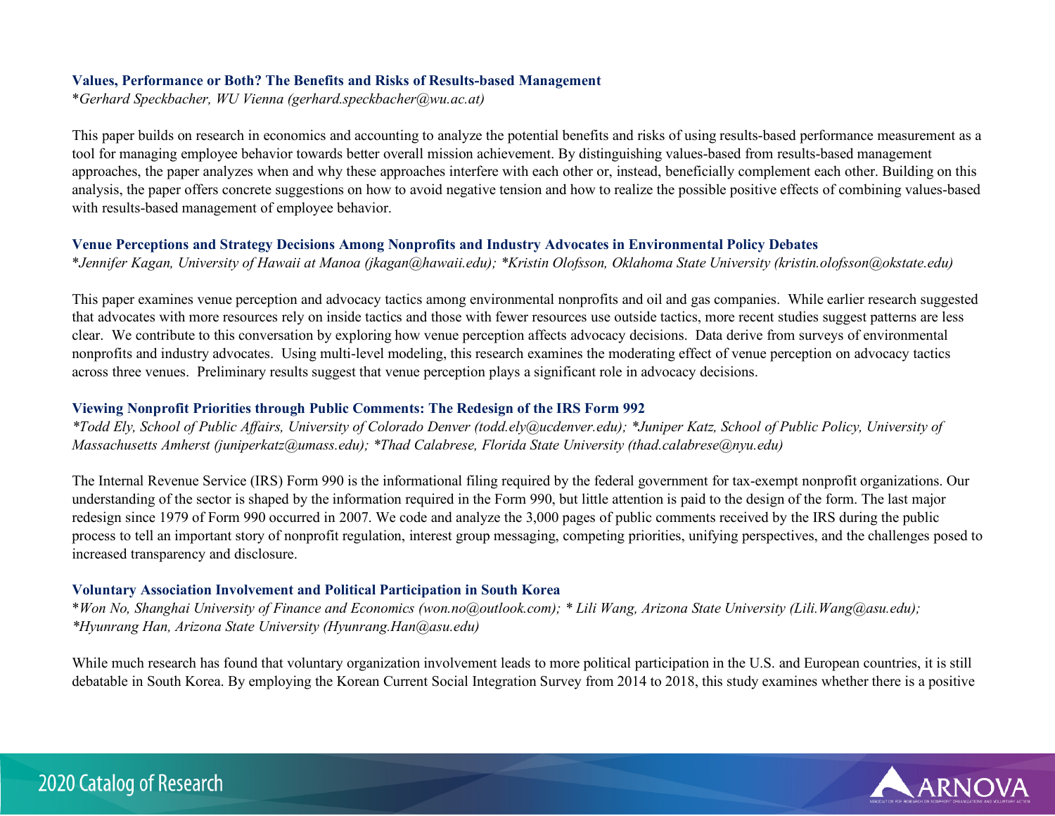### Values, Performance or Both? The Benefits and Risks of Results-based Management

*Gerhard Speckbacher, WU Vienna (gerhard.speckbacher@wu.ac.at)*

This paper builds on research in economics and accounting to analyze the potential benefits and risks of using results-based performance measurement as a tool for managing employee behavior towards better overall mission achievement. By distinguishing values-based from results-based management approaches, the paper analyzes when and why these approaches interfere with each other or, instead, beneficially complement each other. Building on this analysis, the paper offers concrete suggestions on how to avoid negative tension and how to realize the possible positive effects of combining values-based with results-based management of employee behavior.

### Venue Perceptions and Strategy Decisions Among Nonprofits and Industry Advocates in Environmental Policy Debates

*Jennifer Kagan, University of Hawaii at Manoa (jkagan@hawaii.edu); *Kristin Olofsson, Oklahoma State University (kristin.olofsson@okstate.edu)*

This paper examines venue perception and advocacy tactics among environmental nonprofits and oil and gas companies. While earlier research suggested that advocates with more resources rely on inside tactics and those with fewer resources use outside tactics, more recent studies suggest patterns are less clear. We contribute to this conversation by exploring how venue perception affects advocacy decisions. Data derive from surveys of environmental nonprofits and industry advocates. Using multi-level modeling, this research examines the moderating effect of venue perception on advocacy tactics across three venues. Preliminary results suggest that venue perception plays a significant role in advocacy decisions.

### Viewing Nonprofit Priorities through Public Comments: The Redesign of the IRS Form 992

*Todd Ely, School of Public Affairs, University of Colorado Denver (todd.ely@ucdenver.edu); *Juniper Katz, School of Public Policy, University of Massachusetts Amherst (juniperkatz@umass.edu); *Thad Calabrese, Florida State University (thad.calabrese@nyu.edu)*

The Internal Revenue Service (IRS) Form 990 is the informational filing required by the federal government for tax-exempt nonprofit organizations. Our understanding of the sector is shaped by the information required in the Form 990, but little attention is paid to the design of the form. The last major redesign since 1979 of Form 990 occurred in 2007. We code and analyze the 3,000 pages of public comments received by the IRS during the public process to tell an important story of nonprofit regulation, interest group messaging, competing priorities, unifying perspectives, and the challenges posed to increased transparency and disclosure.

### Voluntary Association Involvement and Political Participation in South Korea

*Won No, Shanghai University of Finance and Economics (won.no@outlook.com); * Lili Wang, Arizona State University (Lili.Wang@asu.edu); *Hyunrang Han, Arizona State University (Hyunrang.Han@asu.edu)*

While much research has found that voluntary organization involvement leads to more political participation in the U.S. and European countries, it is still debatable in South Korea. By employing the Korean Current Social Integration Survey from 2014 to 2018, this study examines whether there is a positive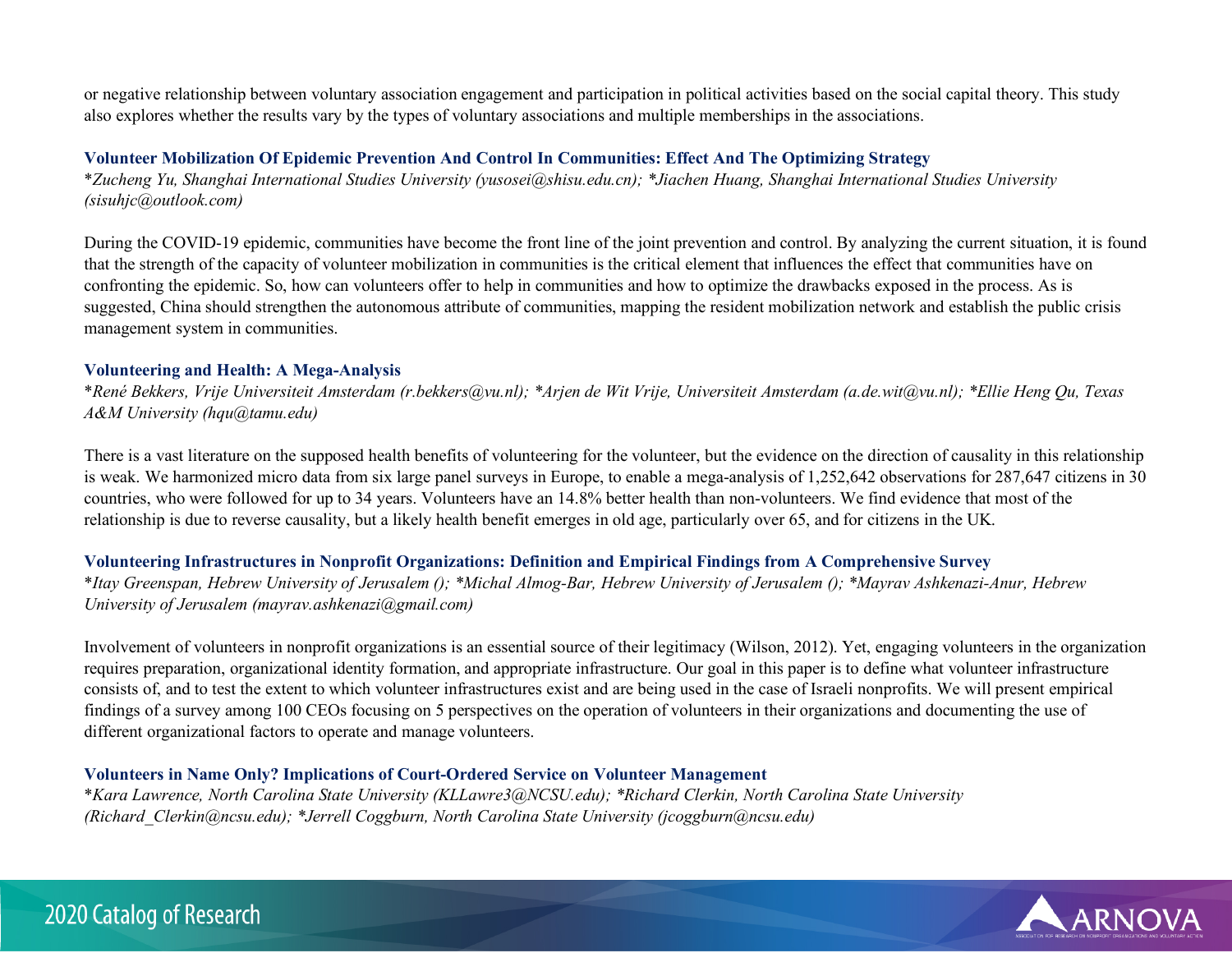or negative relationship between voluntary association engagement and participation in political activities based on the social capital theory. This study also explores whether the results vary by the types of voluntary associations and multiple memberships in the associations.

### Volunteer Mobilization Of Epidemic Prevention And Control In Communities: Effect And The Optimizing Strategy

*\*Zucheng Yu, Shanghai International Studies University (yusosei@shisu.edu.cn); \*Jiachen Huang, Shanghai International Studies University (sisuhjc@outlook.com)*

During the COVID-19 epidemic, communities have become the front line of the joint prevention and control. By analyzing the current situation, it is found that the strength of the capacity of volunteer mobilization in communities is the critical element that influences the effect that communities have on confronting the epidemic. So, how can volunteers offer to help in communities and how to optimize the drawbacks exposed in the process. As is suggested, China should strengthen the autonomous attribute of communities, mapping the resident mobilization network and establish the public crisis management system in communities.

### Volunteering and Health: A Mega-Analysis

*\*René Bekkers, Vrije Universiteit Amsterdam (r.bekkers@vu.nl); \*Arjen de Wit Vrije, Universiteit Amsterdam (a.de.wit@vu.nl); \*Ellie Heng Qu, Texas A&M University (hqu@tamu.edu)*

There is a vast literature on the supposed health benefits of volunteering for the volunteer, but the evidence on the direction of causality in this relationship is weak. We harmonized micro data from six large panel surveys in Europe, to enable a mega-analysis of 1,252,642 observations for 287,647 citizens in 30 countries, who were followed for up to 34 years. Volunteers have an 14.8% better health than non-volunteers. We find evidence that most of the relationship is due to reverse causality, but a likely health benefit emerges in old age, particularly over 65, and for citizens in the UK.

### Volunteering Infrastructures in Nonprofit Organizations: Definition and Empirical Findings from A Comprehensive Survey

*\*Itay Greenspan, Hebrew University of Jerusalem (); \*Michal Almog-Bar, Hebrew University of Jerusalem (); \*Mayrav Ashkenazi-Anur, Hebrew University of Jerusalem (mayrav.ashkenazi@gmail.com)*

Involvement of volunteers in nonprofit organizations is an essential source of their legitimacy (Wilson, 2012). Yet, engaging volunteers in the organization requires preparation, organizational identity formation, and appropriate infrastructure. Our goal in this paper is to define what volunteer infrastructure consists of, and to test the extent to which volunteer infrastructures exist and are being used in the case of Israeli nonprofits. We will present empirical findings of a survey among 100 CEOs focusing on 5 perspectives on the operation of volunteers in their organizations and documenting the use of different organizational factors to operate and manage volunteers.

### Volunteers in Name Only? Implications of Court-Ordered Service on Volunteer Management

*\*Kara Lawrence, North Carolina State University (KLLawre3@NCSU.edu); \*Richard Clerkin, North Carolina State University (Richard_Clerkin@ncsu.edu); \*Jerrell Coggburn, North Carolina State University (jcoggburn@ncsu.edu)*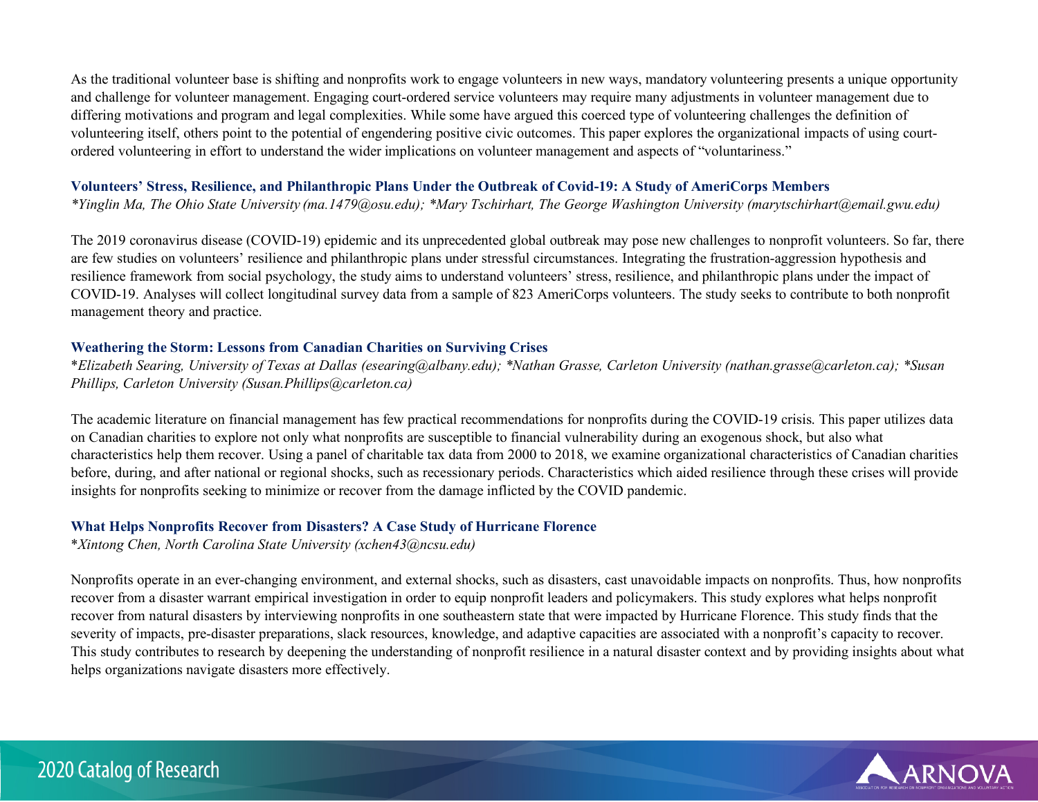As the traditional volunteer base is shifting and nonprofits work to engage volunteers in new ways, mandatory volunteering presents a unique opportunity and challenge for volunteer management. Engaging court-ordered service volunteers may require many adjustments in volunteer management due to differing motivations and program and legal complexities. While some have argued this coerced type of volunteering challenges the definition of volunteering itself, others point to the potential of engendering positive civic outcomes. This paper explores the organizational impacts of using court-ordered volunteering in effort to understand the wider implications on volunteer management and aspects of "voluntariness."

### Volunteers' Stress, Resilience, and Philanthropic Plans Under the Outbreak of Covid-19: A Study of AmeriCorps Members

*\*Yinglin Ma, The Ohio State University (ma.1479@osu.edu); \*Mary Tschirhart, The George Washington University (marytschirhart@email.gwu.edu)*

The 2019 coronavirus disease (COVID-19) epidemic and its unprecedented global outbreak may pose new challenges to nonprofit volunteers. So far, there are few studies on volunteers' resilience and philanthropic plans under stressful circumstances. Integrating the frustration-aggression hypothesis and resilience framework from social psychology, the study aims to understand volunteers' stress, resilience, and philanthropic plans under the impact of COVID-19. Analyses will collect longitudinal survey data from a sample of 823 AmeriCorps volunteers. The study seeks to contribute to both nonprofit management theory and practice.

### Weathering the Storm: Lessons from Canadian Charities on Surviving Crises

*\*Elizabeth Searing, University of Texas at Dallas (esearing@albany.edu); \*Nathan Grasse, Carleton University (nathan.grasse@carleton.ca); \*Susan Phillips, Carleton University (Susan.Phillips@carleton.ca)*

The academic literature on financial management has few practical recommendations for nonprofits during the COVID-19 crisis. This paper utilizes data on Canadian charities to explore not only what nonprofits are susceptible to financial vulnerability during an exogenous shock, but also what characteristics help them recover. Using a panel of charitable tax data from 2000 to 2018, we examine organizational characteristics of Canadian charities before, during, and after national or regional shocks, such as recessionary periods. Characteristics which aided resilience through these crises will provide insights for nonprofits seeking to minimize or recover from the damage inflicted by the COVID pandemic.

### What Helps Nonprofits Recover from Disasters? A Case Study of Hurricane Florence

*\*Xintong Chen, North Carolina State University (xchen43@ncsu.edu)*

Nonprofits operate in an ever-changing environment, and external shocks, such as disasters, cast unavoidable impacts on nonprofits. Thus, how nonprofits recover from a disaster warrant empirical investigation in order to equip nonprofit leaders and policymakers. This study explores what helps nonprofit recover from natural disasters by interviewing nonprofits in one southeastern state that were impacted by Hurricane Florence. This study finds that the severity of impacts, pre-disaster preparations, slack resources, knowledge, and adaptive capacities are associated with a nonprofit's capacity to recover. This study contributes to research by deepening the understanding of nonprofit resilience in a natural disaster context and by providing insights about what helps organizations navigate disasters more effectively.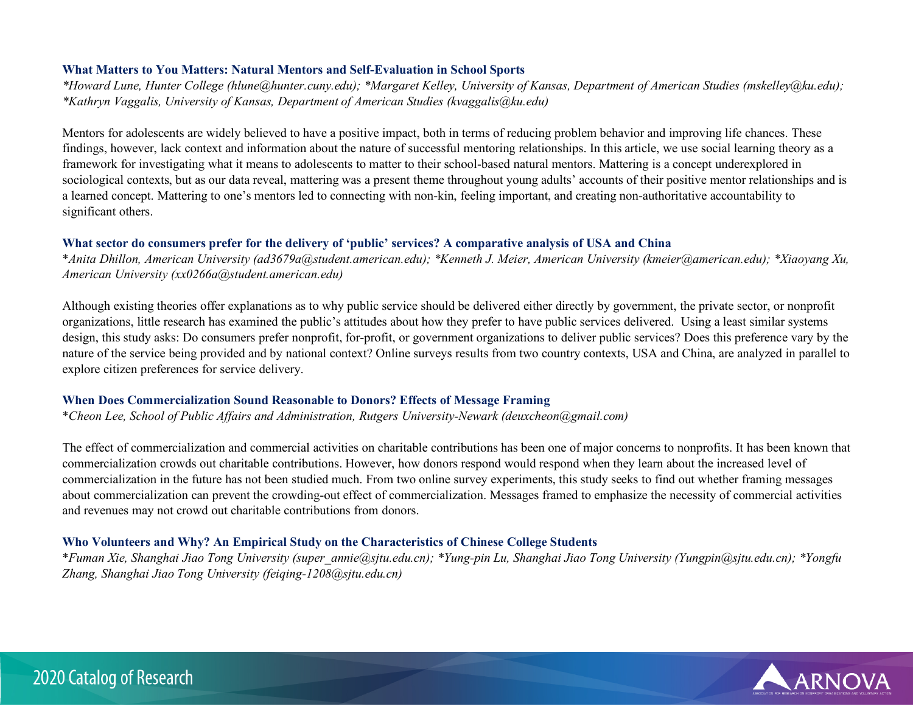### What Matters to You Matters: Natural Mentors and Self-Evaluation in School Sports

*\*Howard Lune, Hunter College (hlune@hunter.cuny.edu); \*Margaret Kelley, University of Kansas, Department of American Studies (mskelley@ku.edu); \*Kathryn Vaggalis, University of Kansas, Department of American Studies (kvaggalis@ku.edu)*

Mentors for adolescents are widely believed to have a positive impact, both in terms of reducing problem behavior and improving life chances. These findings, however, lack context and information about the nature of successful mentoring relationships. In this article, we use social learning theory as a framework for investigating what it means to adolescents to matter to their school-based natural mentors. Mattering is a concept underexplored in sociological contexts, but as our data reveal, mattering was a present theme throughout young adults' accounts of their positive mentor relationships and is a learned concept. Mattering to one's mentors led to connecting with non-kin, feeling important, and creating non-authoritative accountability to significant others.

### What sector do consumers prefer for the delivery of 'public' services? A comparative analysis of USA and China

*\*Anita Dhillon, American University (ad3679a@student.american.edu); \*Kenneth J. Meier, American University (kmeier@american.edu); \*Xiaoyang Xu, American University (xx0266a@student.american.edu)*

Although existing theories offer explanations as to why public service should be delivered either directly by government, the private sector, or nonprofit organizations, little research has examined the public's attitudes about how they prefer to have public services delivered. Using a least similar systems design, this study asks: Do consumers prefer nonprofit, for-profit, or government organizations to deliver public services? Does this preference vary by the nature of the service being provided and by national context? Online surveys results from two country contexts, USA and China, are analyzed in parallel to explore citizen preferences for service delivery.

### When Does Commercialization Sound Reasonable to Donors? Effects of Message Framing

*\*Cheon Lee, School of Public Affairs and Administration, Rutgers University-Newark (deuxcheon@gmail.com)*

The effect of commercialization and commercial activities on charitable contributions has been one of major concerns to nonprofits. It has been known that commercialization crowds out charitable contributions. However, how donors respond would respond when they learn about the increased level of commercialization in the future has not been studied much. From two online survey experiments, this study seeks to find out whether framing messages about commercialization can prevent the crowding-out effect of commercialization. Messages framed to emphasize the necessity of commercial activities and revenues may not crowd out charitable contributions from donors.

### Who Volunteers and Why? An Empirical Study on the Characteristics of Chinese College Students

*\*Fuman Xie, Shanghai Jiao Tong University (super_annie@sjtu.edu.cn); \*Yung-pin Lu, Shanghai Jiao Tong University (Yungpin@sjtu.edu.cn); \*Yongfu Zhang, Shanghai Jiao Tong University (feiqing-1208@sjtu.edu.cn)*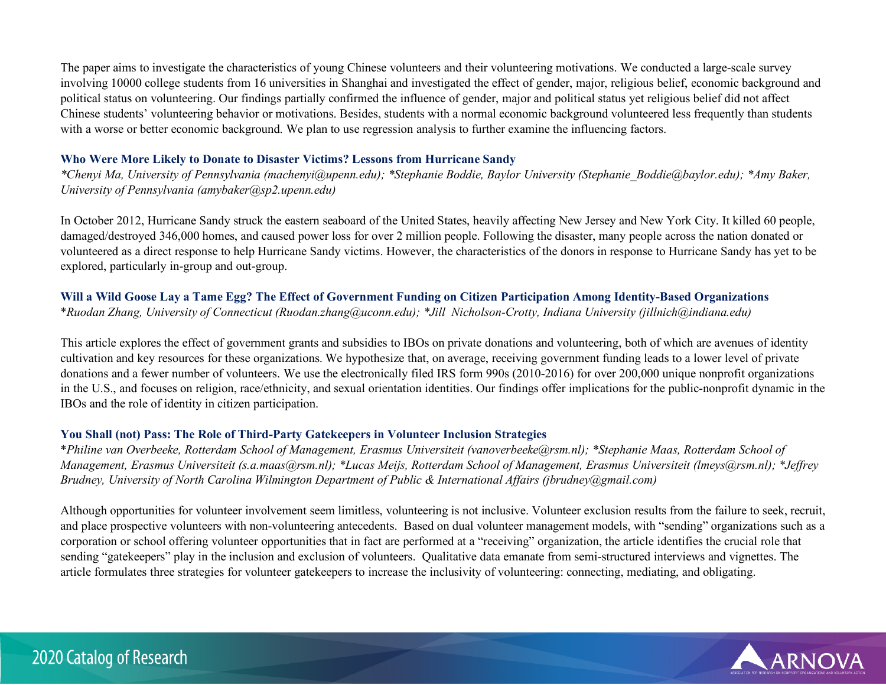The paper aims to investigate the characteristics of young Chinese volunteers and their volunteering motivations. We conducted a large-scale survey involving 10000 college students from 16 universities in Shanghai and investigated the effect of gender, major, religious belief, economic background and political status on volunteering. Our findings partially confirmed the influence of gender, major and political status yet religious belief did not affect Chinese students' volunteering behavior or motivations. Besides, students with a normal economic background volunteered less frequently than students with a worse or better economic background. We plan to use regression analysis to further examine the influencing factors.

### Who Were More Likely to Donate to Disaster Victims? Lessons from Hurricane Sandy

*\*Chenyi Ma, University of Pennsylvania (machenyi@upenn.edu); \*Stephanie Boddie, Baylor University (Stephanie_Boddie@baylor.edu); \*Amy Baker, University of Pennsylvania (amybaker@sp2.upenn.edu)*

In October 2012, Hurricane Sandy struck the eastern seaboard of the United States, heavily affecting New Jersey and New York City. It killed 60 people, damaged/destroyed 346,000 homes, and caused power loss for over 2 million people. Following the disaster, many people across the nation donated or volunteered as a direct response to help Hurricane Sandy victims. However, the characteristics of the donors in response to Hurricane Sandy has yet to be explored, particularly in-group and out-group.

### Will a Wild Goose Lay a Tame Egg? The Effect of Government Funding on Citizen Participation Among Identity-Based Organizations

\**Ruodan Zhang, University of Connecticut (Ruodan.zhang@uconn.edu); \*Jill Nicholson-Crotty, Indiana University (jillnich@indiana.edu)*

This article explores the effect of government grants and subsidies to IBOs on private donations and volunteering, both of which are avenues of identity cultivation and key resources for these organizations. We hypothesize that, on average, receiving government funding leads to a lower level of private donations and a fewer number of volunteers. We use the electronically filed IRS form 990s (2010-2016) for over 200,000 unique nonprofit organizations in the U.S., and focuses on religion, race/ethnicity, and sexual orientation identities. Our findings offer implications for the public-nonprofit dynamic in the IBOs and the role of identity in citizen participation.

### You Shall (not) Pass: The Role of Third-Party Gatekeepers in Volunteer Inclusion Strategies

\**Philine van Overbeeke, Rotterdam School of Management, Erasmus Universiteit (vanoverbeeke@rsm.nl); \*Stephanie Maas, Rotterdam School of Management, Erasmus Universiteit (s.a.maas@rsm.nl); \*Lucas Meijs, Rotterdam School of Management, Erasmus Universiteit (lmeys@rsm.nl); \*Jeffrey Brudney, University of North Carolina Wilmington Department of Public & International Affairs (jbrudney@gmail.com)*

Although opportunities for volunteer involvement seem limitless, volunteering is not inclusive. Volunteer exclusion results from the failure to seek, recruit, and place prospective volunteers with non-volunteering antecedents. Based on dual volunteer management models, with "sending" organizations such as a corporation or school offering volunteer opportunities that in fact are performed at a "receiving" organization, the article identifies the crucial role that sending "gatekeepers" play in the inclusion and exclusion of volunteers. Qualitative data emanate from semi-structured interviews and vignettes. The article formulates three strategies for volunteer gatekeepers to increase the inclusivity of volunteering: connecting, mediating, and obligating.